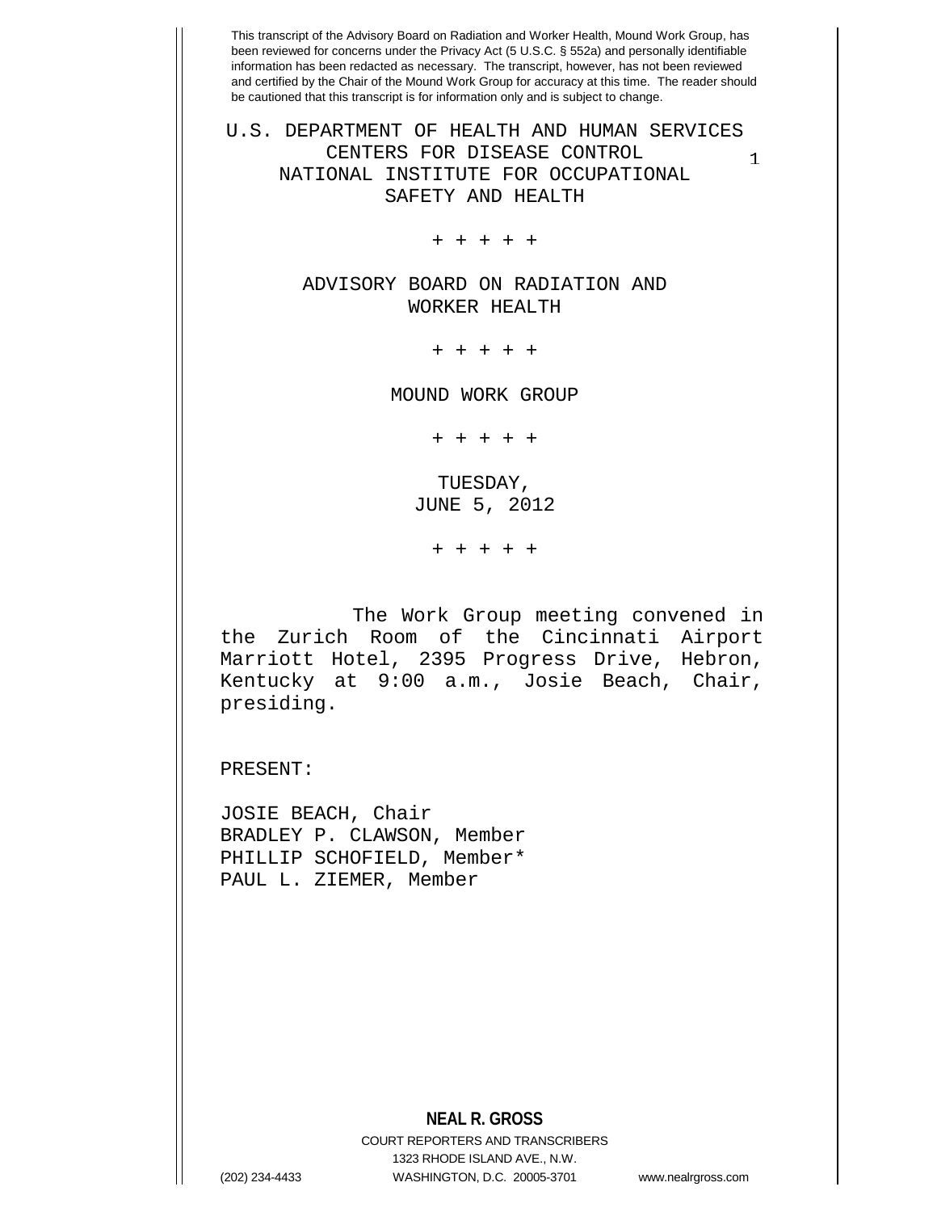This transcript of the Advisory Board on Radiation and Worker Health, Mound Work Group, has been reviewed for concerns under the Privacy Act (5 U.S.C. § 552a) and personally identifiable information has been redacted as necessary. The transcript, however, has not been reviewed and certified by the Chair of the Mound Work Group for accuracy at this time. The reader should be cautioned that this transcript is for information only and is subject to change.

U.S. DEPARTMENT OF HEALTH AND HUMAN SERVICES
CENTERS FOR DISEASE CONTROL
NATIONAL INSTITUTE FOR OCCUPATIONAL SAFETY AND HEALTH

+ + + + +

ADVISORY BOARD ON RADIATION AND WORKER HEALTH

+ + + + +

MOUND WORK GROUP

+ + + + +

TUESDAY,
JUNE 5, 2012

+ + + + +

The Work Group meeting convened in the Zurich Room of the Cincinnati Airport Marriott Hotel, 2395 Progress Drive, Hebron, Kentucky at 9:00 a.m., Josie Beach, Chair, presiding.

PRESENT:

JOSIE BEACH, Chair
BRADLEY P. CLAWSON, Member
PHILLIP SCHOFIELD, Member*
PAUL L. ZIEMER, Member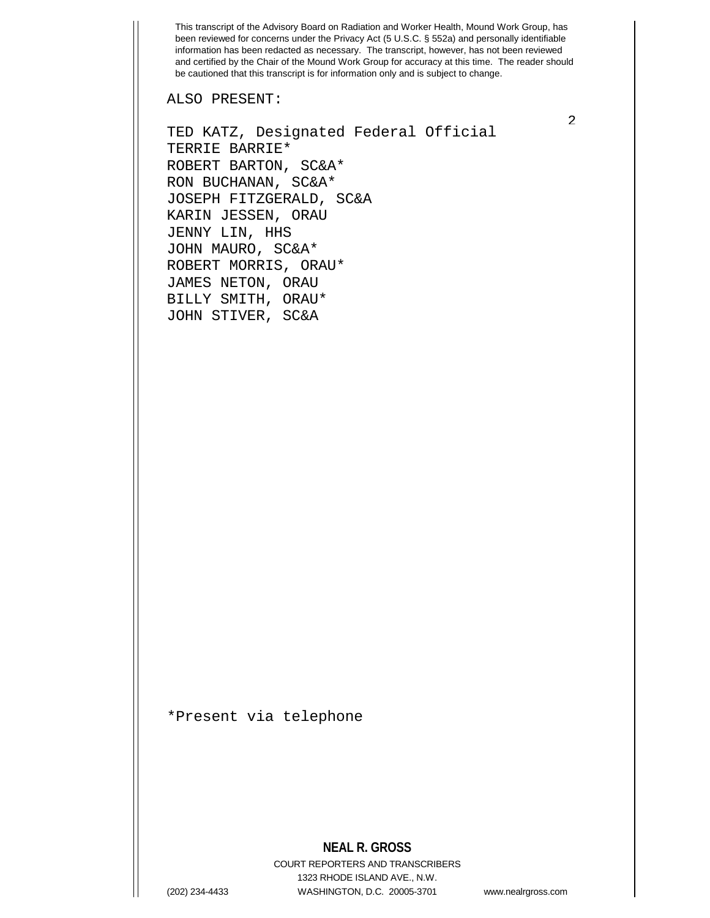ALSO PRESENT:

TED KATZ, Designated Federal Official
TERRIE BARRIE*
ROBERT BARTON, SC&A*
RON BUCHANAN, SC&A*
JOSEPH FITZGERALD, SC&A
KARIN JESSEN, ORAU
JENNY LIN, HHS
JOHN MAURO, SC&A*
ROBERT MORRIS, ORAU*
JAMES NETON, ORAU
BILLY SMITH, ORAU*
JOHN STIVER, SC&A

*Present via telephone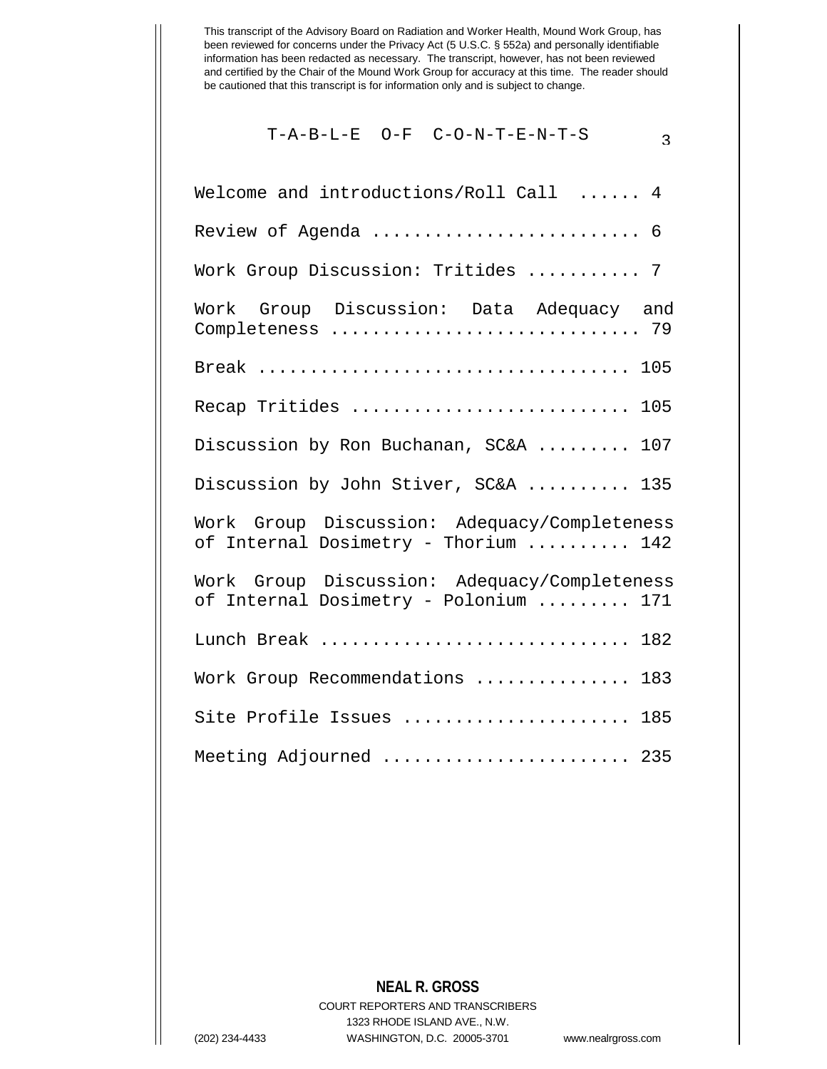This transcript of the Advisory Board on Radiation and Worker Health, Mound Work Group, has been reviewed for concerns under the Privacy Act (5 U.S.C. § 552a) and personally identifiable information has been redacted as necessary. The transcript, however, has not been reviewed and certified by the Chair of the Mound Work Group for accuracy at this time. The reader should be cautioned that this transcript is for information only and is subject to change.

# T-A-B-L-E O-F C-O-N-T-E-N-T-S

Welcome and introductions/Roll Call ...... 4

Review of Agenda ......................... 6

Work Group Discussion: Tritides ........... 7

Work Group Discussion: Data Adequacy and Completeness ............................ 79

Break .................................. 105

Recap Tritides ......................... 105

Discussion by Ron Buchanan, SC&A ......... 107

Discussion by John Stiver, SC&A .......... 135

Work Group Discussion: Adequacy/Completeness of Internal Dosimetry - Thorium .......... 142

Work Group Discussion: Adequacy/Completeness of Internal Dosimetry - Polonium ......... 171

Lunch Break ............................ 182

Work Group Recommendations .............. 183

Site Profile Issues ..................... 185

Meeting Adjourned ....................... 235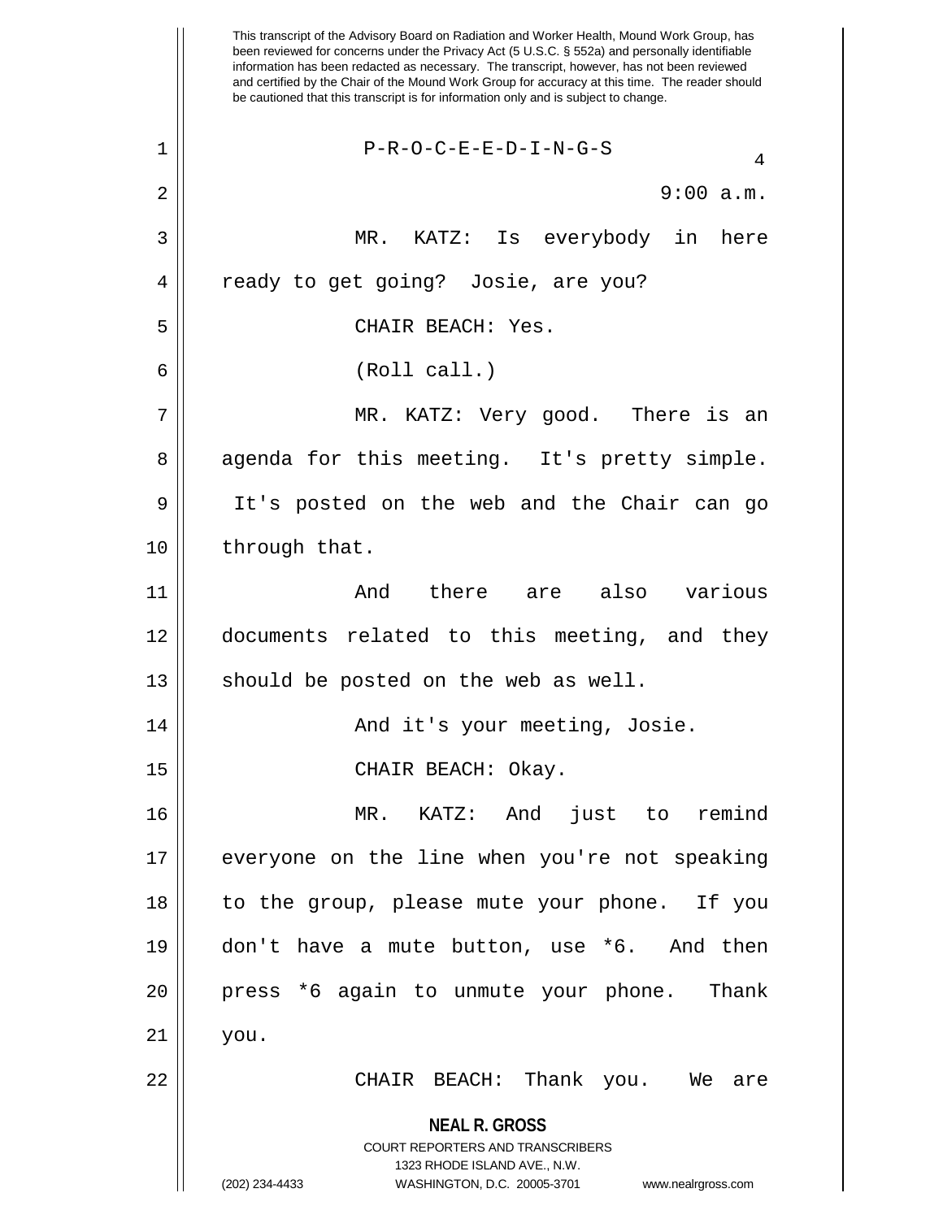This transcript of the Advisory Board on Radiation and Worker Health, Mound Work Group, has been reviewed for concerns under the Privacy Act (5 U.S.C. § 552a) and personally identifiable information has been redacted as necessary. The transcript, however, has not been reviewed and certified by the Chair of the Mound Work Group for accuracy at this time. The reader should be cautioned that this transcript is for information only and is subject to change.

P-R-O-C-E-E-D-I-N-G-S

9:00 a.m.

MR. KATZ: Is everybody in here ready to get going? Josie, are you?

CHAIR BEACH: Yes.

(Roll call.)

MR. KATZ: Very good. There is an agenda for this meeting. It's pretty simple. It's posted on the web and the Chair can go through that.

And there are also various documents related to this meeting, and they should be posted on the web as well.

And it's your meeting, Josie.

CHAIR BEACH: Okay.

MR. KATZ: And just to remind everyone on the line when you're not speaking to the group, please mute your phone. If you don't have a mute button, use *6. And then press *6 again to unmute your phone. Thank you.

CHAIR BEACH: Thank you. We are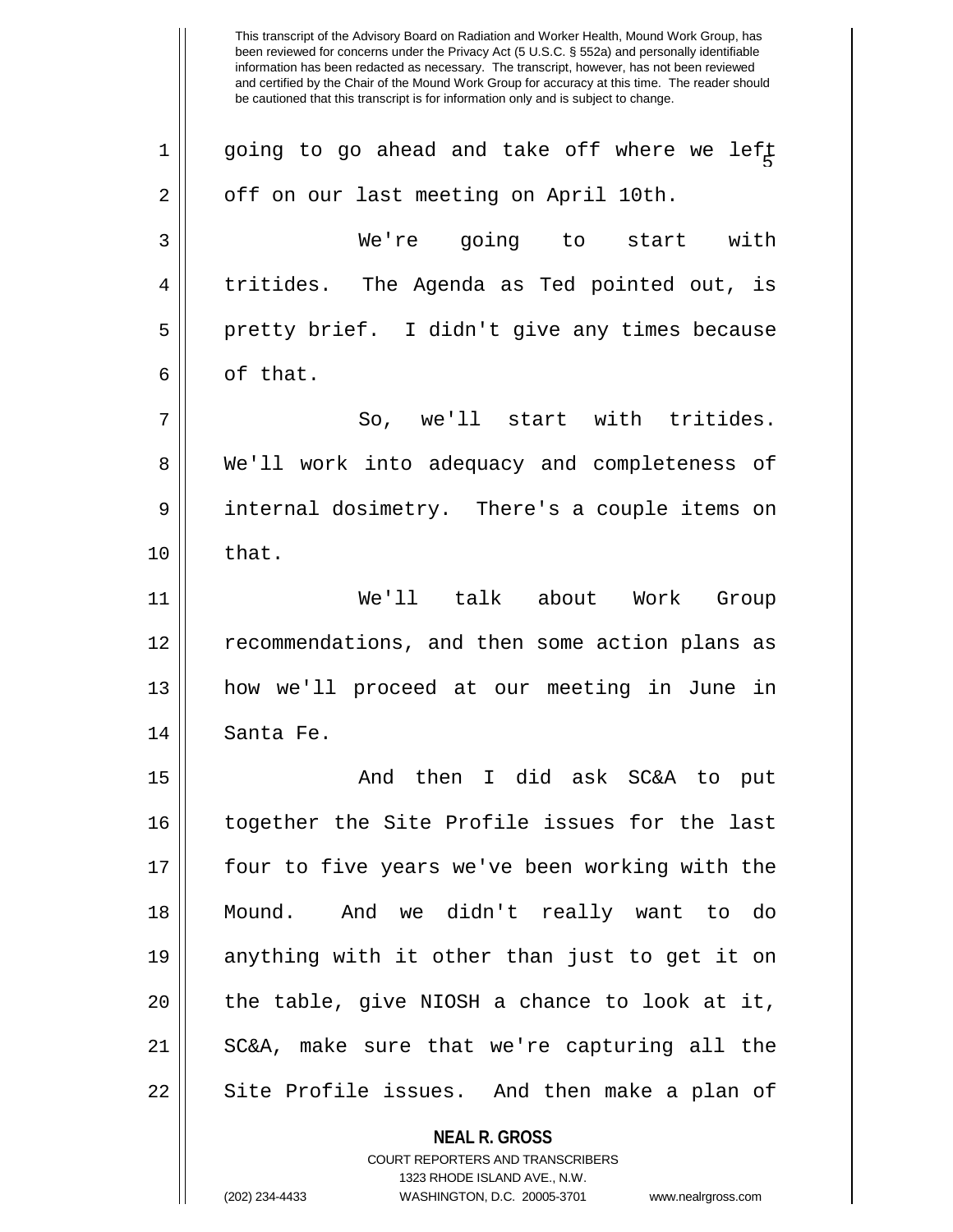going to go ahead and take off where we left off on our last meeting on April 10th.

We're going to start with tritides. The Agenda as Ted pointed out, is pretty brief. I didn't give any times because of that.

So, we'll start with tritides. We'll work into adequacy and completeness of internal dosimetry. There's a couple items on that.

We'll talk about Work Group recommendations, and then some action plans as how we'll proceed at our meeting in June in Santa Fe.

And then I did ask SC&A to put together the Site Profile issues for the last four to five years we've been working with the Mound. And we didn't really want to do anything with it other than just to get it on the table, give NIOSH a chance to look at it, SC&A, make sure that we're capturing all the Site Profile issues. And then make a plan of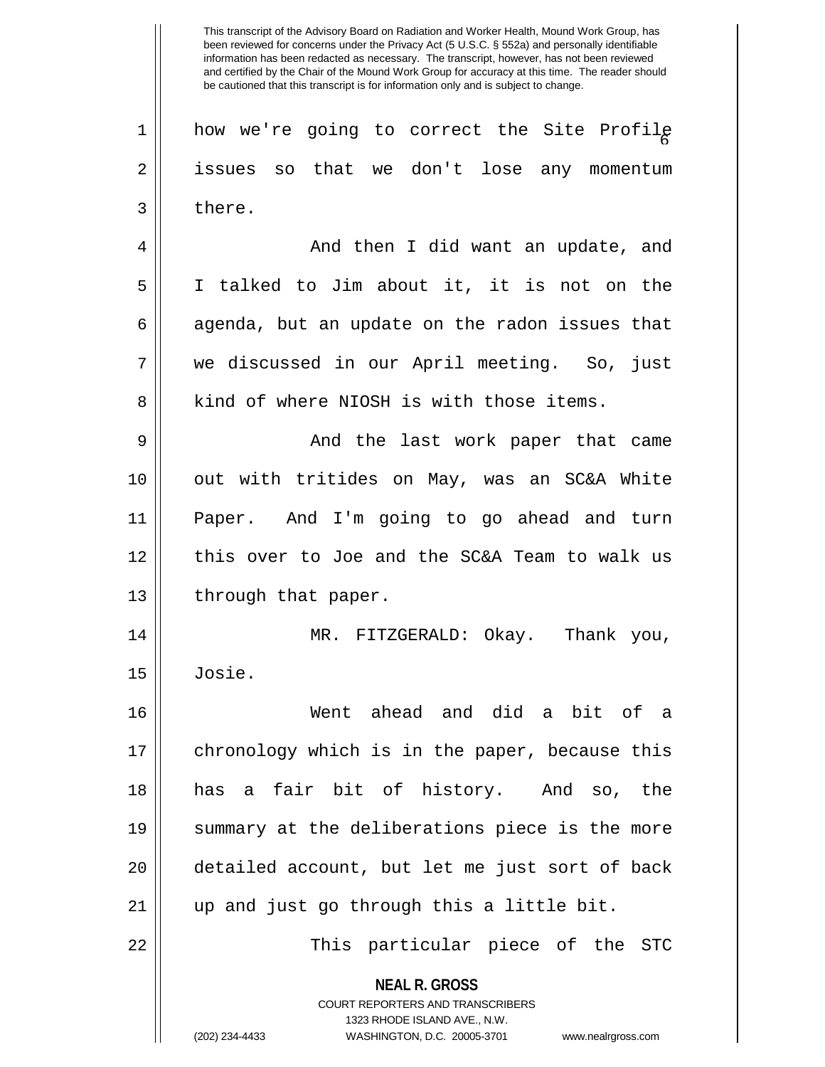how we're going to correct the Site Profile issues so that we don't lose any momentum there.

And then I did want an update, and I talked to Jim about it, it is not on the agenda, but an update on the radon issues that we discussed in our April meeting. So, just kind of where NIOSH is with those items.

And the last work paper that came out with tritides on May, was an SC&A White Paper. And I'm going to go ahead and turn this over to Joe and the SC&A Team to walk us through that paper.

MR. FITZGERALD: Okay. Thank you, Josie.

Went ahead and did a bit of a chronology which is in the paper, because this has a fair bit of history. And so, the summary at the deliberations piece is the more detailed account, but let me just sort of back up and just go through this a little bit.

This particular piece of the STC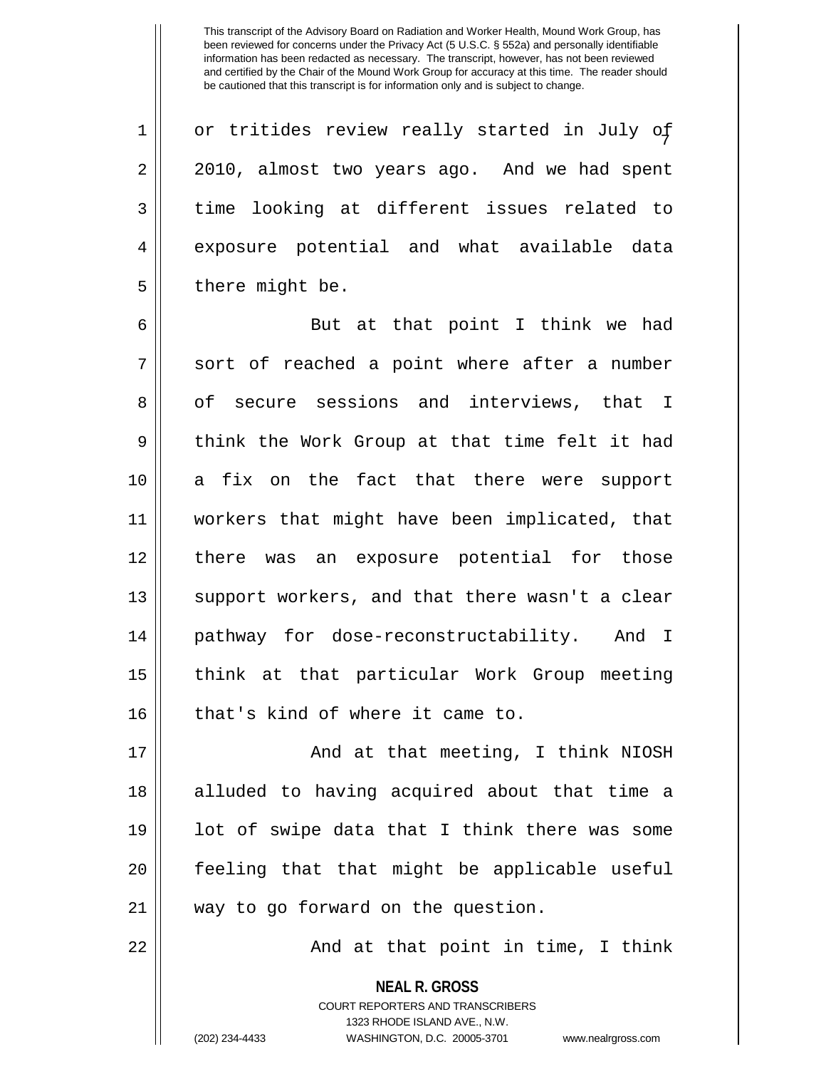or tritides review really started in July of 2010, almost two years ago. And we had spent time looking at different issues related to exposure potential and what available data there might be.

But at that point I think we had sort of reached a point where after a number of secure sessions and interviews, that I think the Work Group at that time felt it had a fix on the fact that there were support workers that might have been implicated, that there was an exposure potential for those support workers, and that there wasn't a clear pathway for dose-reconstructability. And I think at that particular Work Group meeting that's kind of where it came to.

And at that meeting, I think NIOSH alluded to having acquired about that time a lot of swipe data that I think there was some feeling that that might be applicable useful way to go forward on the question.

And at that point in time, I think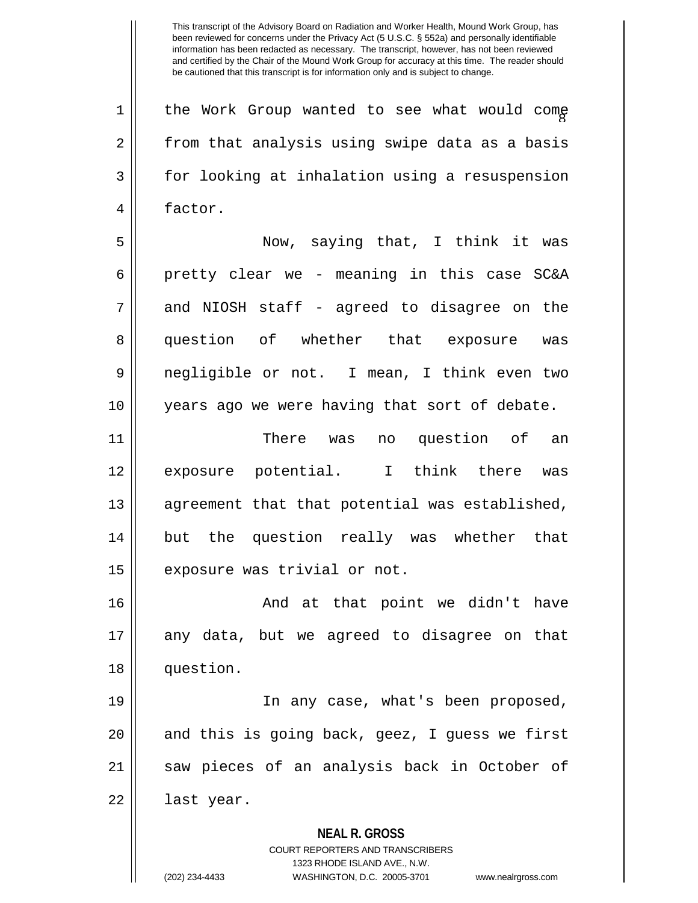the Work Group wanted to see what would come from that analysis using swipe data as a basis for looking at inhalation using a resuspension factor.

Now, saying that, I think it was pretty clear we - meaning in this case SC&A and NIOSH staff - agreed to disagree on the question of whether that exposure was negligible or not. I mean, I think even two years ago we were having that sort of debate.

There was no question of an exposure potential. I think there was agreement that that potential was established, but the question really was whether that exposure was trivial or not.

And at that point we didn't have any data, but we agreed to disagree on that question.

In any case, what's been proposed, and this is going back, geez, I guess we first saw pieces of an analysis back in October of last year.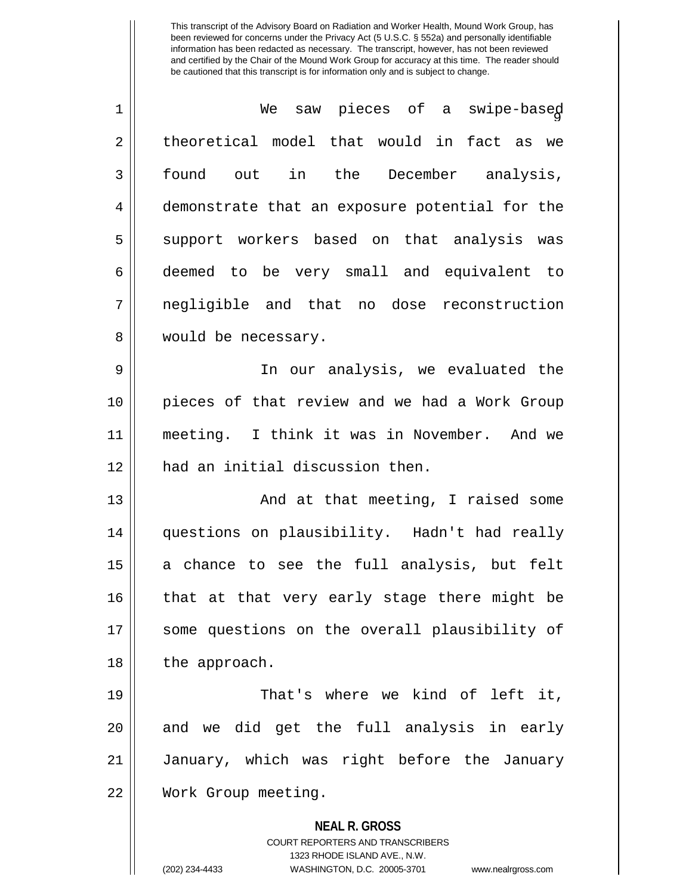We saw pieces of a swipe-based theoretical model that would in fact as we found out in the December analysis, demonstrate that an exposure potential for the support workers based on that analysis was deemed to be very small and equivalent to negligible and that no dose reconstruction would be necessary.

In our analysis, we evaluated the pieces of that review and we had a Work Group meeting. I think it was in November. And we had an initial discussion then.

And at that meeting, I raised some questions on plausibility. Hadn't had really a chance to see the full analysis, but felt that at that very early stage there might be some questions on the overall plausibility of the approach.

That's where we kind of left it, and we did get the full analysis in early January, which was right before the January Work Group meeting.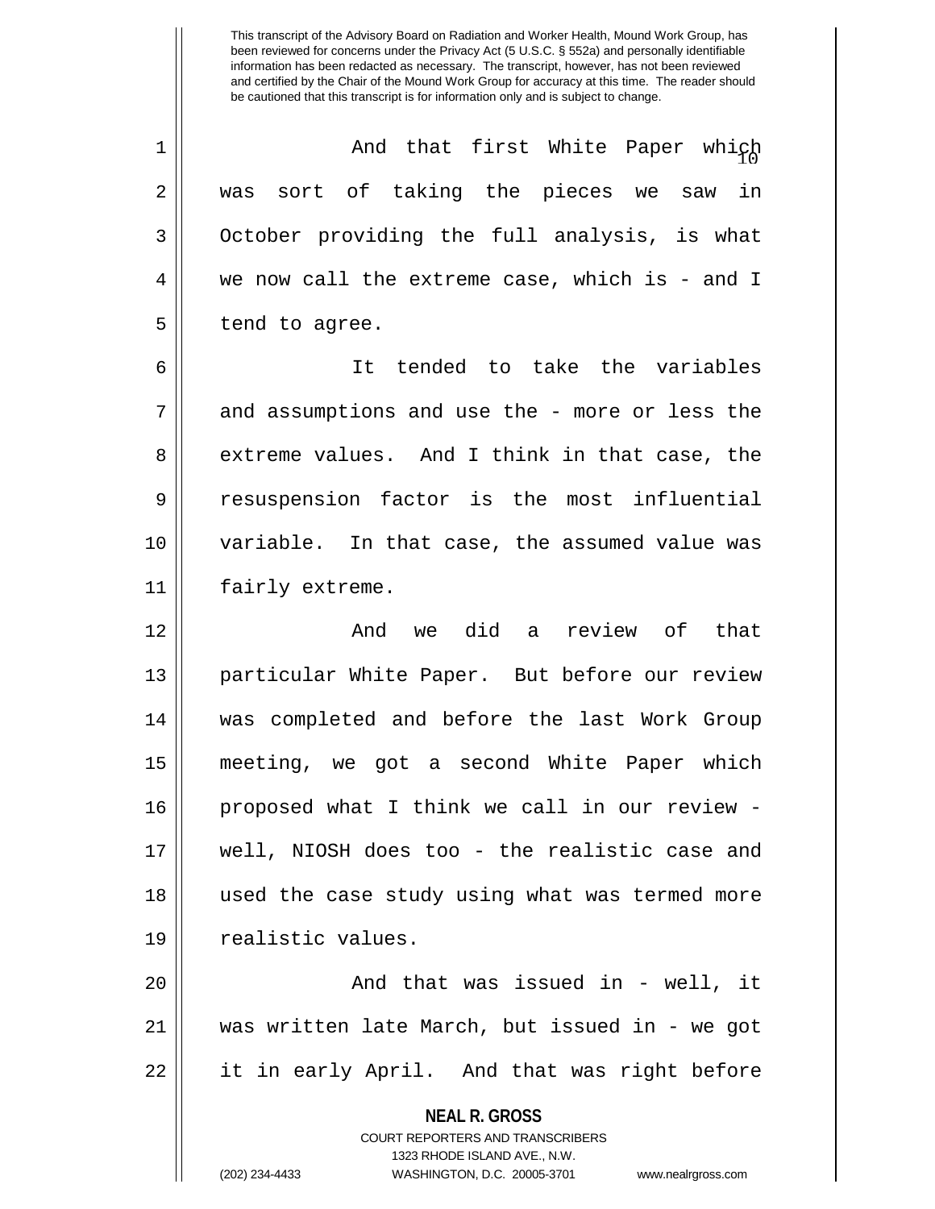And that first White Paper which was sort of taking the pieces we saw in October providing the full analysis, is what we now call the extreme case, which is - and I tend to agree.

It tended to take the variables and assumptions and use the - more or less the extreme values. And I think in that case, the resuspension factor is the most influential variable. In that case, the assumed value was fairly extreme.

And we did a review of that particular White Paper. But before our review was completed and before the last Work Group meeting, we got a second White Paper which proposed what I think we call in our review - well, NIOSH does too - the realistic case and used the case study using what was termed more realistic values.

And that was issued in - well, it was written late March, but issued in - we got it in early April. And that was right before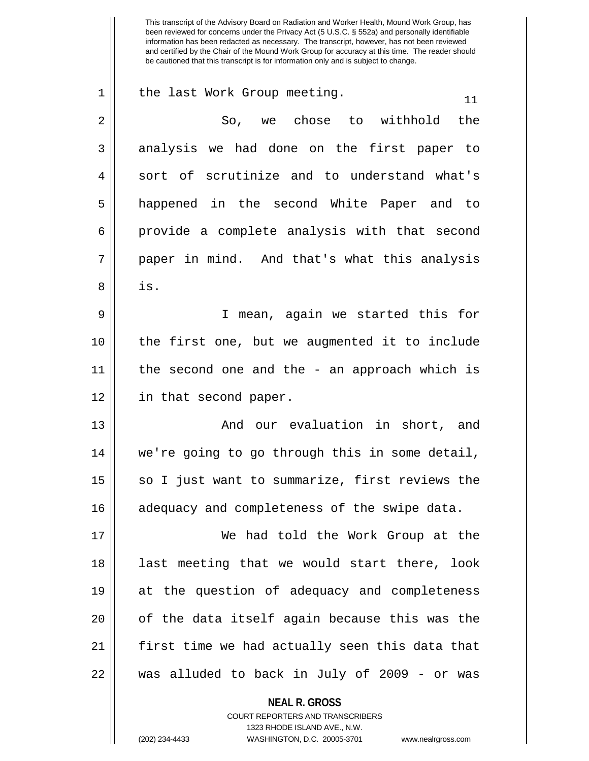the last Work Group meeting.

So, we chose to withhold the analysis we had done on the first paper to sort of scrutinize and to understand what's happened in the second White Paper and to provide a complete analysis with that second paper in mind. And that's what this analysis is.

I mean, again we started this for the first one, but we augmented it to include the second one and the - an approach which is in that second paper.

And our evaluation in short, and we're going to go through this in some detail, so I just want to summarize, first reviews the adequacy and completeness of the swipe data.

We had told the Work Group at the last meeting that we would start there, look at the question of adequacy and completeness of the data itself again because this was the first time we had actually seen this data that was alluded to back in July of 2009 - or was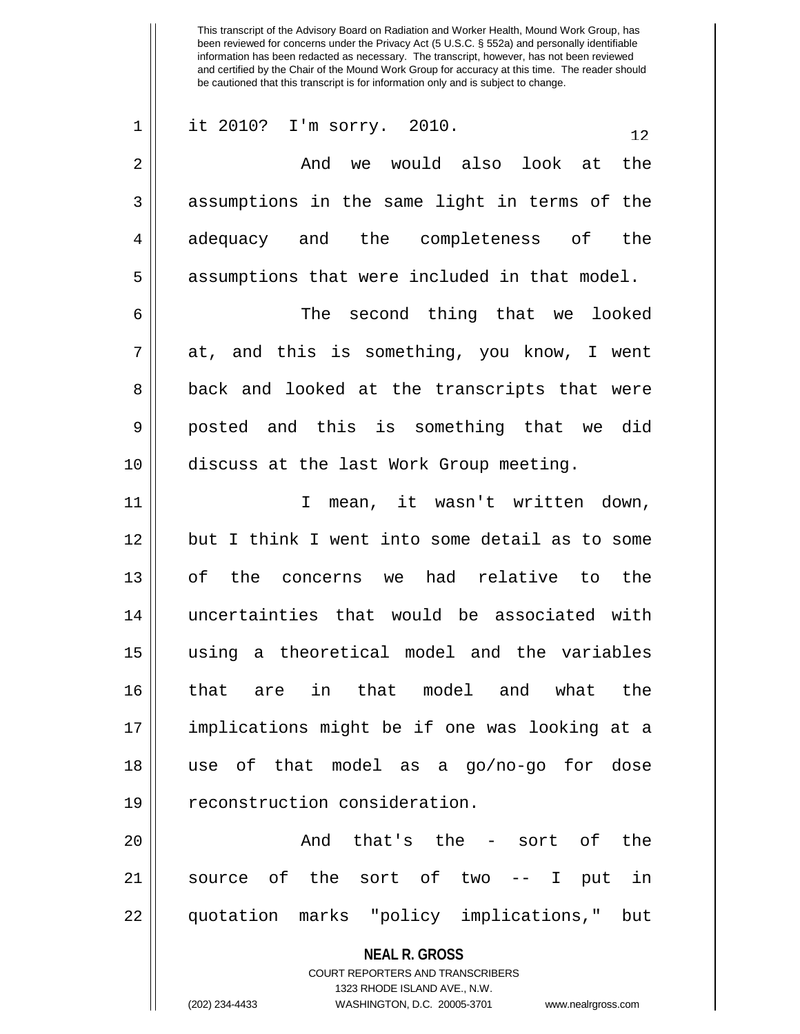it 2010? I'm sorry. 2010.

And we would also look at the assumptions in the same light in terms of the adequacy and the completeness of the assumptions that were included in that model.

The second thing that we looked at, and this is something, you know, I went back and looked at the transcripts that were posted and this is something that we did discuss at the last Work Group meeting.

I mean, it wasn't written down, but I think I went into some detail as to some of the concerns we had relative to the uncertainties that would be associated with using a theoretical model and the variables that are in that model and what the implications might be if one was looking at a use of that model as a go/no-go for dose reconstruction consideration.

And that's the - sort of the source of the sort of two -- I put in quotation marks "policy implications," but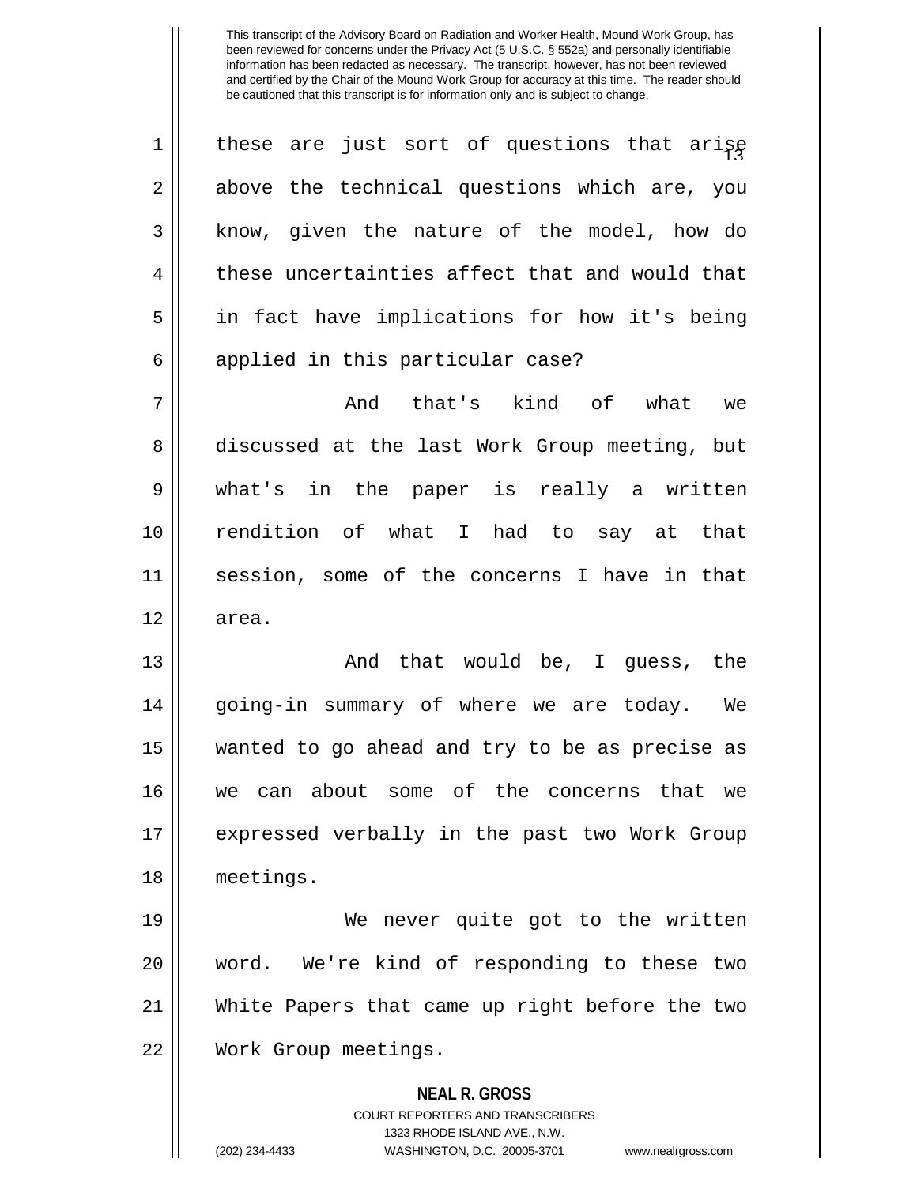these are just sort of questions that arise above the technical questions which are, you know, given the nature of the model, how do these uncertainties affect that and would that in fact have implications for how it's being applied in this particular case?

And that's kind of what we discussed at the last Work Group meeting, but what's in the paper is really a written rendition of what I had to say at that session, some of the concerns I have in that area.

And that would be, I guess, the going-in summary of where we are today. We wanted to go ahead and try to be as precise as we can about some of the concerns that we expressed verbally in the past two Work Group meetings.

We never quite got to the written word. We're kind of responding to these two White Papers that came up right before the two Work Group meetings.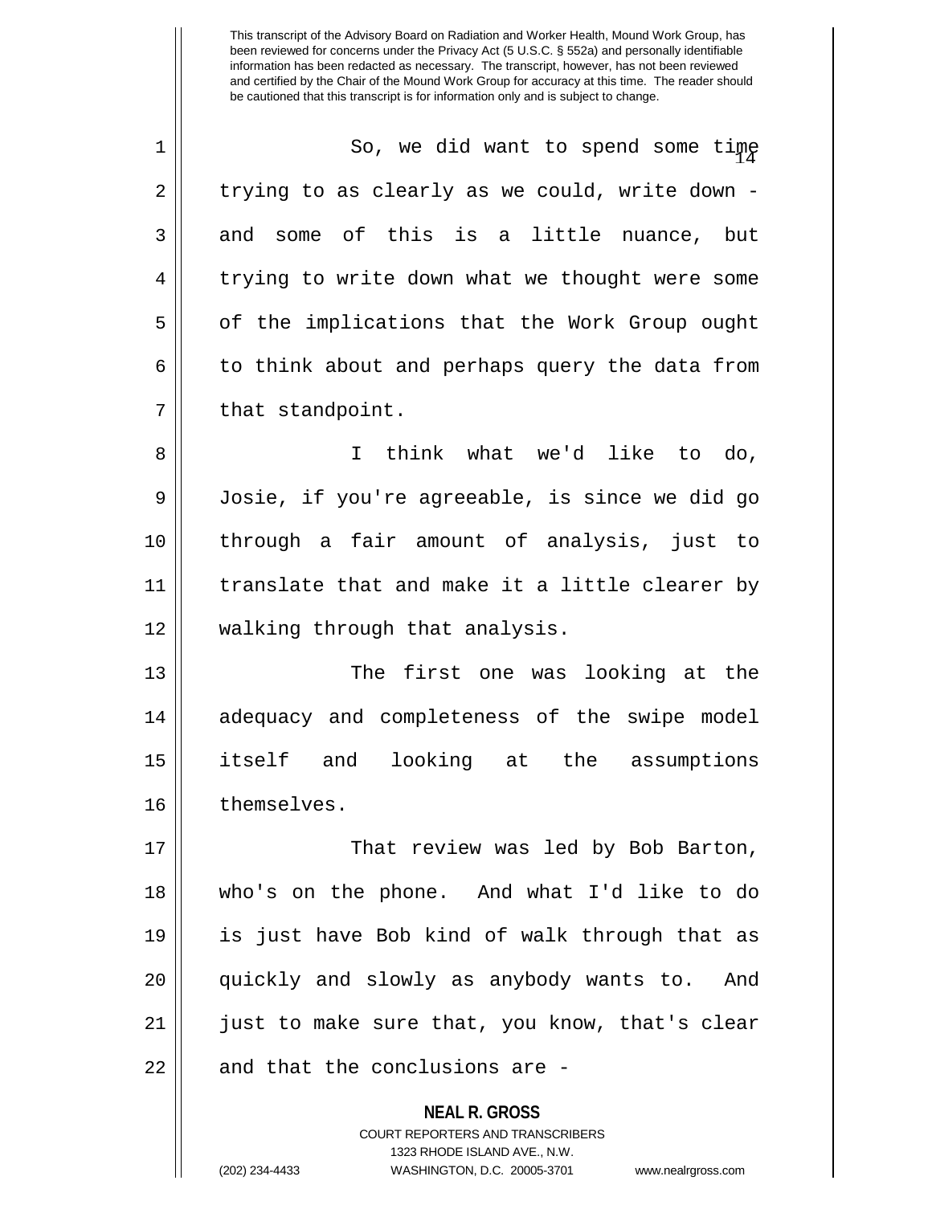This transcript of the Advisory Board on Radiation and Worker Health, Mound Work Group, has been reviewed for concerns under the Privacy Act (5 U.S.C. § 552a) and personally identifiable information has been redacted as necessary. The transcript, however, has not been reviewed and certified by the Chair of the Mound Work Group for accuracy at this time. The reader should be cautioned that this transcript is for information only and is subject to change.

So, we did want to spend some time trying to as clearly as we could, write down - and some of this is a little nuance, but trying to write down what we thought were some of the implications that the Work Group ought to think about and perhaps query the data from that standpoint.

I think what we'd like to do, Josie, if you're agreeable, is since we did go through a fair amount of analysis, just to translate that and make it a little clearer by walking through that analysis.

The first one was looking at the adequacy and completeness of the swipe model itself and looking at the assumptions themselves.

That review was led by Bob Barton, who's on the phone. And what I'd like to do is just have Bob kind of walk through that as quickly and slowly as anybody wants to. And just to make sure that, you know, that's clear and that the conclusions are -

**NEAL R. GROSS**
COURT REPORTERS AND TRANSCRIBERS
1323 RHODE ISLAND AVE., N.W.
(202) 234-4433 WASHINGTON, D.C. 20005-3701 www.nealrgross.com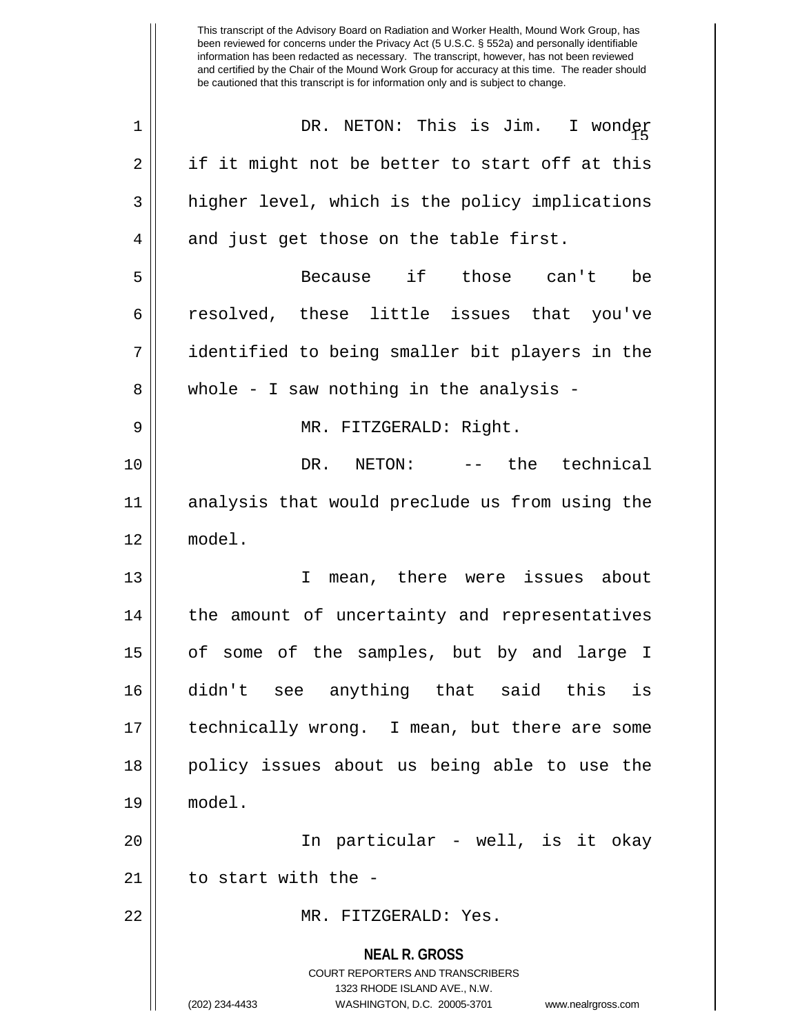This transcript of the Advisory Board on Radiation and Worker Health, Mound Work Group, has been reviewed for concerns under the Privacy Act (5 U.S.C. § 552a) and personally identifiable information has been redacted as necessary. The transcript, however, has not been reviewed and certified by the Chair of the Mound Work Group for accuracy at this time. The reader should be cautioned that this transcript is for information only and is subject to change.

DR. NETON: This is Jim. I wonder if it might not be better to start off at this higher level, which is the policy implications and just get those on the table first.

Because if those can't be resolved, these little issues that you've identified to being smaller bit players in the whole - I saw nothing in the analysis -

MR. FITZGERALD: Right.

DR. NETON: -- the technical analysis that would preclude us from using the model.

I mean, there were issues about the amount of uncertainty and representatives of some of the samples, but by and large I didn't see anything that said this is technically wrong. I mean, but there are some policy issues about us being able to use the model.

In particular - well, is it okay to start with the -

MR. FITZGERALD: Yes.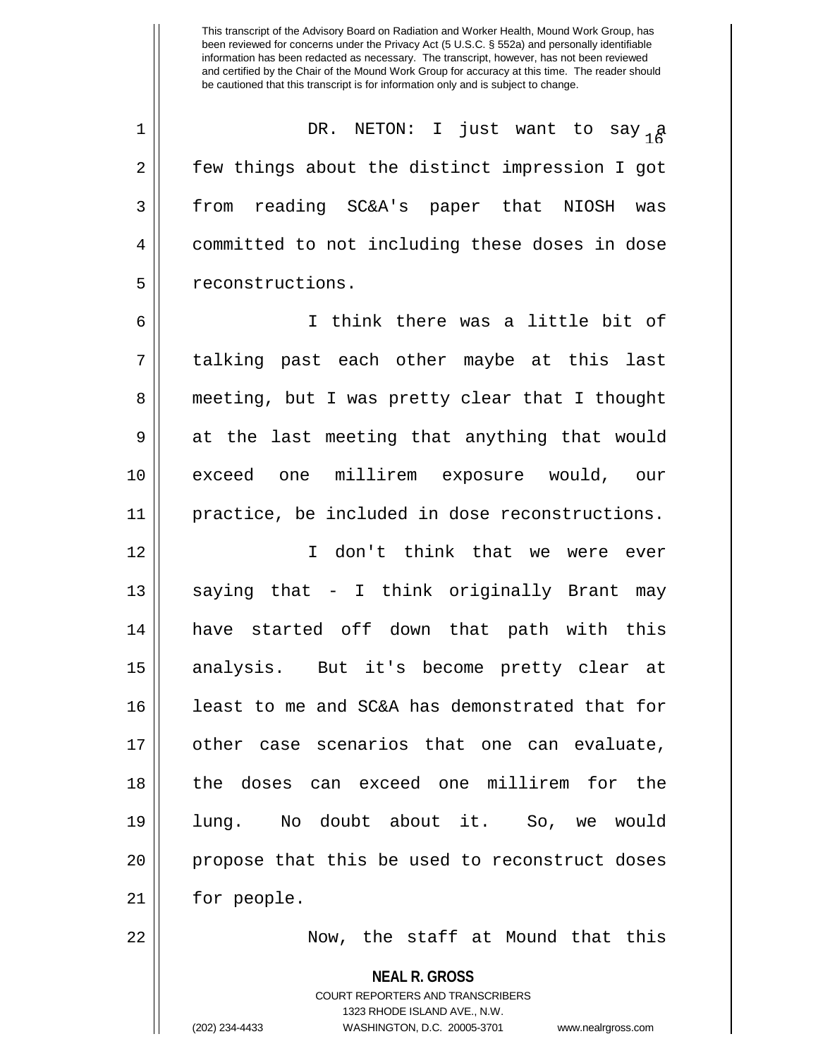DR. NETON: I just want to say a few things about the distinct impression I got from reading SC&A's paper that NIOSH was committed to not including these doses in dose reconstructions.

I think there was a little bit of talking past each other maybe at this last meeting, but I was pretty clear that I thought at the last meeting that anything that would exceed one millirem exposure would, our practice, be included in dose reconstructions.

I don't think that we were ever saying that - I think originally Brant may have started off down that path with this analysis. But it's become pretty clear at least to me and SC&A has demonstrated that for other case scenarios that one can evaluate, the doses can exceed one millirem for the lung. No doubt about it. So, we would propose that this be used to reconstruct doses for people.

Now, the staff at Mound that this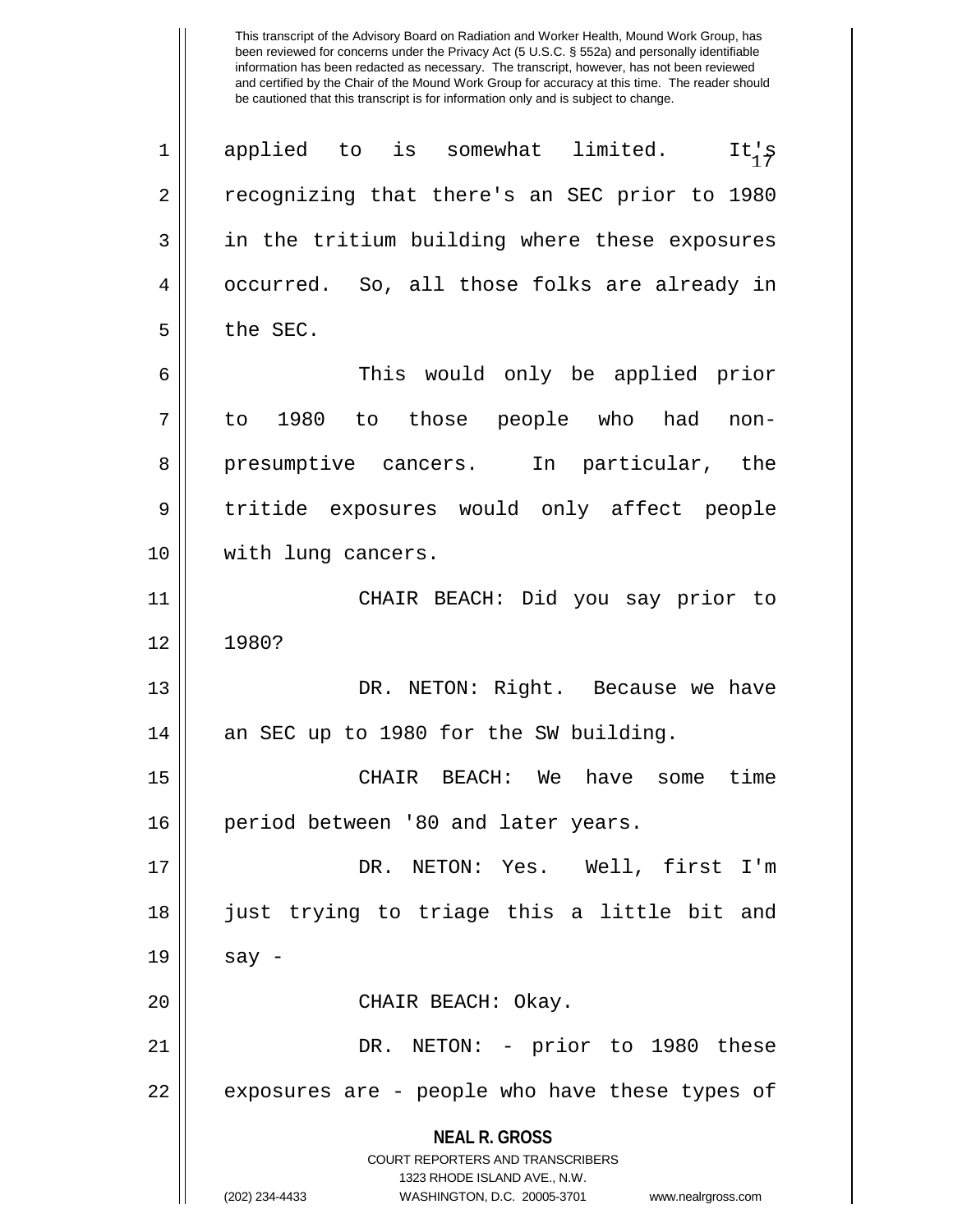applied to is somewhat limited. It's recognizing that there's an SEC prior to 1980 in the tritium building where these exposures occurred. So, all those folks are already in the SEC.

This would only be applied prior to 1980 to those people who had non-presumptive cancers. In particular, the tritide exposures would only affect people with lung cancers.

CHAIR BEACH: Did you say prior to 1980?

DR. NETON: Right. Because we have an SEC up to 1980 for the SW building.

CHAIR BEACH: We have some time period between '80 and later years.

DR. NETON: Yes. Well, first I'm just trying to triage this a little bit and say -

CHAIR BEACH: Okay.

DR. NETON: - prior to 1980 these exposures are - people who have these types of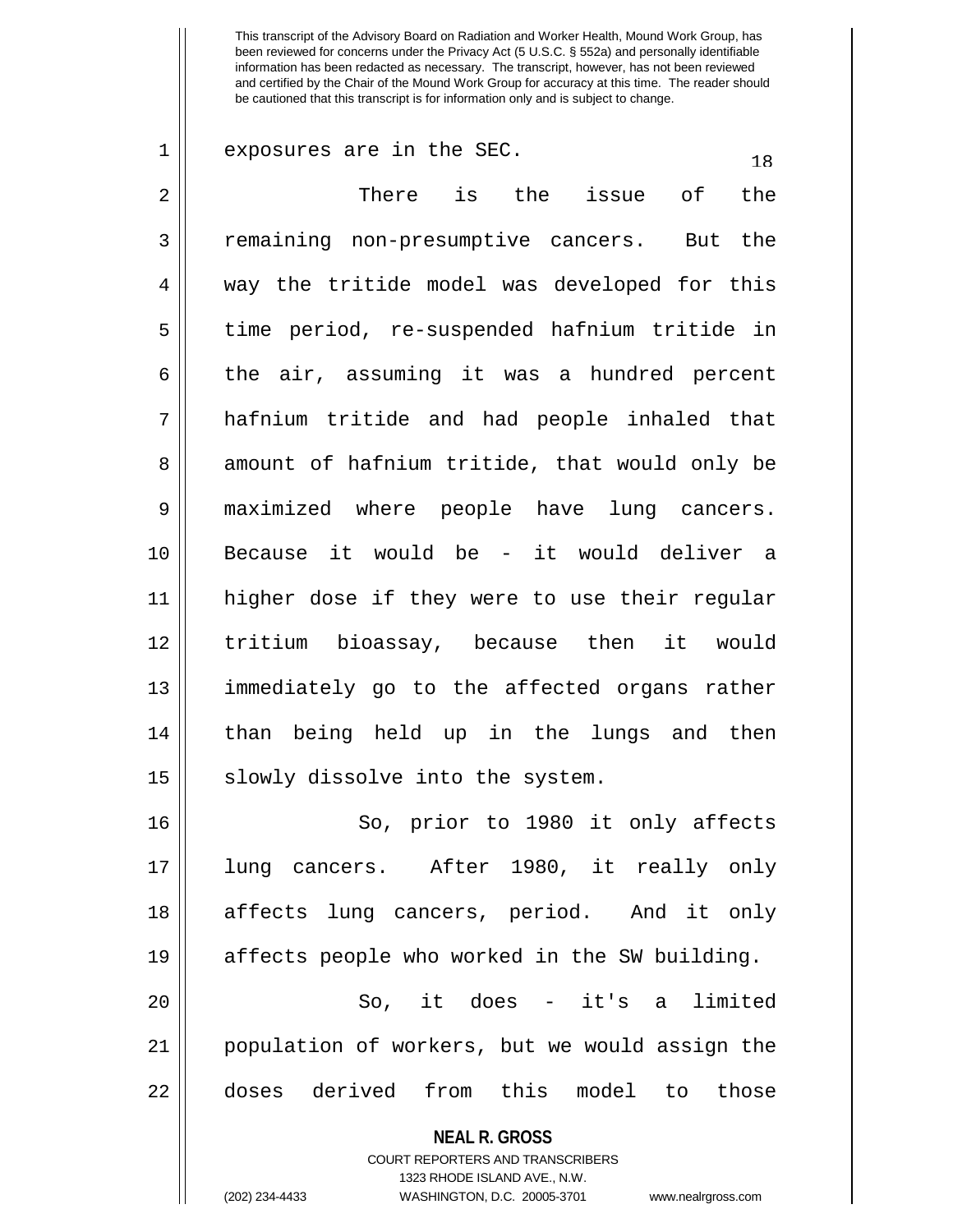exposures are in the SEC.

There is the issue of the remaining non-presumptive cancers. But the way the tritide model was developed for this time period, re-suspended hafnium tritide in the air, assuming it was a hundred percent hafnium tritide and had people inhaled that amount of hafnium tritide, that would only be maximized where people have lung cancers. Because it would be - it would deliver a higher dose if they were to use their regular tritium bioassay, because then it would immediately go to the affected organs rather than being held up in the lungs and then slowly dissolve into the system.

So, prior to 1980 it only affects lung cancers. After 1980, it really only affects lung cancers, period. And it only affects people who worked in the SW building.

So, it does - it's a limited population of workers, but we would assign the doses derived from this model to those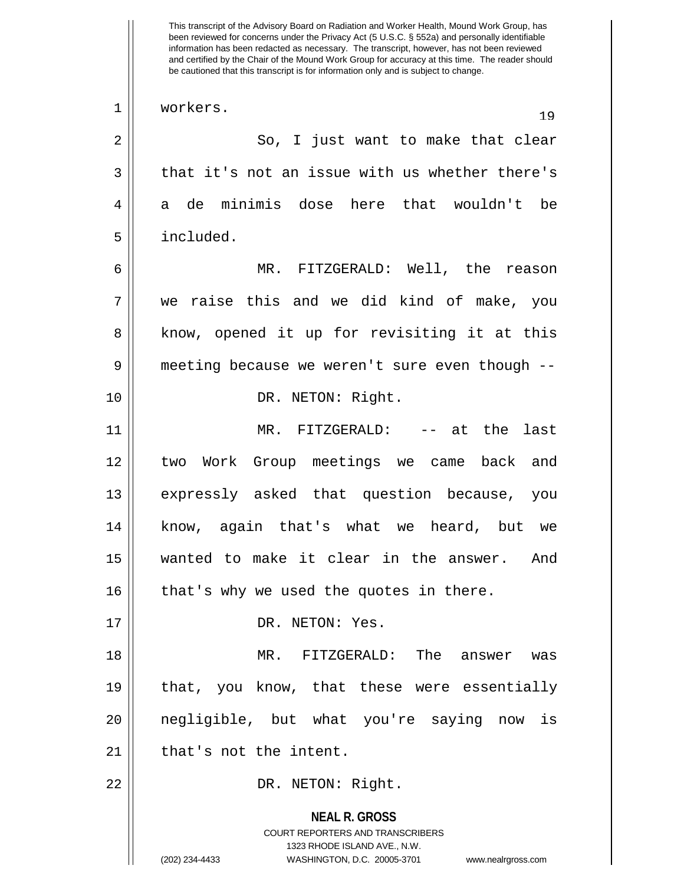This transcript of the Advisory Board on Radiation and Worker Health, Mound Work Group, has been reviewed for concerns under the Privacy Act (5 U.S.C. § 552a) and personally identifiable information has been redacted as necessary. The transcript, however, has not been reviewed and certified by the Chair of the Mound Work Group for accuracy at this time. The reader should be cautioned that this transcript is for information only and is subject to change.

1 workers.

2 So, I just want to make that clear
3 that it's not an issue with us whether there's
4 a de minimis dose here that wouldn't be
5 included.

6 MR. FITZGERALD: Well, the reason
7 we raise this and we did kind of make, you
8 know, opened it up for revisiting it at this
9 meeting because we weren't sure even though --

10 DR. NETON: Right.

11 MR. FITZGERALD: -- at the last
12 two Work Group meetings we came back and
13 expressly asked that question because, you
14 know, again that's what we heard, but we
15 wanted to make it clear in the answer. And
16 that's why we used the quotes in there.

17 DR. NETON: Yes.

18 MR. FITZGERALD: The answer was
19 that, you know, that these were essentially
20 negligible, but what you're saying now is
21 that's not the intent.

22 DR. NETON: Right.

**NEAL R. GROSS**
COURT REPORTERS AND TRANSCRIBERS
1323 RHODE ISLAND AVE., N.W.
(202) 234-4433 WASHINGTON, D.C. 20005-3701 www.nealrgross.com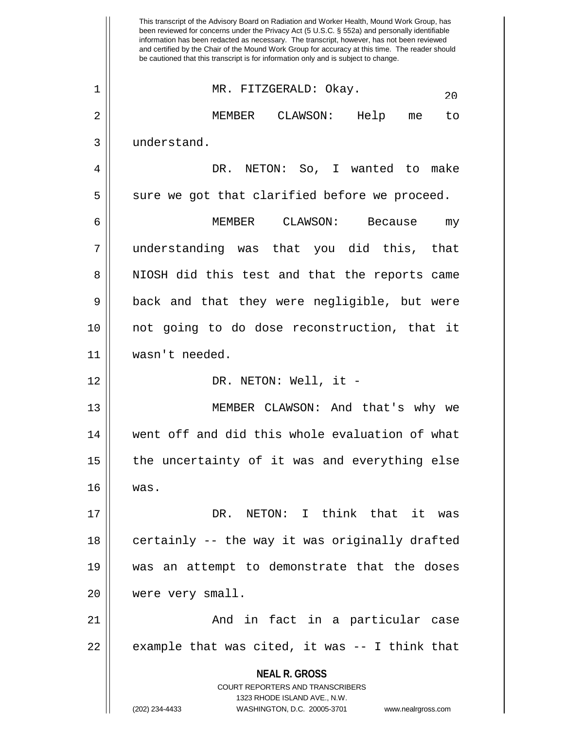This transcript of the Advisory Board on Radiation and Worker Health, Mound Work Group, has been reviewed for concerns under the Privacy Act (5 U.S.C. § 552a) and personally identifiable information has been redacted as necessary. The transcript, however, has not been reviewed and certified by the Chair of the Mound Work Group for accuracy at this time. The reader should be cautioned that this transcript is for information only and is subject to change.

MR. FITZGERALD: Okay.

MEMBER CLAWSON: Help me to understand.

DR. NETON: So, I wanted to make sure we got that clarified before we proceed.

MEMBER CLAWSON: Because my understanding was that you did this, that NIOSH did this test and that the reports came back and that they were negligible, but were not going to do dose reconstruction, that it wasn't needed.

DR. NETON: Well, it -

MEMBER CLAWSON: And that's why we went off and did this whole evaluation of what the uncertainty of it was and everything else was.

DR. NETON: I think that it was certainly -- the way it was originally drafted was an attempt to demonstrate that the doses were very small.

And in fact in a particular case example that was cited, it was -- I think that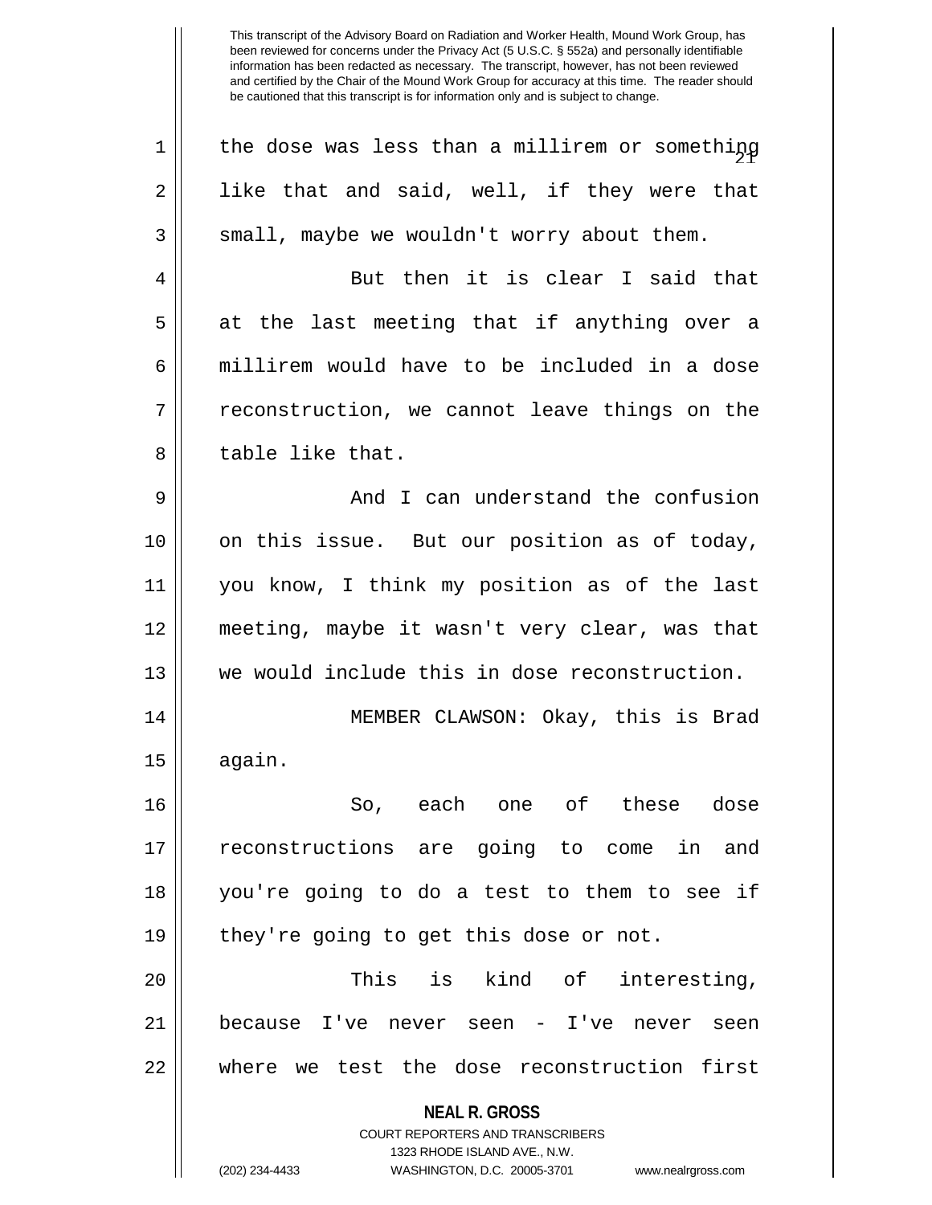the dose was less than a millirem or something like that and said, well, if they were that small, maybe we wouldn't worry about them.

But then it is clear I said that at the last meeting that if anything over a millirem would have to be included in a dose reconstruction, we cannot leave things on the table like that.

And I can understand the confusion on this issue. But our position as of today, you know, I think my position as of the last meeting, maybe it wasn't very clear, was that we would include this in dose reconstruction.

MEMBER CLAWSON: Okay, this is Brad again.

So, each one of these dose reconstructions are going to come in and you're going to do a test to them to see if they're going to get this dose or not.

This is kind of interesting, because I've never seen - I've never seen where we test the dose reconstruction first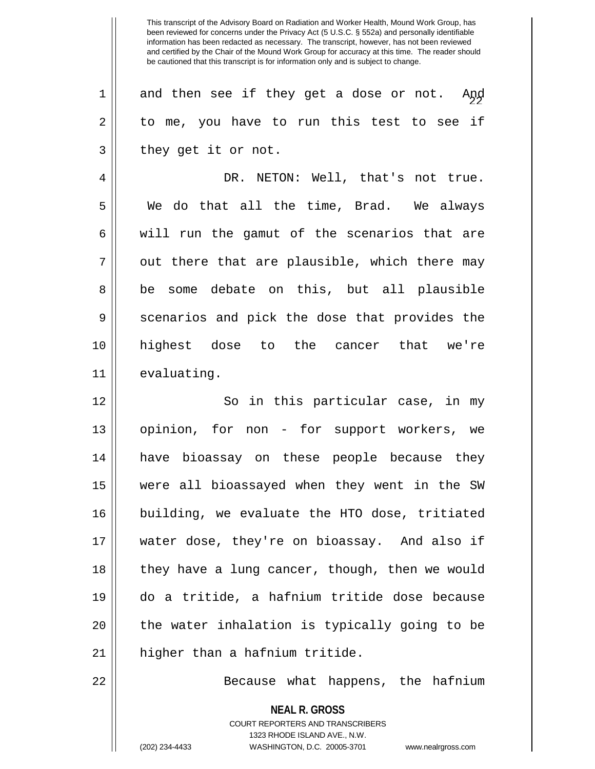and then see if they get a dose or not. And to me, you have to run this test to see if they get it or not.

DR. NETON: Well, that's not true. We do that all the time, Brad. We always will run the gamut of the scenarios that are out there that are plausible, which there may be some debate on this, but all plausible scenarios and pick the dose that provides the highest dose to the cancer that we're evaluating.

So in this particular case, in my opinion, for non - for support workers, we have bioassay on these people because they were all bioassayed when they went in the SW building, we evaluate the HTO dose, tritiated water dose, they're on bioassay. And also if they have a lung cancer, though, then we would do a tritide, a hafnium tritide dose because the water inhalation is typically going to be higher than a hafnium tritide.

Because what happens, the hafnium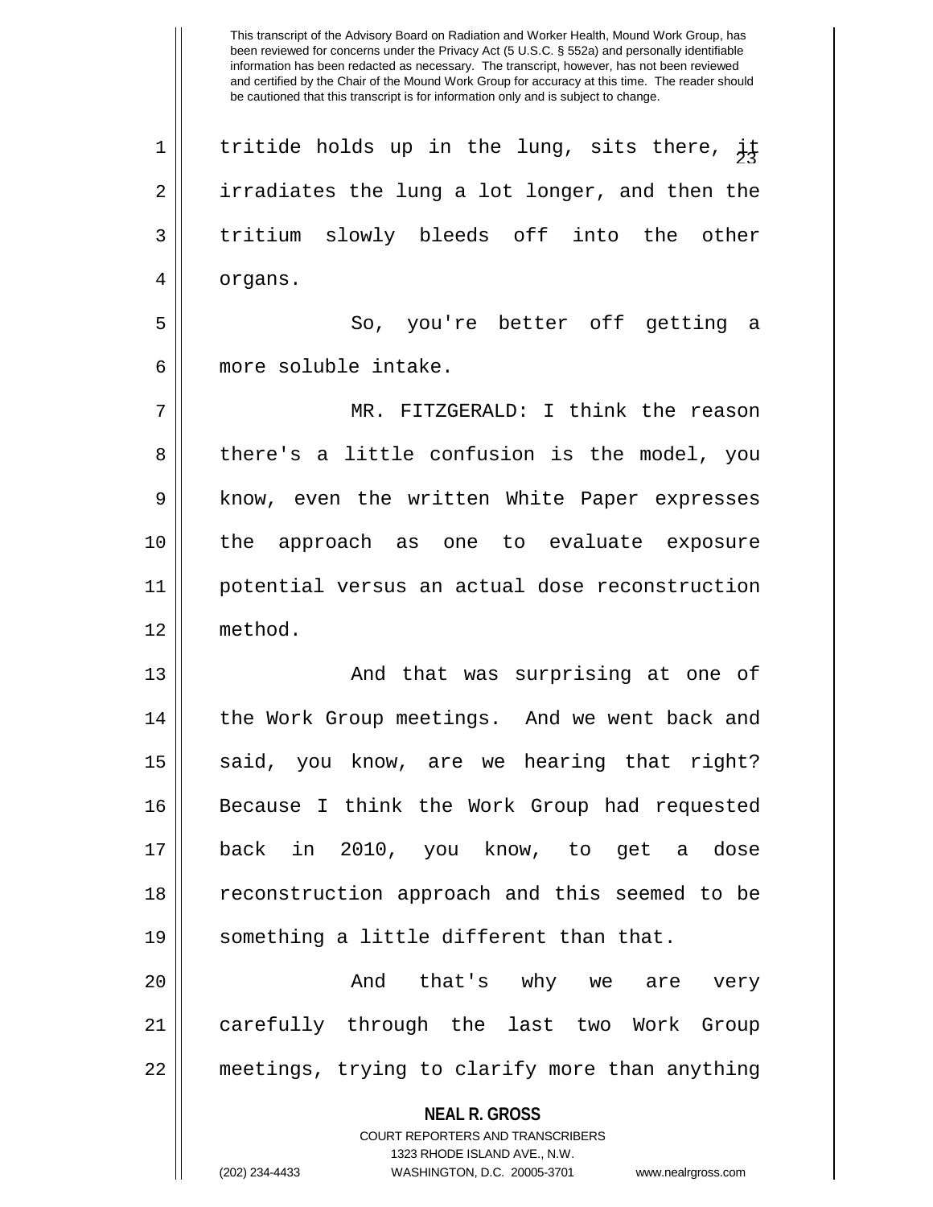tritide holds up in the lung, sits there, it irradiates the lung a lot longer, and then the tritium slowly bleeds off into the other organs.

So, you're better off getting a more soluble intake.

MR. FITZGERALD: I think the reason there's a little confusion is the model, you know, even the written White Paper expresses the approach as one to evaluate exposure potential versus an actual dose reconstruction method.

And that was surprising at one of the Work Group meetings. And we went back and said, you know, are we hearing that right? Because I think the Work Group had requested back in 2010, you know, to get a dose reconstruction approach and this seemed to be something a little different than that.

And that's why we are very carefully through the last two Work Group meetings, trying to clarify more than anything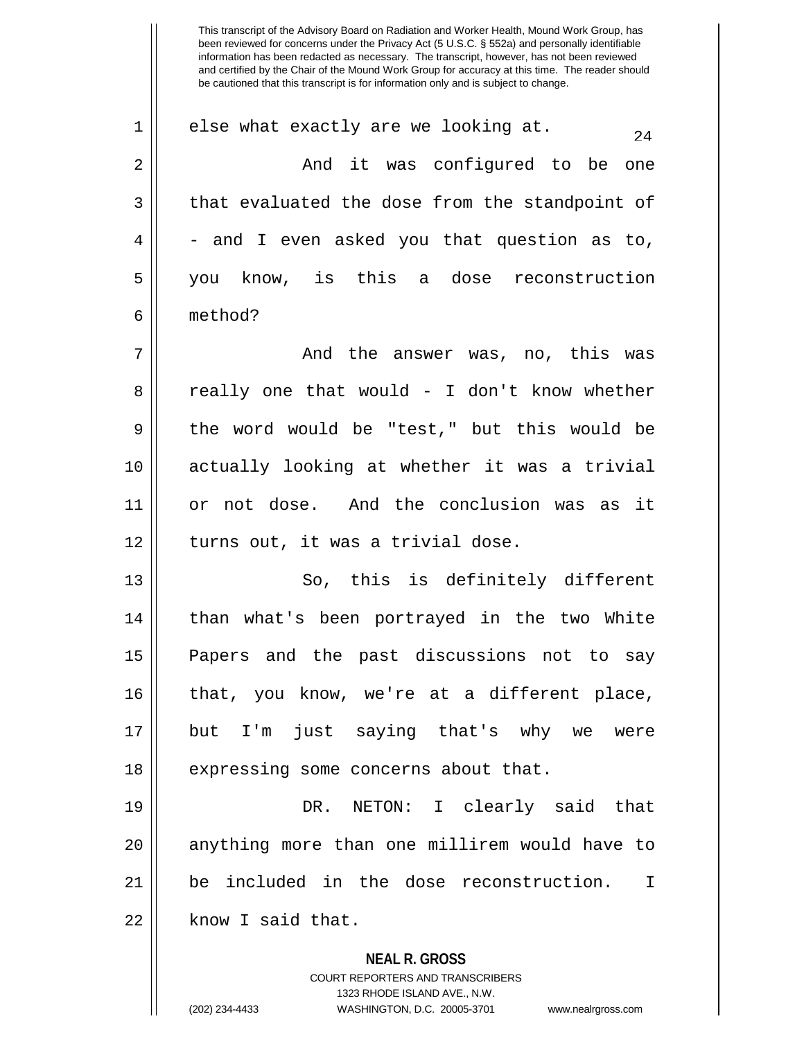else what exactly are we looking at.

And it was configured to be one that evaluated the dose from the standpoint of - and I even asked you that question as to, you know, is this a dose reconstruction method?

And the answer was, no, this was really one that would - I don't know whether the word would be "test," but this would be actually looking at whether it was a trivial or not dose. And the conclusion was as it turns out, it was a trivial dose.

So, this is definitely different than what's been portrayed in the two White Papers and the past discussions not to say that, you know, we're at a different place, but I'm just saying that's why we were expressing some concerns about that.

DR. NETON: I clearly said that anything more than one millirem would have to be included in the dose reconstruction. I know I said that.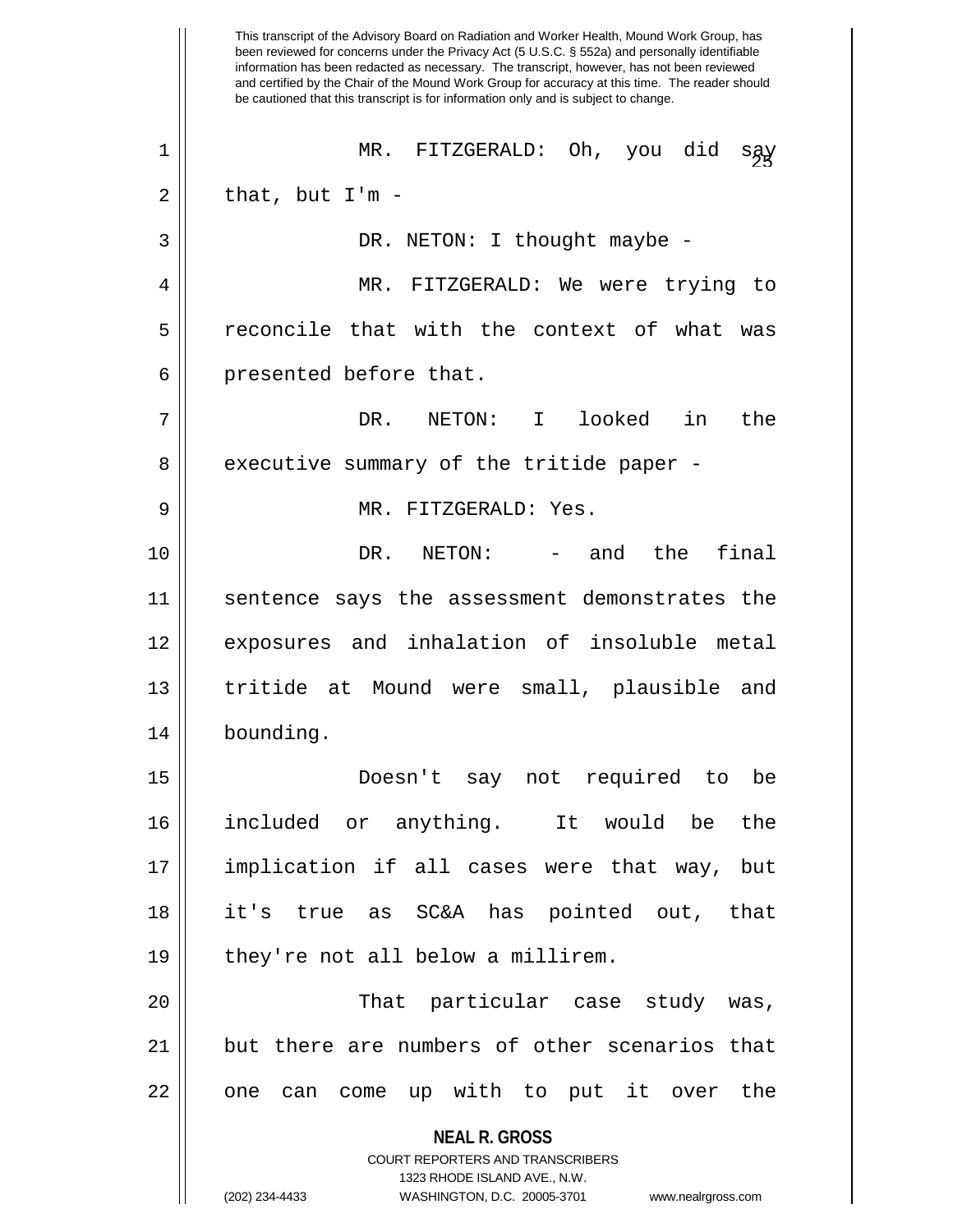MR. FITZGERALD: Oh, you did say that, but I'm -

DR. NETON: I thought maybe -

MR. FITZGERALD: We were trying to reconcile that with the context of what was presented before that.

DR. NETON: I looked in the executive summary of the tritide paper -

MR. FITZGERALD: Yes.

DR. NETON: - and the final sentence says the assessment demonstrates the exposures and inhalation of insoluble metal tritide at Mound were small, plausible and bounding.

Doesn't say not required to be included or anything. It would be the implication if all cases were that way, but it's true as SC&A has pointed out, that they're not all below a millirem.

That particular case study was, but there are numbers of other scenarios that one can come up with to put it over the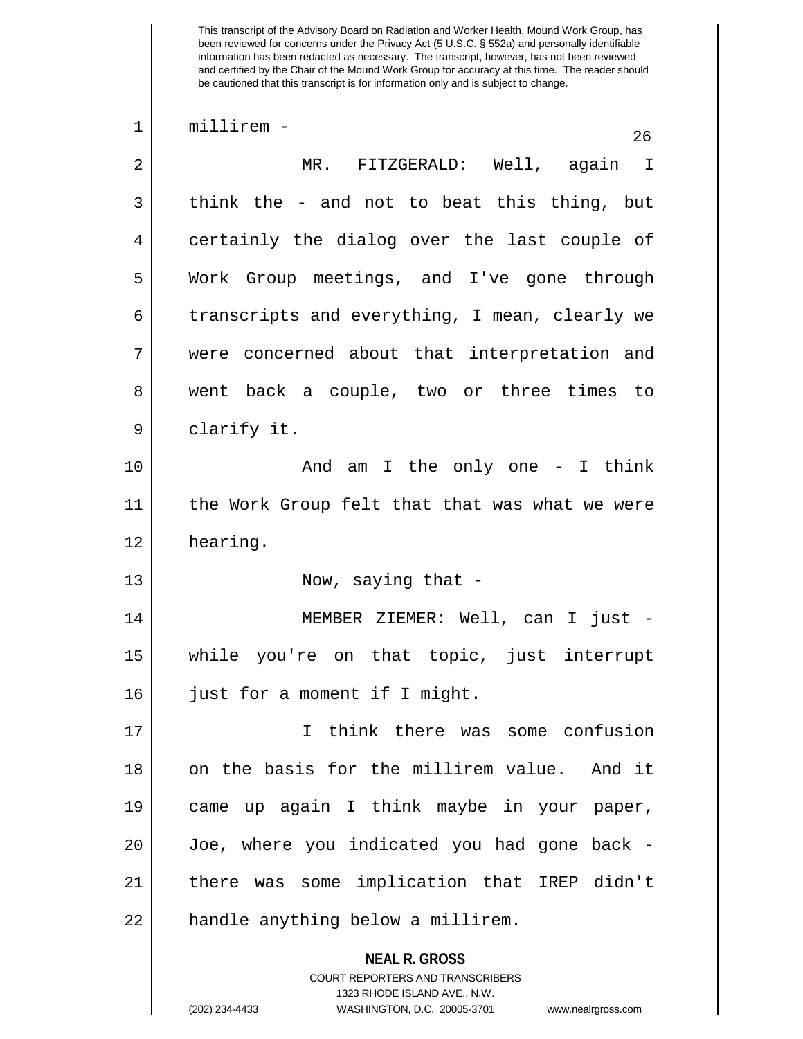millirem -

MR. FITZGERALD: Well, again I think the - and not to beat this thing, but certainly the dialog over the last couple of Work Group meetings, and I've gone through transcripts and everything, I mean, clearly we were concerned about that interpretation and went back a couple, two or three times to clarify it.

And am I the only one - I think the Work Group felt that that was what we were hearing.

Now, saying that -

MEMBER ZIEMER: Well, can I just - while you're on that topic, just interrupt just for a moment if I might.

I think there was some confusion on the basis for the millirem value. And it came up again I think maybe in your paper, Joe, where you indicated you had gone back - there was some implication that IREP didn't handle anything below a millirem.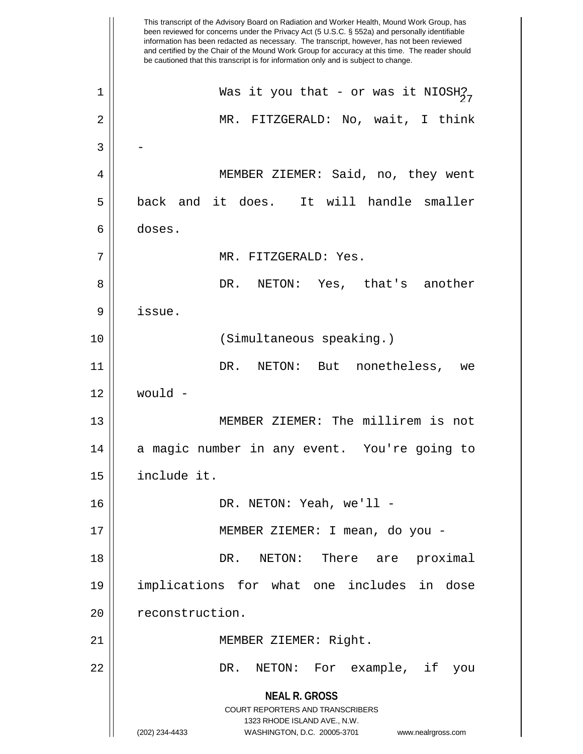This transcript of the Advisory Board on Radiation and Worker Health, Mound Work Group, has been reviewed for concerns under the Privacy Act (5 U.S.C. § 552a) and personally identifiable information has been redacted as necessary. The transcript, however, has not been reviewed and certified by the Chair of the Mound Work Group for accuracy at this time. The reader should be cautioned that this transcript is for information only and is subject to change.

Was it you that - or was it NIOSH?

MR. FITZGERALD: No, wait, I think -

MEMBER ZIEMER: Said, no, they went back and it does. It will handle smaller doses.

MR. FITZGERALD: Yes.

DR. NETON: Yes, that's another issue.

(Simultaneous speaking.)

DR. NETON: But nonetheless, we would -

MEMBER ZIEMER: The millirem is not a magic number in any event. You're going to include it.

DR. NETON: Yeah, we'll -

MEMBER ZIEMER: I mean, do you -

DR. NETON: There are proximal implications for what one includes in dose reconstruction.

MEMBER ZIEMER: Right.

DR. NETON: For example, if you

**NEAL R. GROSS**
COURT REPORTERS AND TRANSCRIBERS
1323 RHODE ISLAND AVE., N.W.
(202) 234-4433 WASHINGTON, D.C. 20005-3701 www.nealrgross.com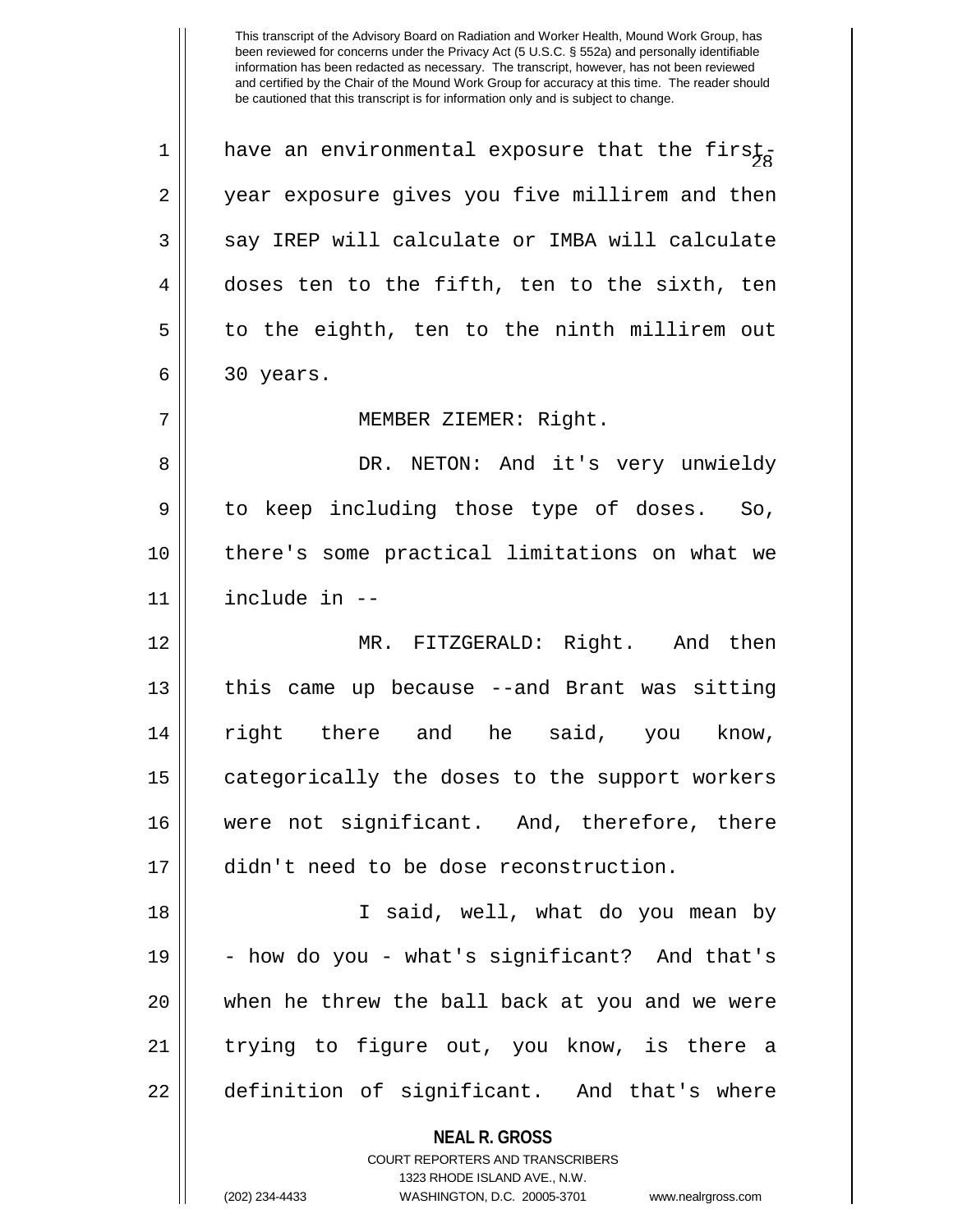have an environmental exposure that the first-year exposure gives you five millirem and then say IREP will calculate or IMBA will calculate doses ten to the fifth, ten to the sixth, ten to the eighth, ten to the ninth millirem out 30 years.

MEMBER ZIEMER: Right.

DR. NETON: And it's very unwieldy to keep including those type of doses. So, there's some practical limitations on what we include in --

MR. FITZGERALD: Right. And then this came up because --and Brant was sitting right there and he said, you know, categorically the doses to the support workers were not significant. And, therefore, there didn't need to be dose reconstruction.

I said, well, what do you mean by - how do you - what's significant? And that's when he threw the ball back at you and we were trying to figure out, you know, is there a definition of significant. And that's where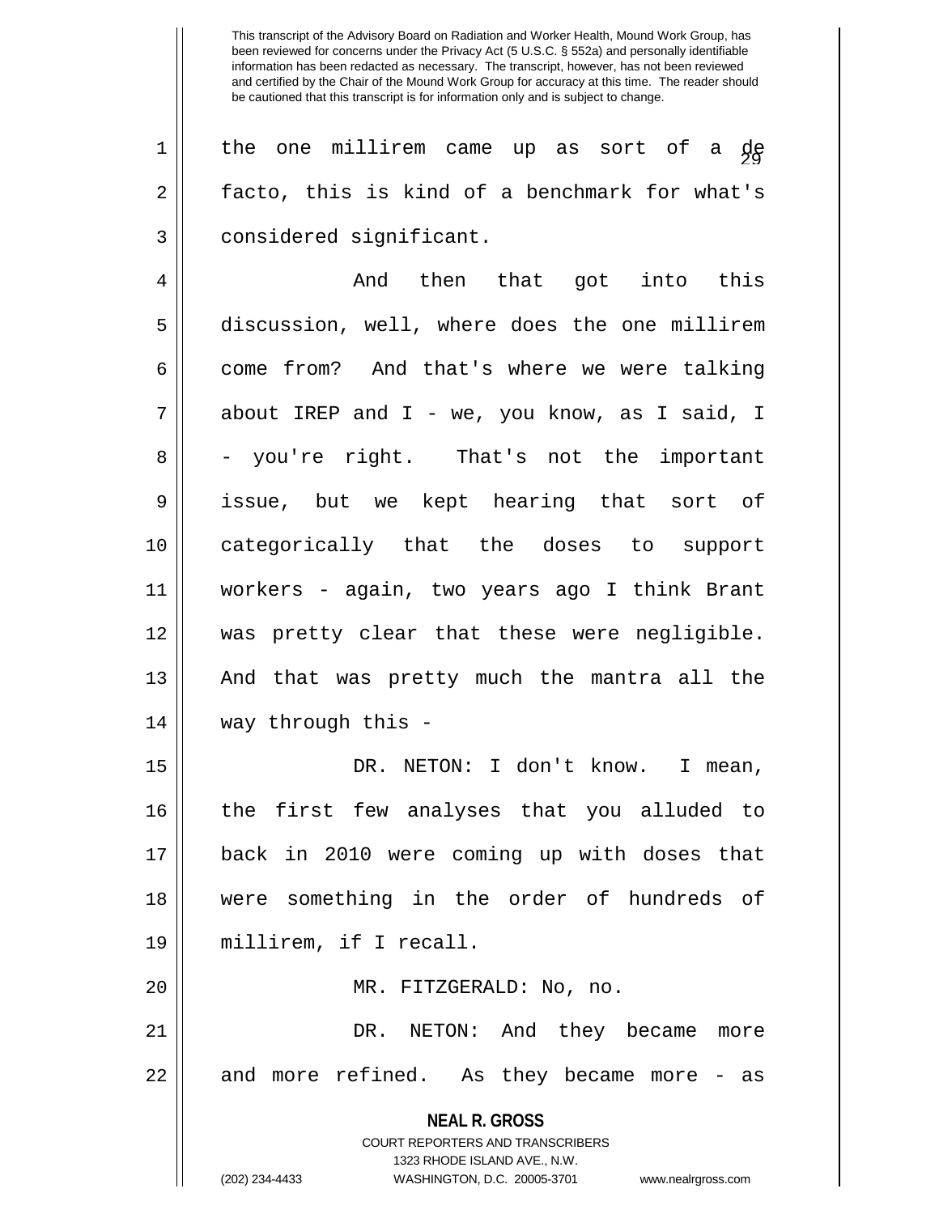the one millirem came up as sort of a de facto, this is kind of a benchmark for what's considered significant.

And then that got into this discussion, well, where does the one millirem come from? And that's where we were talking about IREP and I - we, you know, as I said, I - you're right. That's not the important issue, but we kept hearing that sort of categorically that the doses to support workers - again, two years ago I think Brant was pretty clear that these were negligible. And that was pretty much the mantra all the way through this -

DR. NETON: I don't know. I mean, the first few analyses that you alluded to back in 2010 were coming up with doses that were something in the order of hundreds of millirem, if I recall.

MR. FITZGERALD: No, no.

DR. NETON: And they became more and more refined. As they became more - as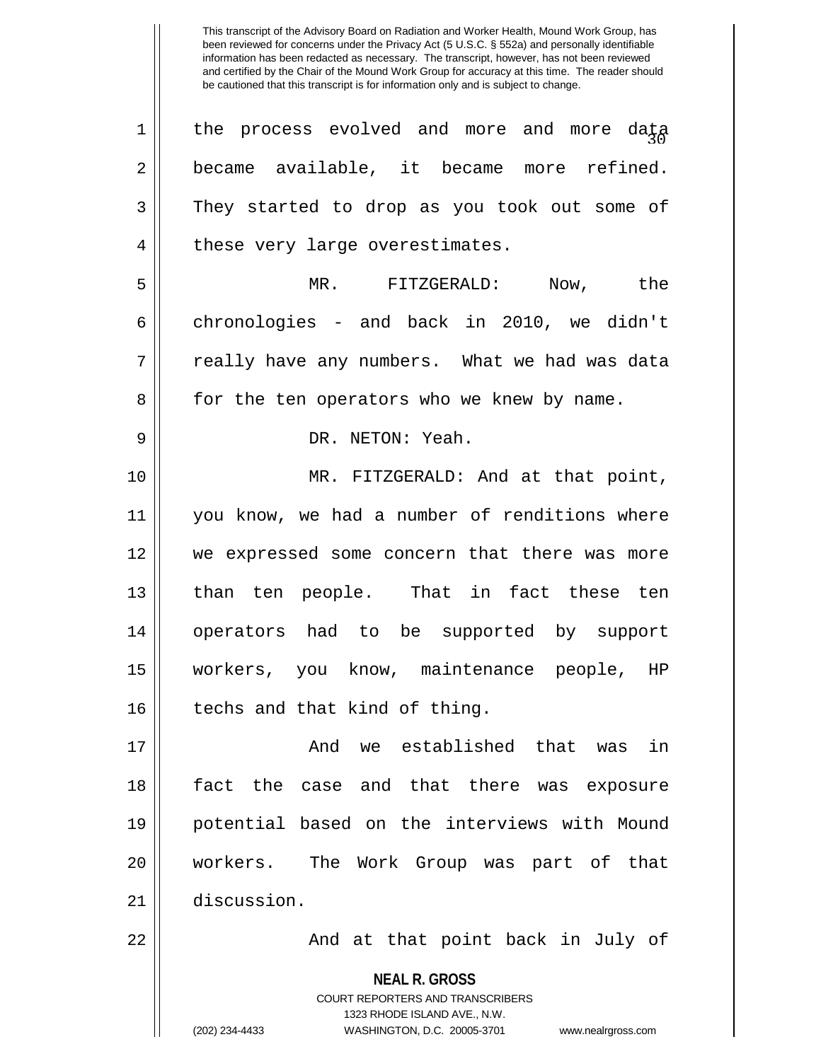the process evolved and more and more data became available, it became more refined. They started to drop as you took out some of these very large overestimates.

MR. FITZGERALD: Now, the chronologies - and back in 2010, we didn't really have any numbers. What we had was data for the ten operators who we knew by name.

DR. NETON: Yeah.

MR. FITZGERALD: And at that point, you know, we had a number of renditions where we expressed some concern that there was more than ten people. That in fact these ten operators had to be supported by support workers, you know, maintenance people, HP techs and that kind of thing.

And we established that was in fact the case and that there was exposure potential based on the interviews with Mound workers. The Work Group was part of that discussion.

And at that point back in July of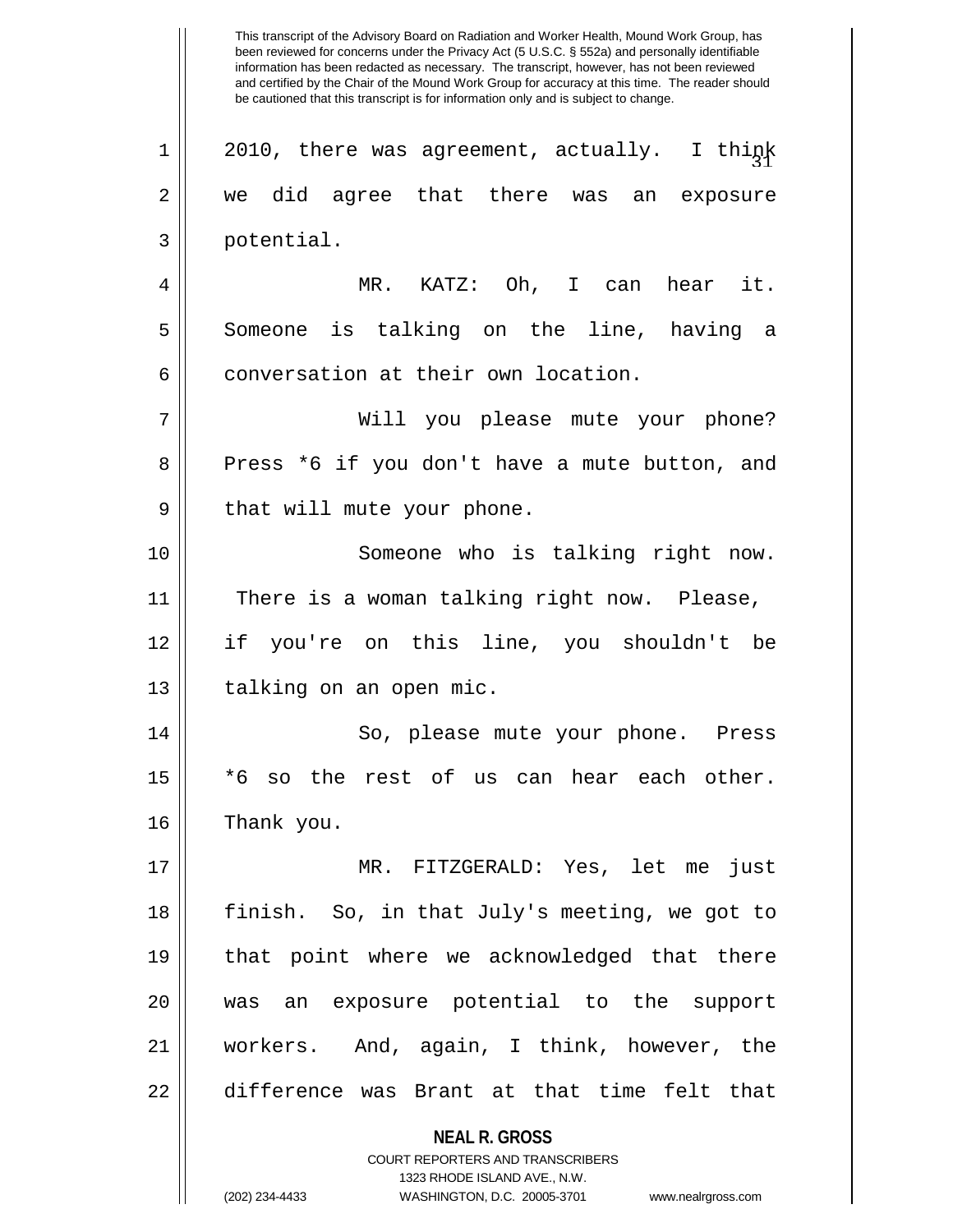2010, there was agreement, actually. I think we did agree that there was an exposure potential.

MR. KATZ: Oh, I can hear it. Someone is talking on the line, having a conversation at their own location.

Will you please mute your phone? Press *6 if you don't have a mute button, and that will mute your phone.

Someone who is talking right now. There is a woman talking right now. Please, if you're on this line, you shouldn't be talking on an open mic.

So, please mute your phone. Press *6 so the rest of us can hear each other. Thank you.

MR. FITZGERALD: Yes, let me just finish. So, in that July's meeting, we got to that point where we acknowledged that there was an exposure potential to the support workers. And, again, I think, however, the difference was Brant at that time felt that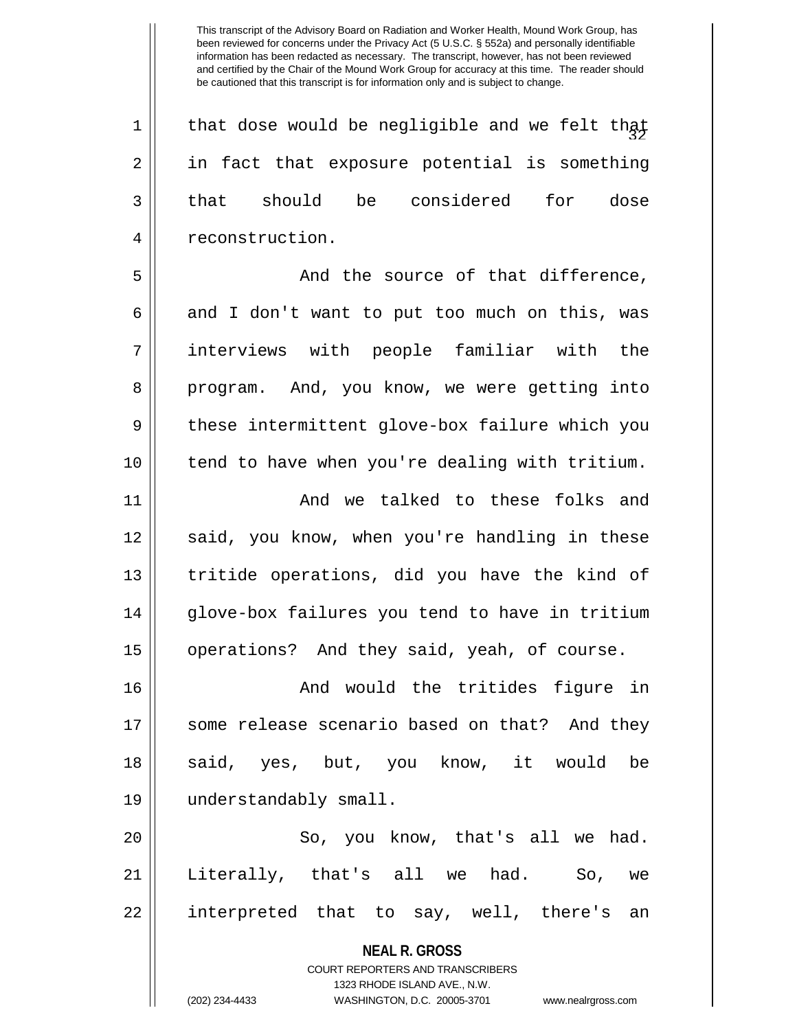that dose would be negligible and we felt that in fact that exposure potential is something that should be considered for dose reconstruction.

And the source of that difference, and I don't want to put too much on this, was interviews with people familiar with the program. And, you know, we were getting into these intermittent glove-box failure which you tend to have when you're dealing with tritium.

And we talked to these folks and said, you know, when you're handling in these tritide operations, did you have the kind of glove-box failures you tend to have in tritium operations? And they said, yeah, of course.

And would the tritides figure in some release scenario based on that? And they said, yes, but, you know, it would be understandably small.

So, you know, that's all we had. Literally, that's all we had. So, we interpreted that to say, well, there's an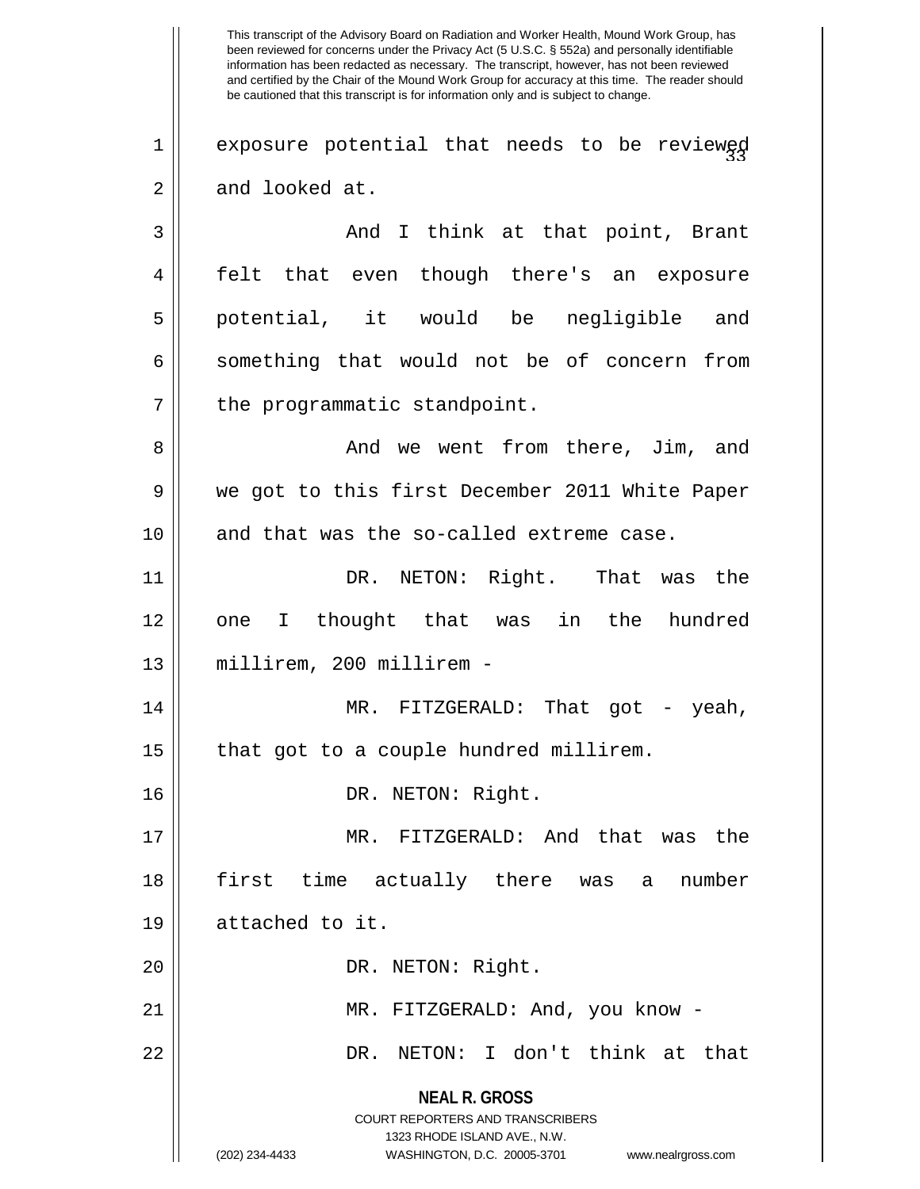This transcript of the Advisory Board on Radiation and Worker Health, Mound Work Group, has been reviewed for concerns under the Privacy Act (5 U.S.C. § 552a) and personally identifiable information has been redacted as necessary. The transcript, however, has not been reviewed and certified by the Chair of the Mound Work Group for accuracy at this time. The reader should be cautioned that this transcript is for information only and is subject to change.

exposure potential that needs to be reviewed and looked at.

And I think at that point, Brant felt that even though there's an exposure potential, it would be negligible and something that would not be of concern from the programmatic standpoint.

And we went from there, Jim, and we got to this first December 2011 White Paper and that was the so-called extreme case.

DR. NETON: Right. That was the one I thought that was in the hundred millirem, 200 millirem -

MR. FITZGERALD: That got - yeah, that got to a couple hundred millirem.

DR. NETON: Right.

MR. FITZGERALD: And that was the first time actually there was a number attached to it.

DR. NETON: Right.

MR. FITZGERALD: And, you know -

DR. NETON: I don't think at that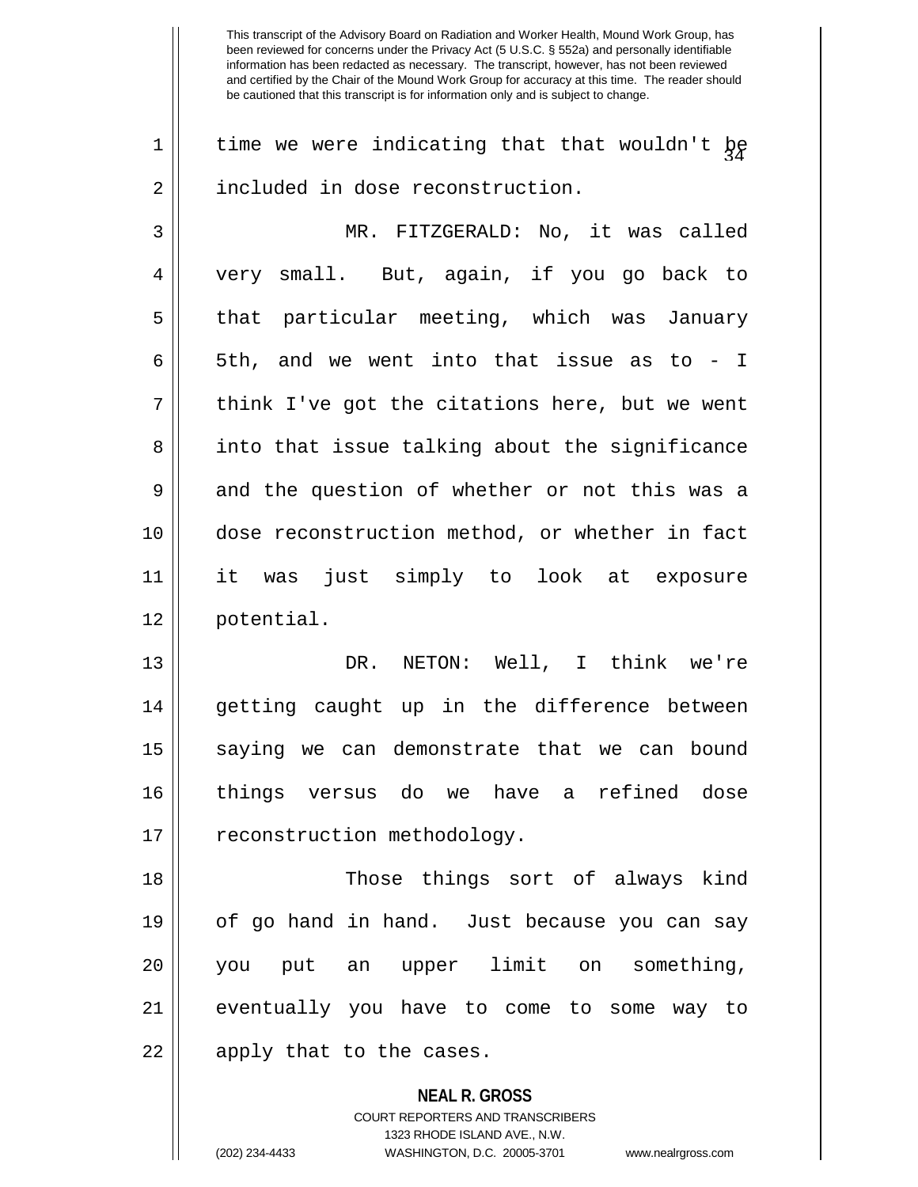time we were indicating that that wouldn't be included in dose reconstruction.

MR. FITZGERALD: No, it was called very small. But, again, if you go back to that particular meeting, which was January 5th, and we went into that issue as to - I think I've got the citations here, but we went into that issue talking about the significance and the question of whether or not this was a dose reconstruction method, or whether in fact it was just simply to look at exposure potential.

DR. NETON: Well, I think we're getting caught up in the difference between saying we can demonstrate that we can bound things versus do we have a refined dose reconstruction methodology.

Those things sort of always kind of go hand in hand. Just because you can say you put an upper limit on something, eventually you have to come to some way to apply that to the cases.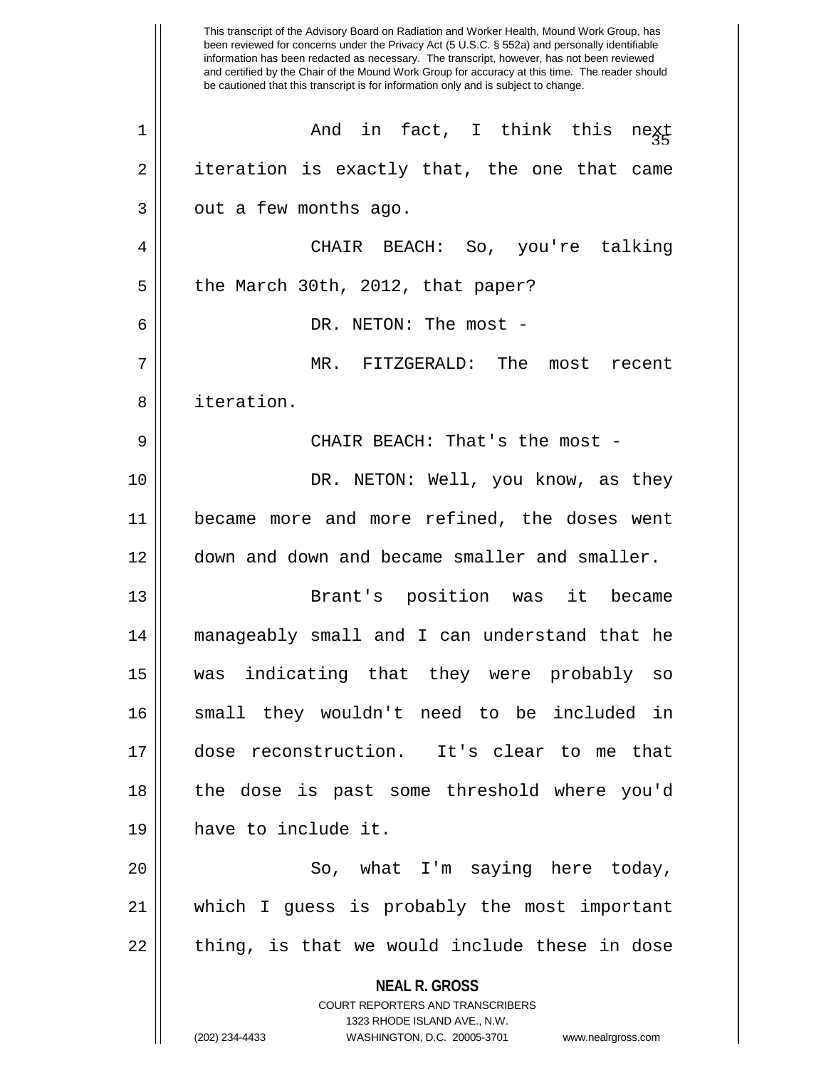And in fact, I think this next iteration is exactly that, the one that came out a few months ago.

CHAIR BEACH: So, you're talking the March 30th, 2012, that paper?

DR. NETON: The most -

MR. FITZGERALD: The most recent iteration.

CHAIR BEACH: That's the most -

DR. NETON: Well, you know, as they became more and more refined, the doses went down and down and became smaller and smaller.

Brant's position was it became manageably small and I can understand that he was indicating that they were probably so small they wouldn't need to be included in dose reconstruction. It's clear to me that the dose is past some threshold where you'd have to include it.

So, what I'm saying here today, which I guess is probably the most important thing, is that we would include these in dose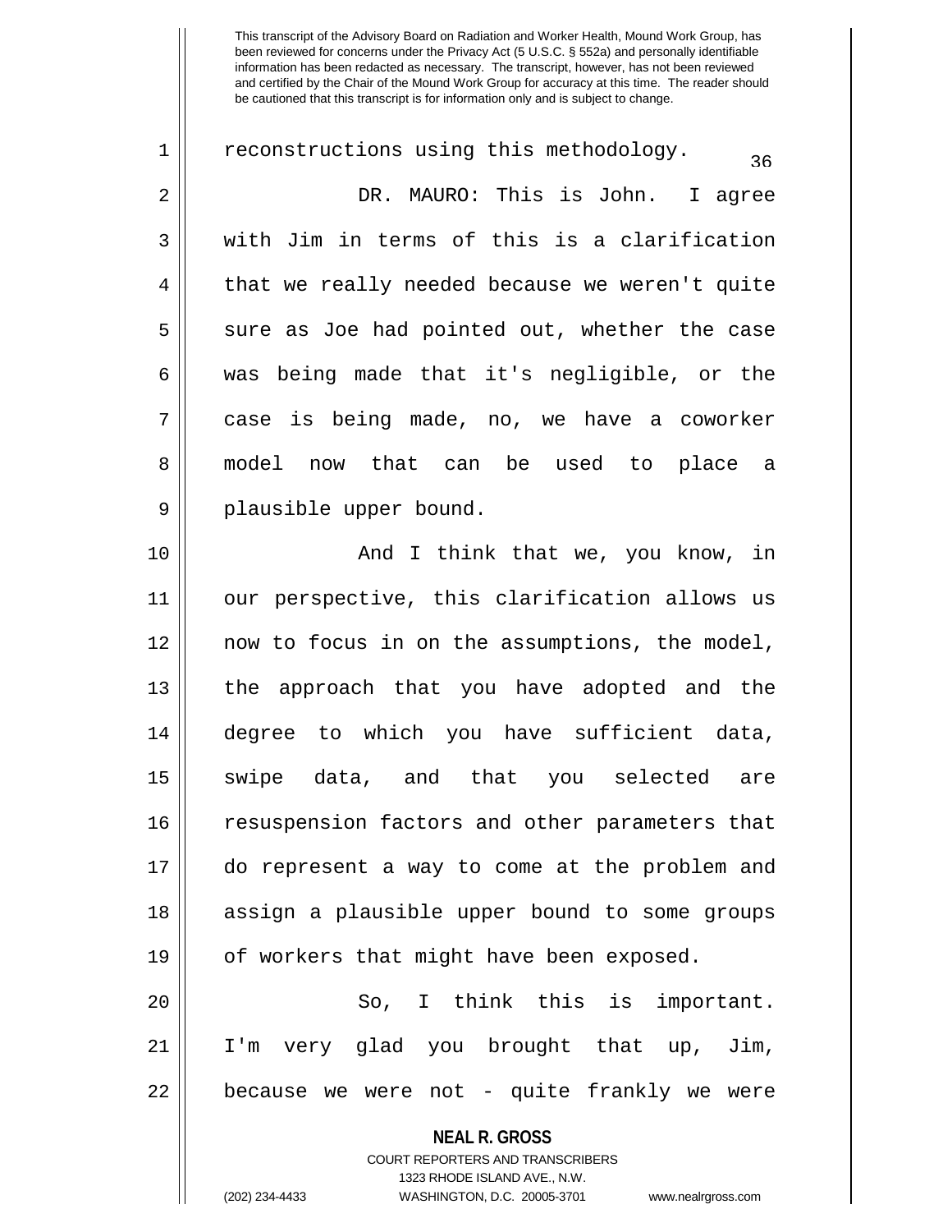reconstructions using this methodology.

DR. MAURO: This is John. I agree with Jim in terms of this is a clarification that we really needed because we weren't quite sure as Joe had pointed out, whether the case was being made that it's negligible, or the case is being made, no, we have a coworker model now that can be used to place a plausible upper bound.

And I think that we, you know, in our perspective, this clarification allows us now to focus in on the assumptions, the model, the approach that you have adopted and the degree to which you have sufficient data, swipe data, and that you selected are resuspension factors and other parameters that do represent a way to come at the problem and assign a plausible upper bound to some groups of workers that might have been exposed.

So, I think this is important. I'm very glad you brought that up, Jim, because we were not - quite frankly we were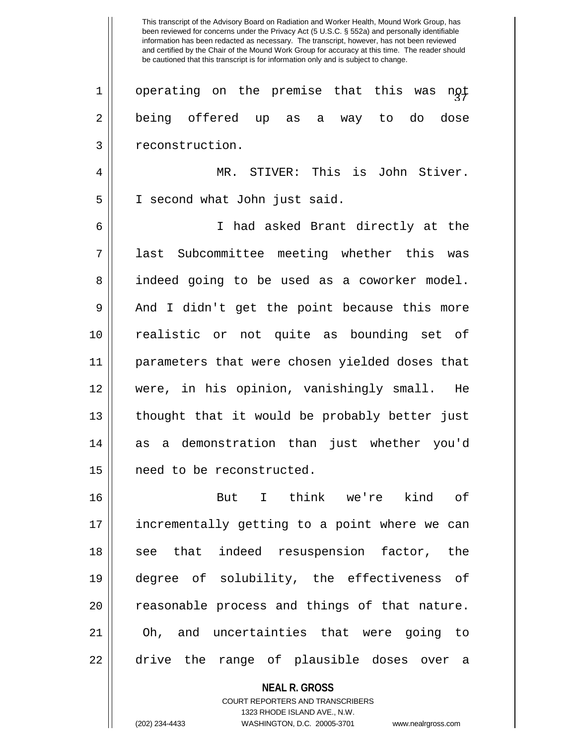operating on the premise that this was not being offered up as a way to do dose reconstruction.

MR. STIVER: This is John Stiver. I second what John just said.

I had asked Brant directly at the last Subcommittee meeting whether this was indeed going to be used as a coworker model. And I didn't get the point because this more realistic or not quite as bounding set of parameters that were chosen yielded doses that were, in his opinion, vanishingly small. He thought that it would be probably better just as a demonstration than just whether you'd need to be reconstructed.

But I think we're kind of incrementally getting to a point where we can see that indeed resuspension factor, the degree of solubility, the effectiveness of reasonable process and things of that nature. Oh, and uncertainties that were going to drive the range of plausible doses over a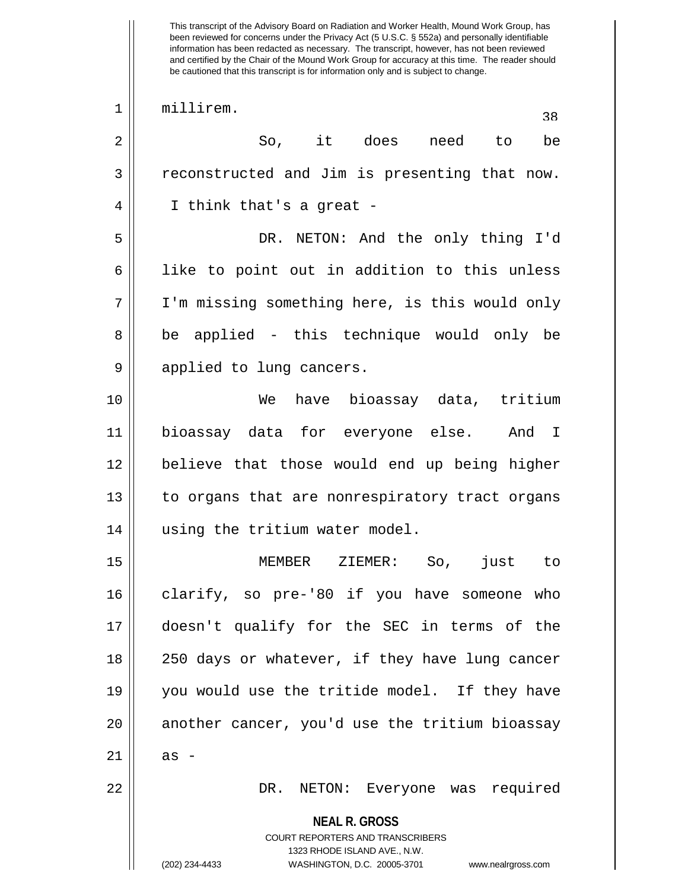millirem.

So, it does need to be reconstructed and Jim is presenting that now. I think that's a great -

DR. NETON: And the only thing I'd like to point out in addition to this unless I'm missing something here, is this would only be applied - this technique would only be applied to lung cancers.

We have bioassay data, tritium bioassay data for everyone else. And I believe that those would end up being higher to organs that are nonrespiratory tract organs using the tritium water model.

MEMBER ZIEMER: So, just to clarify, so pre-'80 if you have someone who doesn't qualify for the SEC in terms of the 250 days or whatever, if they have lung cancer you would use the tritide model. If they have another cancer, you'd use the tritium bioassay as -

DR. NETON: Everyone was required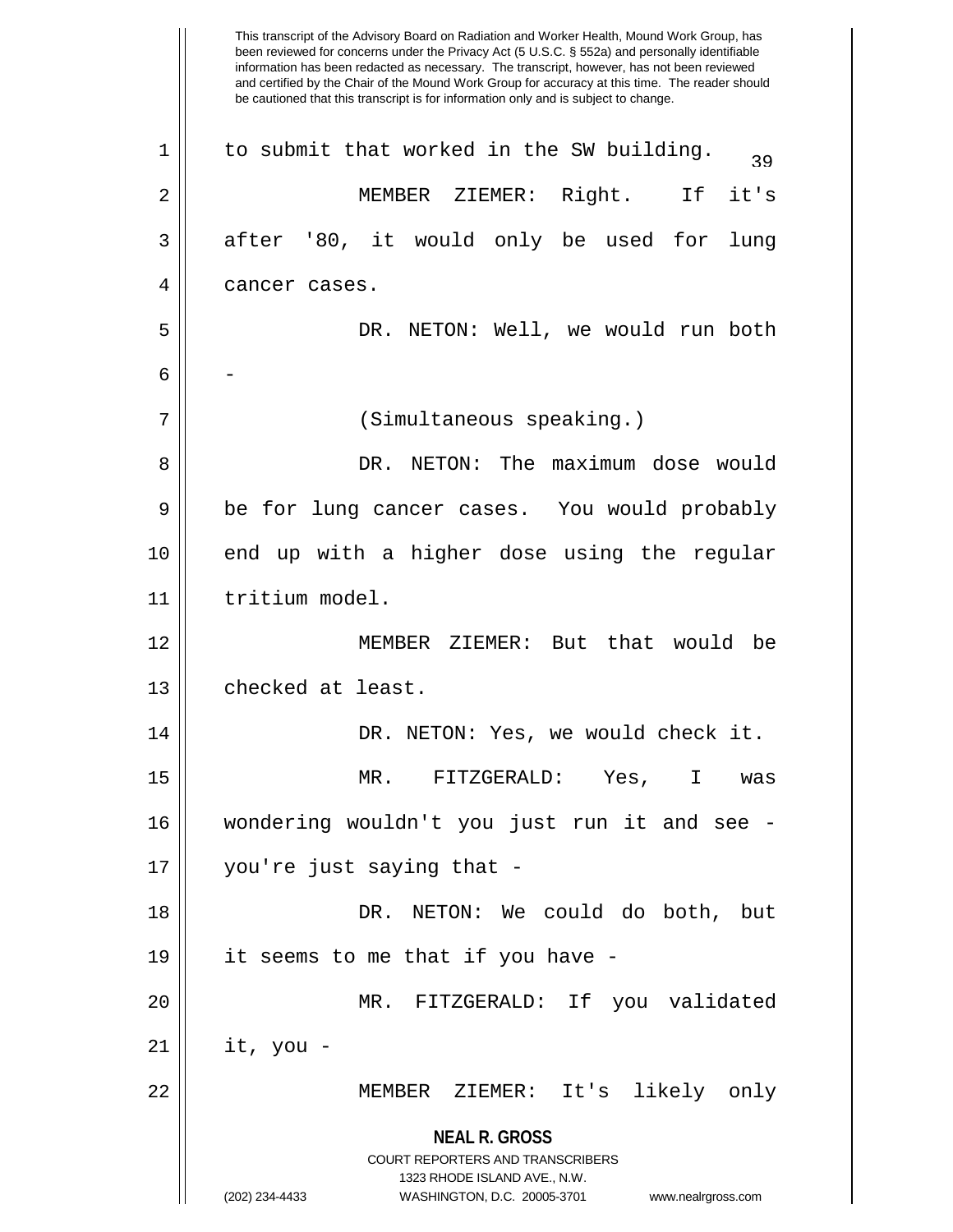This transcript of the Advisory Board on Radiation and Worker Health, Mound Work Group, has been reviewed for concerns under the Privacy Act (5 U.S.C. § 552a) and personally identifiable information has been redacted as necessary. The transcript, however, has not been reviewed and certified by the Chair of the Mound Work Group for accuracy at this time. The reader should be cautioned that this transcript is for information only and is subject to change.

to submit that worked in the SW building.

MEMBER ZIEMER: Right. If it's after '80, it would only be used for lung cancer cases.

DR. NETON: Well, we would run both -

(Simultaneous speaking.)

DR. NETON: The maximum dose would be for lung cancer cases. You would probably end up with a higher dose using the regular tritium model.

MEMBER ZIEMER: But that would be checked at least.

DR. NETON: Yes, we would check it.

MR. FITZGERALD: Yes, I was wondering wouldn't you just run it and see - you're just saying that -

DR. NETON: We could do both, but it seems to me that if you have -

MR. FITZGERALD: If you validated it, you -

MEMBER ZIEMER: It's likely only

**NEAL R. GROSS**
COURT REPORTERS AND TRANSCRIBERS
1323 RHODE ISLAND AVE., N.W.
(202) 234-4433 WASHINGTON, D.C. 20005-3701 www.nealrgross.com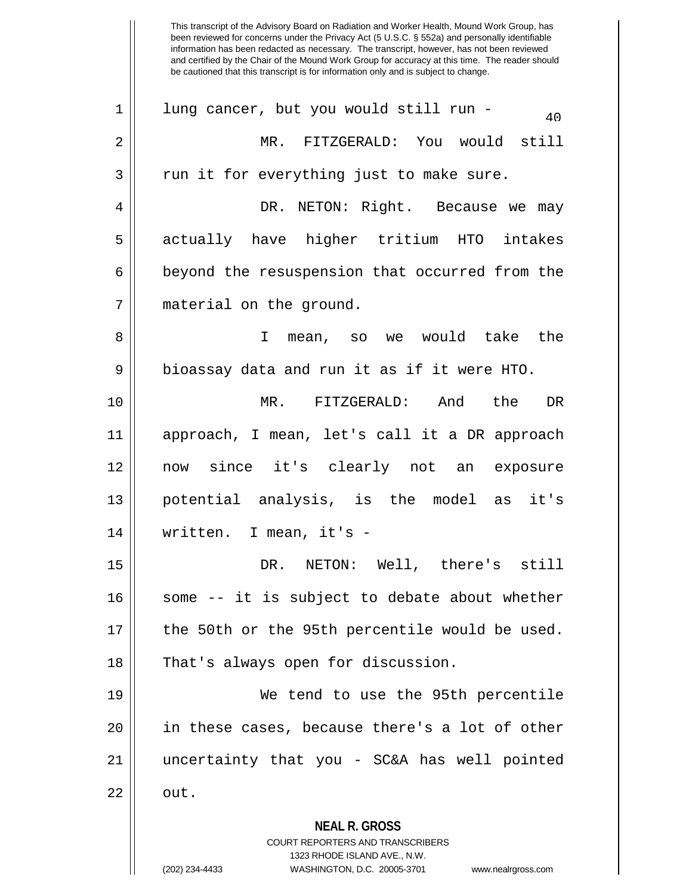lung cancer, but you would still run -

MR. FITZGERALD: You would still run it for everything just to make sure.

DR. NETON: Right. Because we may actually have higher tritium HTO intakes beyond the resuspension that occurred from the material on the ground.

I mean, so we would take the bioassay data and run it as if it were HTO.

MR. FITZGERALD: And the DR approach, I mean, let's call it a DR approach now since it's clearly not an exposure potential analysis, is the model as it's written. I mean, it's -

DR. NETON: Well, there's still some -- it is subject to debate about whether the 50th or the 95th percentile would be used. That's always open for discussion.

We tend to use the 95th percentile in these cases, because there's a lot of other uncertainty that you - SC&A has well pointed out.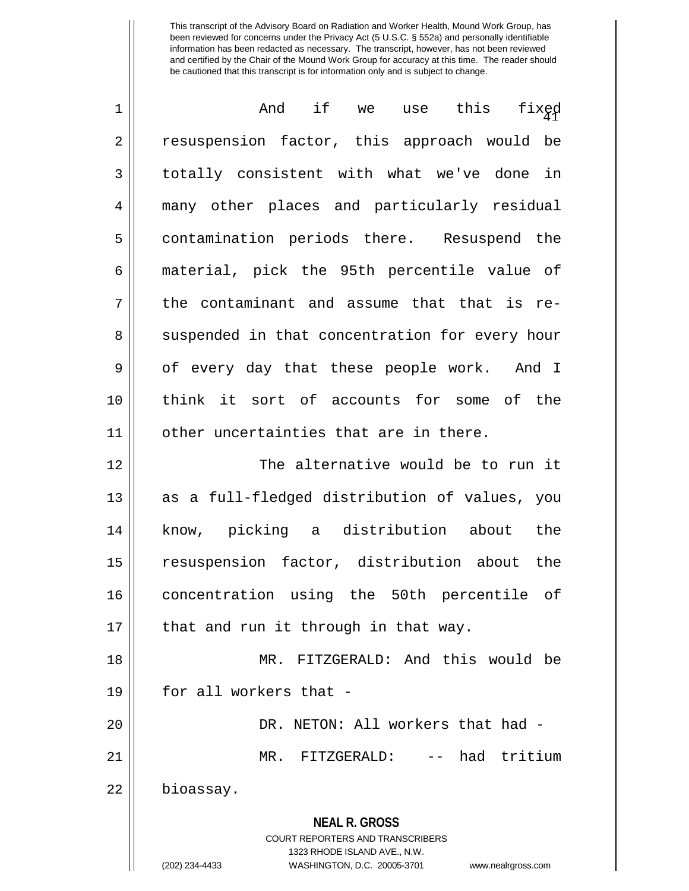And if we use this fixed resuspension factor, this approach would be totally consistent with what we've done in many other places and particularly residual contamination periods there. Resuspend the material, pick the 95th percentile value of the contaminant and assume that that is re-suspended in that concentration for every hour of every day that these people work. And I think it sort of accounts for some of the other uncertainties that are in there.

The alternative would be to run it as a full-fledged distribution of values, you know, picking a distribution about the resuspension factor, distribution about the concentration using the 50th percentile of that and run it through in that way.

MR. FITZGERALD: And this would be for all workers that -

DR. NETON: All workers that had -

MR. FITZGERALD: -- had tritium bioassay.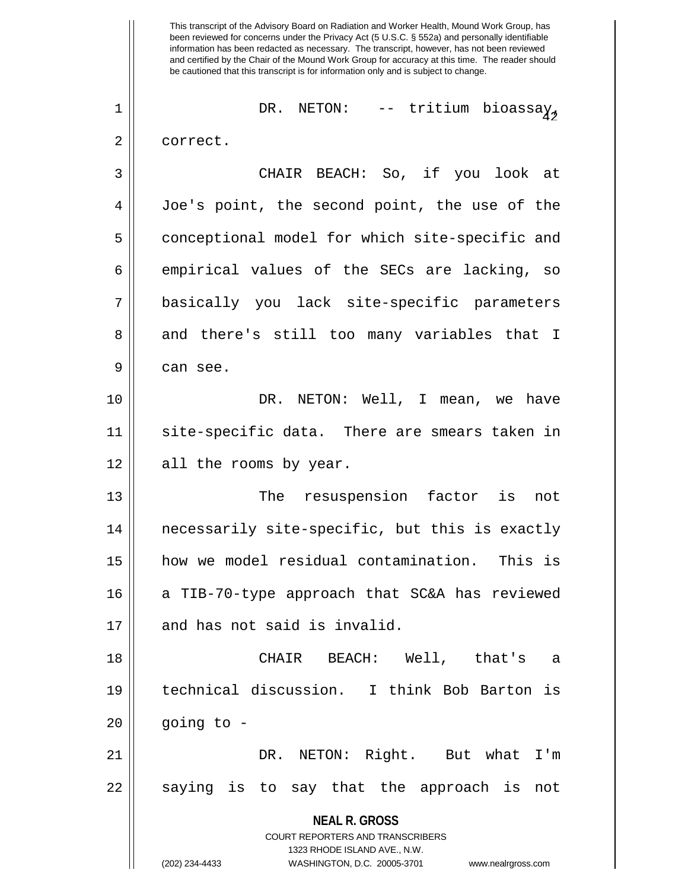DR. NETON: -- tritium bioassay, correct.

CHAIR BEACH: So, if you look at Joe's point, the second point, the use of the conceptional model for which site-specific and empirical values of the SECs are lacking, so basically you lack site-specific parameters and there's still too many variables that I can see.

DR. NETON: Well, I mean, we have site-specific data. There are smears taken in all the rooms by year.

The resuspension factor is not necessarily site-specific, but this is exactly how we model residual contamination. This is a TIB-70-type approach that SC&A has reviewed and has not said is invalid.

CHAIR BEACH: Well, that's a technical discussion. I think Bob Barton is going to -

DR. NETON: Right. But what I'm saying is to say that the approach is not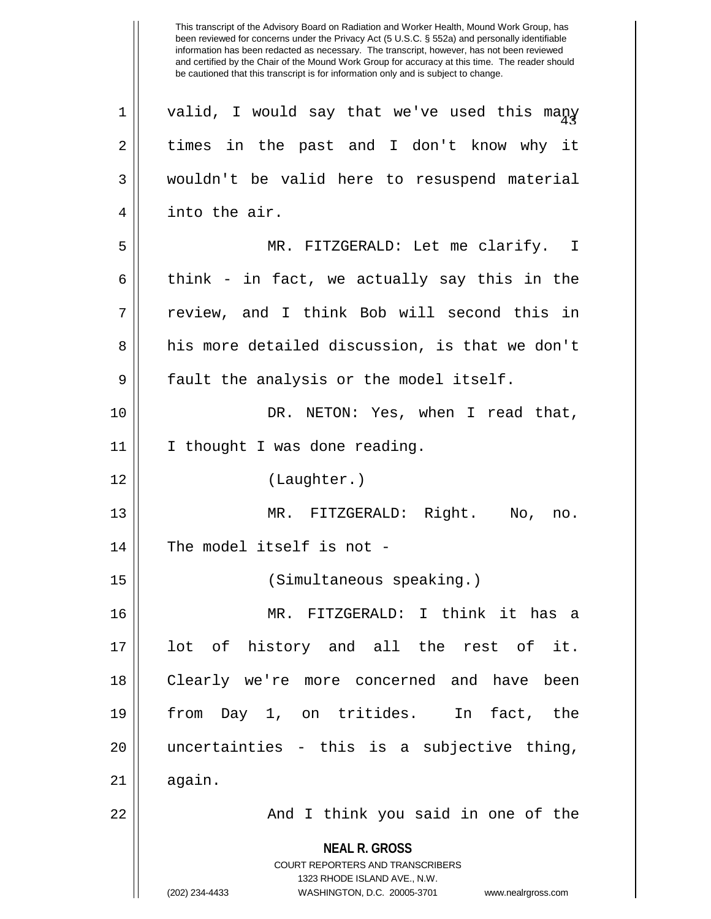This transcript of the Advisory Board on Radiation and Worker Health, Mound Work Group, has been reviewed for concerns under the Privacy Act (5 U.S.C. § 552a) and personally identifiable information has been redacted as necessary. The transcript, however, has not been reviewed and certified by the Chair of the Mound Work Group for accuracy at this time. The reader should be cautioned that this transcript is for information only and is subject to change.

valid, I would say that we've used this many times in the past and I don't know why it wouldn't be valid here to resuspend material into the air.

MR. FITZGERALD: Let me clarify. I think - in fact, we actually say this in the review, and I think Bob will second this in his more detailed discussion, is that we don't fault the analysis or the model itself.

DR. NETON: Yes, when I read that, I thought I was done reading.

(Laughter.)

MR. FITZGERALD: Right. No, no. The model itself is not -

(Simultaneous speaking.)

MR. FITZGERALD: I think it has a lot of history and all the rest of it. Clearly we're more concerned and have been from Day 1, on tritides. In fact, the uncertainties - this is a subjective thing, again.

And I think you said in one of the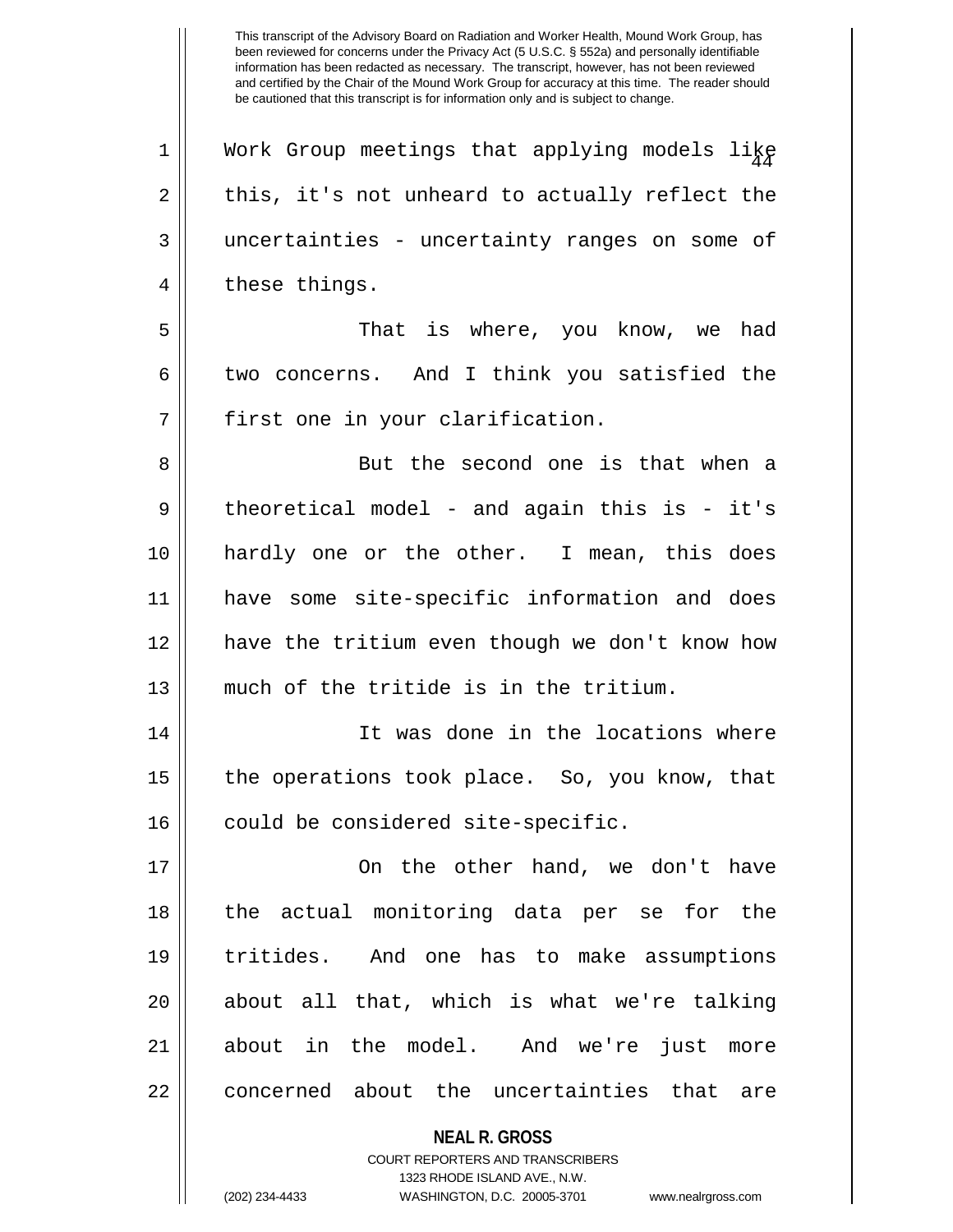Work Group meetings that applying models like this, it's not unheard to actually reflect the uncertainties - uncertainty ranges on some of these things.

That is where, you know, we had two concerns. And I think you satisfied the first one in your clarification.

But the second one is that when a theoretical model - and again this is - it's hardly one or the other. I mean, this does have some site-specific information and does have the tritium even though we don't know how much of the tritide is in the tritium.

It was done in the locations where the operations took place. So, you know, that could be considered site-specific.

On the other hand, we don't have the actual monitoring data per se for the tritides. And one has to make assumptions about all that, which is what we're talking about in the model. And we're just more concerned about the uncertainties that are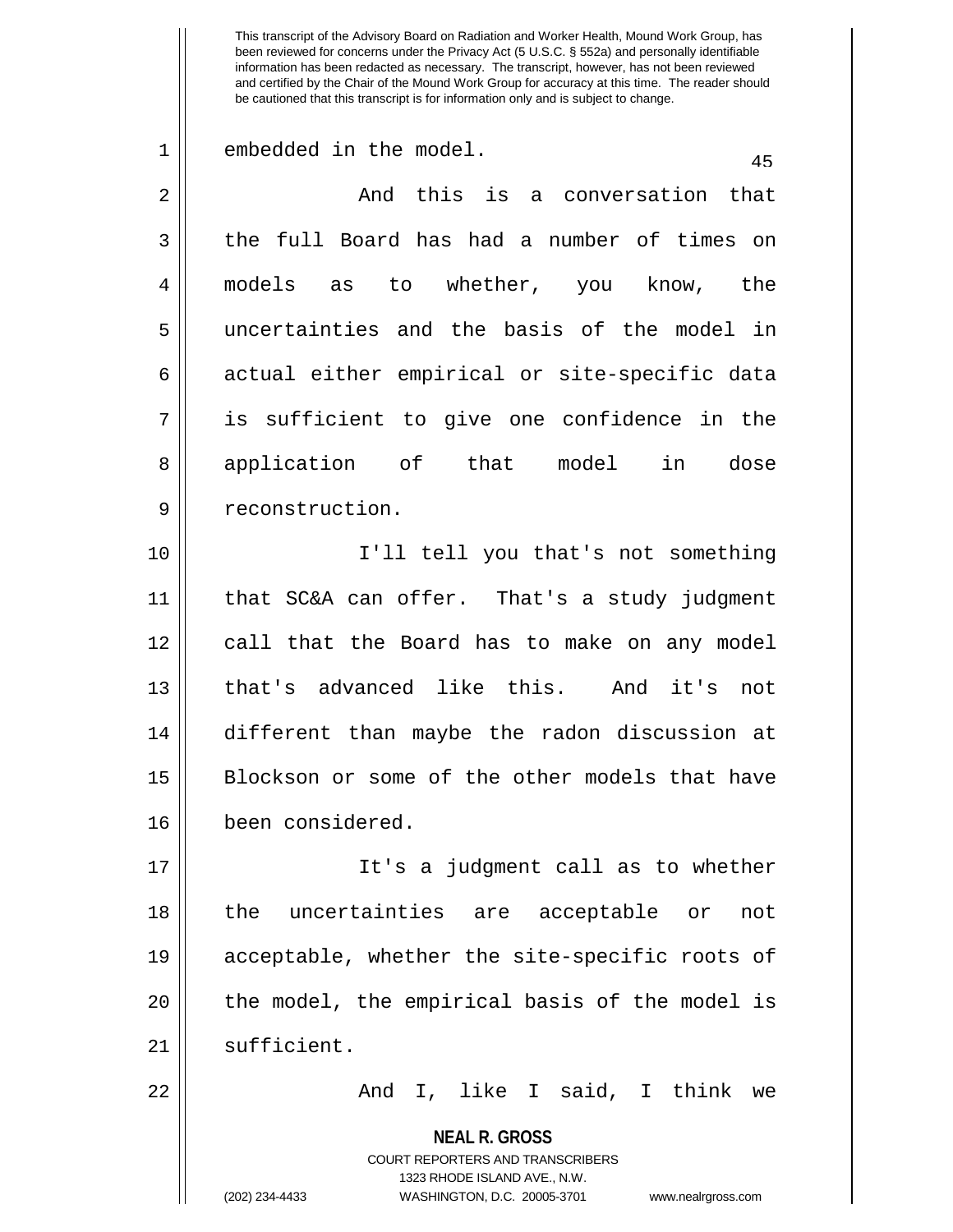embedded in the model.

And this is a conversation that the full Board has had a number of times on models as to whether, you know, the uncertainties and the basis of the model in actual either empirical or site-specific data is sufficient to give one confidence in the application of that model in dose reconstruction.

I'll tell you that's not something that SC&A can offer. That's a study judgment call that the Board has to make on any model that's advanced like this. And it's not different than maybe the radon discussion at Blockson or some of the other models that have been considered.

It's a judgment call as to whether the uncertainties are acceptable or not acceptable, whether the site-specific roots of the model, the empirical basis of the model is sufficient.

And I, like I said, I think we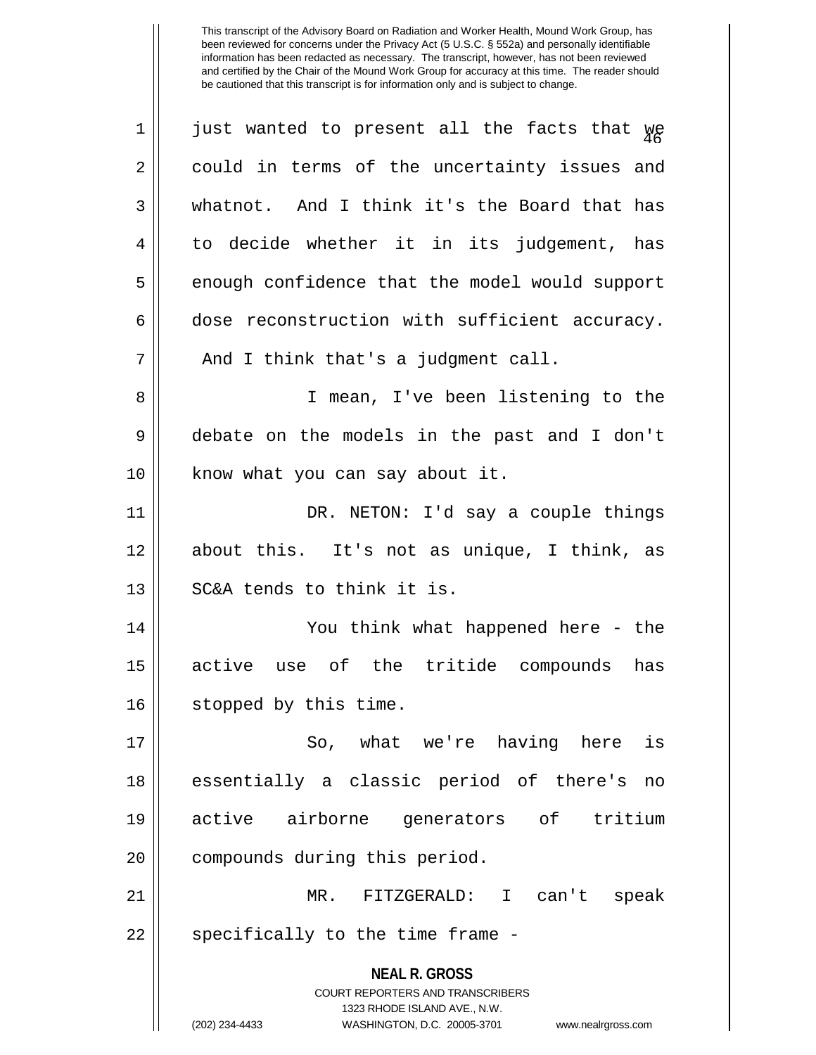just wanted to present all the facts that we could in terms of the uncertainty issues and whatnot. And I think it's the Board that has to decide whether it in its judgement, has enough confidence that the model would support dose reconstruction with sufficient accuracy. And I think that's a judgment call.

I mean, I've been listening to the debate on the models in the past and I don't know what you can say about it.

DR. NETON: I'd say a couple things about this. It's not as unique, I think, as SC&A tends to think it is.

You think what happened here - the active use of the tritide compounds has stopped by this time.

So, what we're having here is essentially a classic period of there's no active airborne generators of tritium compounds during this period.

MR. FITZGERALD: I can't speak specifically to the time frame -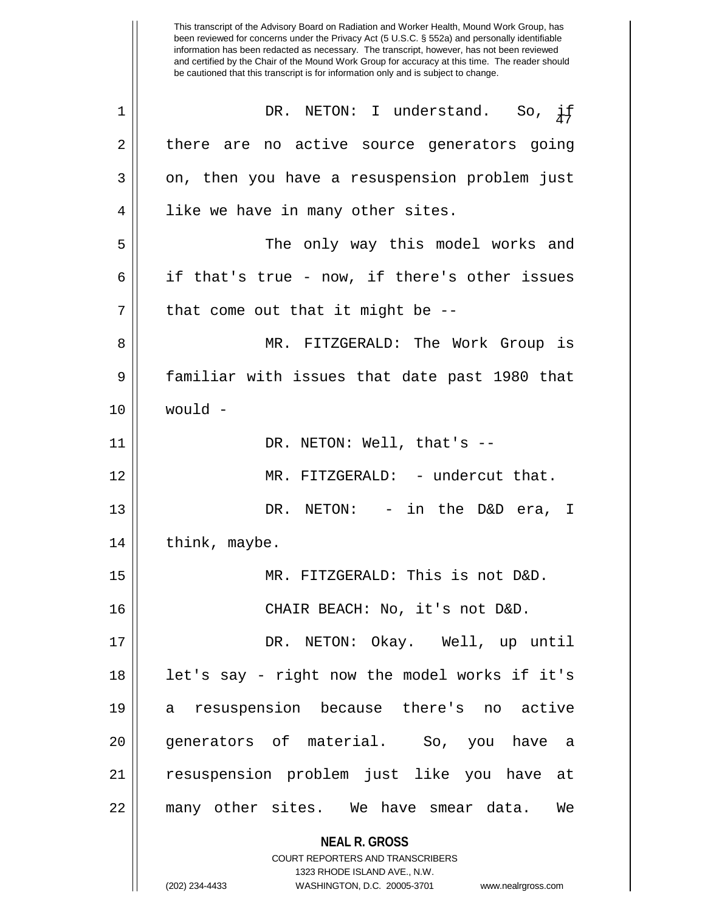DR. NETON: I understand. So, if there are no active source generators going on, then you have a resuspension problem just like we have in many other sites.

The only way this model works and if that's true - now, if there's other issues that come out that it might be --

MR. FITZGERALD: The Work Group is familiar with issues that date past 1980 that would -

DR. NETON: Well, that's --

MR. FITZGERALD: - undercut that.

DR. NETON: - in the D&D era, I think, maybe.

MR. FITZGERALD: This is not D&D.

CHAIR BEACH: No, it's not D&D.

DR. NETON: Okay. Well, up until let's say - right now the model works if it's a resuspension because there's no active generators of material. So, you have a resuspension problem just like you have at many other sites. We have smear data. We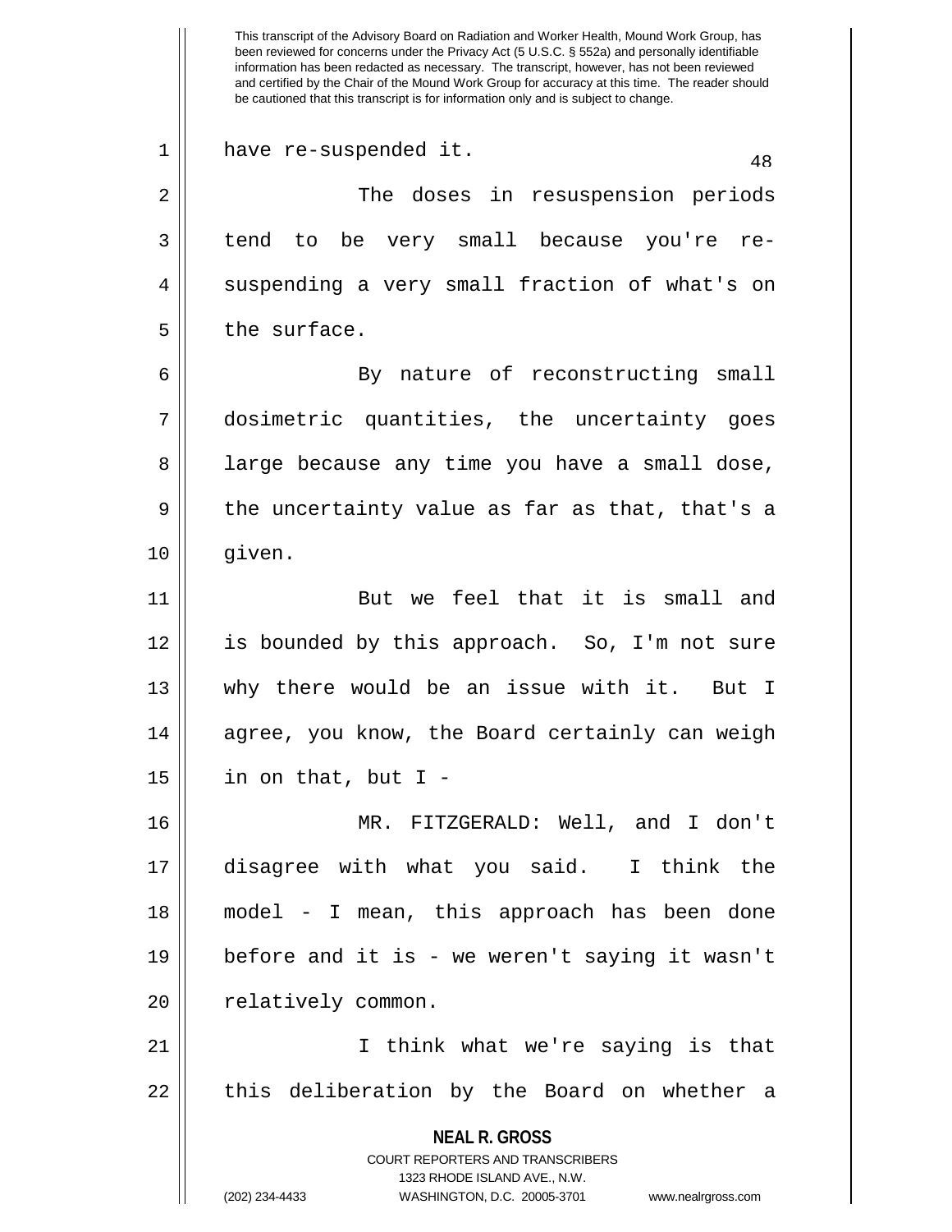have re-suspended it.

The doses in resuspension periods tend to be very small because you're re-suspending a very small fraction of what's on the surface.

By nature of reconstructing small dosimetric quantities, the uncertainty goes large because any time you have a small dose, the uncertainty value as far as that, that's a given.

But we feel that it is small and is bounded by this approach. So, I'm not sure why there would be an issue with it. But I agree, you know, the Board certainly can weigh in on that, but I -

MR. FITZGERALD: Well, and I don't disagree with what you said. I think the model - I mean, this approach has been done before and it is - we weren't saying it wasn't relatively common.

I think what we're saying is that this deliberation by the Board on whether a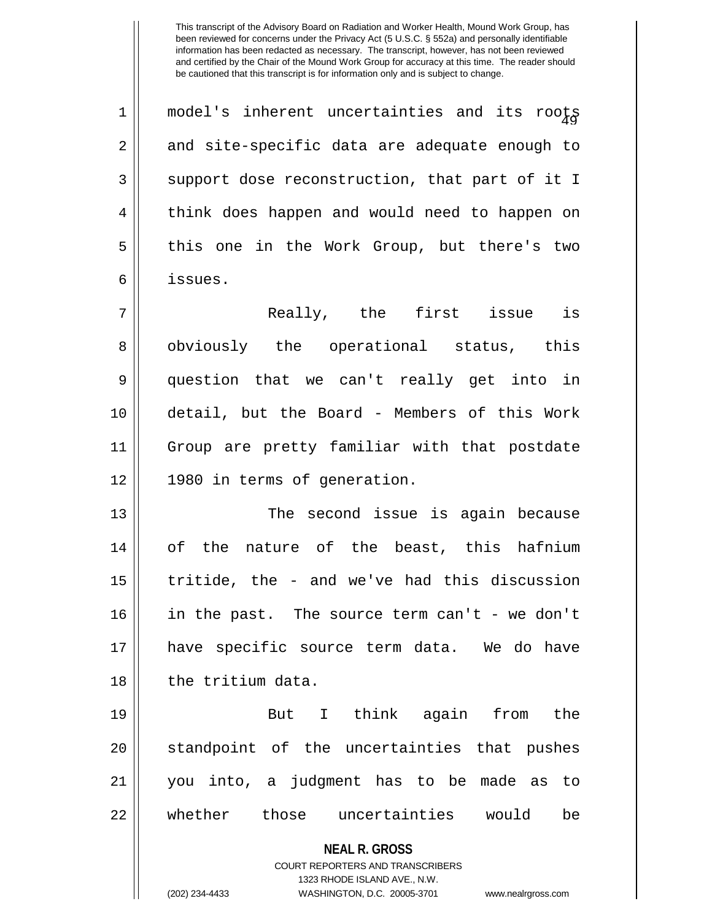This transcript of the Advisory Board on Radiation and Worker Health, Mound Work Group, has been reviewed for concerns under the Privacy Act (5 U.S.C. § 552a) and personally identifiable information has been redacted as necessary. The transcript, however, has not been reviewed and certified by the Chair of the Mound Work Group for accuracy at this time. The reader should be cautioned that this transcript is for information only and is subject to change.

model's inherent uncertainties and its roots and site-specific data are adequate enough to support dose reconstruction, that part of it I think does happen and would need to happen on this one in the Work Group, but there's two issues.

Really, the first issue is obviously the operational status, this question that we can't really get into in detail, but the Board - Members of this Work Group are pretty familiar with that postdate 1980 in terms of generation.

The second issue is again because of the nature of the beast, this hafnium tritide, the - and we've had this discussion in the past. The source term can't - we don't have specific source term data. We do have the tritium data.

But I think again from the standpoint of the uncertainties that pushes you into, a judgment has to be made as to whether those uncertainties would be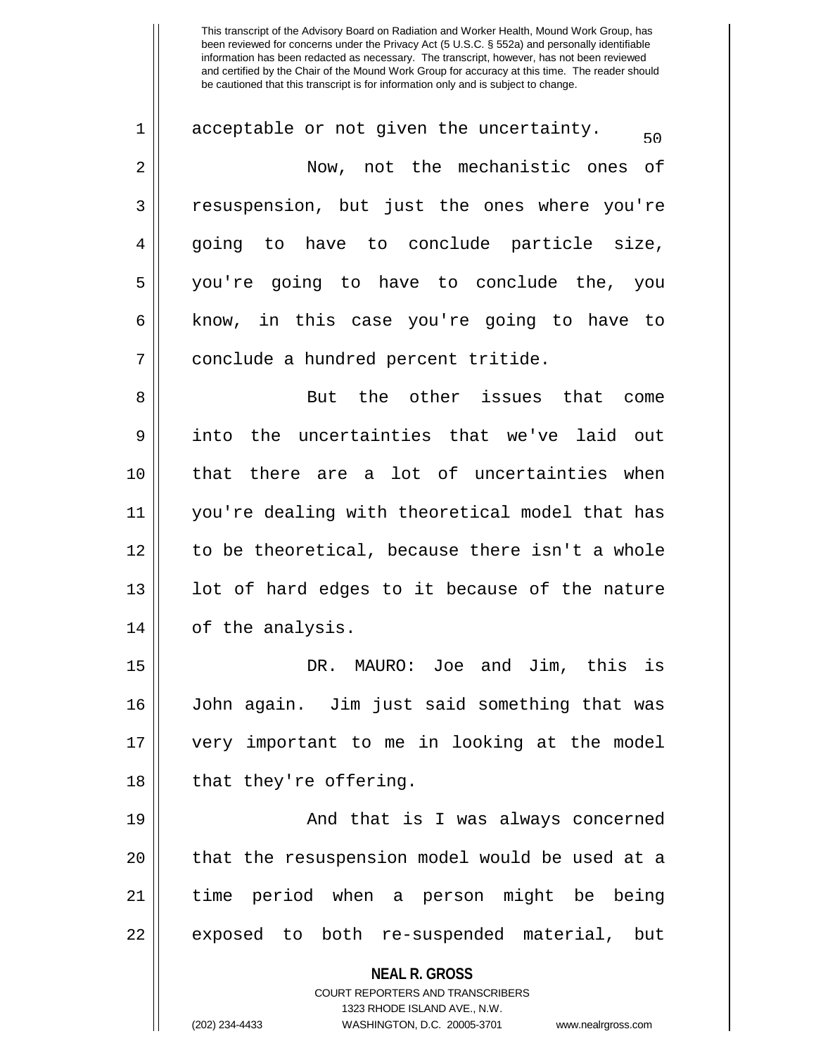This transcript of the Advisory Board on Radiation and Worker Health, Mound Work Group, has been reviewed for concerns under the Privacy Act (5 U.S.C. § 552a) and personally identifiable information has been redacted as necessary. The transcript, however, has not been reviewed and certified by the Chair of the Mound Work Group for accuracy at this time. The reader should be cautioned that this transcript is for information only and is subject to change.

acceptable or not given the uncertainty.

Now, not the mechanistic ones of resuspension, but just the ones where you're going to have to conclude particle size, you're going to have to conclude the, you know, in this case you're going to have to conclude a hundred percent tritide.

But the other issues that come into the uncertainties that we've laid out that there are a lot of uncertainties when you're dealing with theoretical model that has to be theoretical, because there isn't a whole lot of hard edges to it because of the nature of the analysis.

DR. MAURO: Joe and Jim, this is John again. Jim just said something that was very important to me in looking at the model that they're offering.

And that is I was always concerned that the resuspension model would be used at a time period when a person might be being exposed to both re-suspended material, but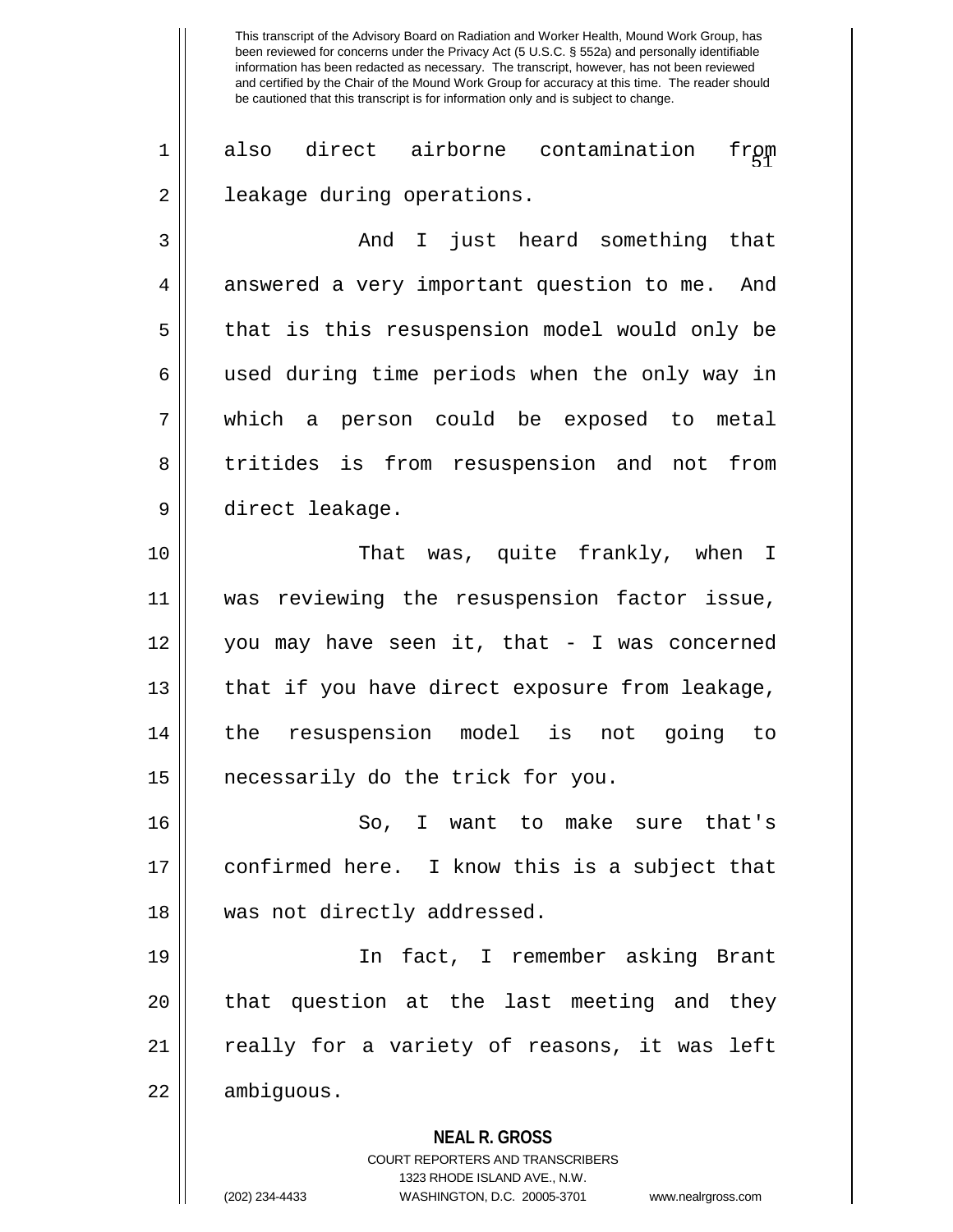also direct airborne contamination from leakage during operations.

And I just heard something that answered a very important question to me. And that is this resuspension model would only be used during time periods when the only way in which a person could be exposed to metal tritides is from resuspension and not from direct leakage.

That was, quite frankly, when I was reviewing the resuspension factor issue, you may have seen it, that - I was concerned that if you have direct exposure from leakage, the resuspension model is not going to necessarily do the trick for you.

So, I want to make sure that's confirmed here. I know this is a subject that was not directly addressed.

In fact, I remember asking Brant that question at the last meeting and they really for a variety of reasons, it was left ambiguous.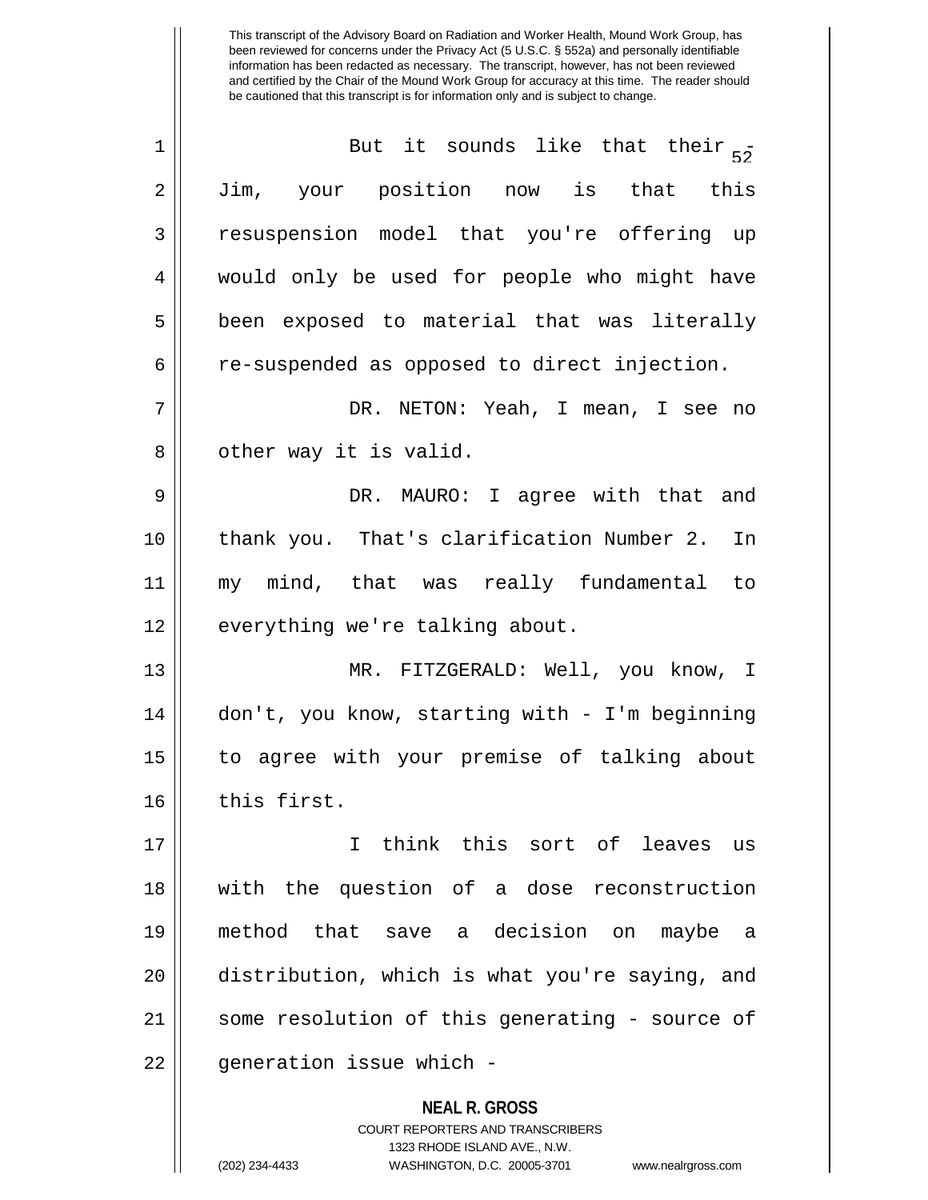This transcript of the Advisory Board on Radiation and Worker Health, Mound Work Group, has been reviewed for concerns under the Privacy Act (5 U.S.C. § 552a) and personally identifiable information has been redacted as necessary. The transcript, however, has not been reviewed and certified by the Chair of the Mound Work Group for accuracy at this time. The reader should be cautioned that this transcript is for information only and is subject to change.

But it sounds like that their - Jim, your position now is that this resuspension model that you're offering up would only be used for people who might have been exposed to material that was literally re-suspended as opposed to direct injection.

DR. NETON: Yeah, I mean, I see no other way it is valid.

DR. MAURO: I agree with that and thank you. That's clarification Number 2. In my mind, that was really fundamental to everything we're talking about.

MR. FITZGERALD: Well, you know, I don't, you know, starting with - I'm beginning to agree with your premise of talking about this first.

I think this sort of leaves us with the question of a dose reconstruction method that save a decision on maybe a distribution, which is what you're saying, and some resolution of this generating - source of generation issue which -

**NEAL R. GROSS**
COURT REPORTERS AND TRANSCRIBERS
1323 RHODE ISLAND AVE., N.W.
(202) 234-4433 WASHINGTON, D.C. 20005-3701 www.nealrgross.com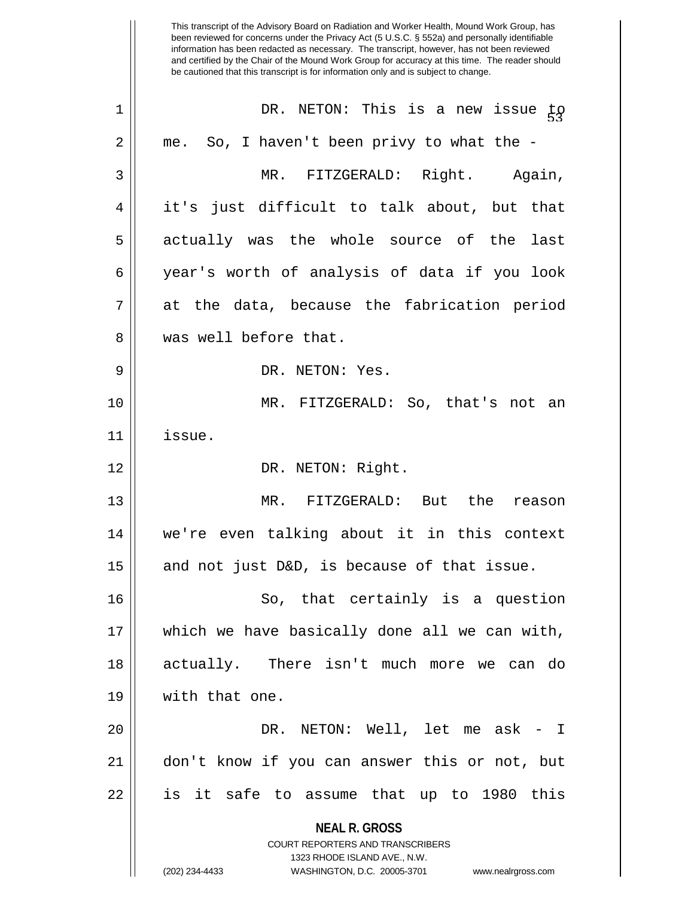This transcript of the Advisory Board on Radiation and Worker Health, Mound Work Group, has been reviewed for concerns under the Privacy Act (5 U.S.C. § 552a) and personally identifiable information has been redacted as necessary. The transcript, however, has not been reviewed and certified by the Chair of the Mound Work Group for accuracy at this time. The reader should be cautioned that this transcript is for information only and is subject to change.

DR. NETON: This is a new issue to me. So, I haven't been privy to what the -

MR. FITZGERALD: Right. Again, it's just difficult to talk about, but that actually was the whole source of the last year's worth of analysis of data if you look at the data, because the fabrication period was well before that.

DR. NETON: Yes.

MR. FITZGERALD: So, that's not an issue.

DR. NETON: Right.

MR. FITZGERALD: But the reason we're even talking about it in this context and not just D&D, is because of that issue.

So, that certainly is a question which we have basically done all we can with, actually. There isn't much more we can do with that one.

DR. NETON: Well, let me ask - I don't know if you can answer this or not, but is it safe to assume that up to 1980 this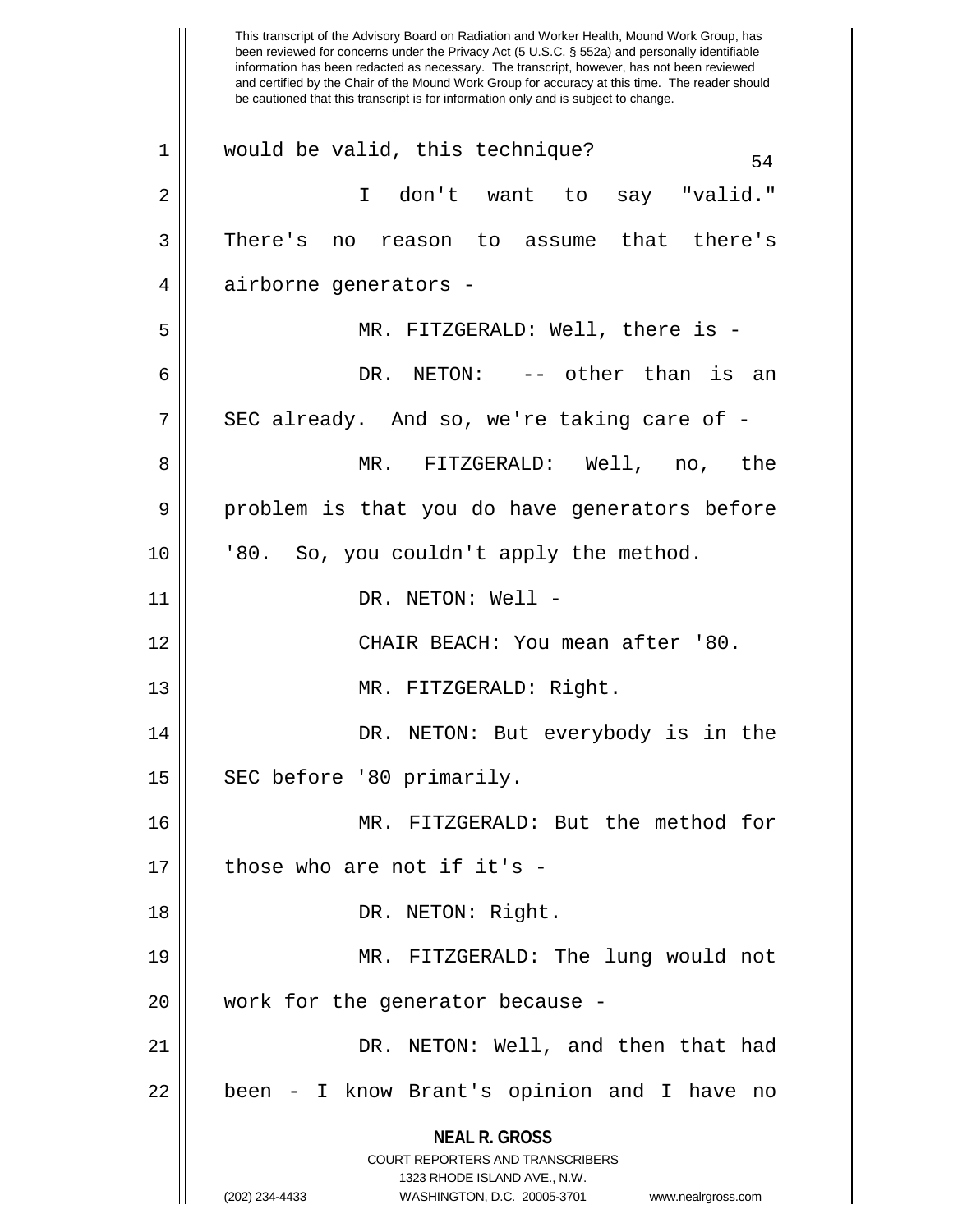This transcript of the Advisory Board on Radiation and Worker Health, Mound Work Group, has been reviewed for concerns under the Privacy Act (5 U.S.C. § 552a) and personally identifiable information has been redacted as necessary. The transcript, however, has not been reviewed and certified by the Chair of the Mound Work Group for accuracy at this time. The reader should be cautioned that this transcript is for information only and is subject to change.

would be valid, this technique?

I don't want to say "valid." There's no reason to assume that there's airborne generators -

MR. FITZGERALD: Well, there is -

DR. NETON: -- other than is an SEC already. And so, we're taking care of -

MR. FITZGERALD: Well, no, the problem is that you do have generators before '80. So, you couldn't apply the method.

DR. NETON: Well -

CHAIR BEACH: You mean after '80.

MR. FITZGERALD: Right.

DR. NETON: But everybody is in the SEC before '80 primarily.

MR. FITZGERALD: But the method for those who are not if it's -

DR. NETON: Right.

MR. FITZGERALD: The lung would not work for the generator because -

DR. NETON: Well, and then that had been - I know Brant's opinion and I have no

**NEAL R. GROSS**
COURT REPORTERS AND TRANSCRIBERS
1323 RHODE ISLAND AVE., N.W.
(202) 234-4433 WASHINGTON, D.C. 20005-3701 www.nealrgross.com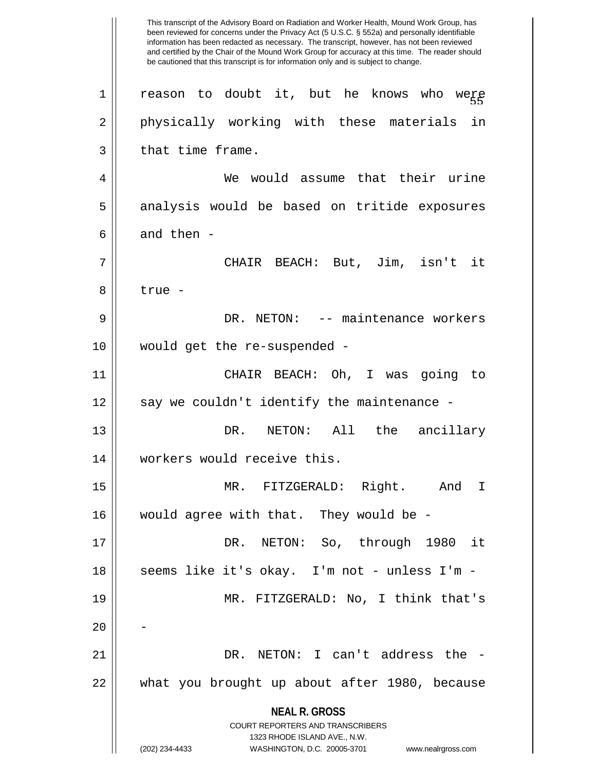reason to doubt it, but he knows who were physically working with these materials in that time frame.

We would assume that their urine analysis would be based on tritide exposures and then -

CHAIR BEACH: But, Jim, isn't it true -

DR. NETON: -- maintenance workers would get the re-suspended -

CHAIR BEACH: Oh, I was going to say we couldn't identify the maintenance -

DR. NETON: All the ancillary workers would receive this.

MR. FITZGERALD: Right. And I would agree with that. They would be -

DR. NETON: So, through 1980 it seems like it's okay. I'm not - unless I'm -

MR. FITZGERALD: No, I think that's -

DR. NETON: I can't address the - what you brought up about after 1980, because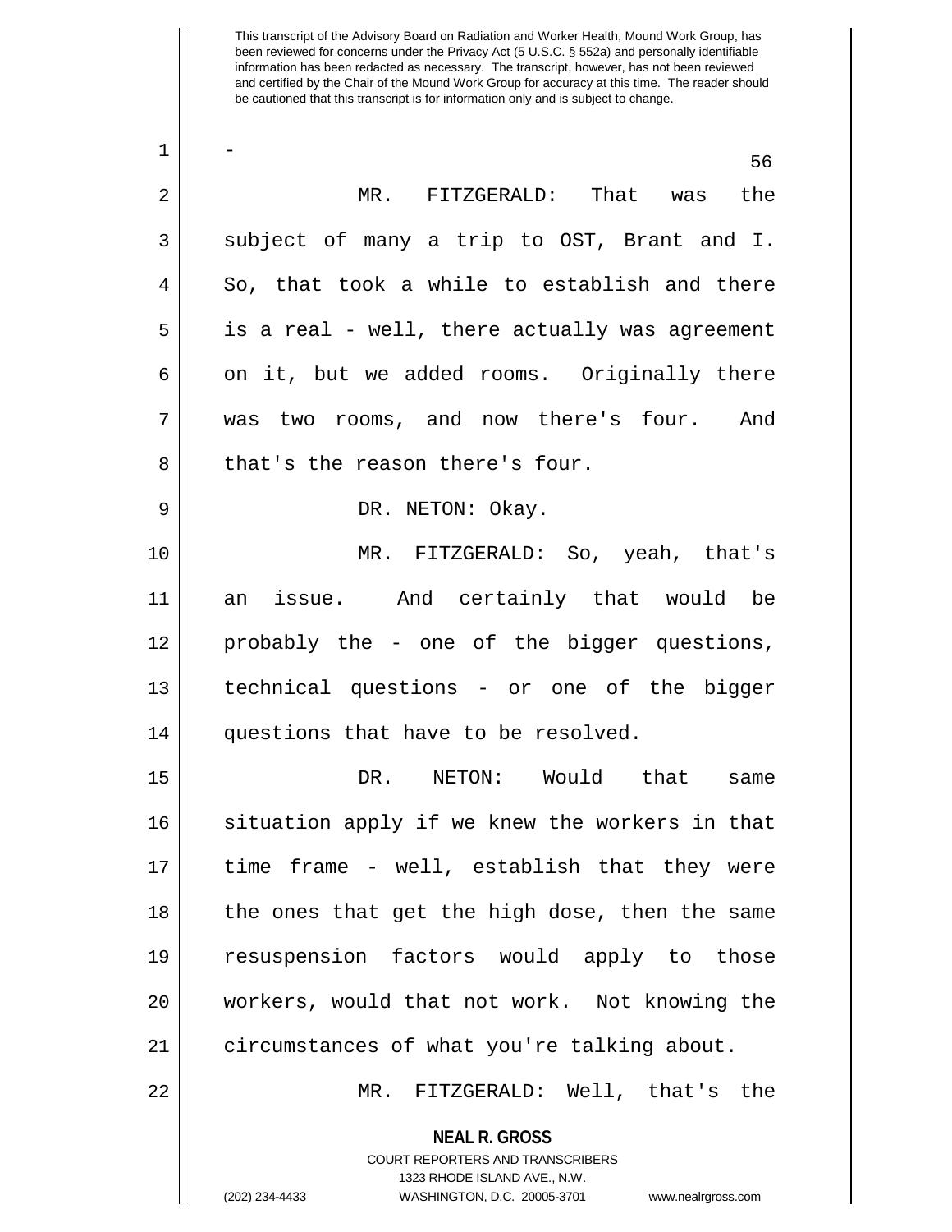This transcript of the Advisory Board on Radiation and Worker Health, Mound Work Group, has been reviewed for concerns under the Privacy Act (5 U.S.C. § 552a) and personally identifiable information has been redacted as necessary. The transcript, however, has not been reviewed and certified by the Chair of the Mound Work Group for accuracy at this time. The reader should be cautioned that this transcript is for information only and is subject to change.

-

MR. FITZGERALD: That was the subject of many a trip to OST, Brant and I. So, that took a while to establish and there is a real - well, there actually was agreement on it, but we added rooms. Originally there was two rooms, and now there's four. And that's the reason there's four.

DR. NETON: Okay.

MR. FITZGERALD: So, yeah, that's an issue. And certainly that would be probably the - one of the bigger questions, technical questions - or one of the bigger questions that have to be resolved.

DR. NETON: Would that same situation apply if we knew the workers in that time frame - well, establish that they were the ones that get the high dose, then the same resuspension factors would apply to those workers, would that not work. Not knowing the circumstances of what you're talking about.

MR. FITZGERALD: Well, that's the

**NEAL R. GROSS**
COURT REPORTERS AND TRANSCRIBERS
1323 RHODE ISLAND AVE., N.W.
(202) 234-4433 WASHINGTON, D.C. 20005-3701 www.nealrgross.com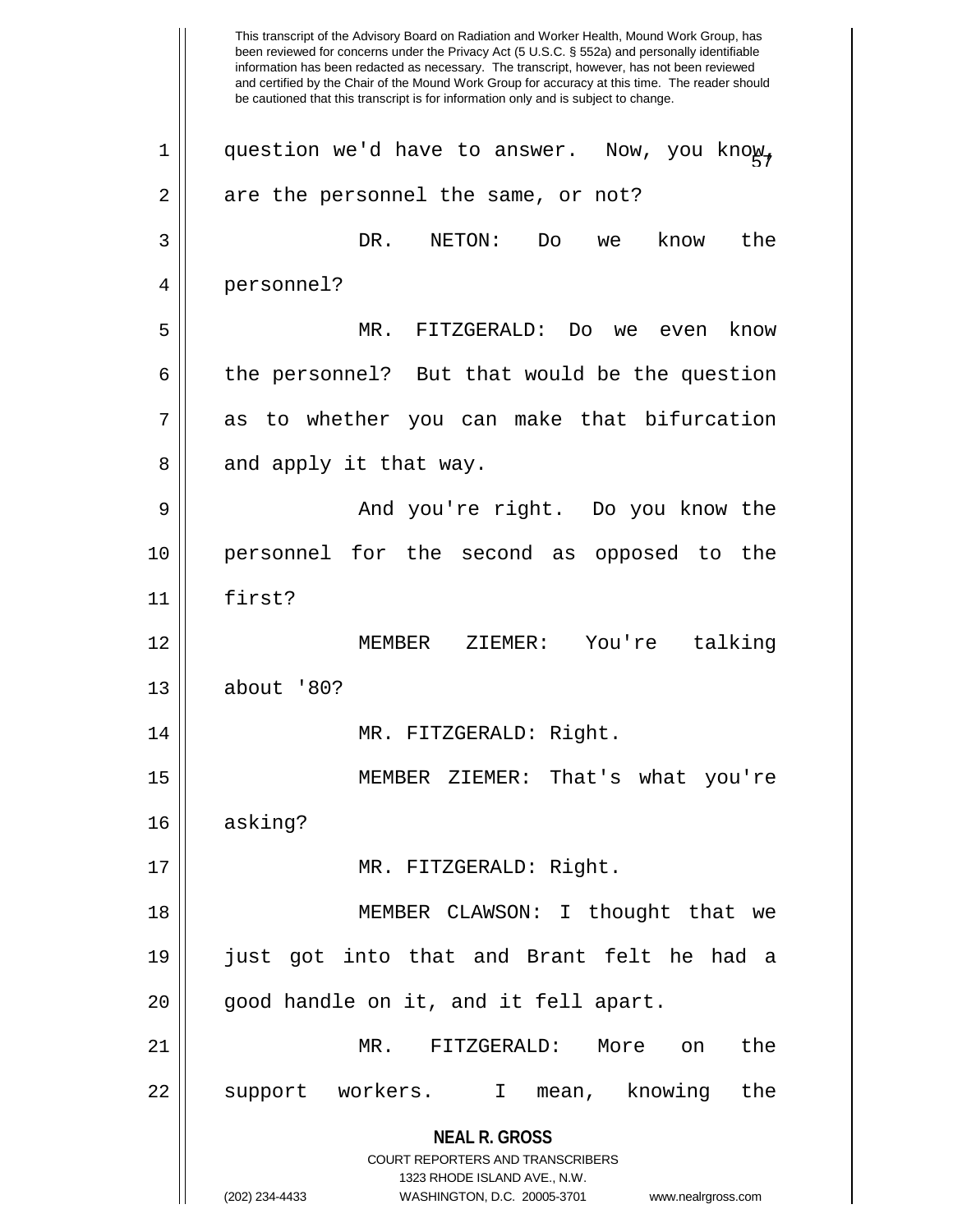This transcript of the Advisory Board on Radiation and Worker Health, Mound Work Group, has been reviewed for concerns under the Privacy Act (5 U.S.C. § 552a) and personally identifiable information has been redacted as necessary. The transcript, however, has not been reviewed and certified by the Chair of the Mound Work Group for accuracy at this time. The reader should be cautioned that this transcript is for information only and is subject to change.

question we'd have to answer. Now, you know, are the personnel the same, or not?

DR. NETON: Do we know the personnel?

MR. FITZGERALD: Do we even know the personnel? But that would be the question as to whether you can make that bifurcation and apply it that way.

And you're right. Do you know the personnel for the second as opposed to the first?

MEMBER ZIEMER: You're talking about '80?

MR. FITZGERALD: Right.

MEMBER ZIEMER: That's what you're asking?

MR. FITZGERALD: Right.

MEMBER CLAWSON: I thought that we just got into that and Brant felt he had a good handle on it, and it fell apart.

MR. FITZGERALD: More on the support workers. I mean, knowing the

**NEAL R. GROSS**
COURT REPORTERS AND TRANSCRIBERS
1323 RHODE ISLAND AVE., N.W.
(202) 234-4433 WASHINGTON, D.C. 20005-3701 www.nealrgross.com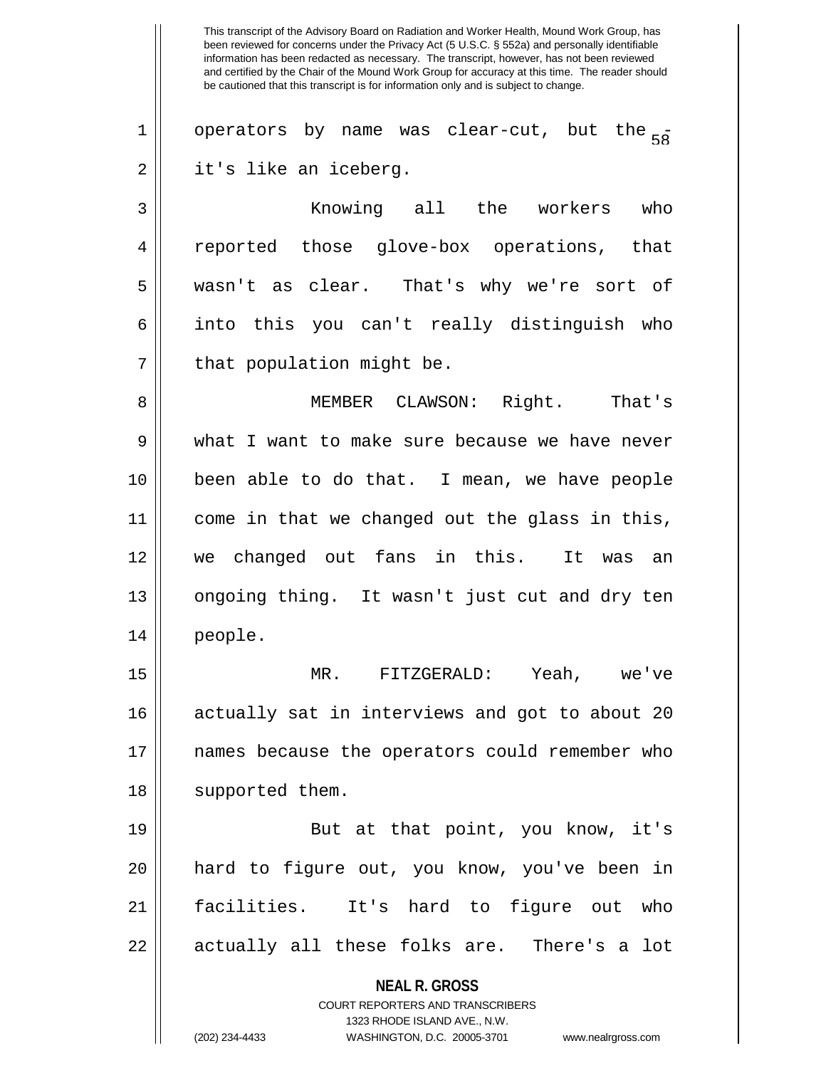operators by name was clear-cut, but the -- it's like an iceberg.

Knowing all the workers who reported those glove-box operations, that wasn't as clear. That's why we're sort of into this you can't really distinguish who that population might be.

MEMBER CLAWSON: Right. That's what I want to make sure because we have never been able to do that. I mean, we have people come in that we changed out the glass in this, we changed out fans in this. It was an ongoing thing. It wasn't just cut and dry ten people.

MR. FITZGERALD: Yeah, we've actually sat in interviews and got to about 20 names because the operators could remember who supported them.

But at that point, you know, it's hard to figure out, you know, you've been in facilities. It's hard to figure out who actually all these folks are. There's a lot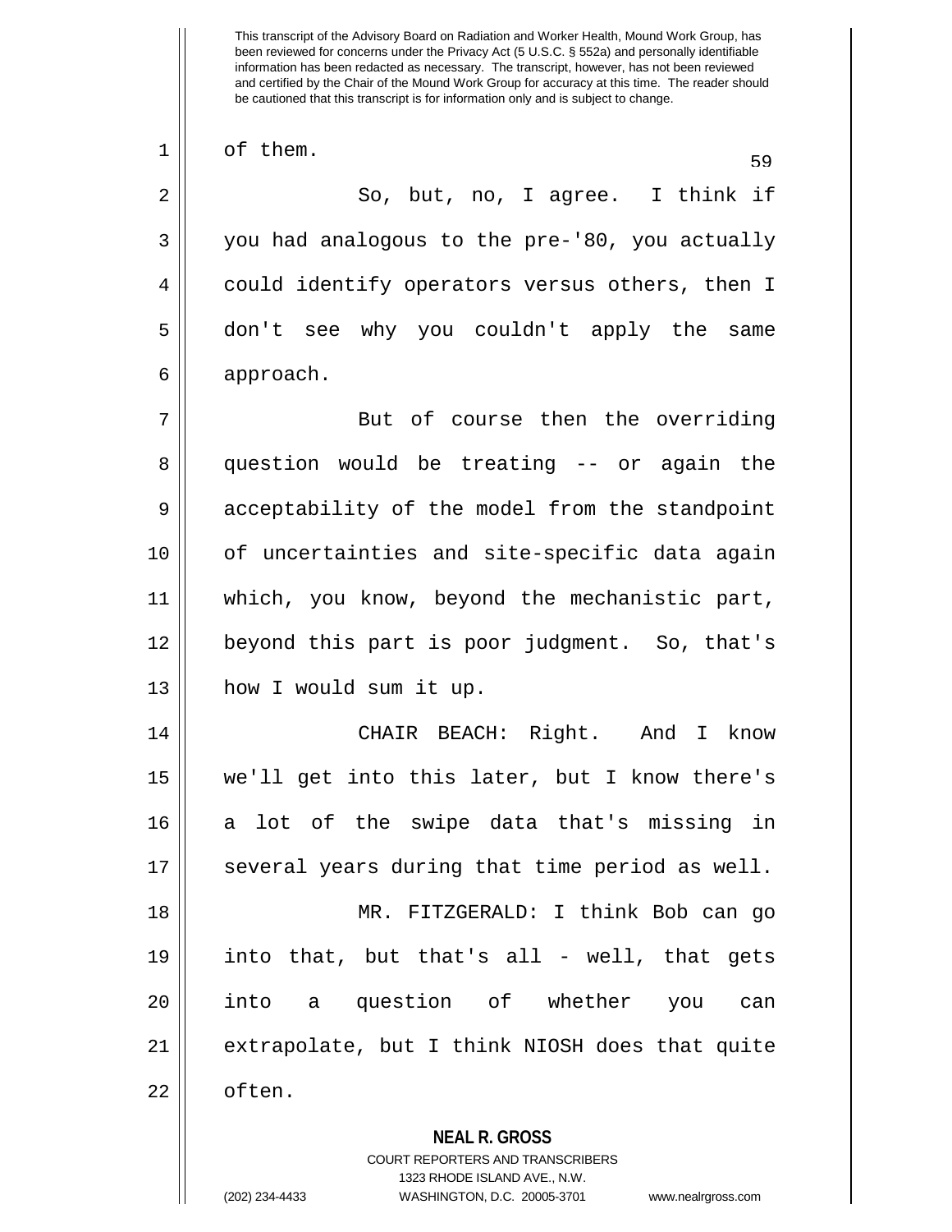of them.

So, but, no, I agree. I think if you had analogous to the pre-'80, you actually could identify operators versus others, then I don't see why you couldn't apply the same approach.

But of course then the overriding question would be treating -- or again the acceptability of the model from the standpoint of uncertainties and site-specific data again which, you know, beyond the mechanistic part, beyond this part is poor judgment. So, that's how I would sum it up.

CHAIR BEACH: Right. And I know we'll get into this later, but I know there's a lot of the swipe data that's missing in several years during that time period as well.

MR. FITZGERALD: I think Bob can go into that, but that's all - well, that gets into a question of whether you can extrapolate, but I think NIOSH does that quite often.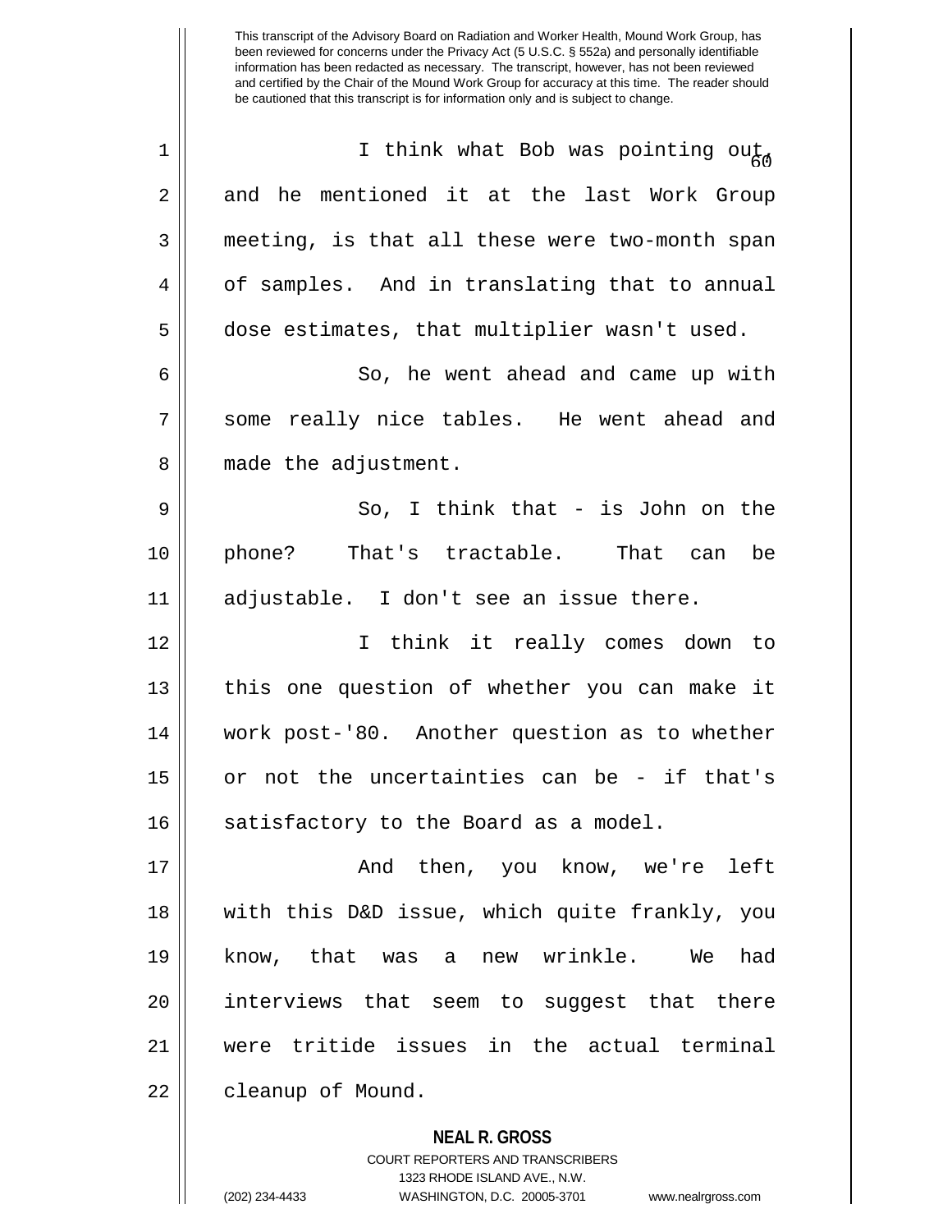I think what Bob was pointing out, and he mentioned it at the last Work Group meeting, is that all these were two-month span of samples. And in translating that to annual dose estimates, that multiplier wasn't used.

So, he went ahead and came up with some really nice tables. He went ahead and made the adjustment.

So, I think that - is John on the phone? That's tractable. That can be adjustable. I don't see an issue there.

I think it really comes down to this one question of whether you can make it work post-'80. Another question as to whether or not the uncertainties can be - if that's satisfactory to the Board as a model.

And then, you know, we're left with this D&D issue, which quite frankly, you know, that was a new wrinkle. We had interviews that seem to suggest that there were tritide issues in the actual terminal cleanup of Mound.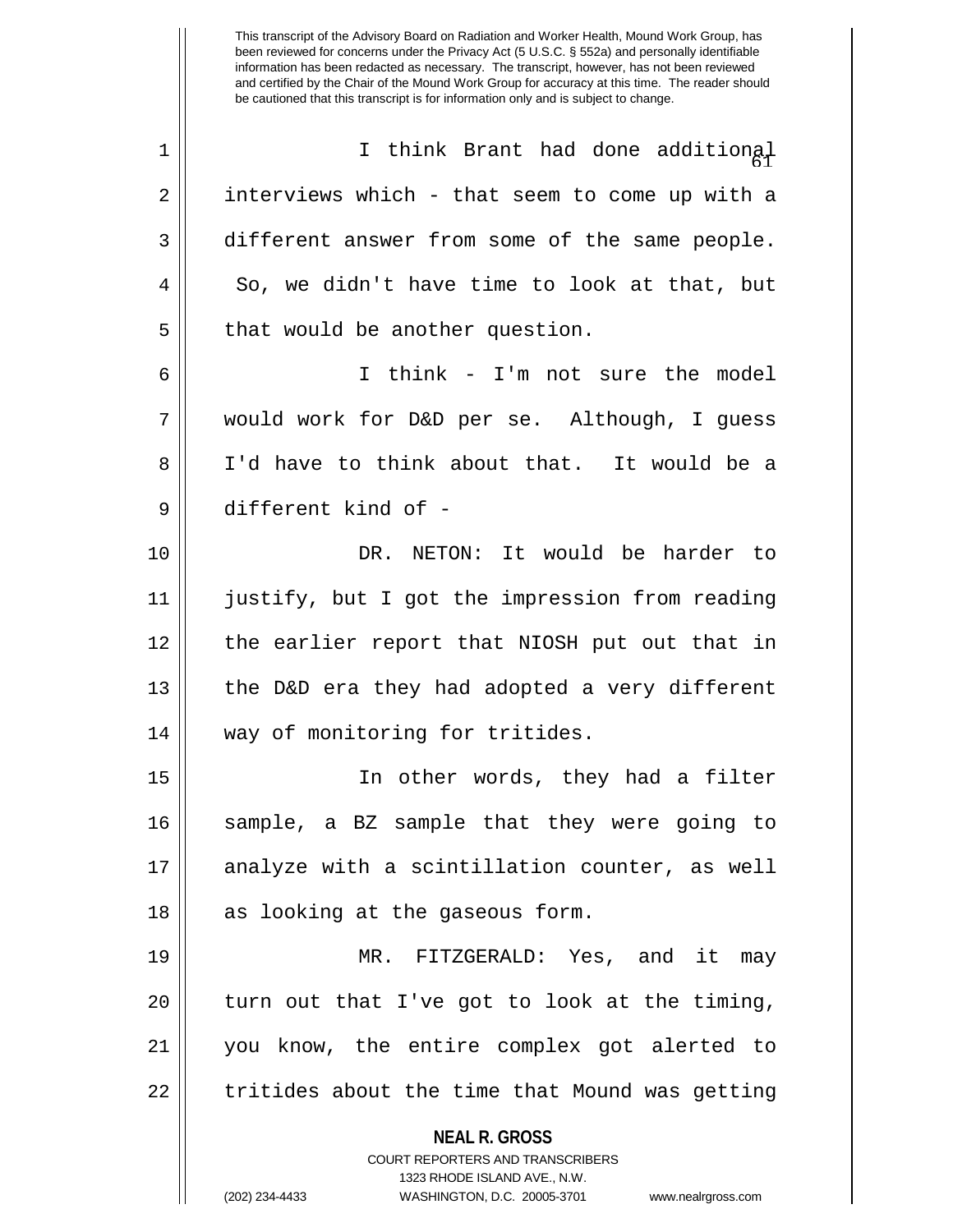I think Brant had done additional interviews which - that seem to come up with a different answer from some of the same people. So, we didn't have time to look at that, but that would be another question.

I think - I'm not sure the model would work for D&D per se. Although, I guess I'd have to think about that. It would be a different kind of -

DR. NETON: It would be harder to justify, but I got the impression from reading the earlier report that NIOSH put out that in the D&D era they had adopted a very different way of monitoring for tritides.

In other words, they had a filter sample, a BZ sample that they were going to analyze with a scintillation counter, as well as looking at the gaseous form.

MR. FITZGERALD: Yes, and it may turn out that I've got to look at the timing, you know, the entire complex got alerted to tritides about the time that Mound was getting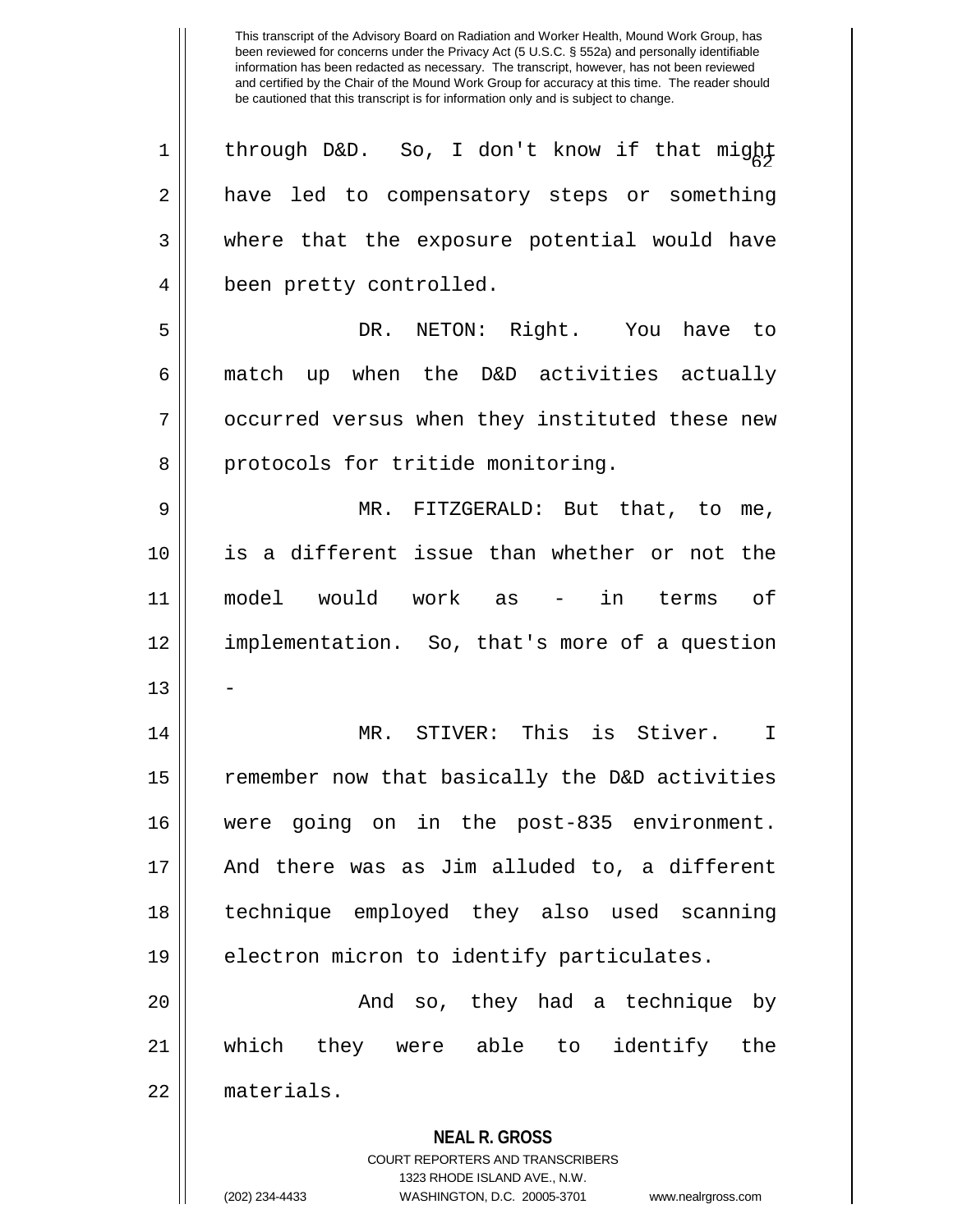through D&D. So, I don't know if that might have led to compensatory steps or something where that the exposure potential would have been pretty controlled.

DR. NETON: Right. You have to match up when the D&D activities actually occurred versus when they instituted these new protocols for tritide monitoring.

MR. FITZGERALD: But that, to me, is a different issue than whether or not the model would work as - in terms of implementation. So, that's more of a question -

MR. STIVER: This is Stiver. I remember now that basically the D&D activities were going on in the post-835 environment. And there was as Jim alluded to, a different technique employed they also used scanning electron micron to identify particulates.

And so, they had a technique by which they were able to identify the materials.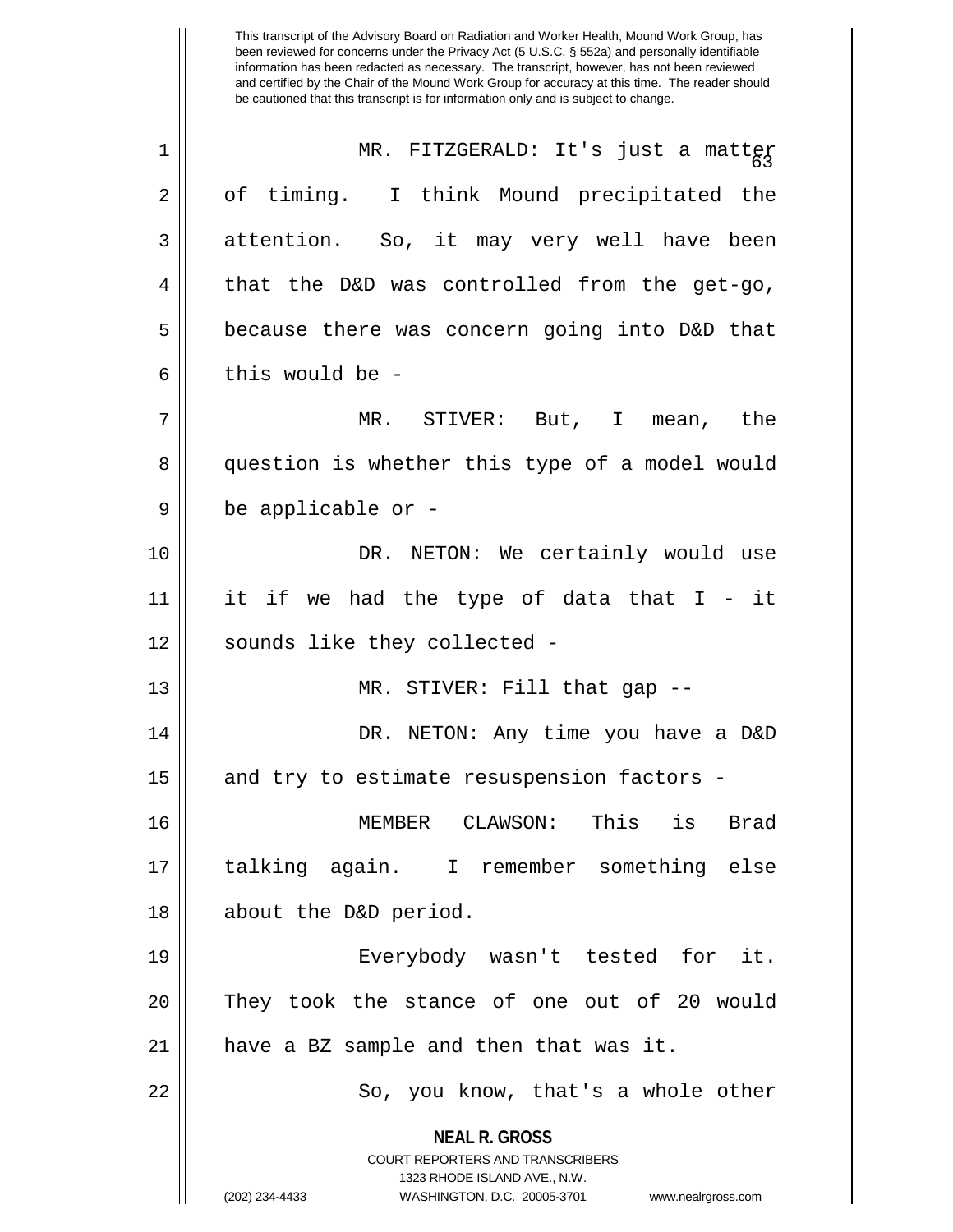MR. FITZGERALD: It's just a matter of timing. I think Mound precipitated the attention. So, it may very well have been that the D&D was controlled from the get-go, because there was concern going into D&D that this would be -

MR. STIVER: But, I mean, the question is whether this type of a model would be applicable or -

DR. NETON: We certainly would use it if we had the type of data that I - it sounds like they collected -

MR. STIVER: Fill that gap --

DR. NETON: Any time you have a D&D and try to estimate resuspension factors -

MEMBER CLAWSON: This is Brad talking again. I remember something else about the D&D period.

Everybody wasn't tested for it. They took the stance of one out of 20 would have a BZ sample and then that was it.

So, you know, that's a whole other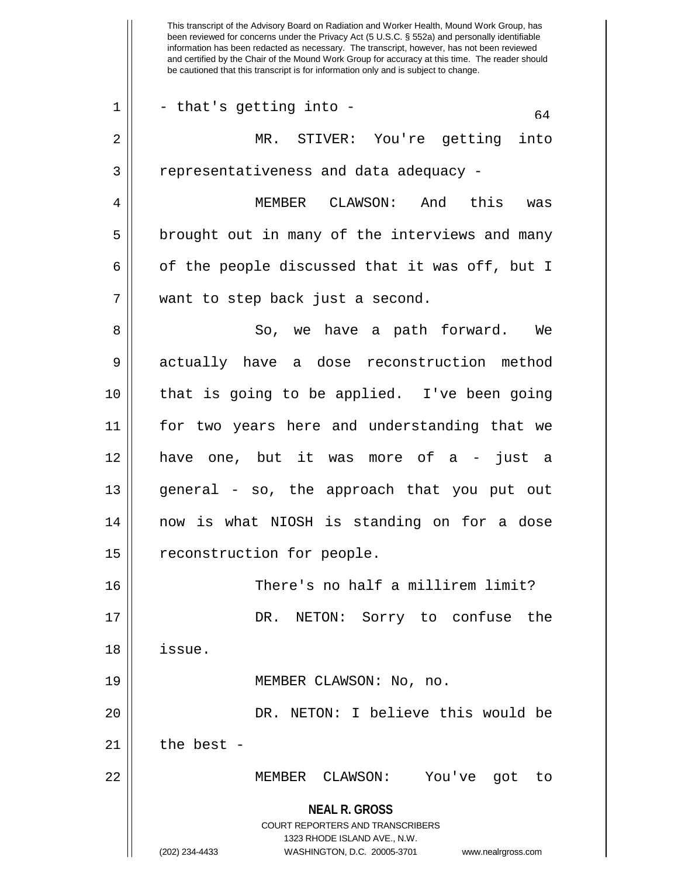This transcript of the Advisory Board on Radiation and Worker Health, Mound Work Group, has been reviewed for concerns under the Privacy Act (5 U.S.C. § 552a) and personally identifiable information has been redacted as necessary. The transcript, however, has not been reviewed and certified by the Chair of the Mound Work Group for accuracy at this time. The reader should be cautioned that this transcript is for information only and is subject to change.

- that's getting into -

MR. STIVER: You're getting into representativeness and data adequacy -

MEMBER CLAWSON: And this was brought out in many of the interviews and many of the people discussed that it was off, but I want to step back just a second.

So, we have a path forward. We actually have a dose reconstruction method that is going to be applied. I've been going for two years here and understanding that we have one, but it was more of a - just a general - so, the approach that you put out now is what NIOSH is standing on for a dose reconstruction for people.

There's no half a millirem limit?

DR. NETON: Sorry to confuse the issue.

MEMBER CLAWSON: No, no.

DR. NETON: I believe this would be the best -

MEMBER CLAWSON: You've got to

NEAL R. GROSS
COURT REPORTERS AND TRANSCRIBERS
1323 RHODE ISLAND AVE., N.W.
(202) 234-4433 WASHINGTON, D.C. 20005-3701 www.nealrgross.com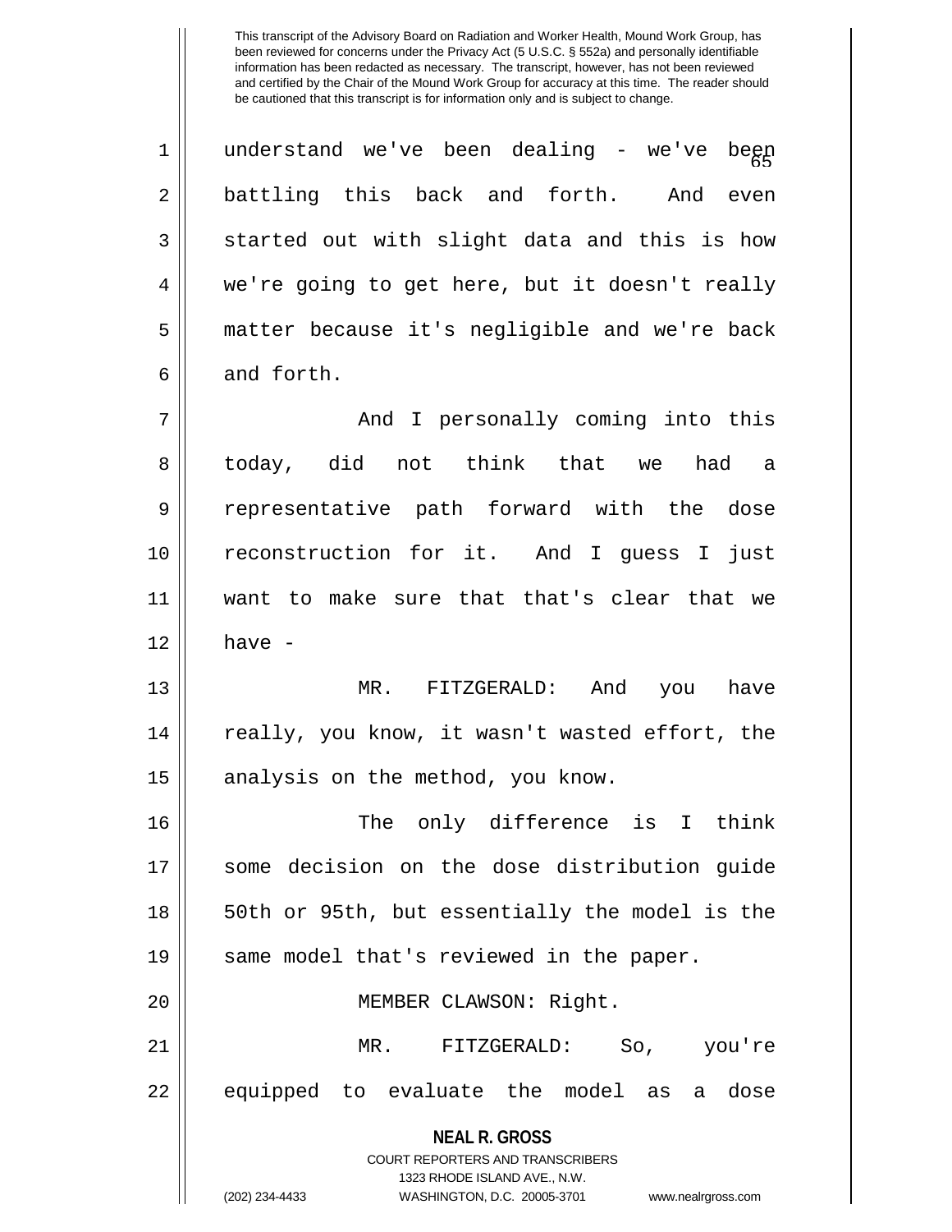This transcript of the Advisory Board on Radiation and Worker Health, Mound Work Group, has been reviewed for concerns under the Privacy Act (5 U.S.C. § 552a) and personally identifiable information has been redacted as necessary. The transcript, however, has not been reviewed and certified by the Chair of the Mound Work Group for accuracy at this time. The reader should be cautioned that this transcript is for information only and is subject to change.

understand we've been dealing - we've been battling this back and forth. And even started out with slight data and this is how we're going to get here, but it doesn't really matter because it's negligible and we're back and forth.

And I personally coming into this today, did not think that we had a representative path forward with the dose reconstruction for it. And I guess I just want to make sure that that's clear that we have -

MR. FITZGERALD: And you have really, you know, it wasn't wasted effort, the analysis on the method, you know.

The only difference is I think some decision on the dose distribution guide 50th or 95th, but essentially the model is the same model that's reviewed in the paper.

MEMBER CLAWSON: Right.

MR. FITZGERALD: So, you're equipped to evaluate the model as a dose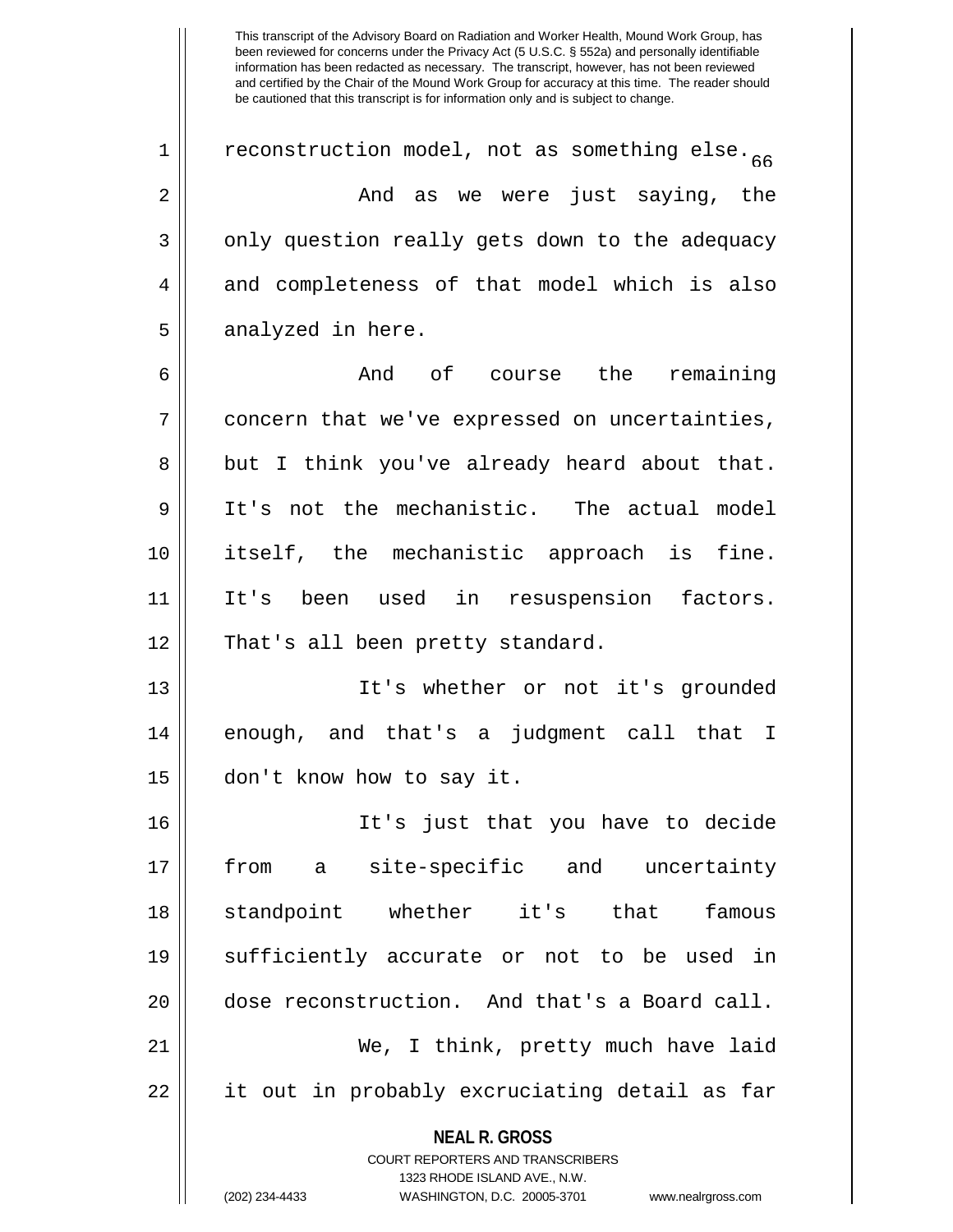reconstruction model, not as something else.

And as we were just saying, the only question really gets down to the adequacy and completeness of that model which is also analyzed in here.

And of course the remaining concern that we've expressed on uncertainties, but I think you've already heard about that. It's not the mechanistic. The actual model itself, the mechanistic approach is fine. It's been used in resuspension factors. That's all been pretty standard.

It's whether or not it's grounded enough, and that's a judgment call that I don't know how to say it.

It's just that you have to decide from a site-specific and uncertainty standpoint whether it's that famous sufficiently accurate or not to be used in dose reconstruction. And that's a Board call.

We, I think, pretty much have laid it out in probably excruciating detail as far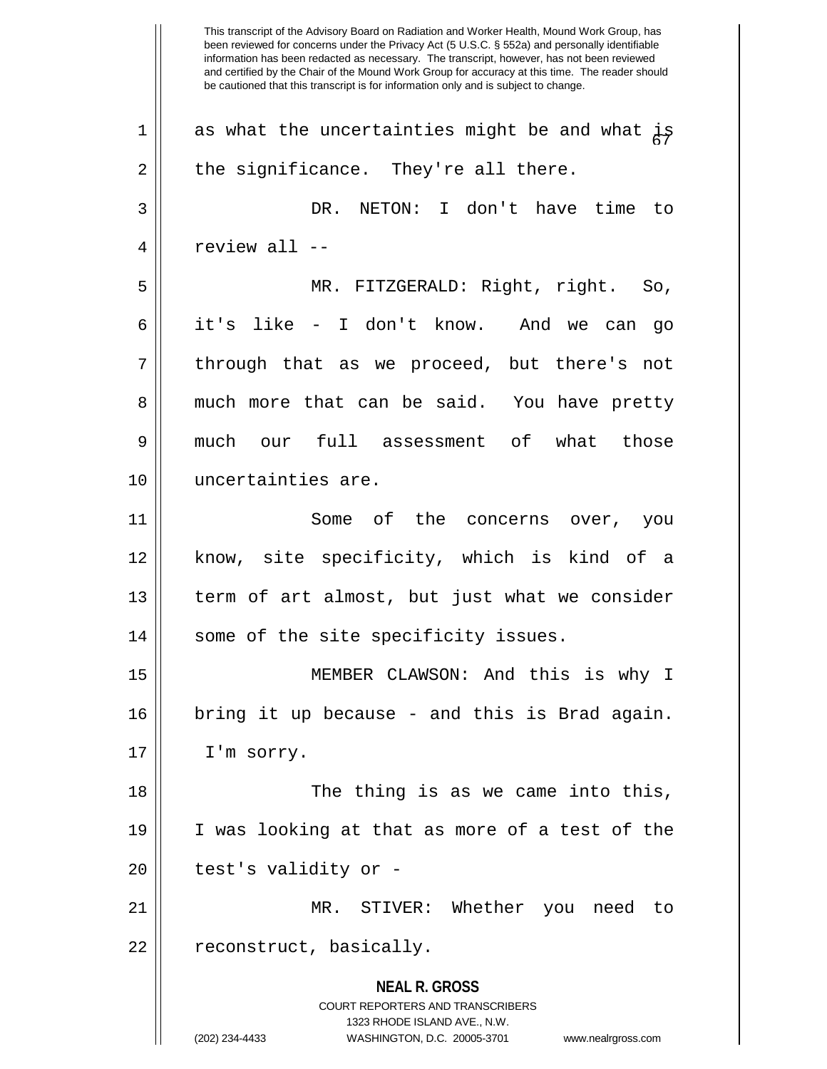This transcript of the Advisory Board on Radiation and Worker Health, Mound Work Group, has been reviewed for concerns under the Privacy Act (5 U.S.C. § 552a) and personally identifiable information has been redacted as necessary. The transcript, however, has not been reviewed and certified by the Chair of the Mound Work Group for accuracy at this time. The reader should be cautioned that this transcript is for information only and is subject to change.

as what the uncertainties might be and what is the significance. They're all there.

DR. NETON: I don't have time to review all --

MR. FITZGERALD: Right, right. So, it's like - I don't know. And we can go through that as we proceed, but there's not much more that can be said. You have pretty much our full assessment of what those uncertainties are.

Some of the concerns over, you know, site specificity, which is kind of a term of art almost, but just what we consider some of the site specificity issues.

MEMBER CLAWSON: And this is why I bring it up because - and this is Brad again. I'm sorry.

The thing is as we came into this, I was looking at that as more of a test of the test's validity or -

MR. STIVER: Whether you need to reconstruct, basically.

**NEAL R. GROSS**
COURT REPORTERS AND TRANSCRIBERS
1323 RHODE ISLAND AVE., N.W.
(202) 234-4433 WASHINGTON, D.C. 20005-3701 www.nealrgross.com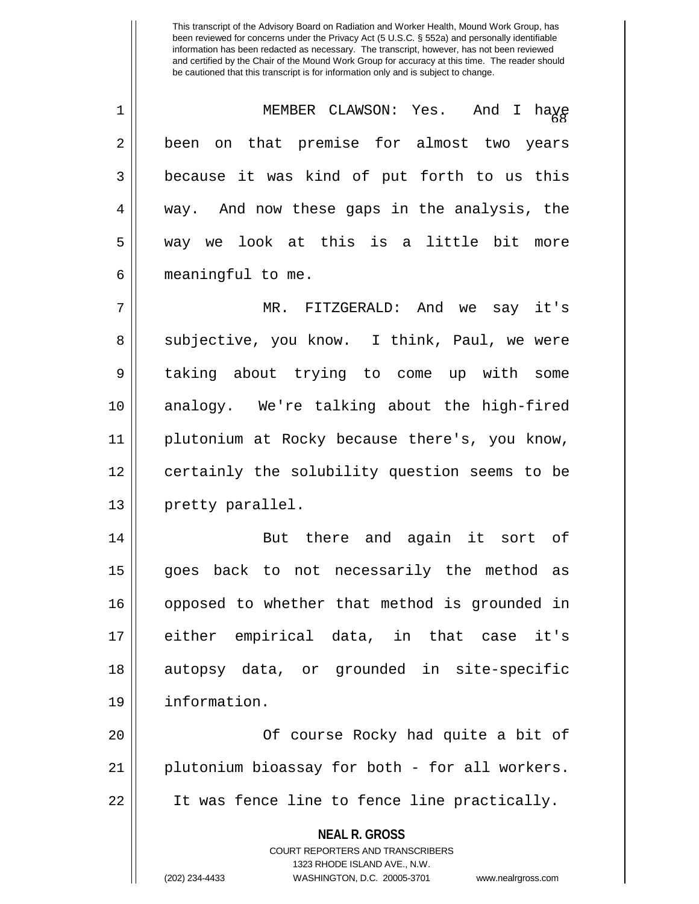This transcript of the Advisory Board on Radiation and Worker Health, Mound Work Group, has been reviewed for concerns under the Privacy Act (5 U.S.C. § 552a) and personally identifiable information has been redacted as necessary. The transcript, however, has not been reviewed and certified by the Chair of the Mound Work Group for accuracy at this time. The reader should be cautioned that this transcript is for information only and is subject to change.

MEMBER CLAWSON: Yes. And I have been on that premise for almost two years because it was kind of put forth to us this way. And now these gaps in the analysis, the way we look at this is a little bit more meaningful to me.

MR. FITZGERALD: And we say it's subjective, you know. I think, Paul, we were taking about trying to come up with some analogy. We're talking about the high-fired plutonium at Rocky because there's, you know, certainly the solubility question seems to be pretty parallel.

But there and again it sort of goes back to not necessarily the method as opposed to whether that method is grounded in either empirical data, in that case it's autopsy data, or grounded in site-specific information.

Of course Rocky had quite a bit of plutonium bioassay for both - for all workers. It was fence line to fence line practically.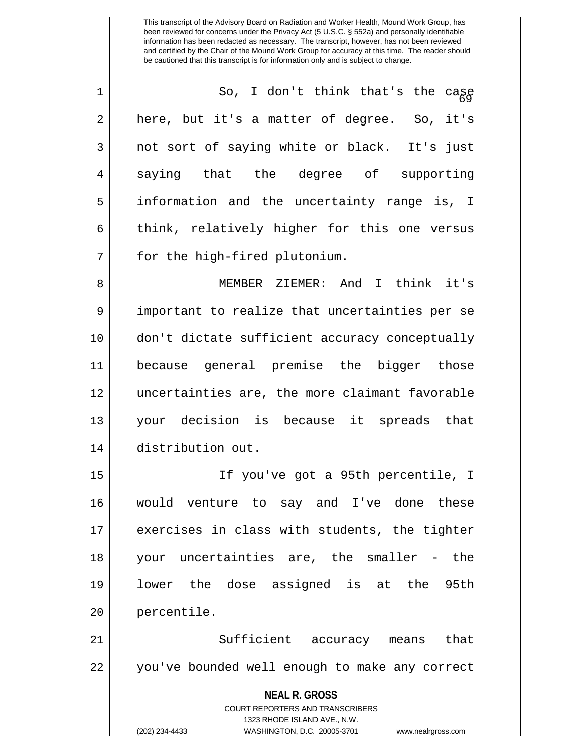So, I don't think that's the case here, but it's a matter of degree. So, it's not sort of saying white or black. It's just saying that the degree of supporting information and the uncertainty range is, I think, relatively higher for this one versus for the high-fired plutonium.

MEMBER ZIEMER: And I think it's important to realize that uncertainties per se don't dictate sufficient accuracy conceptually because general premise the bigger those uncertainties are, the more claimant favorable your decision is because it spreads that distribution out.

If you've got a 95th percentile, I would venture to say and I've done these exercises in class with students, the tighter your uncertainties are, the smaller - the lower the dose assigned is at the 95th percentile.

Sufficient accuracy means that you've bounded well enough to make any correct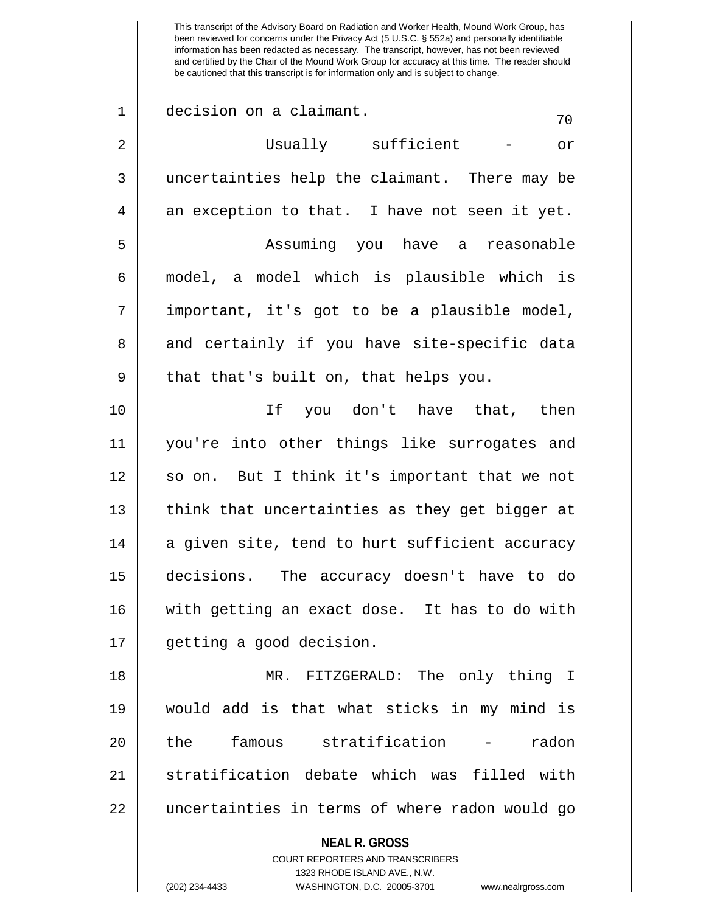decision on a claimant.

Usually sufficient - or uncertainties help the claimant. There may be an exception to that. I have not seen it yet.

Assuming you have a reasonable model, a model which is plausible which is important, it's got to be a plausible model, and certainly if you have site-specific data that that's built on, that helps you.

If you don't have that, then you're into other things like surrogates and so on. But I think it's important that we not think that uncertainties as they get bigger at a given site, tend to hurt sufficient accuracy decisions. The accuracy doesn't have to do with getting an exact dose. It has to do with getting a good decision.

MR. FITZGERALD: The only thing I would add is that what sticks in my mind is the famous stratification - radon stratification debate which was filled with uncertainties in terms of where radon would go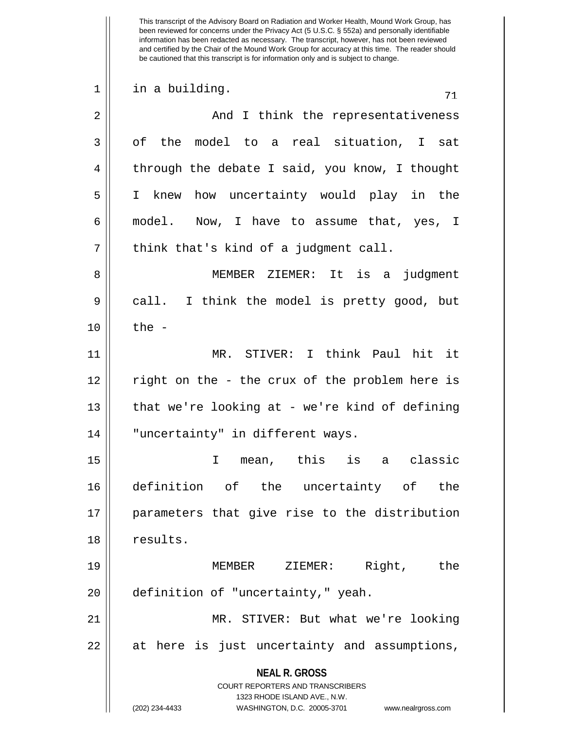This transcript of the Advisory Board on Radiation and Worker Health, Mound Work Group, has been reviewed for concerns under the Privacy Act (5 U.S.C. § 552a) and personally identifiable information has been redacted as necessary. The transcript, however, has not been reviewed and certified by the Chair of the Mound Work Group for accuracy at this time. The reader should be cautioned that this transcript is for information only and is subject to change.

in a building.

And I think the representativeness of the model to a real situation, I sat through the debate I said, you know, I thought I knew how uncertainty would play in the model. Now, I have to assume that, yes, I think that's kind of a judgment call.

MEMBER ZIEMER: It is a judgment call. I think the model is pretty good, but the -

MR. STIVER: I think Paul hit it right on the - the crux of the problem here is that we're looking at - we're kind of defining "uncertainty" in different ways.

I mean, this is a classic definition of the uncertainty of the parameters that give rise to the distribution results.

MEMBER ZIEMER: Right, the definition of "uncertainty," yeah.

MR. STIVER: But what we're looking at here is just uncertainty and assumptions,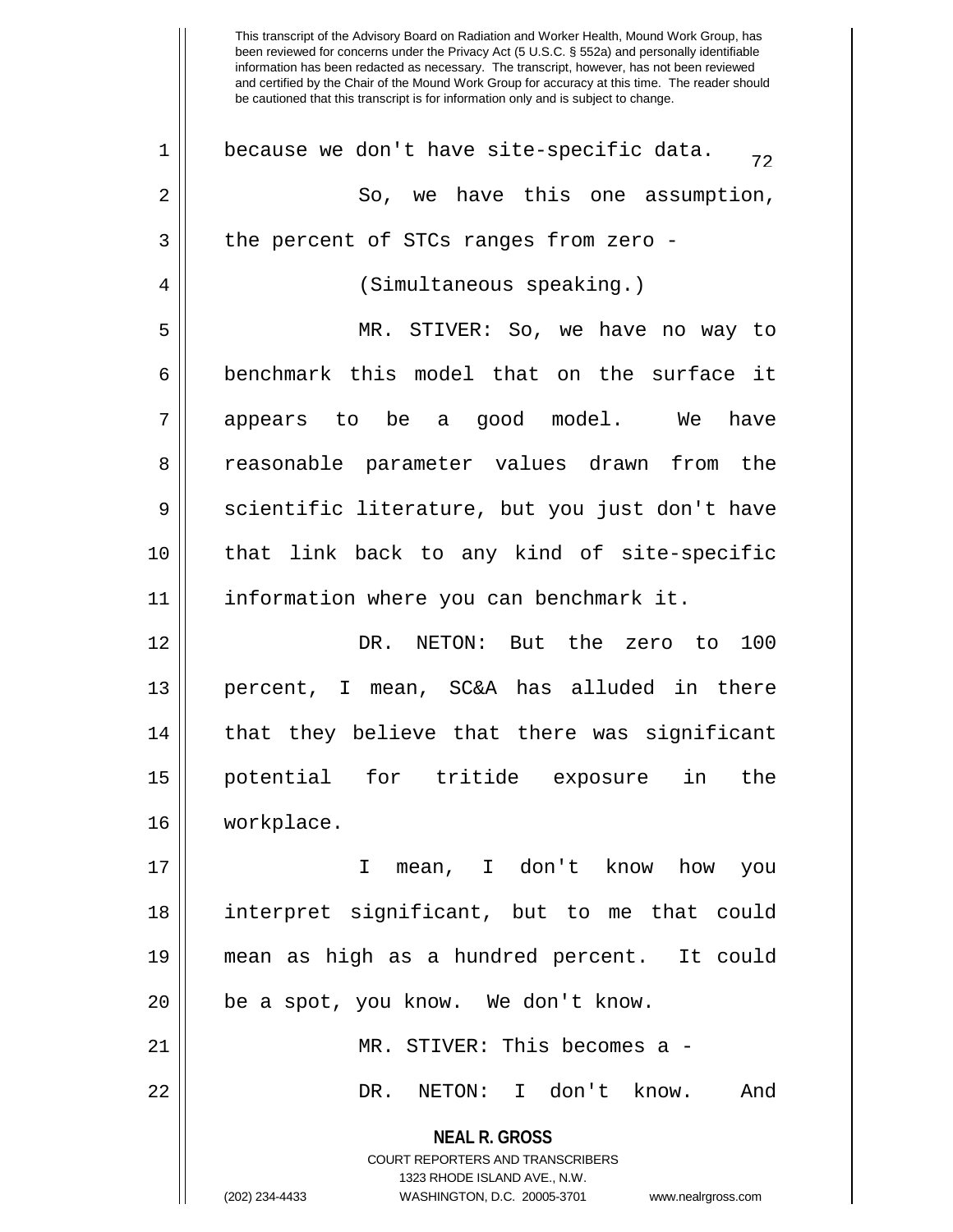because we don't have site-specific data.

So, we have this one assumption, the percent of STCs ranges from zero -

(Simultaneous speaking.)

MR. STIVER: So, we have no way to benchmark this model that on the surface it appears to be a good model. We have reasonable parameter values drawn from the scientific literature, but you just don't have that link back to any kind of site-specific information where you can benchmark it.

DR. NETON: But the zero to 100 percent, I mean, SC&A has alluded in there that they believe that there was significant potential for tritide exposure in the workplace.

I mean, I don't know how you interpret significant, but to me that could mean as high as a hundred percent. It could be a spot, you know. We don't know.

MR. STIVER: This becomes a -

DR. NETON: I don't know. And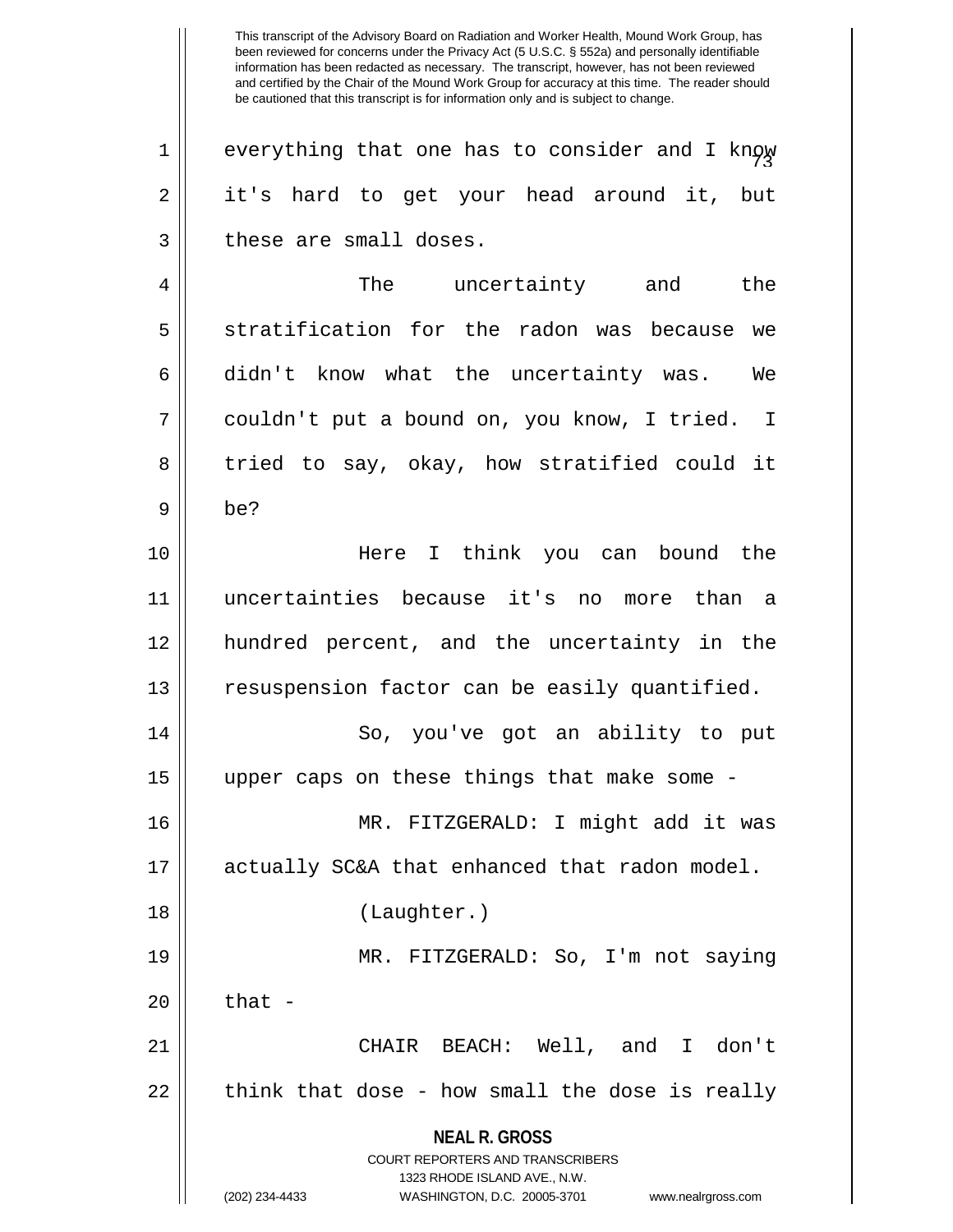everything that one has to consider and I know it's hard to get your head around it, but these are small doses.

The uncertainty and the stratification for the radon was because we didn't know what the uncertainty was. We couldn't put a bound on, you know, I tried. I tried to say, okay, how stratified could it be?

Here I think you can bound the uncertainties because it's no more than a hundred percent, and the uncertainty in the resuspension factor can be easily quantified.

So, you've got an ability to put upper caps on these things that make some -

MR. FITZGERALD: I might add it was actually SC&A that enhanced that radon model.

(Laughter.)

MR. FITZGERALD: So, I'm not saying that -

CHAIR BEACH: Well, and I don't think that dose - how small the dose is really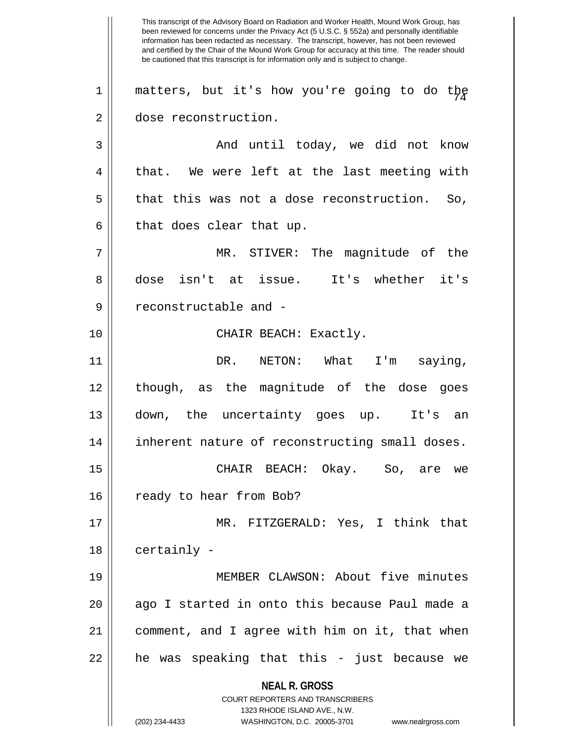matters, but it's how you're going to do the dose reconstruction.

And until today, we did not know that. We were left at the last meeting with that this was not a dose reconstruction. So, that does clear that up.

MR. STIVER: The magnitude of the dose isn't at issue. It's whether it's reconstructable and -

CHAIR BEACH: Exactly.

DR. NETON: What I'm saying, though, as the magnitude of the dose goes down, the uncertainty goes up. It's an inherent nature of reconstructing small doses.

CHAIR BEACH: Okay. So, are we ready to hear from Bob?

MR. FITZGERALD: Yes, I think that certainly -

MEMBER CLAWSON: About five minutes ago I started in onto this because Paul made a comment, and I agree with him on it, that when he was speaking that this - just because we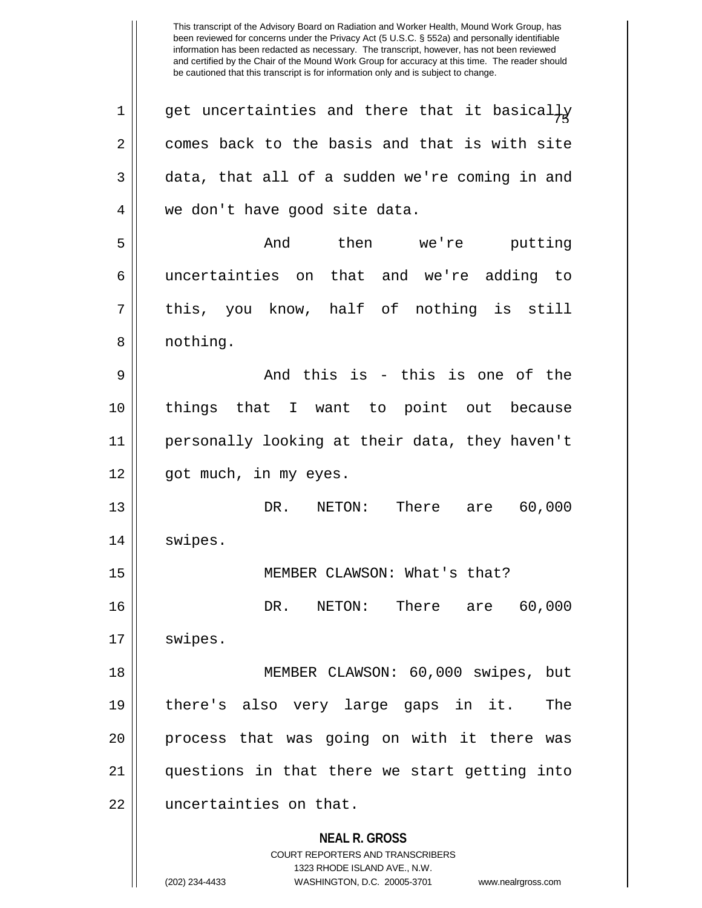get uncertainties and there that it basically comes back to the basis and that is with site data, that all of a sudden we're coming in and we don't have good site data.

And then we're putting uncertainties on that and we're adding to this, you know, half of nothing is still nothing.

And this is - this is one of the things that I want to point out because personally looking at their data, they haven't got much, in my eyes.

DR. NETON: There are 60,000 swipes.

MEMBER CLAWSON: What's that?

DR. NETON: There are 60,000 swipes.

MEMBER CLAWSON: 60,000 swipes, but there's also very large gaps in it. The process that was going on with it there was questions in that there we start getting into uncertainties on that.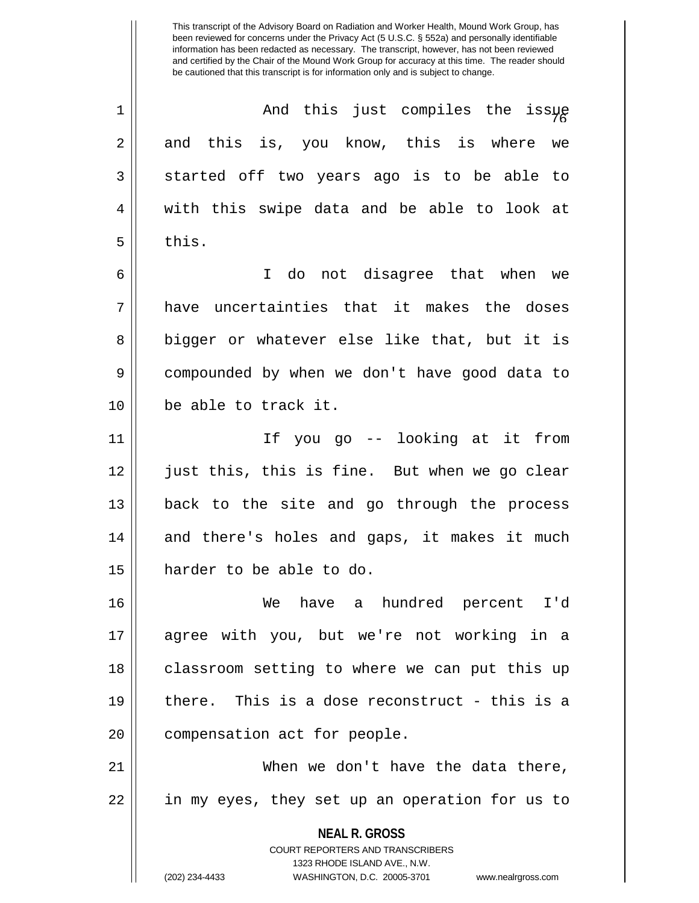This transcript of the Advisory Board on Radiation and Worker Health, Mound Work Group, has been reviewed for concerns under the Privacy Act (5 U.S.C. § 552a) and personally identifiable information has been redacted as necessary. The transcript, however, has not been reviewed and certified by the Chair of the Mound Work Group for accuracy at this time. The reader should be cautioned that this transcript is for information only and is subject to change.

1 And this just compiles the issue
2 and this is, you know, this is where we
3 started off two years ago is to be able to
4 with this swipe data and be able to look at
5 this.

6 I do not disagree that when we
7 have uncertainties that it makes the doses
8 bigger or whatever else like that, but it is
9 compounded by when we don't have good data to
10 be able to track it.

11 If you go -- looking at it from
12 just this, this is fine. But when we go clear
13 back to the site and go through the process
14 and there's holes and gaps, it makes it much
15 harder to be able to do.

16 We have a hundred percent I'd
17 agree with you, but we're not working in a
18 classroom setting to where we can put this up
19 there. This is a dose reconstruct - this is a
20 compensation act for people.

21 When we don't have the data there,
22 in my eyes, they set up an operation for us to

**NEAL R. GROSS**
COURT REPORTERS AND TRANSCRIBERS
1323 RHODE ISLAND AVE., N.W.
(202) 234-4433 WASHINGTON, D.C. 20005-3701 www.nealrgross.com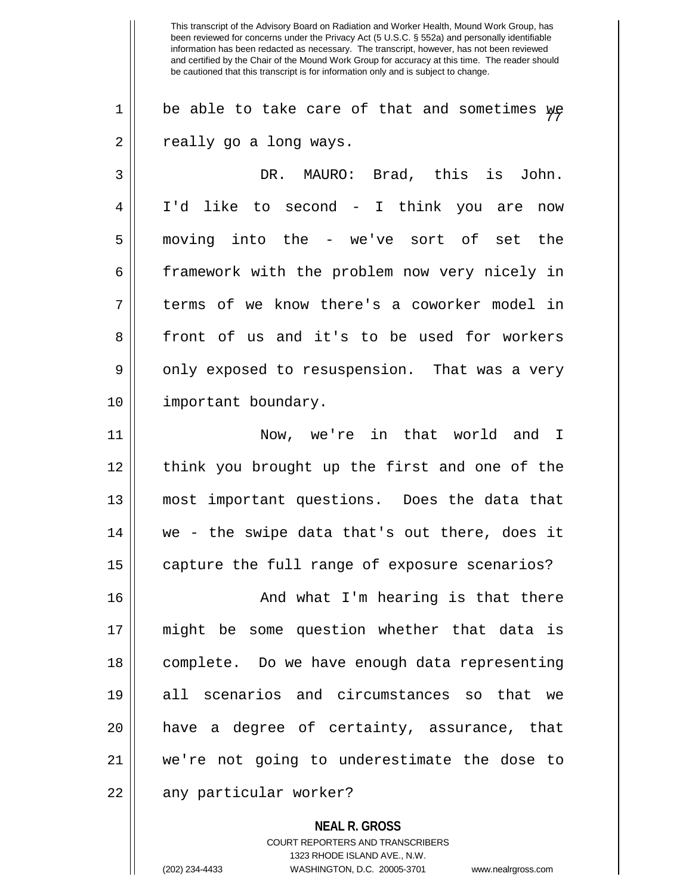be able to take care of that and sometimes we really go a long ways.

DR. MAURO: Brad, this is John. I'd like to second - I think you are now moving into the - we've sort of set the framework with the problem now very nicely in terms of we know there's a coworker model in front of us and it's to be used for workers only exposed to resuspension. That was a very important boundary.

Now, we're in that world and I think you brought up the first and one of the most important questions. Does the data that we - the swipe data that's out there, does it capture the full range of exposure scenarios?

And what I'm hearing is that there might be some question whether that data is complete. Do we have enough data representing all scenarios and circumstances so that we have a degree of certainty, assurance, that we're not going to underestimate the dose to any particular worker?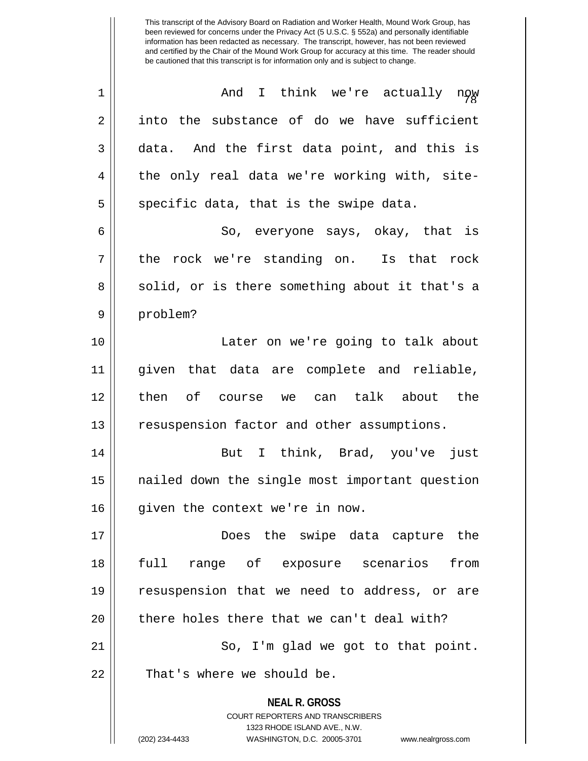And I think we're actually now into the substance of do we have sufficient data. And the first data point, and this is the only real data we're working with, site-specific data, that is the swipe data.

So, everyone says, okay, that is the rock we're standing on. Is that rock solid, or is there something about it that's a problem?

Later on we're going to talk about given that data are complete and reliable, then of course we can talk about the resuspension factor and other assumptions.

But I think, Brad, you've just nailed down the single most important question given the context we're in now.

Does the swipe data capture the full range of exposure scenarios from resuspension that we need to address, or are there holes there that we can't deal with?

So, I'm glad we got to that point. That's where we should be.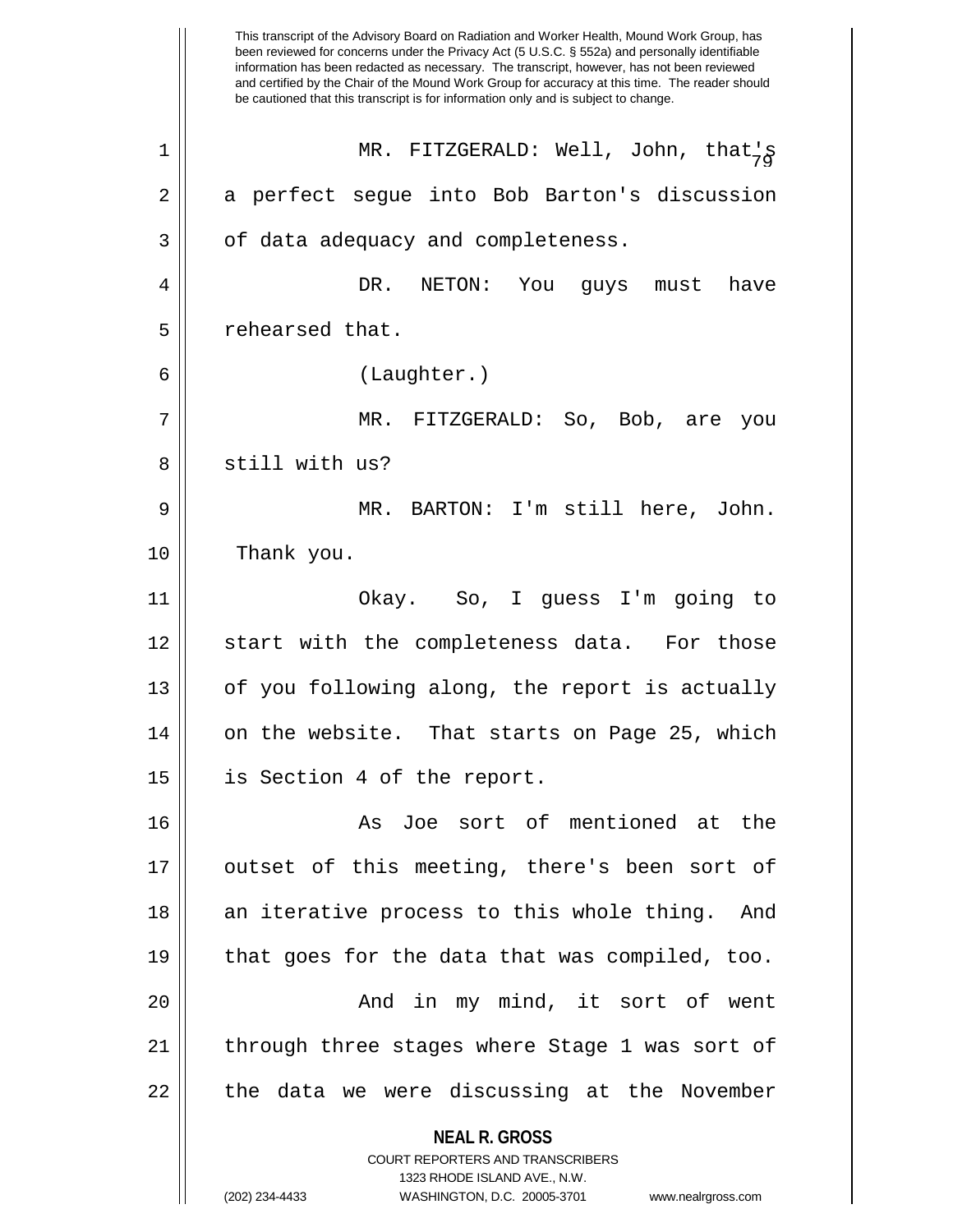MR. FITZGERALD: Well, John, that's a perfect segue into Bob Barton's discussion of data adequacy and completeness.

DR. NETON: You guys must have rehearsed that.

(Laughter.)

MR. FITZGERALD: So, Bob, are you still with us?

MR. BARTON: I'm still here, John. Thank you.

Okay. So, I guess I'm going to start with the completeness data. For those of you following along, the report is actually on the website. That starts on Page 25, which is Section 4 of the report.

As Joe sort of mentioned at the outset of this meeting, there's been sort of an iterative process to this whole thing. And that goes for the data that was compiled, too.

And in my mind, it sort of went through three stages where Stage 1 was sort of the data we were discussing at the November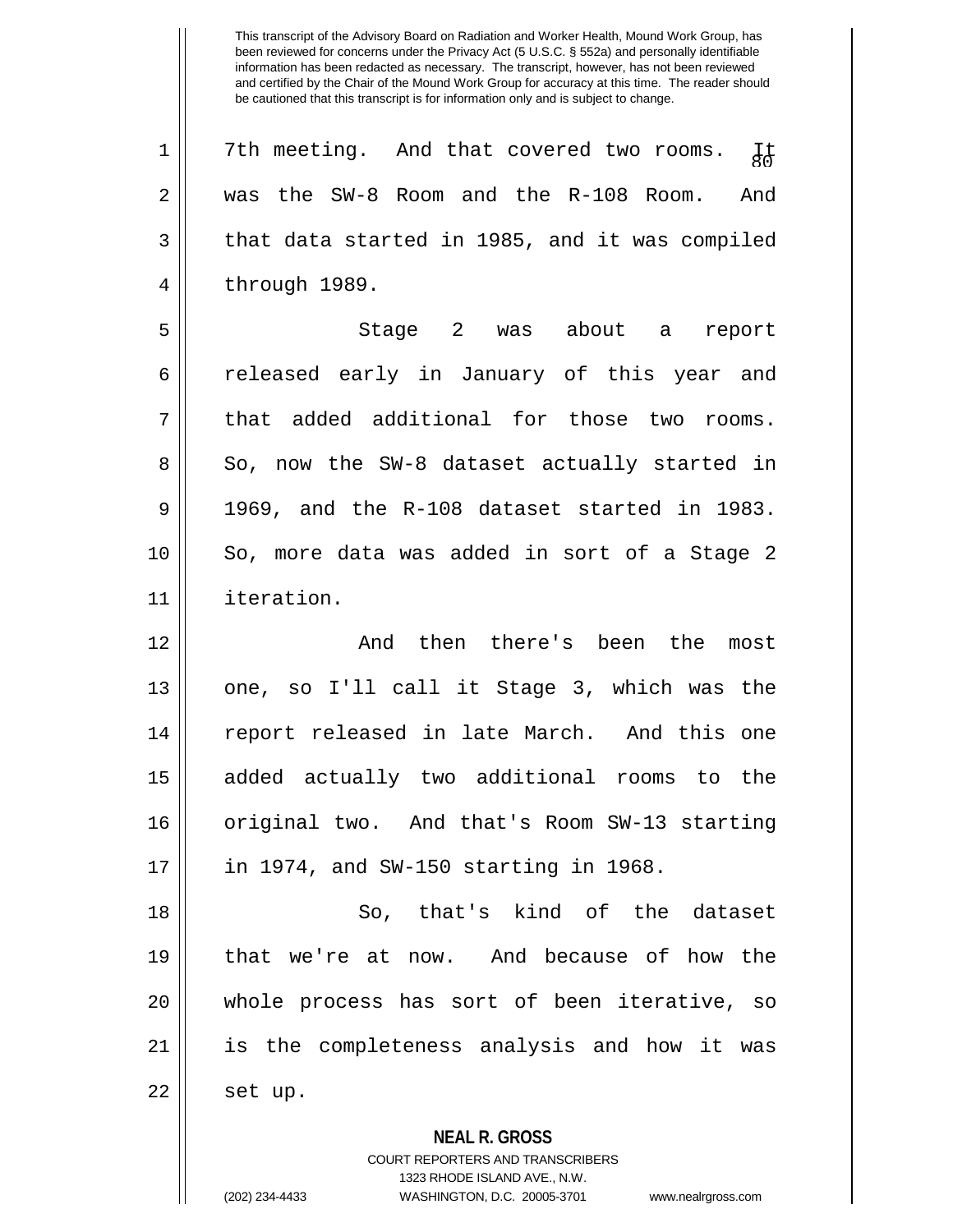This transcript of the Advisory Board on Radiation and Worker Health, Mound Work Group, has been reviewed for concerns under the Privacy Act (5 U.S.C. § 552a) and personally identifiable information has been redacted as necessary. The transcript, however, has not been reviewed and certified by the Chair of the Mound Work Group for accuracy at this time. The reader should be cautioned that this transcript is for information only and is subject to change.

7th meeting. And that covered two rooms. It was the SW-8 Room and the R-108 Room. And that data started in 1985, and it was compiled through 1989.

Stage 2 was about a report released early in January of this year and that added additional for those two rooms. So, now the SW-8 dataset actually started in 1969, and the R-108 dataset started in 1983. So, more data was added in sort of a Stage 2 iteration.

And then there's been the most one, so I'll call it Stage 3, which was the report released in late March. And this one added actually two additional rooms to the original two. And that's Room SW-13 starting in 1974, and SW-150 starting in 1968.

So, that's kind of the dataset that we're at now. And because of how the whole process has sort of been iterative, so is the completeness analysis and how it was set up.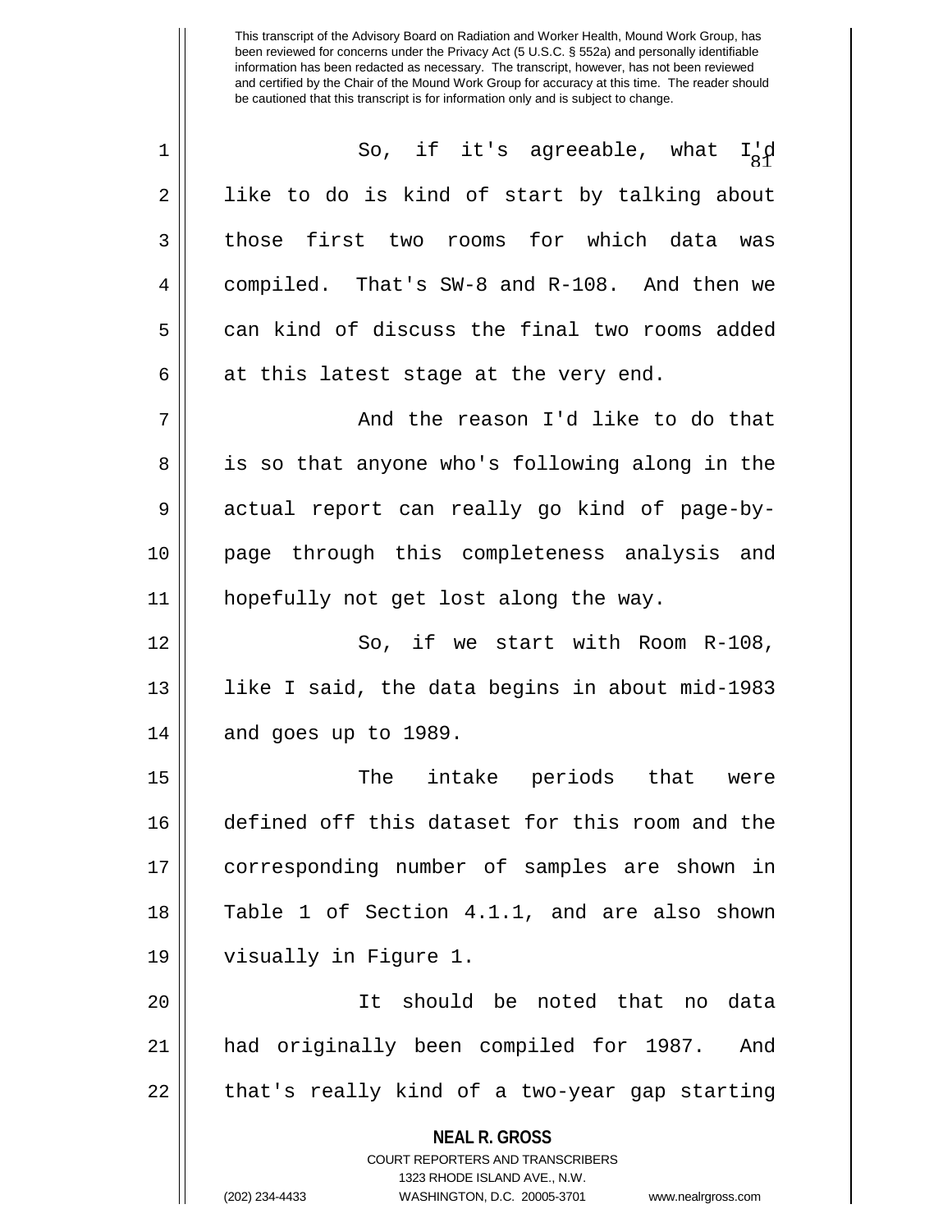This transcript of the Advisory Board on Radiation and Worker Health, Mound Work Group, has been reviewed for concerns under the Privacy Act (5 U.S.C. § 552a) and personally identifiable information has been redacted as necessary. The transcript, however, has not been reviewed and certified by the Chair of the Mound Work Group for accuracy at this time. The reader should be cautioned that this transcript is for information only and is subject to change.

So, if it's agreeable, what I'd like to do is kind of start by talking about those first two rooms for which data was compiled. That's SW-8 and R-108. And then we can kind of discuss the final two rooms added at this latest stage at the very end.

And the reason I'd like to do that is so that anyone who's following along in the actual report can really go kind of page-by-page through this completeness analysis and hopefully not get lost along the way.

So, if we start with Room R-108, like I said, the data begins in about mid-1983 and goes up to 1989.

The intake periods that were defined off this dataset for this room and the corresponding number of samples are shown in Table 1 of Section 4.1.1, and are also shown visually in Figure 1.

It should be noted that no data had originally been compiled for 1987. And that's really kind of a two-year gap starting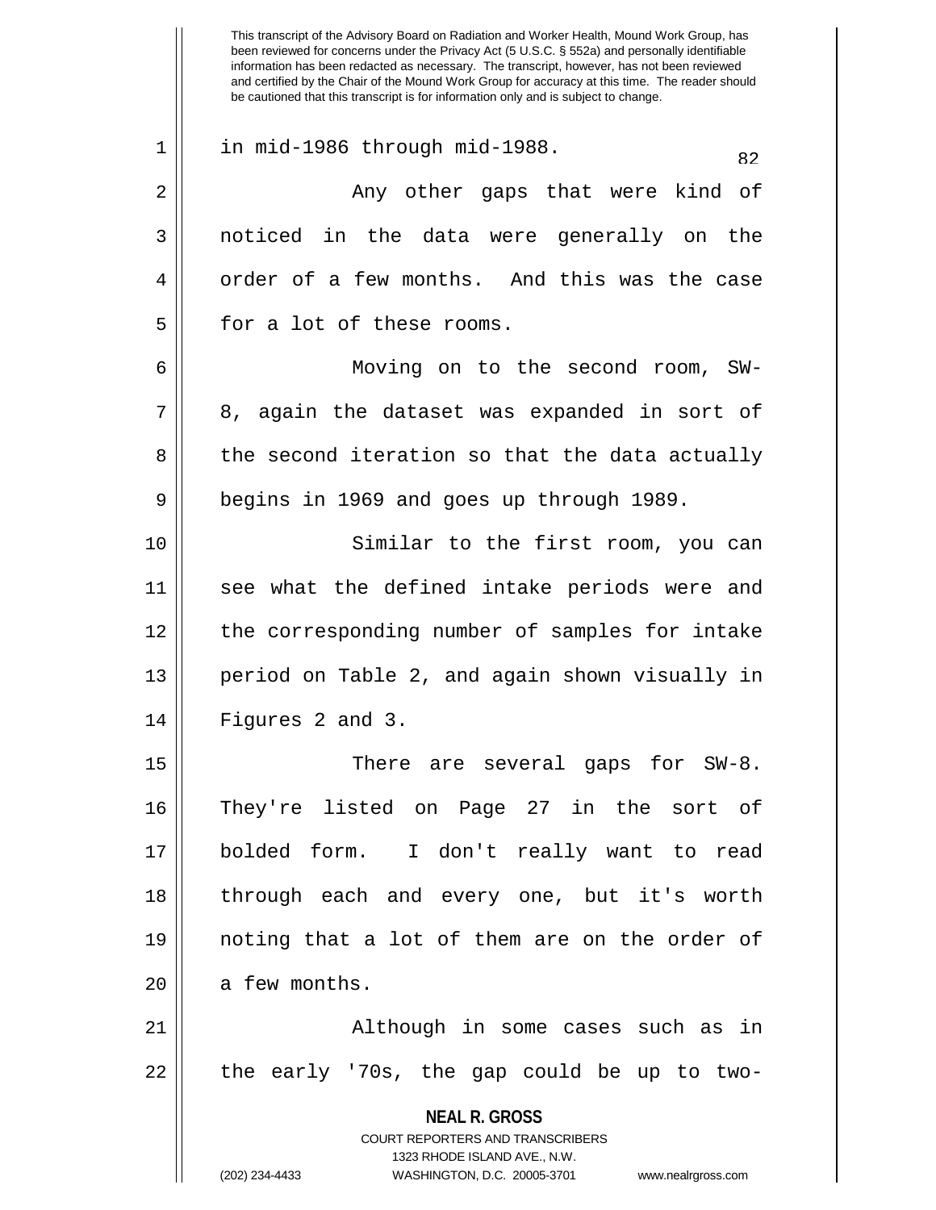in mid-1986 through mid-1988.

Any other gaps that were kind of noticed in the data were generally on the order of a few months. And this was the case for a lot of these rooms.

Moving on to the second room, SW-8, again the dataset was expanded in sort of the second iteration so that the data actually begins in 1969 and goes up through 1989.

Similar to the first room, you can see what the defined intake periods were and the corresponding number of samples for intake period on Table 2, and again shown visually in Figures 2 and 3.

There are several gaps for SW-8. They're listed on Page 27 in the sort of bolded form. I don't really want to read through each and every one, but it's worth noting that a lot of them are on the order of a few months.

Although in some cases such as in the early '70s, the gap could be up to two-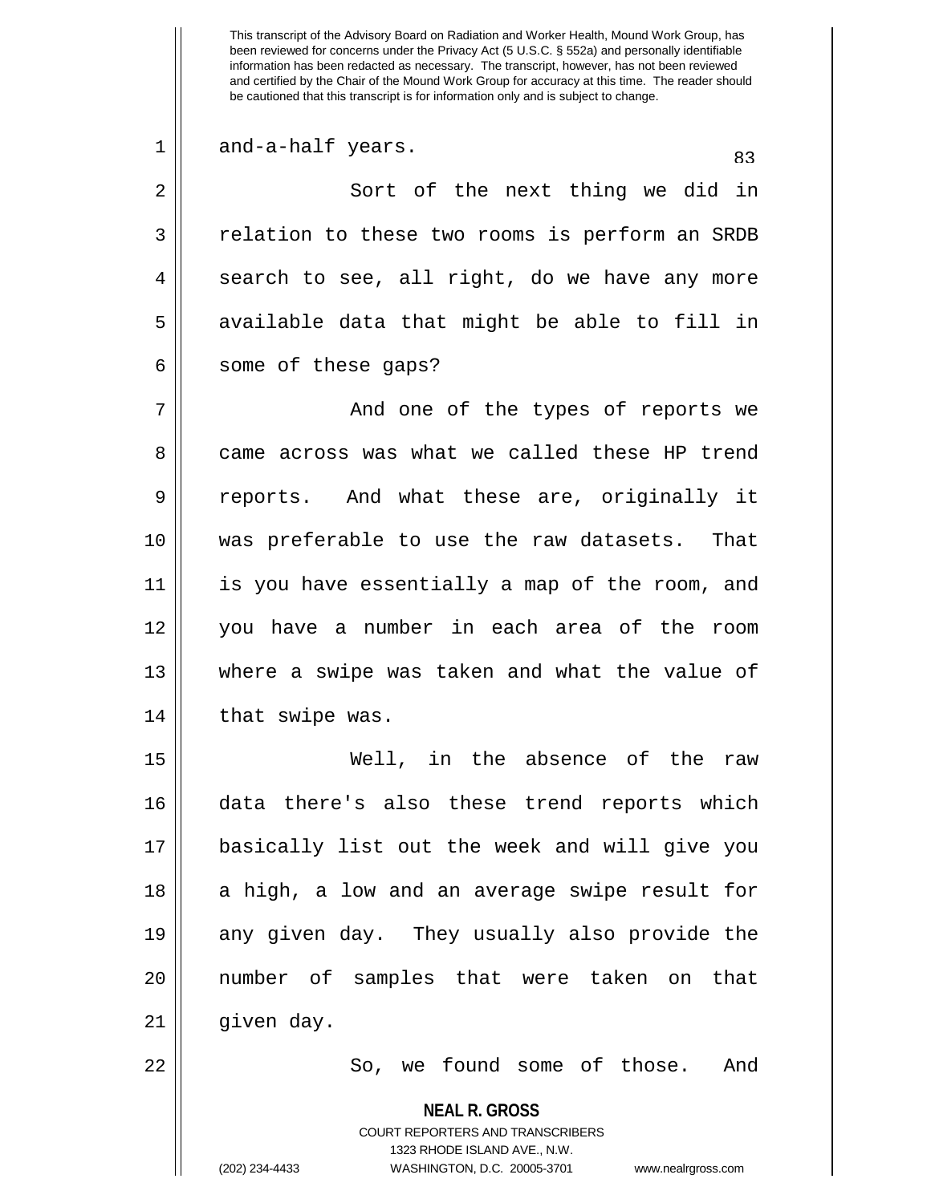and-a-half years.

Sort of the next thing we did in relation to these two rooms is perform an SRDB search to see, all right, do we have any more available data that might be able to fill in some of these gaps?

And one of the types of reports we came across was what we called these HP trend reports. And what these are, originally it was preferable to use the raw datasets. That is you have essentially a map of the room, and you have a number in each area of the room where a swipe was taken and what the value of that swipe was.

Well, in the absence of the raw data there's also these trend reports which basically list out the week and will give you a high, a low and an average swipe result for any given day. They usually also provide the number of samples that were taken on that given day.

So, we found some of those. And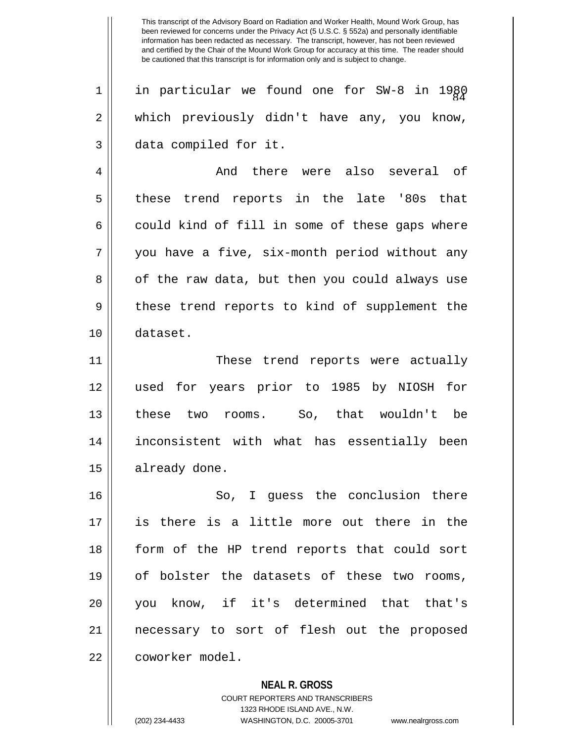in particular we found one for SW-8 in 1980 which previously didn't have any, you know, data compiled for it.

And there were also several of these trend reports in the late '80s that could kind of fill in some of these gaps where you have a five, six-month period without any of the raw data, but then you could always use these trend reports to kind of supplement the dataset.

These trend reports were actually used for years prior to 1985 by NIOSH for these two rooms. So, that wouldn't be inconsistent with what has essentially been already done.

So, I guess the conclusion there is there is a little more out there in the form of the HP trend reports that could sort of bolster the datasets of these two rooms, you know, if it's determined that that's necessary to sort of flesh out the proposed coworker model.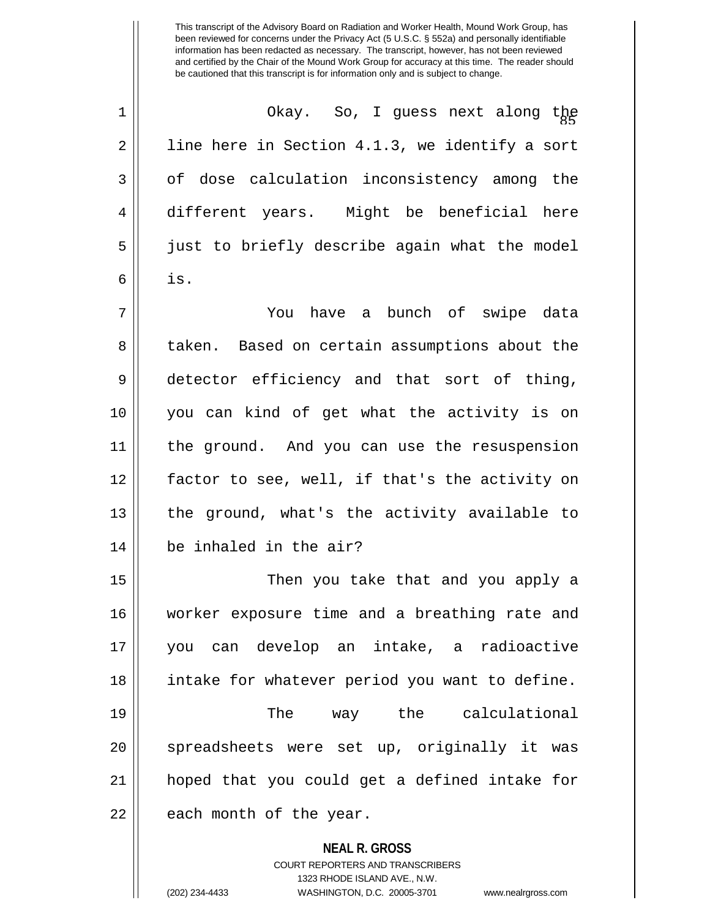Okay. So, I guess next along the line here in Section 4.1.3, we identify a sort of dose calculation inconsistency among the different years. Might be beneficial here just to briefly describe again what the model is.

You have a bunch of swipe data taken. Based on certain assumptions about the detector efficiency and that sort of thing, you can kind of get what the activity is on the ground. And you can use the resuspension factor to see, well, if that's the activity on the ground, what's the activity available to be inhaled in the air?

Then you take that and you apply a worker exposure time and a breathing rate and you can develop an intake, a radioactive intake for whatever period you want to define.

The way the calculational spreadsheets were set up, originally it was hoped that you could get a defined intake for each month of the year.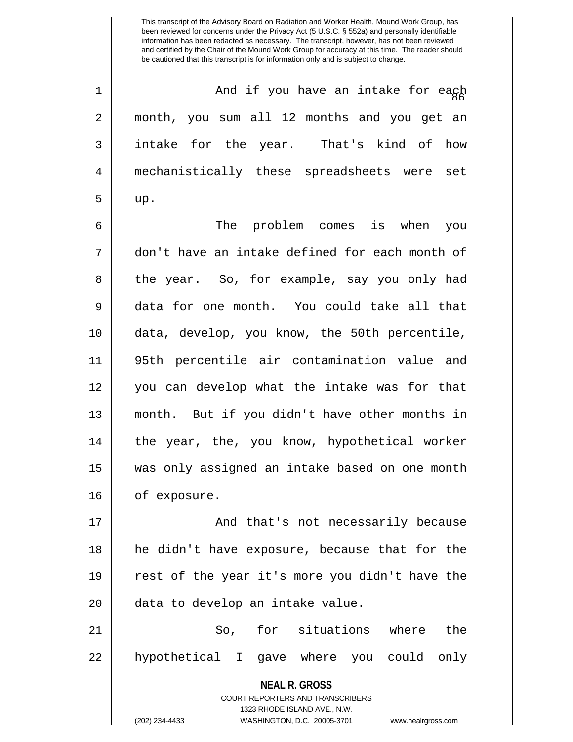This transcript of the Advisory Board on Radiation and Worker Health, Mound Work Group, has been reviewed for concerns under the Privacy Act (5 U.S.C. § 552a) and personally identifiable information has been redacted as necessary. The transcript, however, has not been reviewed and certified by the Chair of the Mound Work Group for accuracy at this time. The reader should be cautioned that this transcript is for information only and is subject to change.

And if you have an intake for each month, you sum all 12 months and you get an intake for the year. That's kind of how mechanistically these spreadsheets were set up.

The problem comes is when you don't have an intake defined for each month of the year. So, for example, say you only had data for one month. You could take all that data, develop, you know, the 50th percentile, 95th percentile air contamination value and you can develop what the intake was for that month. But if you didn't have other months in the year, the, you know, hypothetical worker was only assigned an intake based on one month of exposure.

And that's not necessarily because he didn't have exposure, because that for the rest of the year it's more you didn't have the data to develop an intake value.

So, for situations where the hypothetical I gave where you could only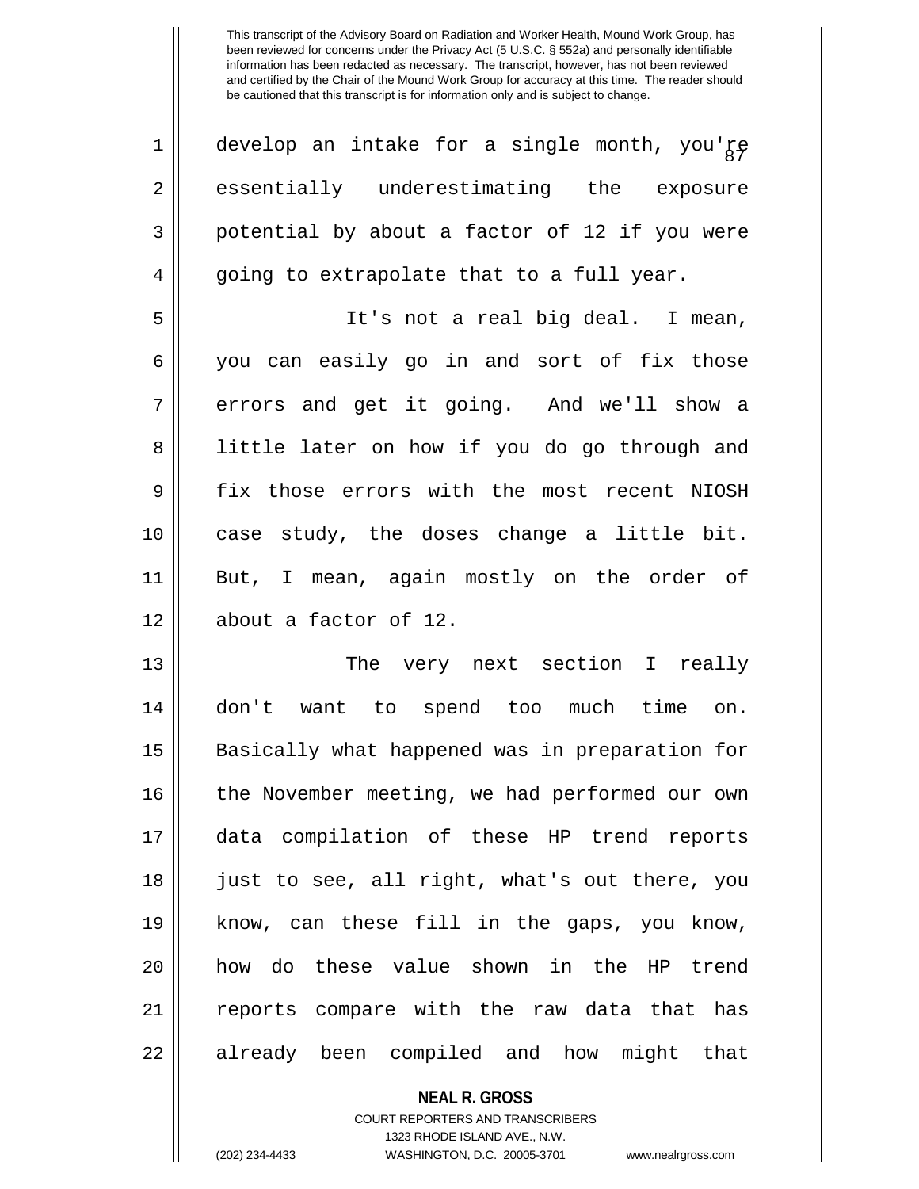This transcript of the Advisory Board on Radiation and Worker Health, Mound Work Group, has been reviewed for concerns under the Privacy Act (5 U.S.C. § 552a) and personally identifiable information has been redacted as necessary. The transcript, however, has not been reviewed and certified by the Chair of the Mound Work Group for accuracy at this time. The reader should be cautioned that this transcript is for information only and is subject to change.

develop an intake for a single month, you're essentially underestimating the exposure potential by about a factor of 12 if you were going to extrapolate that to a full year.

It's not a real big deal. I mean, you can easily go in and sort of fix those errors and get it going. And we'll show a little later on how if you do go through and fix those errors with the most recent NIOSH case study, the doses change a little bit. But, I mean, again mostly on the order of about a factor of 12.

The very next section I really don't want to spend too much time on. Basically what happened was in preparation for the November meeting, we had performed our own data compilation of these HP trend reports just to see, all right, what's out there, you know, can these fill in the gaps, you know, how do these value shown in the HP trend reports compare with the raw data that has already been compiled and how might that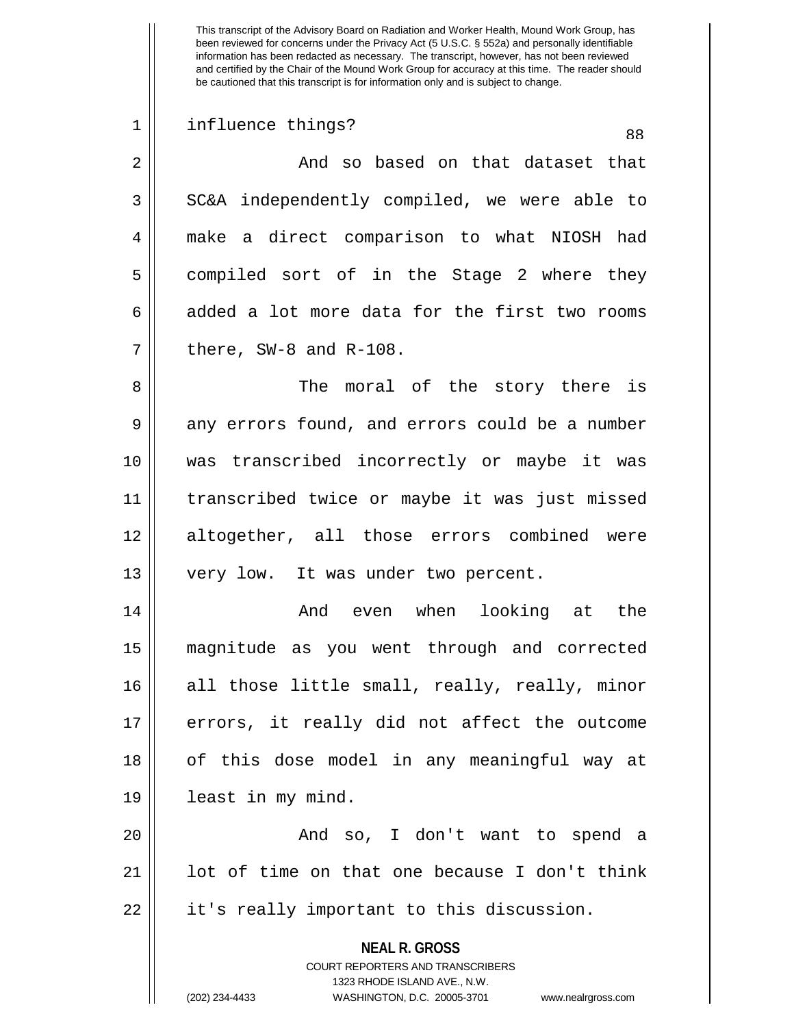influence things?

And so based on that dataset that SC&A independently compiled, we were able to make a direct comparison to what NIOSH had compiled sort of in the Stage 2 where they added a lot more data for the first two rooms there, SW-8 and R-108.

The moral of the story there is any errors found, and errors could be a number was transcribed incorrectly or maybe it was transcribed twice or maybe it was just missed altogether, all those errors combined were very low. It was under two percent.

And even when looking at the magnitude as you went through and corrected all those little small, really, really, minor errors, it really did not affect the outcome of this dose model in any meaningful way at least in my mind.

And so, I don't want to spend a lot of time on that one because I don't think it's really important to this discussion.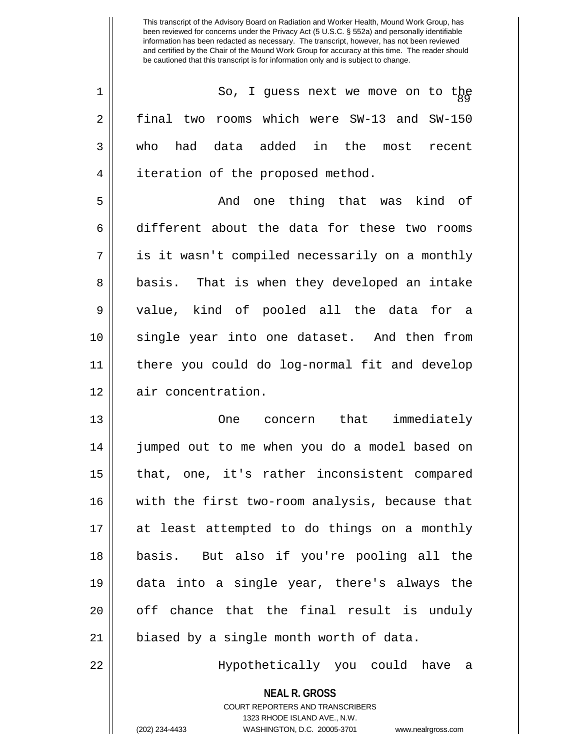So, I guess next we move on to the final two rooms which were SW-13 and SW-150 who had data added in the most recent iteration of the proposed method.

And one thing that was kind of different about the data for these two rooms is it wasn't compiled necessarily on a monthly basis. That is when they developed an intake value, kind of pooled all the data for a single year into one dataset. And then from there you could do log-normal fit and develop air concentration.

One concern that immediately jumped out to me when you do a model based on that, one, it's rather inconsistent compared with the first two-room analysis, because that at least attempted to do things on a monthly basis. But also if you're pooling all the data into a single year, there's always the off chance that the final result is unduly biased by a single month worth of data.

Hypothetically you could have a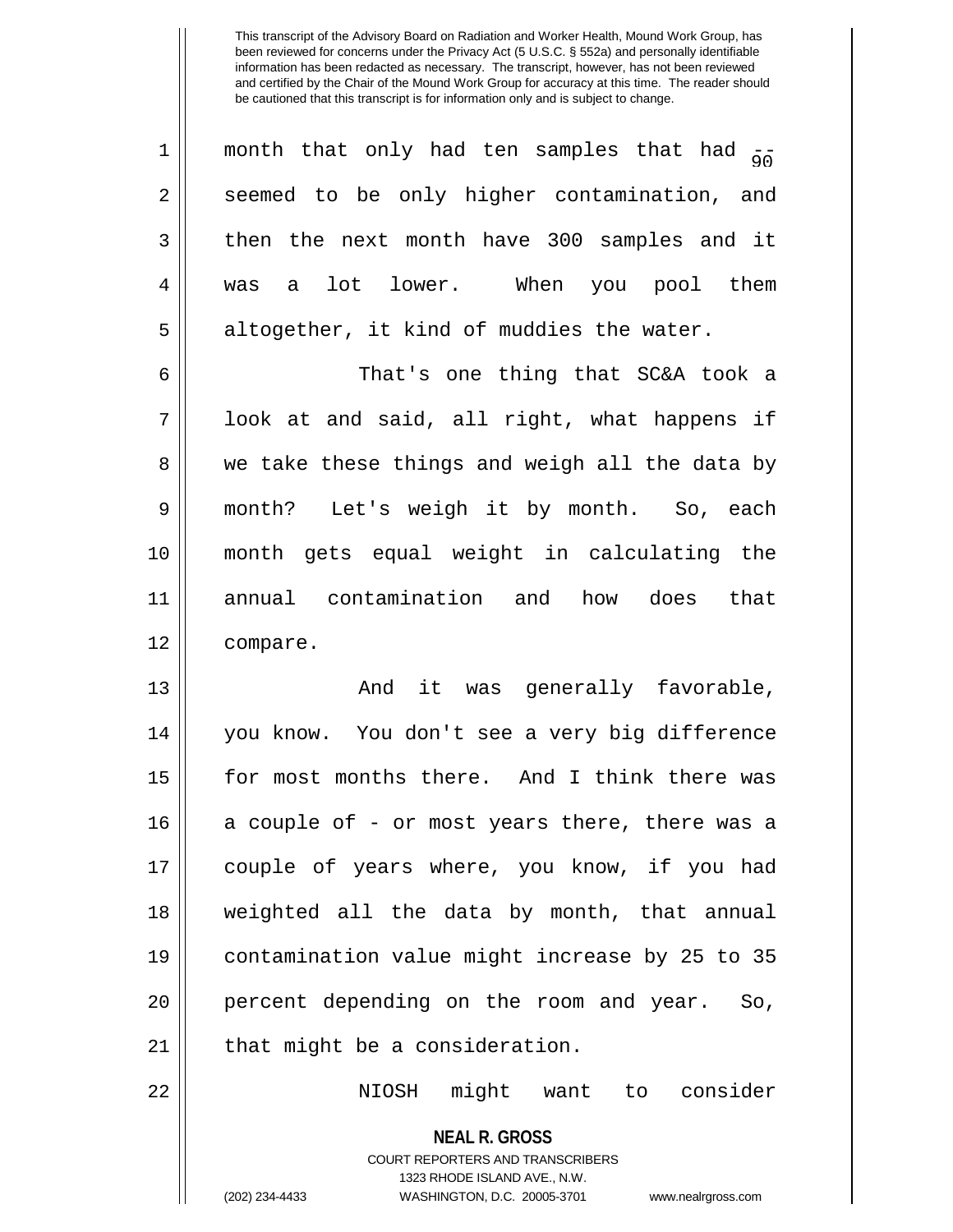month that only had ten samples that had -- seemed to be only higher contamination, and then the next month have 300 samples and it was a lot lower. When you pool them altogether, it kind of muddies the water.

That's one thing that SC&A took a look at and said, all right, what happens if we take these things and weigh all the data by month? Let's weigh it by month. So, each month gets equal weight in calculating the annual contamination and how does that compare.

And it was generally favorable, you know. You don't see a very big difference for most months there. And I think there was a couple of - or most years there, there was a couple of years where, you know, if you had weighted all the data by month, that annual contamination value might increase by 25 to 35 percent depending on the room and year. So, that might be a consideration.

NIOSH might want to consider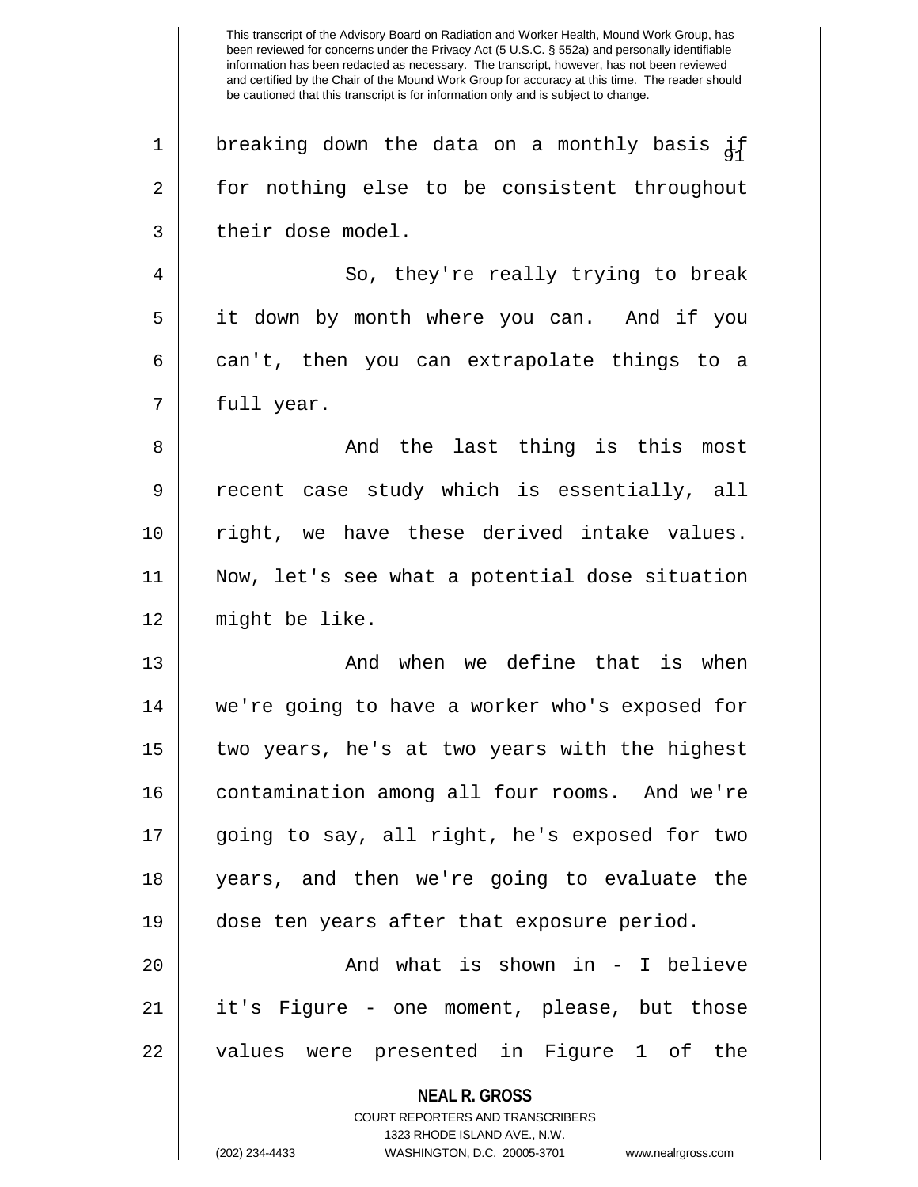breaking down the data on a monthly basis if for nothing else to be consistent throughout their dose model.

So, they're really trying to break it down by month where you can. And if you can't, then you can extrapolate things to a full year.

And the last thing is this most recent case study which is essentially, all right, we have these derived intake values. Now, let's see what a potential dose situation might be like.

And when we define that is when we're going to have a worker who's exposed for two years, he's at two years with the highest contamination among all four rooms. And we're going to say, all right, he's exposed for two years, and then we're going to evaluate the dose ten years after that exposure period.

And what is shown in - I believe it's Figure - one moment, please, but those values were presented in Figure 1 of the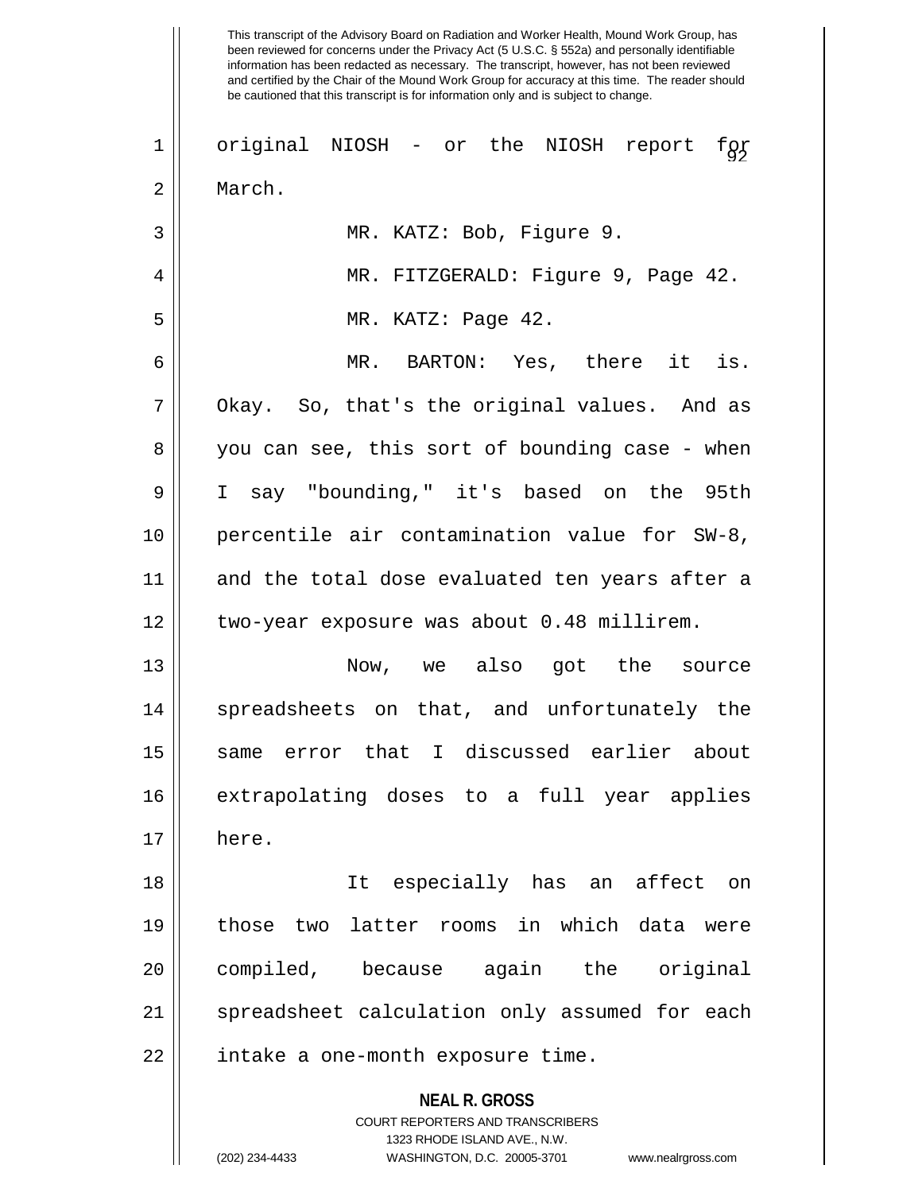This transcript of the Advisory Board on Radiation and Worker Health, Mound Work Group, has been reviewed for concerns under the Privacy Act (5 U.S.C. § 552a) and personally identifiable information has been redacted as necessary. The transcript, however, has not been reviewed and certified by the Chair of the Mound Work Group for accuracy at this time. The reader should be cautioned that this transcript is for information only and is subject to change.

original NIOSH - or the NIOSH report for March.

MR. KATZ: Bob, Figure 9.

MR. FITZGERALD: Figure 9, Page 42.

MR. KATZ: Page 42.

MR. BARTON: Yes, there it is. Okay. So, that's the original values. And as you can see, this sort of bounding case - when I say "bounding," it's based on the 95th percentile air contamination value for SW-8, and the total dose evaluated ten years after a two-year exposure was about 0.48 millirem.

Now, we also got the source spreadsheets on that, and unfortunately the same error that I discussed earlier about extrapolating doses to a full year applies here.

It especially has an affect on those two latter rooms in which data were compiled, because again the original spreadsheet calculation only assumed for each intake a one-month exposure time.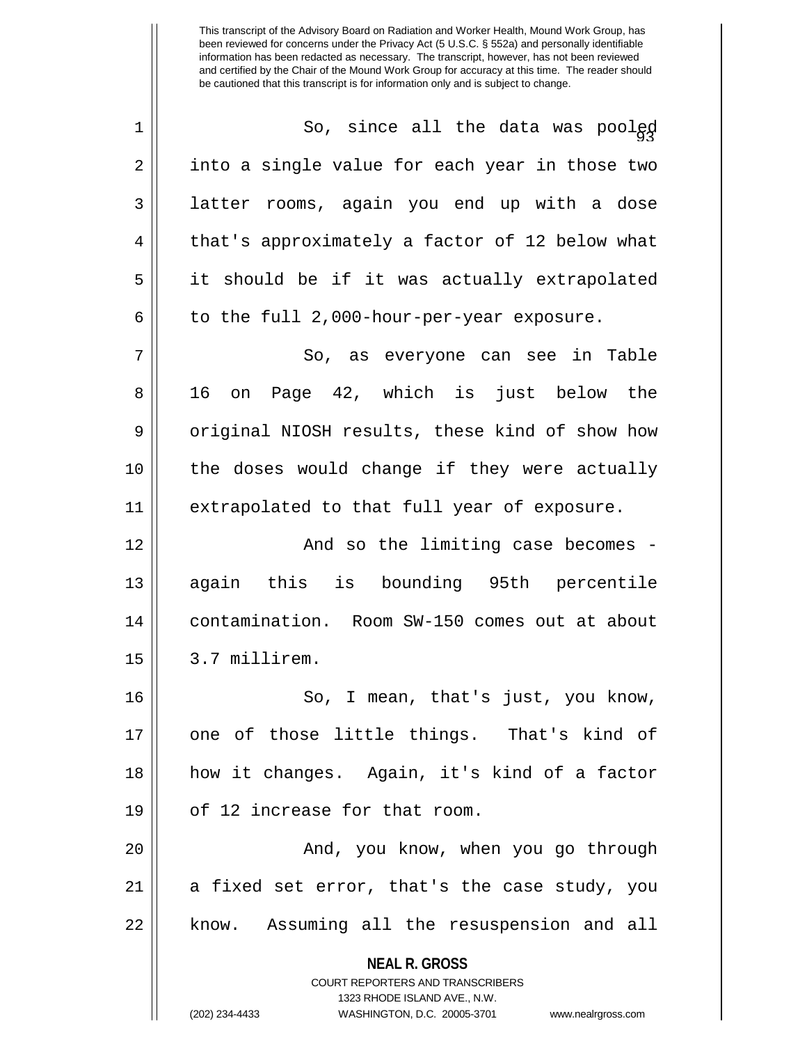So, since all the data was pooled into a single value for each year in those two latter rooms, again you end up with a dose that's approximately a factor of 12 below what it should be if it was actually extrapolated to the full 2,000-hour-per-year exposure.

So, as everyone can see in Table 16 on Page 42, which is just below the original NIOSH results, these kind of show how the doses would change if they were actually extrapolated to that full year of exposure.

And so the limiting case becomes - again this is bounding 95th percentile contamination. Room SW-150 comes out at about 3.7 millirem.

So, I mean, that's just, you know, one of those little things. That's kind of how it changes. Again, it's kind of a factor of 12 increase for that room.

And, you know, when you go through a fixed set error, that's the case study, you know. Assuming all the resuspension and all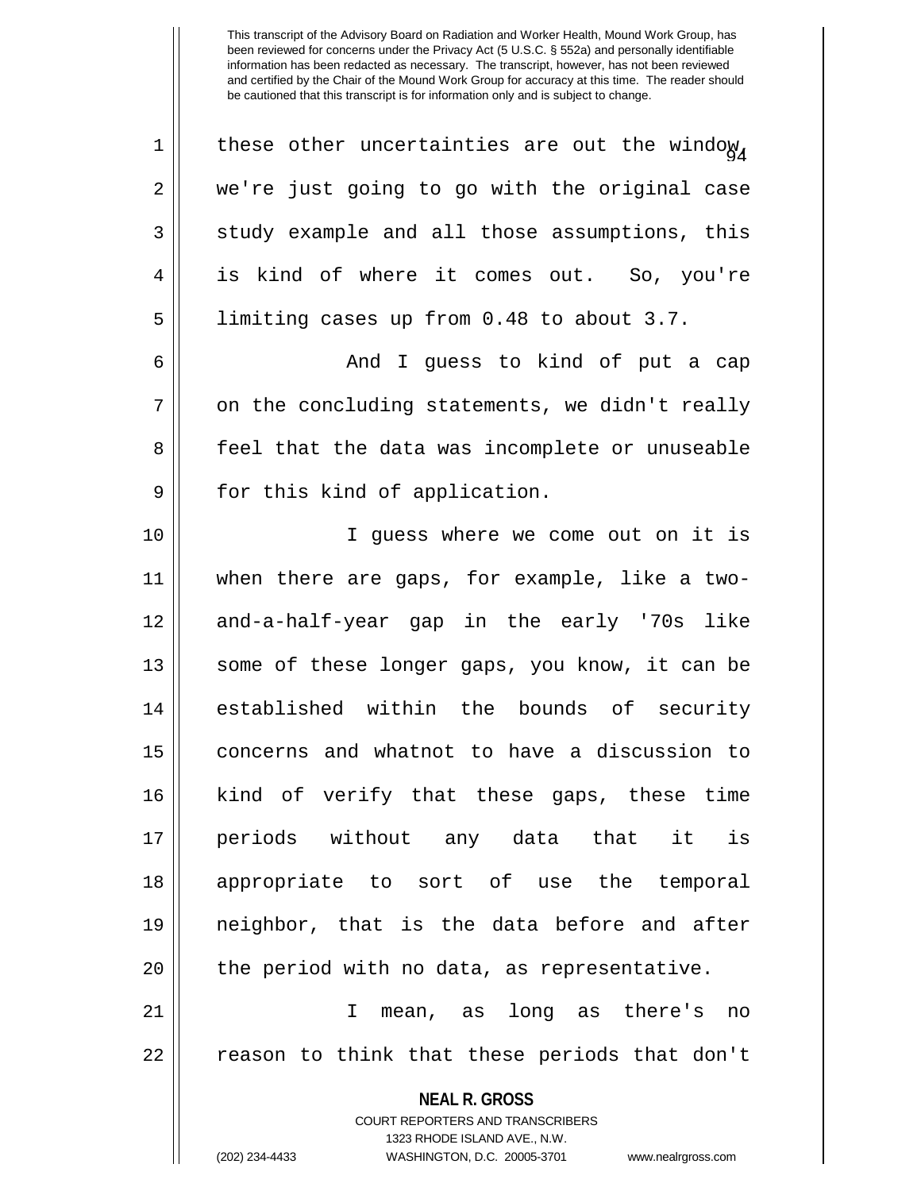these other uncertainties are out the window, we're just going to go with the original case study example and all those assumptions, this is kind of where it comes out. So, you're limiting cases up from 0.48 to about 3.7.

And I guess to kind of put a cap on the concluding statements, we didn't really feel that the data was incomplete or unuseable for this kind of application.

I guess where we come out on it is when there are gaps, for example, like a two-and-a-half-year gap in the early '70s like some of these longer gaps, you know, it can be established within the bounds of security concerns and whatnot to have a discussion to kind of verify that these gaps, these time periods without any data that it is appropriate to sort of use the temporal neighbor, that is the data before and after the period with no data, as representative.

I mean, as long as there's no reason to think that these periods that don't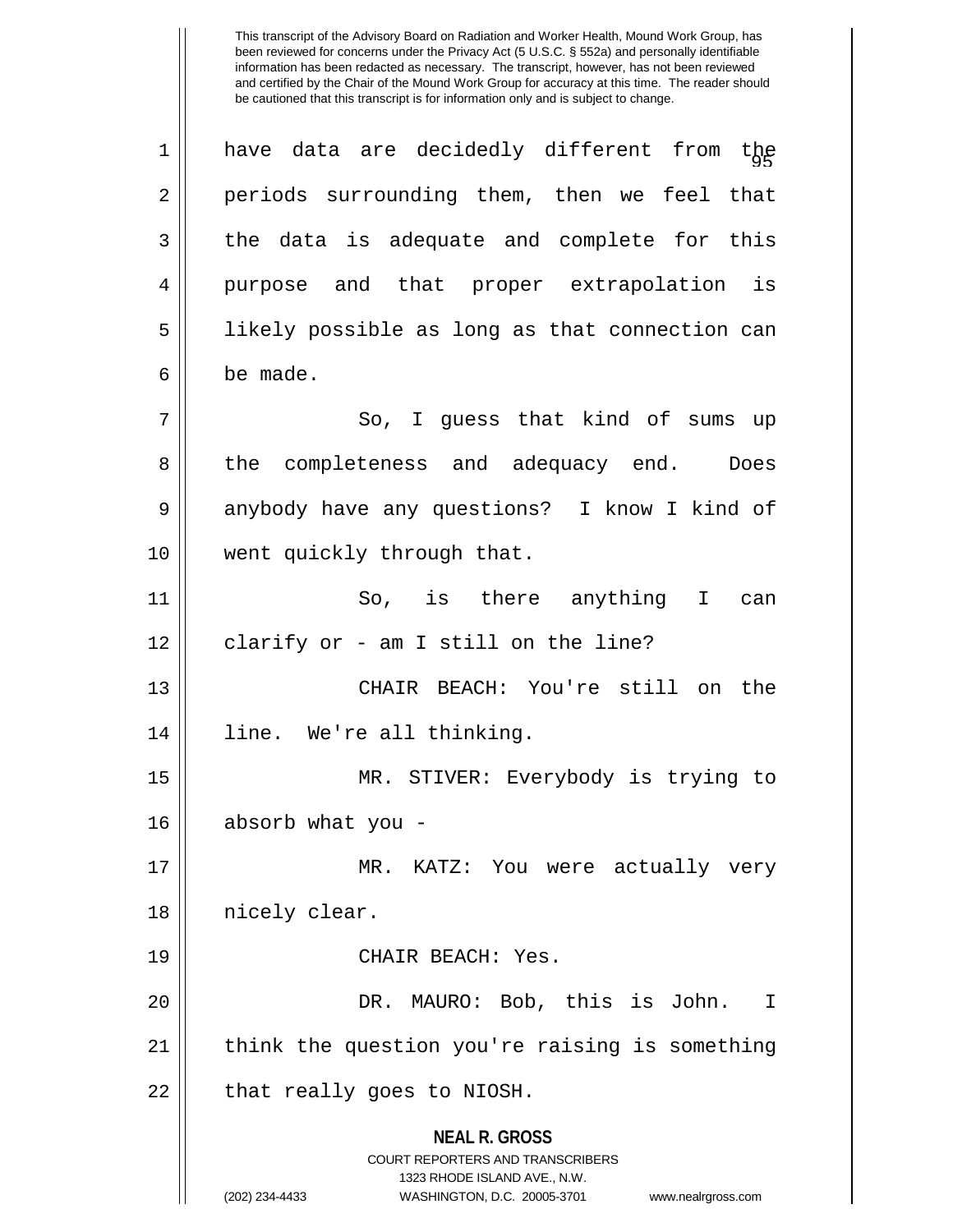have data are decidedly different from the periods surrounding them, then we feel that the data is adequate and complete for this purpose and that proper extrapolation is likely possible as long as that connection can be made.

So, I guess that kind of sums up the completeness and adequacy end. Does anybody have any questions? I know I kind of went quickly through that.

So, is there anything I can clarify or - am I still on the line?

CHAIR BEACH: You're still on the line. We're all thinking.

MR. STIVER: Everybody is trying to absorb what you -

MR. KATZ: You were actually very nicely clear.

CHAIR BEACH: Yes.

DR. MAURO: Bob, this is John. I think the question you're raising is something that really goes to NIOSH.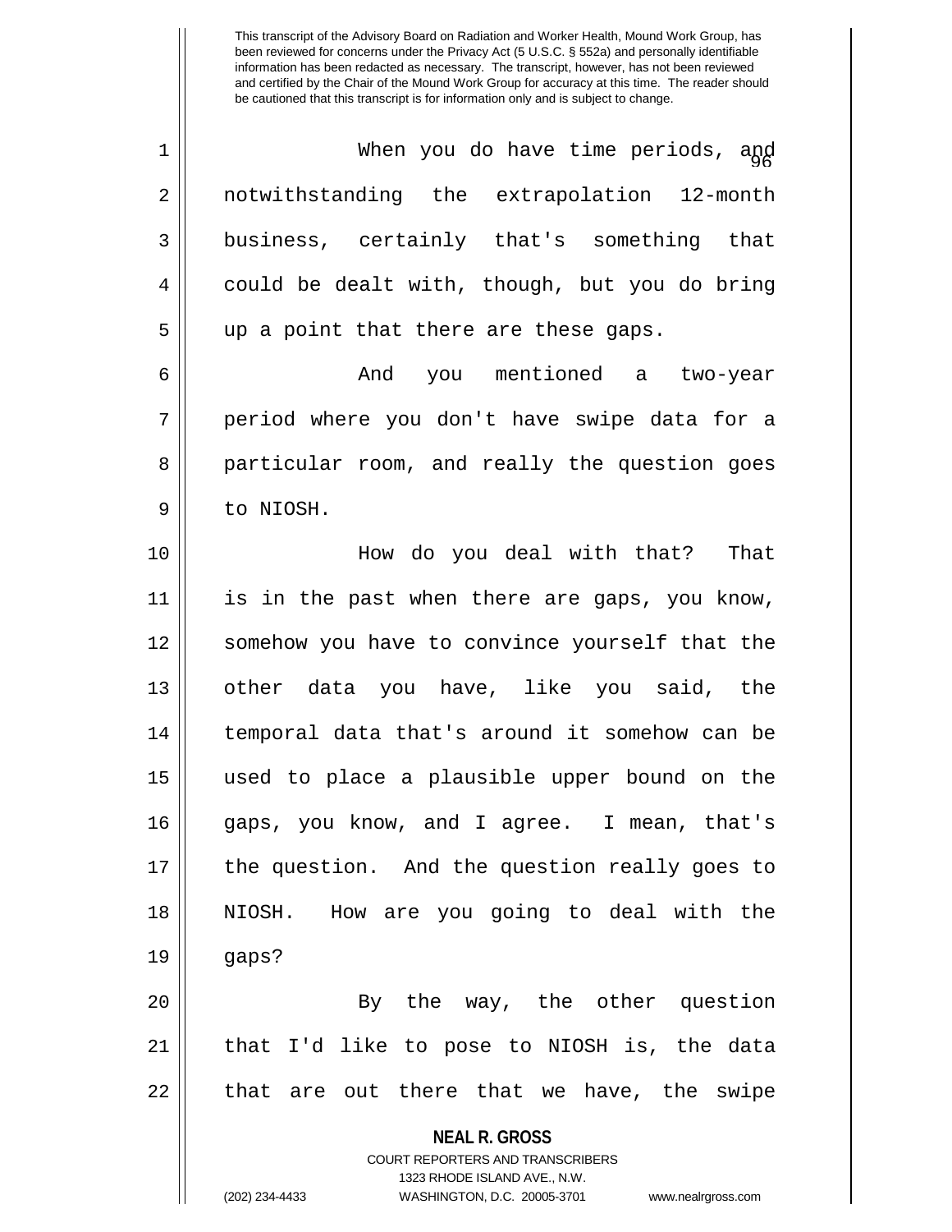This transcript of the Advisory Board on Radiation and Worker Health, Mound Work Group, has been reviewed for concerns under the Privacy Act (5 U.S.C. § 552a) and personally identifiable information has been redacted as necessary. The transcript, however, has not been reviewed and certified by the Chair of the Mound Work Group for accuracy at this time. The reader should be cautioned that this transcript is for information only and is subject to change.

When you do have time periods, and notwithstanding the extrapolation 12-month business, certainly that's something that could be dealt with, though, but you do bring up a point that there are these gaps.

And you mentioned a two-year period where you don't have swipe data for a particular room, and really the question goes to NIOSH.

How do you deal with that? That is in the past when there are gaps, you know, somehow you have to convince yourself that the other data you have, like you said, the temporal data that's around it somehow can be used to place a plausible upper bound on the gaps, you know, and I agree. I mean, that's the question. And the question really goes to NIOSH. How are you going to deal with the gaps?

By the way, the other question that I'd like to pose to NIOSH is, the data that are out there that we have, the swipe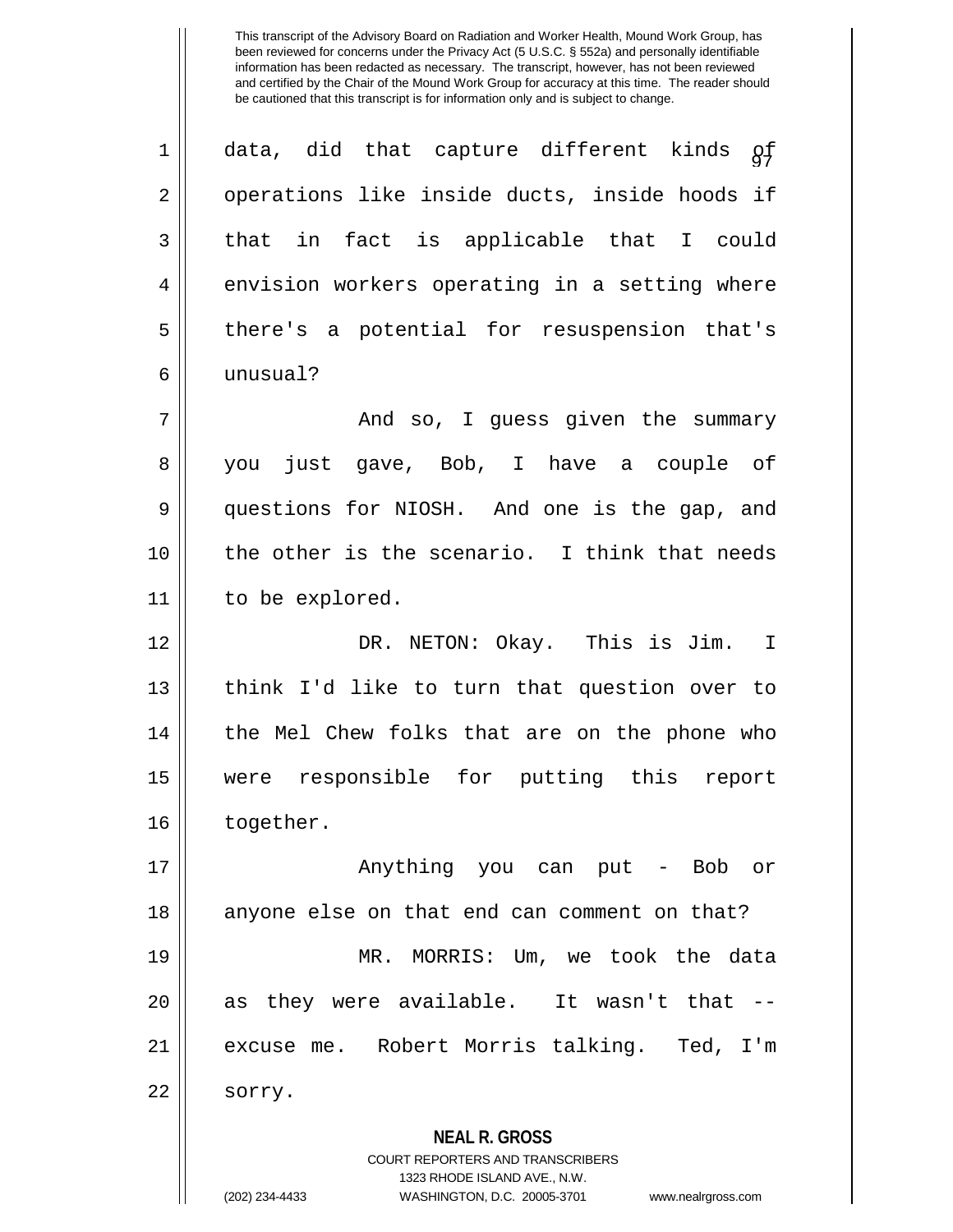This transcript of the Advisory Board on Radiation and Worker Health, Mound Work Group, has been reviewed for concerns under the Privacy Act (5 U.S.C. § 552a) and personally identifiable information has been redacted as necessary. The transcript, however, has not been reviewed and certified by the Chair of the Mound Work Group for accuracy at this time. The reader should be cautioned that this transcript is for information only and is subject to change.

data, did that capture different kinds of operations like inside ducts, inside hoods if that in fact is applicable that I could envision workers operating in a setting where there's a potential for resuspension that's unusual?

And so, I guess given the summary you just gave, Bob, I have a couple of questions for NIOSH. And one is the gap, and the other is the scenario. I think that needs to be explored.

DR. NETON: Okay. This is Jim. I think I'd like to turn that question over to the Mel Chew folks that are on the phone who were responsible for putting this report together.

Anything you can put - Bob or anyone else on that end can comment on that?

MR. MORRIS: Um, we took the data as they were available. It wasn't that -- excuse me. Robert Morris talking. Ted, I'm sorry.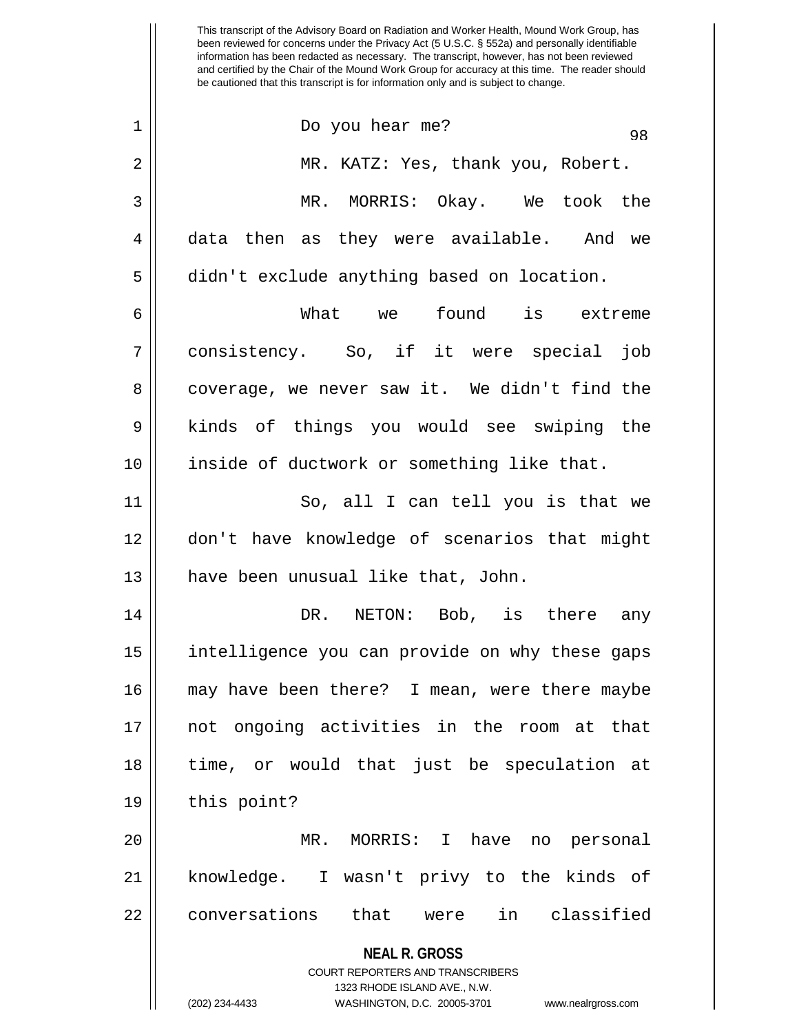This transcript of the Advisory Board on Radiation and Worker Health, Mound Work Group, has been reviewed for concerns under the Privacy Act (5 U.S.C. § 552a) and personally identifiable information has been redacted as necessary. The transcript, however, has not been reviewed and certified by the Chair of the Mound Work Group for accuracy at this time. The reader should be cautioned that this transcript is for information only and is subject to change.

Do you hear me?

MR. KATZ: Yes, thank you, Robert.

MR. MORRIS: Okay. We took the data then as they were available. And we didn't exclude anything based on location.

What we found is extreme consistency. So, if it were special job coverage, we never saw it. We didn't find the kinds of things you would see swiping the inside of ductwork or something like that.

So, all I can tell you is that we don't have knowledge of scenarios that might have been unusual like that, John.

DR. NETON: Bob, is there any intelligence you can provide on why these gaps may have been there? I mean, were there maybe not ongoing activities in the room at that time, or would that just be speculation at this point?

MR. MORRIS: I have no personal knowledge. I wasn't privy to the kinds of conversations that were in classified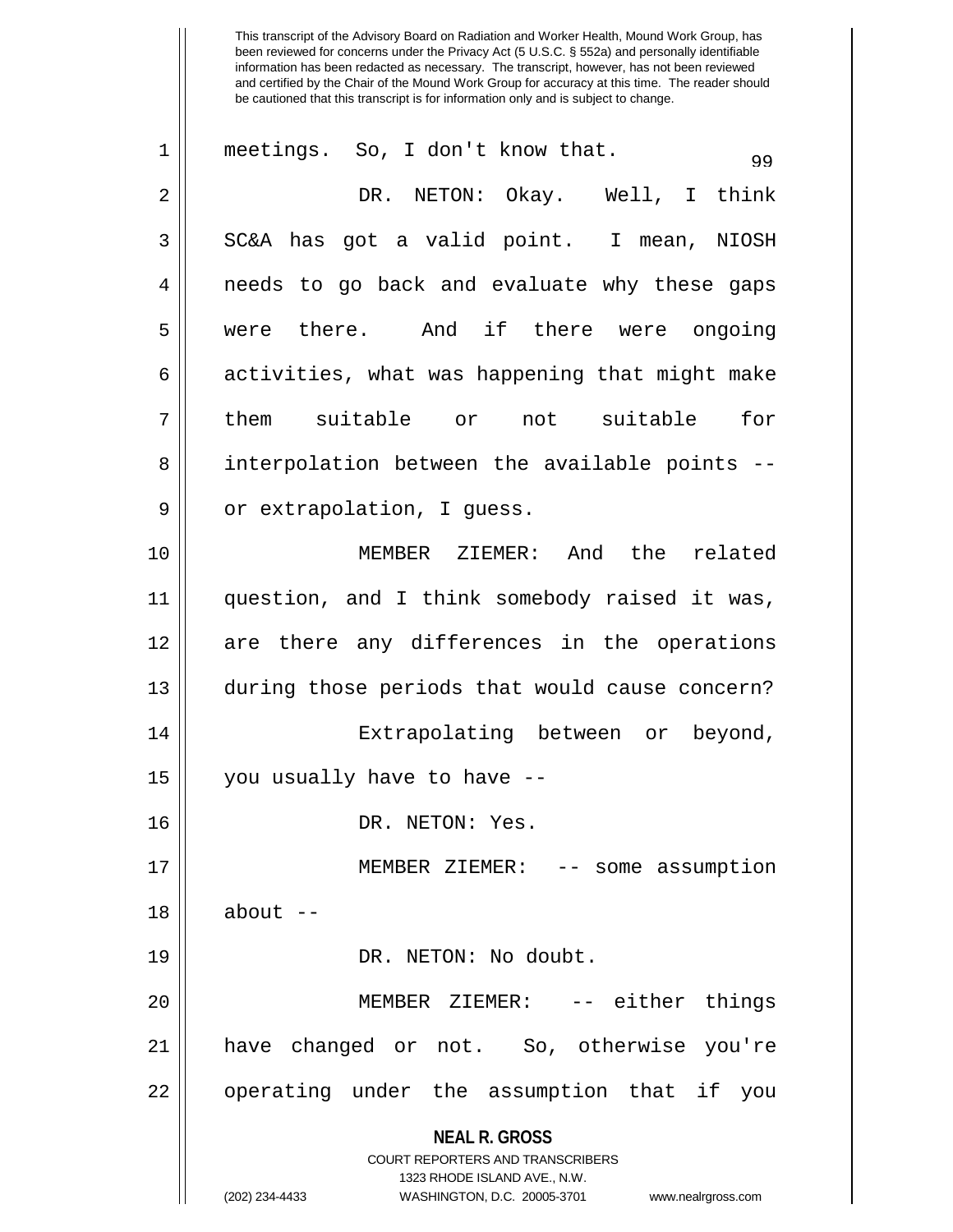meetings. So, I don't know that.

DR. NETON: Okay. Well, I think SC&A has got a valid point. I mean, NIOSH needs to go back and evaluate why these gaps were there. And if there were ongoing activities, what was happening that might make them suitable or not suitable for interpolation between the available points -- or extrapolation, I guess.

MEMBER ZIEMER: And the related question, and I think somebody raised it was, are there any differences in the operations during those periods that would cause concern?

Extrapolating between or beyond, you usually have to have --

DR. NETON: Yes.

MEMBER ZIEMER: -- some assumption about --

DR. NETON: No doubt.

MEMBER ZIEMER: -- either things have changed or not. So, otherwise you're operating under the assumption that if you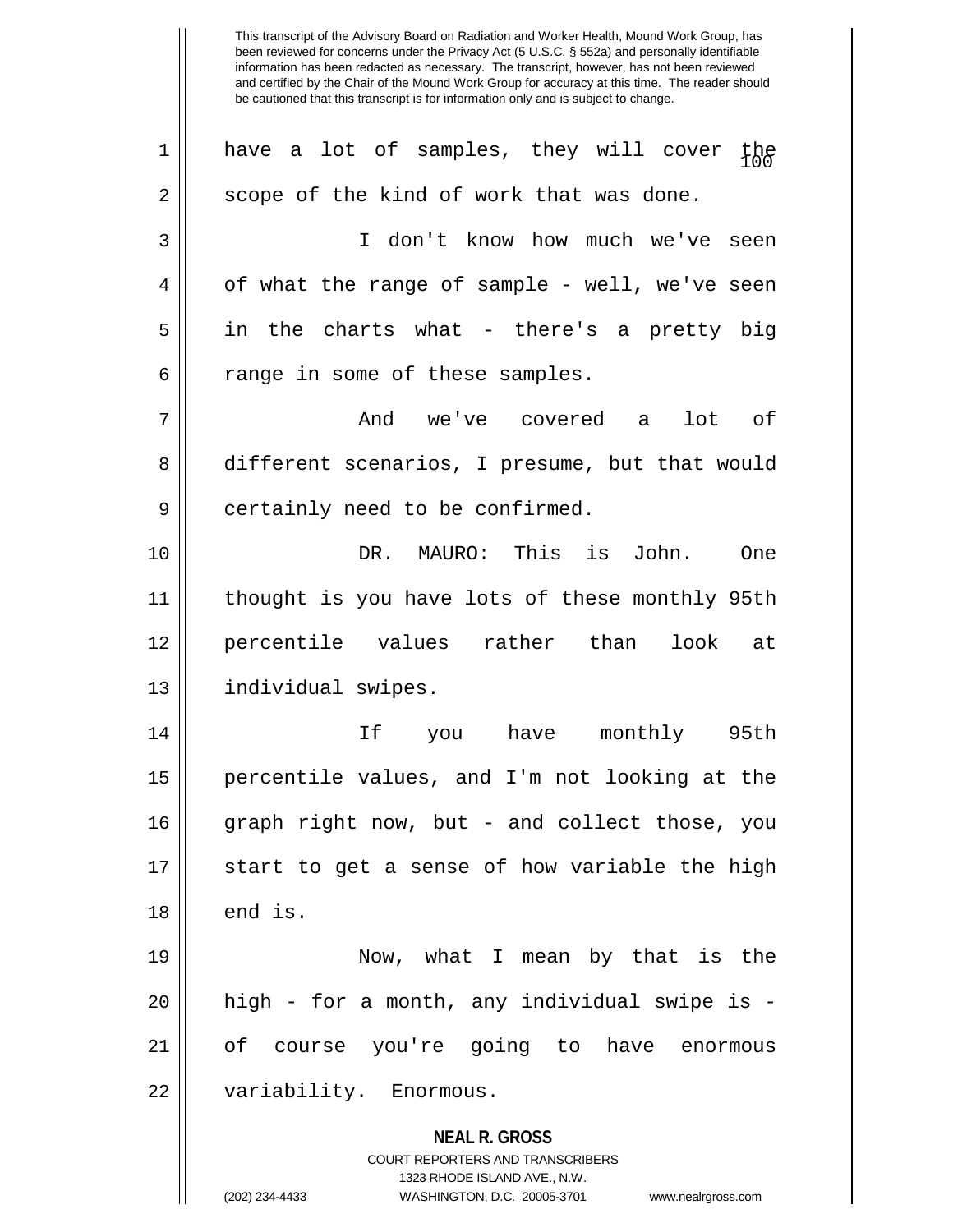This transcript of the Advisory Board on Radiation and Worker Health, Mound Work Group, has been reviewed for concerns under the Privacy Act (5 U.S.C. § 552a) and personally identifiable information has been redacted as necessary. The transcript, however, has not been reviewed and certified by the Chair of the Mound Work Group for accuracy at this time. The reader should be cautioned that this transcript is for information only and is subject to change.

have a lot of samples, they will cover the scope of the kind of work that was done.

I don't know how much we've seen of what the range of sample - well, we've seen in the charts what - there's a pretty big range in some of these samples.

And we've covered a lot of different scenarios, I presume, but that would certainly need to be confirmed.

DR. MAURO: This is John. One thought is you have lots of these monthly 95th percentile values rather than look at individual swipes.

If you have monthly 95th percentile values, and I'm not looking at the graph right now, but - and collect those, you start to get a sense of how variable the high end is.

Now, what I mean by that is the high - for a month, any individual swipe is - of course you're going to have enormous variability. Enormous.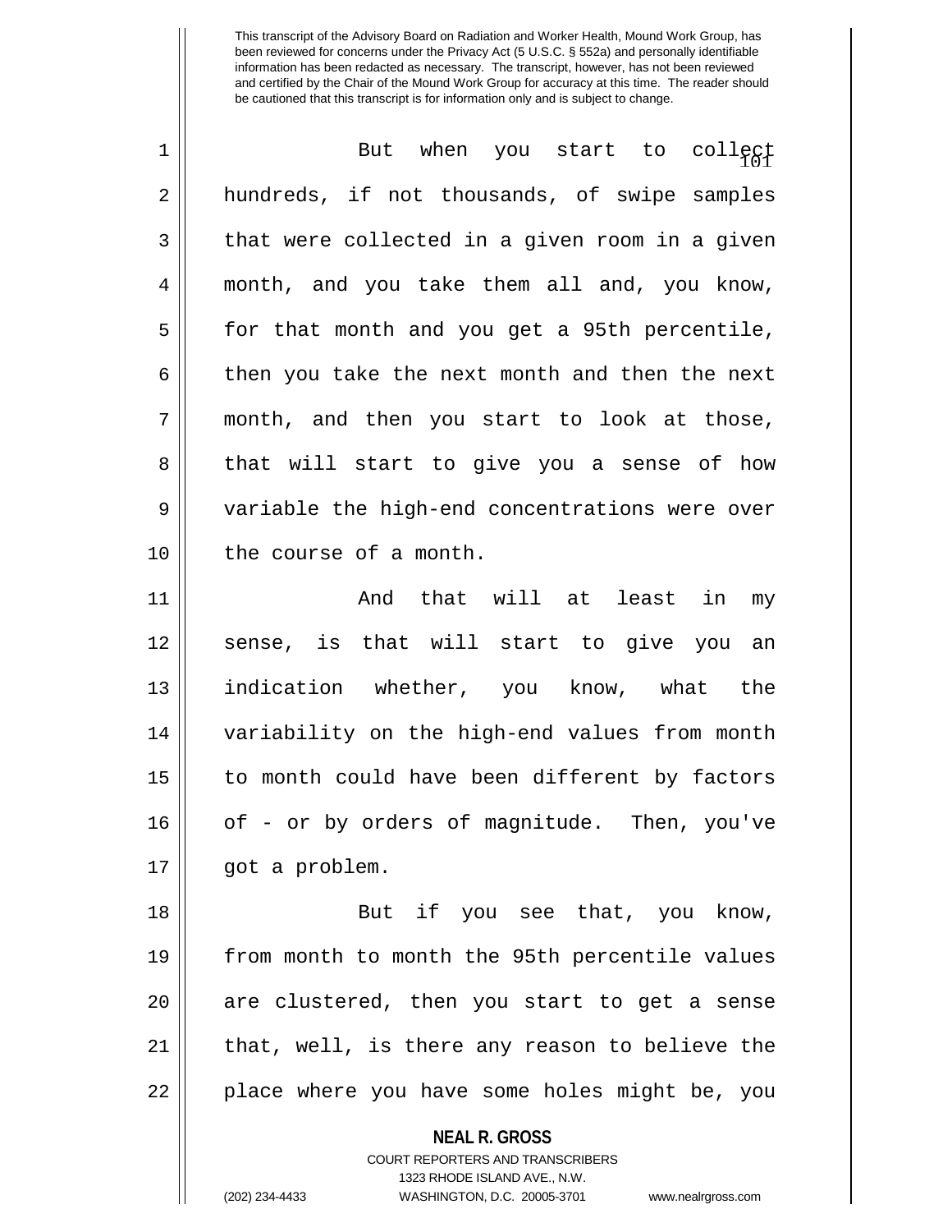This transcript of the Advisory Board on Radiation and Worker Health, Mound Work Group, has been reviewed for concerns under the Privacy Act (5 U.S.C. § 552a) and personally identifiable information has been redacted as necessary. The transcript, however, has not been reviewed and certified by the Chair of the Mound Work Group for accuracy at this time. The reader should be cautioned that this transcript is for information only and is subject to change.

But when you start to collect hundreds, if not thousands, of swipe samples that were collected in a given room in a given month, and you take them all and, you know, for that month and you get a 95th percentile, then you take the next month and then the next month, and then you start to look at those, that will start to give you a sense of how variable the high-end concentrations were over the course of a month.

And that will at least in my sense, is that will start to give you an indication whether, you know, what the variability on the high-end values from month to month could have been different by factors of - or by orders of magnitude. Then, you've got a problem.

But if you see that, you know, from month to month the 95th percentile values are clustered, then you start to get a sense that, well, is there any reason to believe the place where you have some holes might be, you

**NEAL R. GROSS**
COURT REPORTERS AND TRANSCRIBERS
1323 RHODE ISLAND AVE., N.W.
(202) 234-4433 WASHINGTON, D.C. 20005-3701 www.nealrgross.com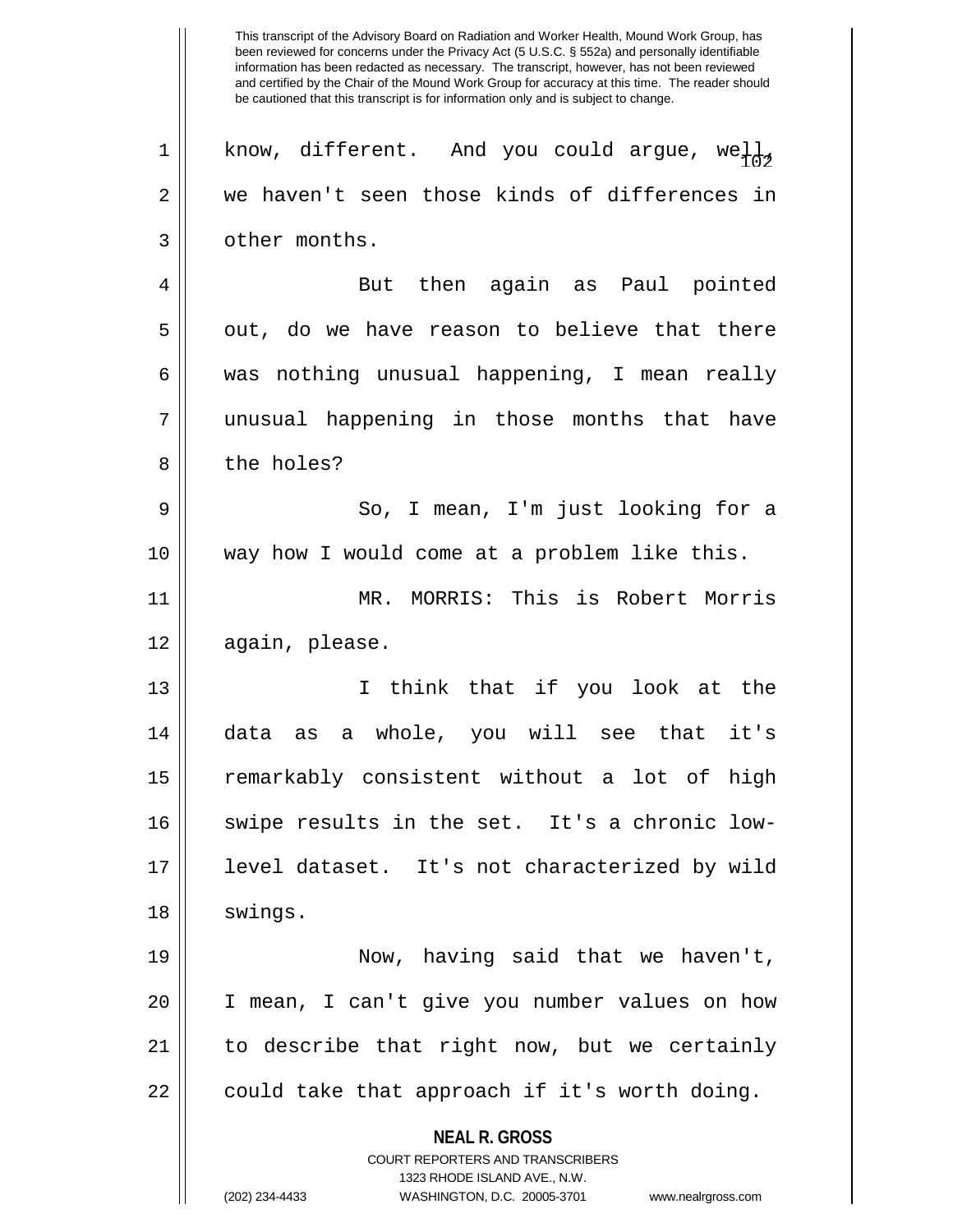This transcript of the Advisory Board on Radiation and Worker Health, Mound Work Group, has been reviewed for concerns under the Privacy Act (5 U.S.C. § 552a) and personally identifiable information has been redacted as necessary. The transcript, however, has not been reviewed and certified by the Chair of the Mound Work Group for accuracy at this time. The reader should be cautioned that this transcript is for information only and is subject to change.

know, different. And you could argue, well, we haven't seen those kinds of differences in other months.

But then again as Paul pointed out, do we have reason to believe that there was nothing unusual happening, I mean really unusual happening in those months that have the holes?

So, I mean, I'm just looking for a way how I would come at a problem like this.

MR. MORRIS: This is Robert Morris again, please.

I think that if you look at the data as a whole, you will see that it's remarkably consistent without a lot of high swipe results in the set. It's a chronic low-level dataset. It's not characterized by wild swings.

Now, having said that we haven't, I mean, I can't give you number values on how to describe that right now, but we certainly could take that approach if it's worth doing.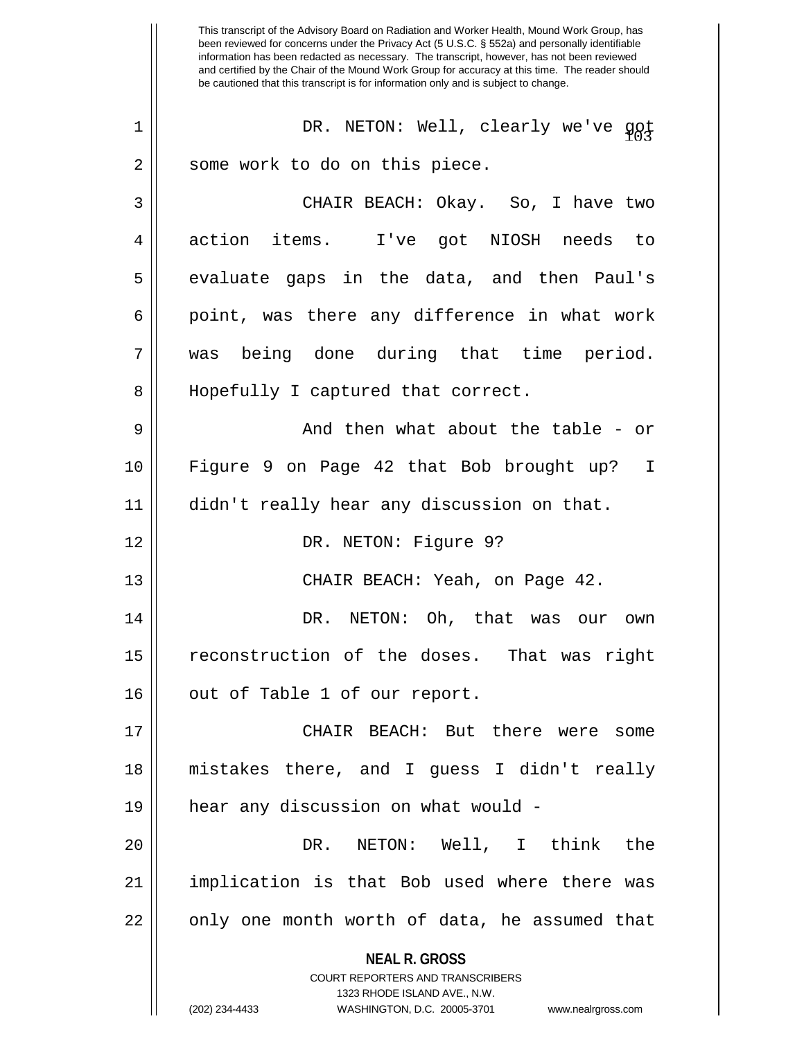This transcript of the Advisory Board on Radiation and Worker Health, Mound Work Group, has been reviewed for concerns under the Privacy Act (5 U.S.C. § 552a) and personally identifiable information has been redacted as necessary. The transcript, however, has not been reviewed and certified by the Chair of the Mound Work Group for accuracy at this time. The reader should be cautioned that this transcript is for information only and is subject to change.

DR. NETON: Well, clearly we've got some work to do on this piece.

CHAIR BEACH: Okay. So, I have two action items. I've got NIOSH needs to evaluate gaps in the data, and then Paul's point, was there any difference in what work was being done during that time period. Hopefully I captured that correct.

And then what about the table - or Figure 9 on Page 42 that Bob brought up? I didn't really hear any discussion on that.

DR. NETON: Figure 9?

CHAIR BEACH: Yeah, on Page 42.

DR. NETON: Oh, that was our own reconstruction of the doses. That was right out of Table 1 of our report.

CHAIR BEACH: But there were some mistakes there, and I guess I didn't really hear any discussion on what would -

DR. NETON: Well, I think the implication is that Bob used where there was only one month worth of data, he assumed that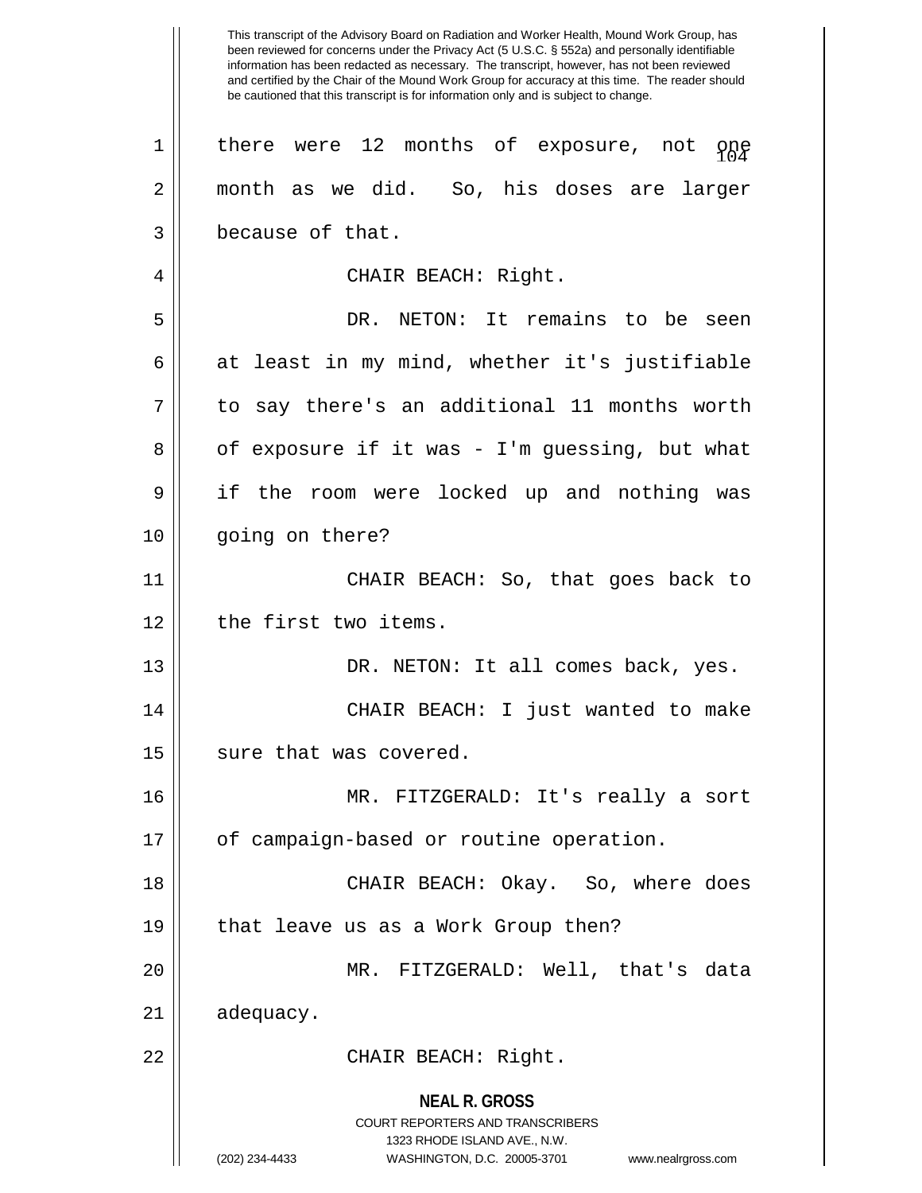This transcript of the Advisory Board on Radiation and Worker Health, Mound Work Group, has been reviewed for concerns under the Privacy Act (5 U.S.C. § 552a) and personally identifiable information has been redacted as necessary. The transcript, however, has not been reviewed and certified by the Chair of the Mound Work Group for accuracy at this time. The reader should be cautioned that this transcript is for information only and is subject to change.

there were 12 months of exposure, not one month as we did. So, his doses are larger because of that.

CHAIR BEACH: Right.

DR. NETON: It remains to be seen at least in my mind, whether it's justifiable to say there's an additional 11 months worth of exposure if it was - I'm guessing, but what if the room were locked up and nothing was going on there?

CHAIR BEACH: So, that goes back to the first two items.

DR. NETON: It all comes back, yes.

CHAIR BEACH: I just wanted to make sure that was covered.

MR. FITZGERALD: It's really a sort of campaign-based or routine operation.

CHAIR BEACH: Okay. So, where does that leave us as a Work Group then?

MR. FITZGERALD: Well, that's data adequacy.

CHAIR BEACH: Right.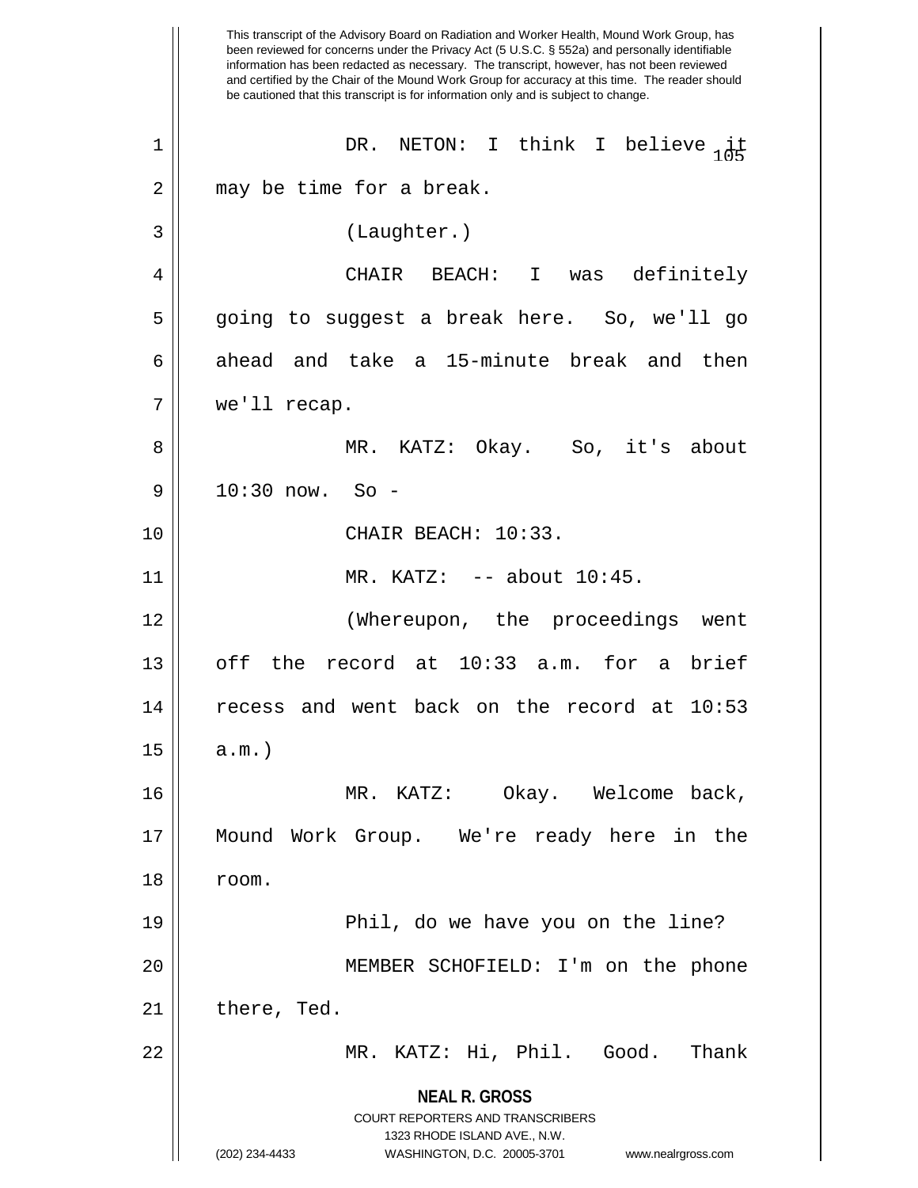This transcript of the Advisory Board on Radiation and Worker Health, Mound Work Group, has been reviewed for concerns under the Privacy Act (5 U.S.C. § 552a) and personally identifiable information has been redacted as necessary. The transcript, however, has not been reviewed and certified by the Chair of the Mound Work Group for accuracy at this time. The reader should be cautioned that this transcript is for information only and is subject to change.

DR. NETON: I think I believe it may be time for a break.

(Laughter.)

CHAIR BEACH: I was definitely going to suggest a break here. So, we'll go ahead and take a 15-minute break and then we'll recap.

MR. KATZ: Okay. So, it's about 10:30 now. So -

CHAIR BEACH: 10:33.

MR. KATZ: -- about 10:45.

(Whereupon, the proceedings went off the record at 10:33 a.m. for a brief recess and went back on the record at 10:53 a.m.)

MR. KATZ: Okay. Welcome back, Mound Work Group. We're ready here in the room.

Phil, do we have you on the line?

MEMBER SCHOFIELD: I'm on the phone there, Ted.

MR. KATZ: Hi, Phil. Good. Thank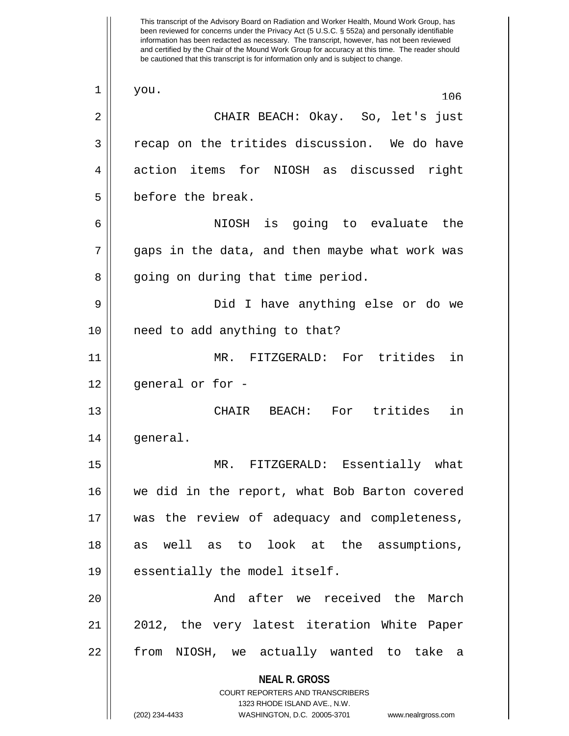This transcript of the Advisory Board on Radiation and Worker Health, Mound Work Group, has been reviewed for concerns under the Privacy Act (5 U.S.C. § 552a) and personally identifiable information has been redacted as necessary. The transcript, however, has not been reviewed and certified by the Chair of the Mound Work Group for accuracy at this time. The reader should be cautioned that this transcript is for information only and is subject to change.

you.

CHAIR BEACH: Okay. So, let's just recap on the tritides discussion. We do have action items for NIOSH as discussed right before the break.

NIOSH is going to evaluate the gaps in the data, and then maybe what work was going on during that time period.

Did I have anything else or do we need to add anything to that?

MR. FITZGERALD: For tritides in general or for -

CHAIR BEACH: For tritides in general.

MR. FITZGERALD: Essentially what we did in the report, what Bob Barton covered was the review of adequacy and completeness, as well as to look at the assumptions, essentially the model itself.

And after we received the March 2012, the very latest iteration White Paper from NIOSH, we actually wanted to take a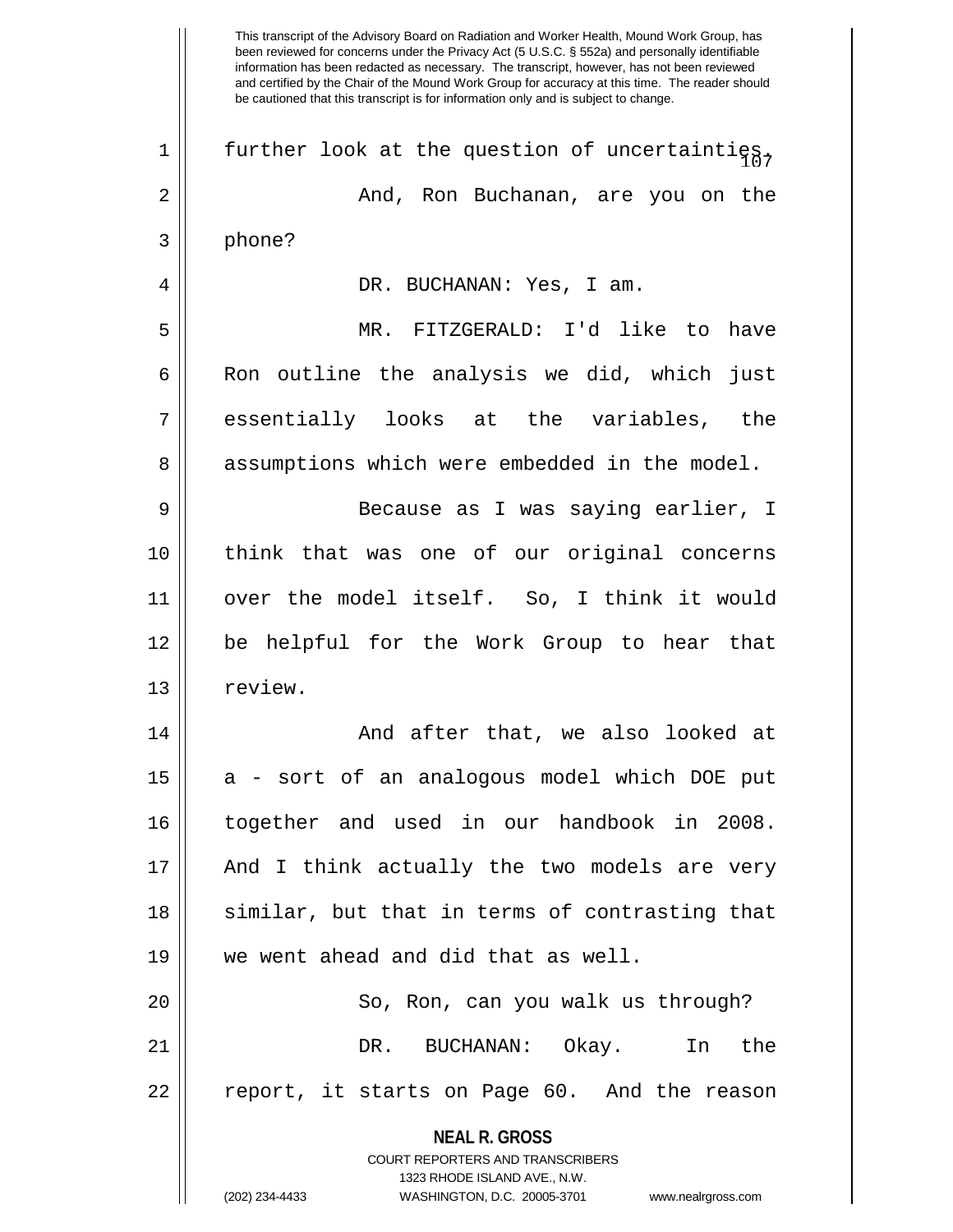This transcript of the Advisory Board on Radiation and Worker Health, Mound Work Group, has been reviewed for concerns under the Privacy Act (5 U.S.C. § 552a) and personally identifiable information has been redacted as necessary. The transcript, however, has not been reviewed and certified by the Chair of the Mound Work Group for accuracy at this time. The reader should be cautioned that this transcript is for information only and is subject to change.

1 further look at the question of uncertainties.

2 And, Ron Buchanan, are you on the

3 phone?

4 DR. BUCHANAN: Yes, I am.

5 MR. FITZGERALD: I'd like to have

6 Ron outline the analysis we did, which just

7 essentially looks at the variables, the

8 assumptions which were embedded in the model.

9 Because as I was saying earlier, I

10 think that was one of our original concerns

11 over the model itself. So, I think it would

12 be helpful for the Work Group to hear that

13 review.

14 And after that, we also looked at

15 a - sort of an analogous model which DOE put

16 together and used in our handbook in 2008.

17 And I think actually the two models are very

18 similar, but that in terms of contrasting that

19 we went ahead and did that as well.

20 So, Ron, can you walk us through?

21 DR. BUCHANAN: Okay. In the

22 report, it starts on Page 60. And the reason

**NEAL R. GROSS**
COURT REPORTERS AND TRANSCRIBERS
1323 RHODE ISLAND AVE., N.W.
(202) 234-4433 WASHINGTON, D.C. 20005-3701 www.nealrgross.com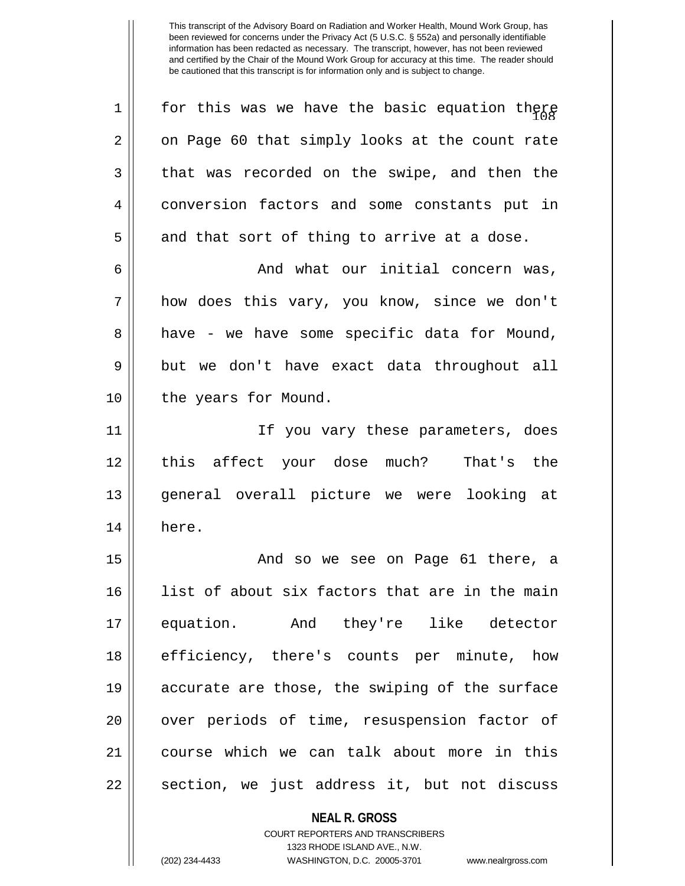This transcript of the Advisory Board on Radiation and Worker Health, Mound Work Group, has been reviewed for concerns under the Privacy Act (5 U.S.C. § 552a) and personally identifiable information has been redacted as necessary. The transcript, however, has not been reviewed and certified by the Chair of the Mound Work Group for accuracy at this time. The reader should be cautioned that this transcript is for information only and is subject to change.

for this was we have the basic equation there on Page 60 that simply looks at the count rate that was recorded on the swipe, and then the conversion factors and some constants put in and that sort of thing to arrive at a dose.

And what our initial concern was, how does this vary, you know, since we don't have - we have some specific data for Mound, but we don't have exact data throughout all the years for Mound.

If you vary these parameters, does this affect your dose much? That's the general overall picture we were looking at here.

And so we see on Page 61 there, a list of about six factors that are in the main equation. And they're like detector efficiency, there's counts per minute, how accurate are those, the swiping of the surface over periods of time, resuspension factor of course which we can talk about more in this section, we just address it, but not discuss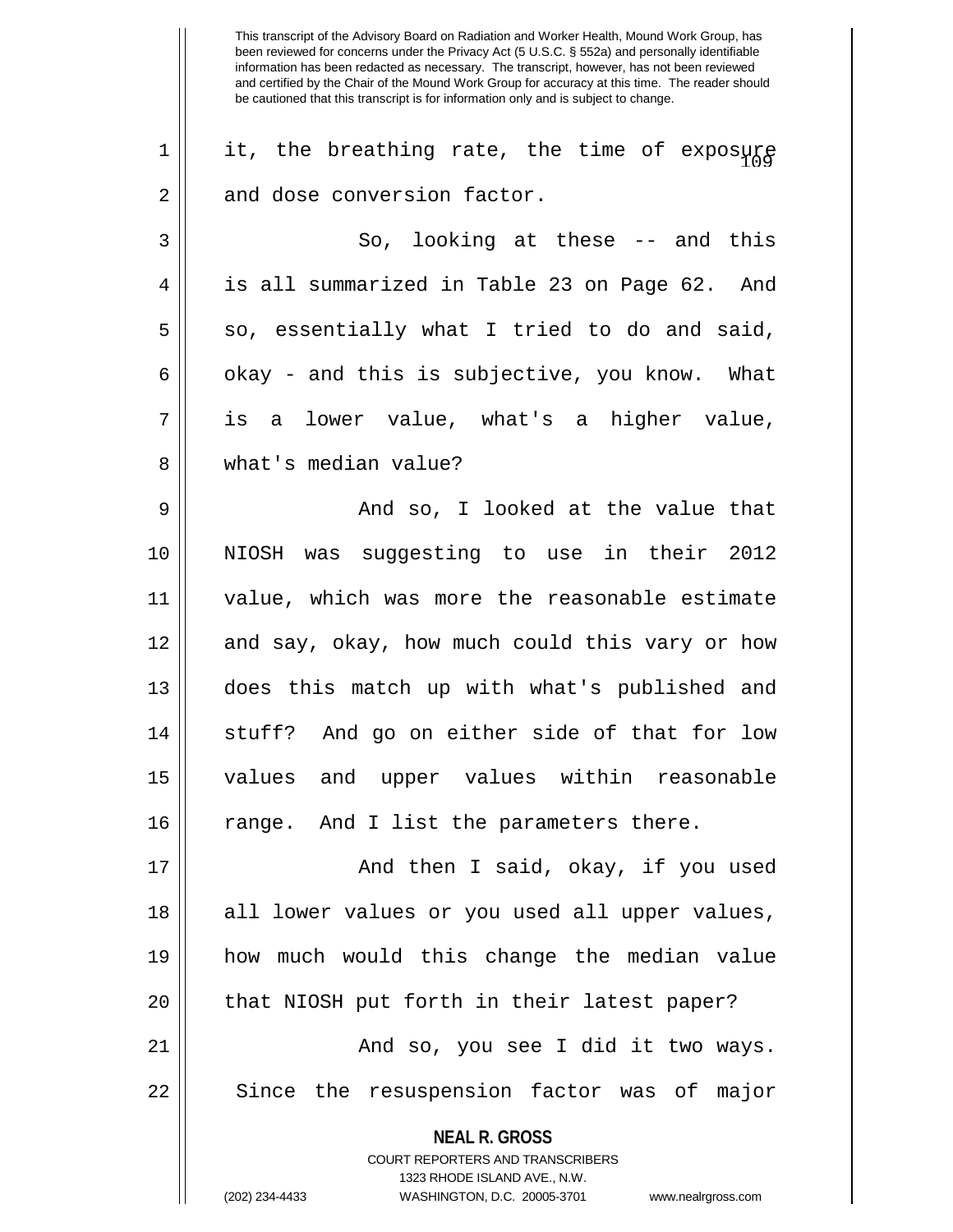This transcript of the Advisory Board on Radiation and Worker Health, Mound Work Group, has been reviewed for concerns under the Privacy Act (5 U.S.C. § 552a) and personally identifiable information has been redacted as necessary. The transcript, however, has not been reviewed and certified by the Chair of the Mound Work Group for accuracy at this time. The reader should be cautioned that this transcript is for information only and is subject to change.

it, the breathing rate, the time of exposure and dose conversion factor.

So, looking at these -- and this is all summarized in Table 23 on Page 62. And so, essentially what I tried to do and said, okay - and this is subjective, you know. What is a lower value, what's a higher value, what's median value?

And so, I looked at the value that NIOSH was suggesting to use in their 2012 value, which was more the reasonable estimate and say, okay, how much could this vary or how does this match up with what's published and stuff? And go on either side of that for low values and upper values within reasonable range. And I list the parameters there.

And then I said, okay, if you used all lower values or you used all upper values, how much would this change the median value that NIOSH put forth in their latest paper?

And so, you see I did it two ways. Since the resuspension factor was of major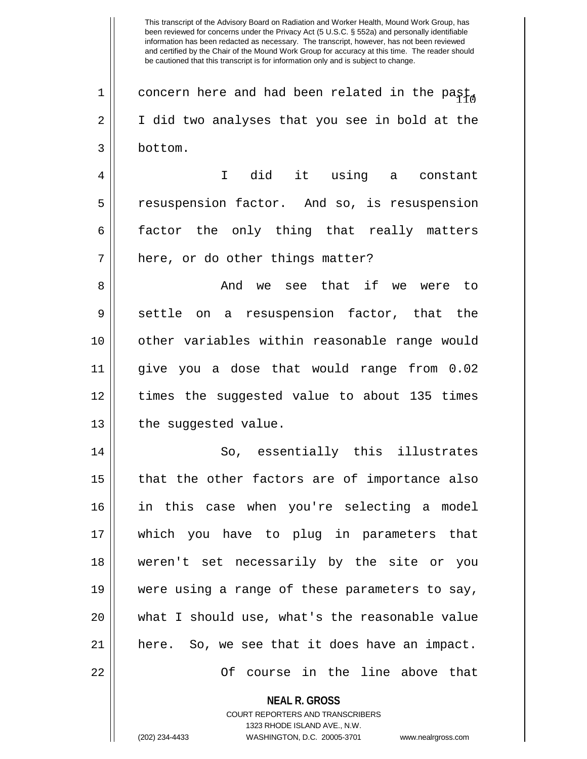This transcript of the Advisory Board on Radiation and Worker Health, Mound Work Group, has been reviewed for concerns under the Privacy Act (5 U.S.C. § 552a) and personally identifiable information has been redacted as necessary. The transcript, however, has not been reviewed and certified by the Chair of the Mound Work Group for accuracy at this time. The reader should be cautioned that this transcript is for information only and is subject to change.

concern here and had been related in the past, I did two analyses that you see in bold at the bottom.

I did it using a constant resuspension factor. And so, is resuspension factor the only thing that really matters here, or do other things matter?

And we see that if we were to settle on a resuspension factor, that the other variables within reasonable range would give you a dose that would range from 0.02 times the suggested value to about 135 times the suggested value.

So, essentially this illustrates that the other factors are of importance also in this case when you're selecting a model which you have to plug in parameters that weren't set necessarily by the site or you were using a range of these parameters to say, what I should use, what's the reasonable value here. So, we see that it does have an impact.

Of course in the line above that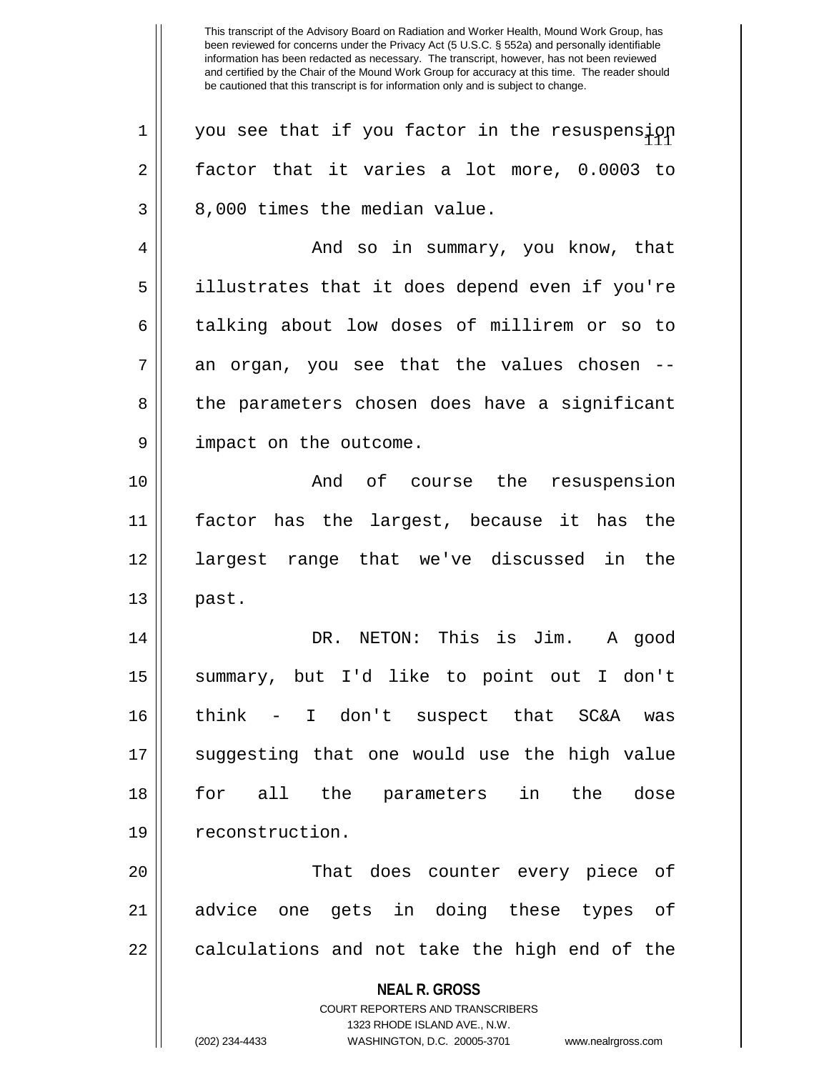you see that if you factor in the resuspension factor that it varies a lot more, 0.0003 to 8,000 times the median value.

And so in summary, you know, that illustrates that it does depend even if you're talking about low doses of millirem or so to an organ, you see that the values chosen -- the parameters chosen does have a significant impact on the outcome.

And of course the resuspension factor has the largest, because it has the largest range that we've discussed in the past.

DR. NETON: This is Jim. A good summary, but I'd like to point out I don't think - I don't suspect that SC&A was suggesting that one would use the high value for all the parameters in the dose reconstruction.

That does counter every piece of advice one gets in doing these types of calculations and not take the high end of the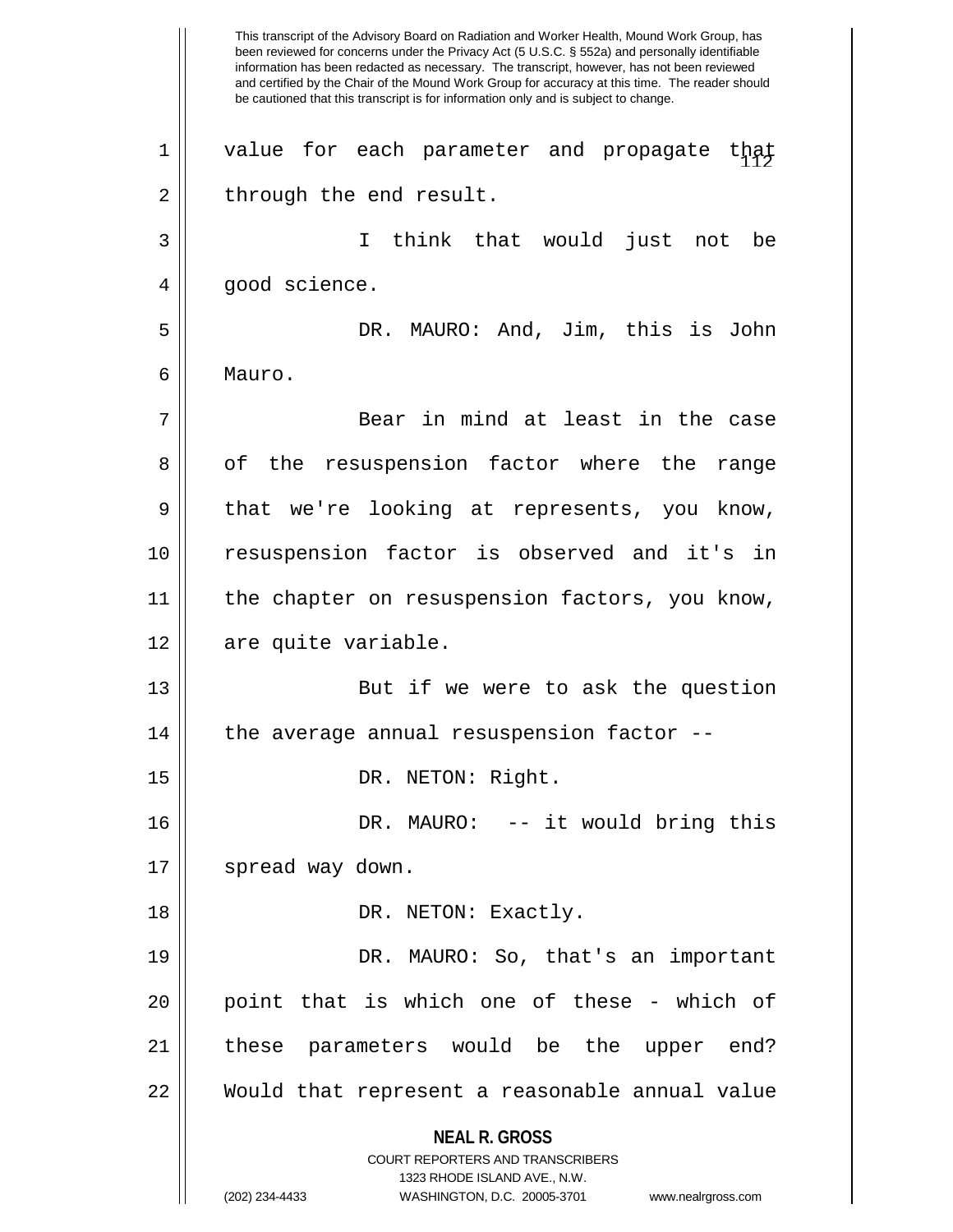value for each parameter and propagate that through the end result.

I think that would just not be good science.

DR. MAURO: And, Jim, this is John Mauro.

Bear in mind at least in the case of the resuspension factor where the range that we're looking at represents, you know, resuspension factor is observed and it's in the chapter on resuspension factors, you know, are quite variable.

But if we were to ask the question the average annual resuspension factor --

DR. NETON: Right.

DR. MAURO: -- it would bring this spread way down.

DR. NETON: Exactly.

DR. MAURO: So, that's an important point that is which one of these - which of these parameters would be the upper end? Would that represent a reasonable annual value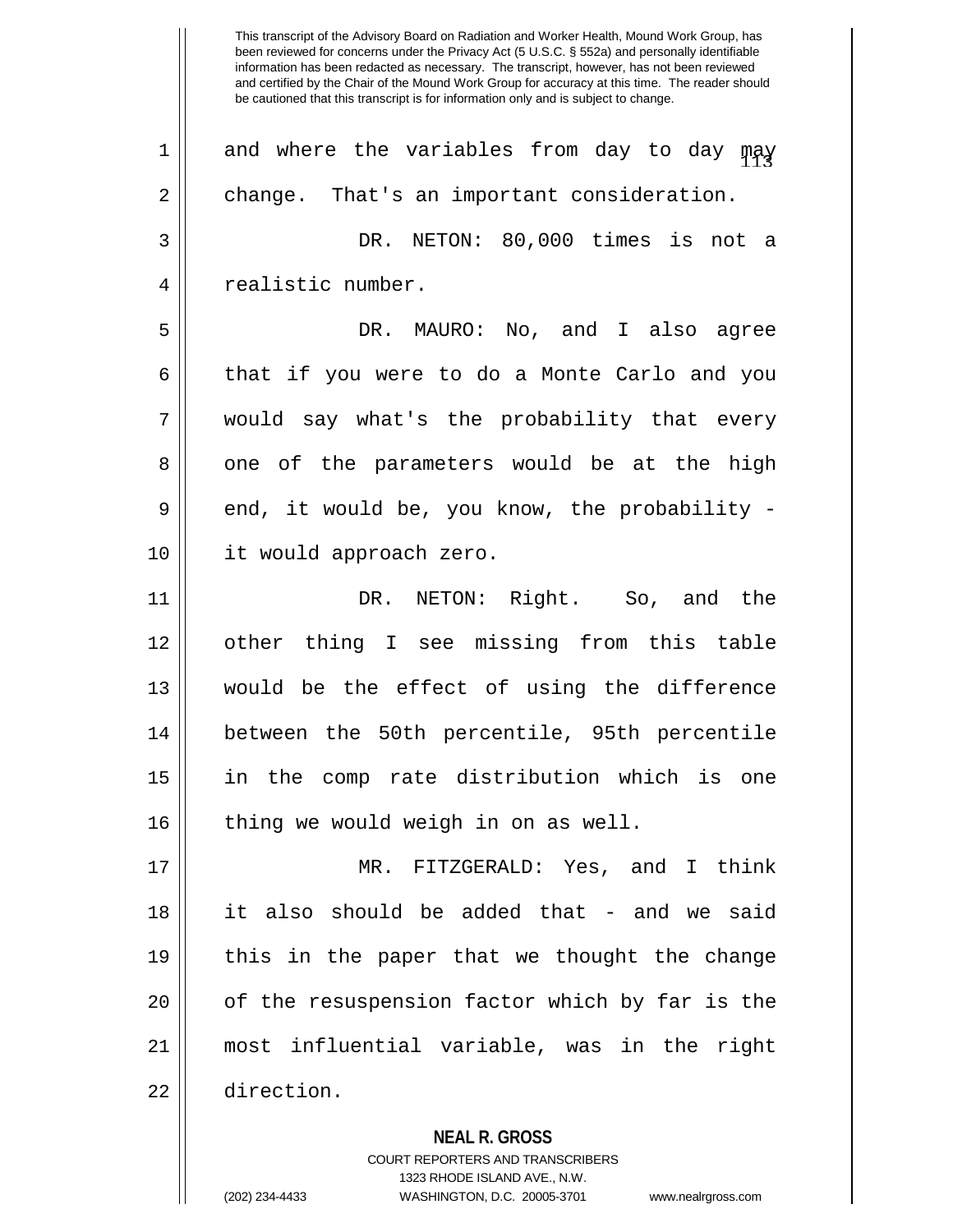This transcript of the Advisory Board on Radiation and Worker Health, Mound Work Group, has been reviewed for concerns under the Privacy Act (5 U.S.C. § 552a) and personally identifiable information has been redacted as necessary. The transcript, however, has not been reviewed and certified by the Chair of the Mound Work Group for accuracy at this time. The reader should be cautioned that this transcript is for information only and is subject to change.

and where the variables from day to day may change. That's an important consideration.

DR. NETON: 80,000 times is not a realistic number.

DR. MAURO: No, and I also agree that if you were to do a Monte Carlo and you would say what's the probability that every one of the parameters would be at the high end, it would be, you know, the probability - it would approach zero.

DR. NETON: Right. So, and the other thing I see missing from this table would be the effect of using the difference between the 50th percentile, 95th percentile in the comp rate distribution which is one thing we would weigh in on as well.

MR. FITZGERALD: Yes, and I think it also should be added that - and we said this in the paper that we thought the change of the resuspension factor which by far is the most influential variable, was in the right direction.

**NEAL R. GROSS**
COURT REPORTERS AND TRANSCRIBERS
1323 RHODE ISLAND AVE., N.W.
(202) 234-4433 WASHINGTON, D.C. 20005-3701 www.nealrgross.com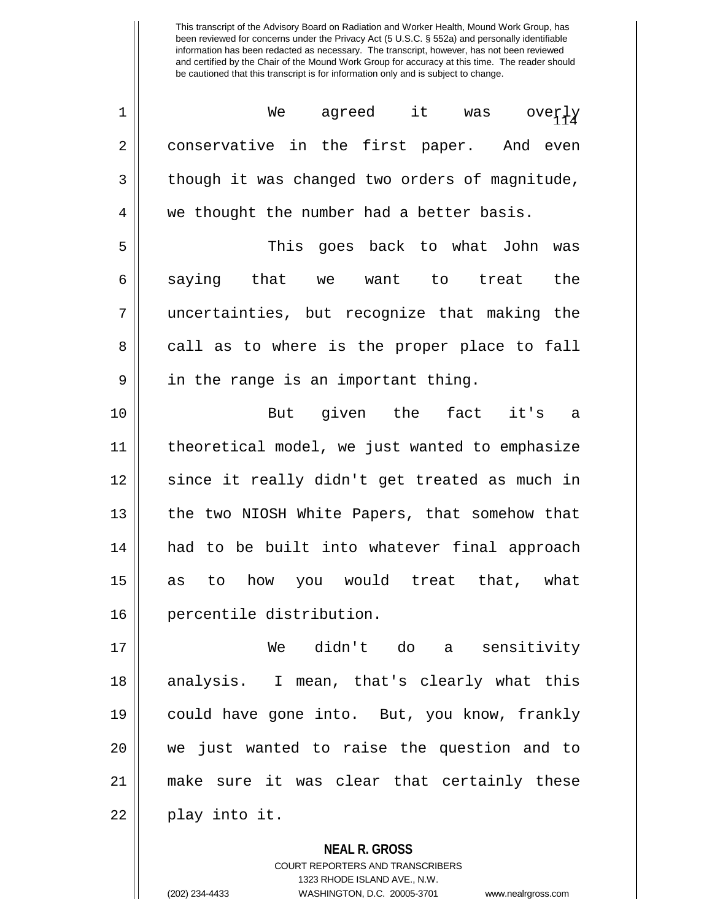We agreed it was overly conservative in the first paper. And even though it was changed two orders of magnitude, we thought the number had a better basis.

This goes back to what John was saying that we want to treat the uncertainties, but recognize that making the call as to where is the proper place to fall in the range is an important thing.

But given the fact it's a theoretical model, we just wanted to emphasize since it really didn't get treated as much in the two NIOSH White Papers, that somehow that had to be built into whatever final approach as to how you would treat that, what percentile distribution.

We didn't do a sensitivity analysis. I mean, that's clearly what this could have gone into. But, you know, frankly we just wanted to raise the question and to make sure it was clear that certainly these play into it.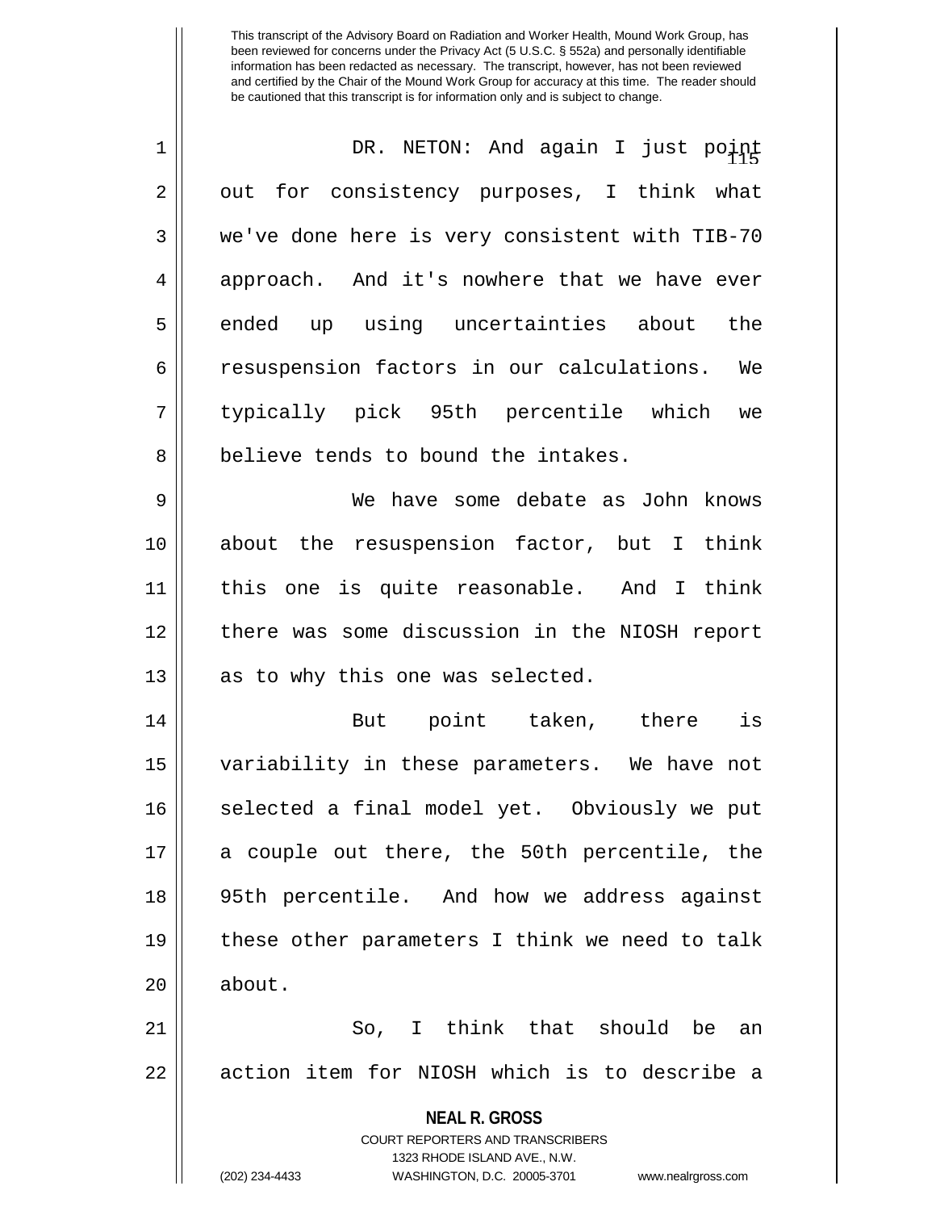DR. NETON: And again I just point out for consistency purposes, I think what we've done here is very consistent with TIB-70 approach. And it's nowhere that we have ever ended up using uncertainties about the resuspension factors in our calculations. We typically pick 95th percentile which we believe tends to bound the intakes.

We have some debate as John knows about the resuspension factor, but I think this one is quite reasonable. And I think there was some discussion in the NIOSH report as to why this one was selected.

But point taken, there is variability in these parameters. We have not selected a final model yet. Obviously we put a couple out there, the 50th percentile, the 95th percentile. And how we address against these other parameters I think we need to talk about.

So, I think that should be an action item for NIOSH which is to describe a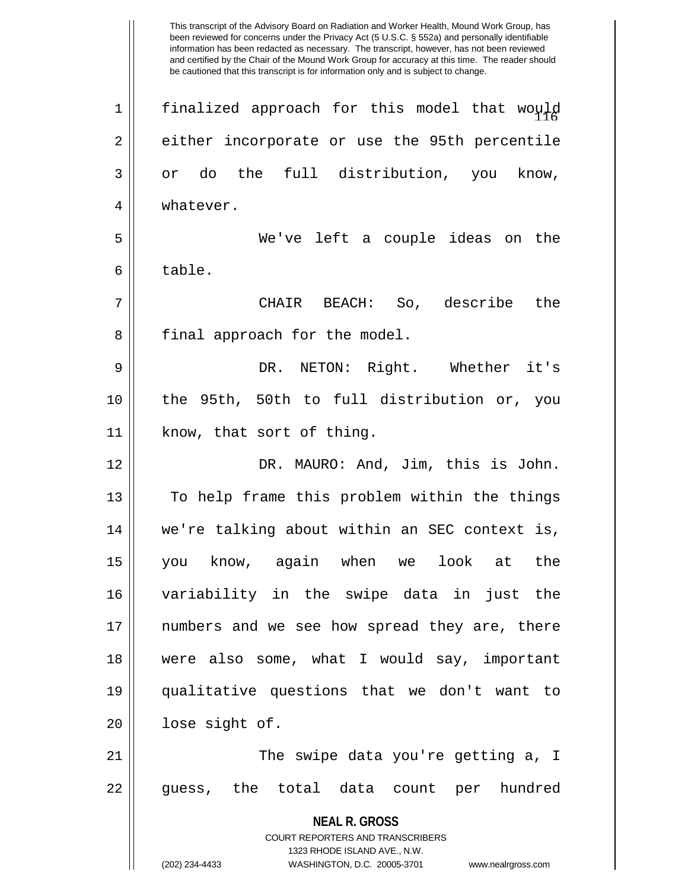finalized approach for this model that would either incorporate or use the 95th percentile or do the full distribution, you know, whatever.

We've left a couple ideas on the table.

CHAIR BEACH: So, describe the final approach for the model.

DR. NETON: Right. Whether it's the 95th, 50th to full distribution or, you know, that sort of thing.

DR. MAURO: And, Jim, this is John. To help frame this problem within the things we're talking about within an SEC context is, you know, again when we look at the variability in the swipe data in just the numbers and we see how spread they are, there were also some, what I would say, important qualitative questions that we don't want to lose sight of.

The swipe data you're getting a, I guess, the total data count per hundred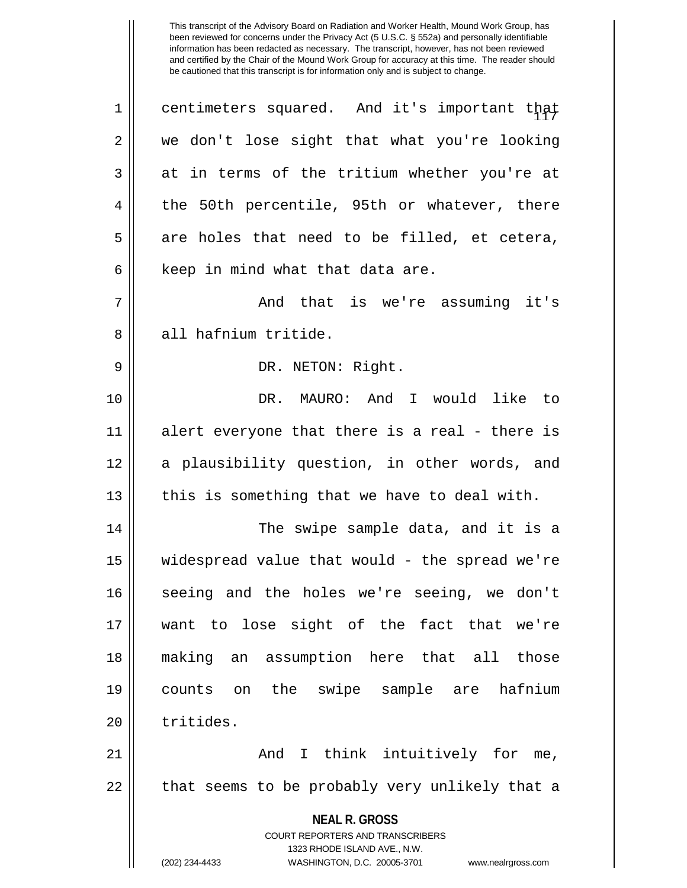centimeters squared. And it's important that we don't lose sight that what you're looking at in terms of the tritium whether you're at the 50th percentile, 95th or whatever, there are holes that need to be filled, et cetera, keep in mind what that data are.

And that is we're assuming it's all hafnium tritide.

DR. NETON: Right.

DR. MAURO: And I would like to alert everyone that there is a real - there is a plausibility question, in other words, and this is something that we have to deal with.

The swipe sample data, and it is a widespread value that would - the spread we're seeing and the holes we're seeing, we don't want to lose sight of the fact that we're making an assumption here that all those counts on the swipe sample are hafnium tritides.

And I think intuitively for me, that seems to be probably very unlikely that a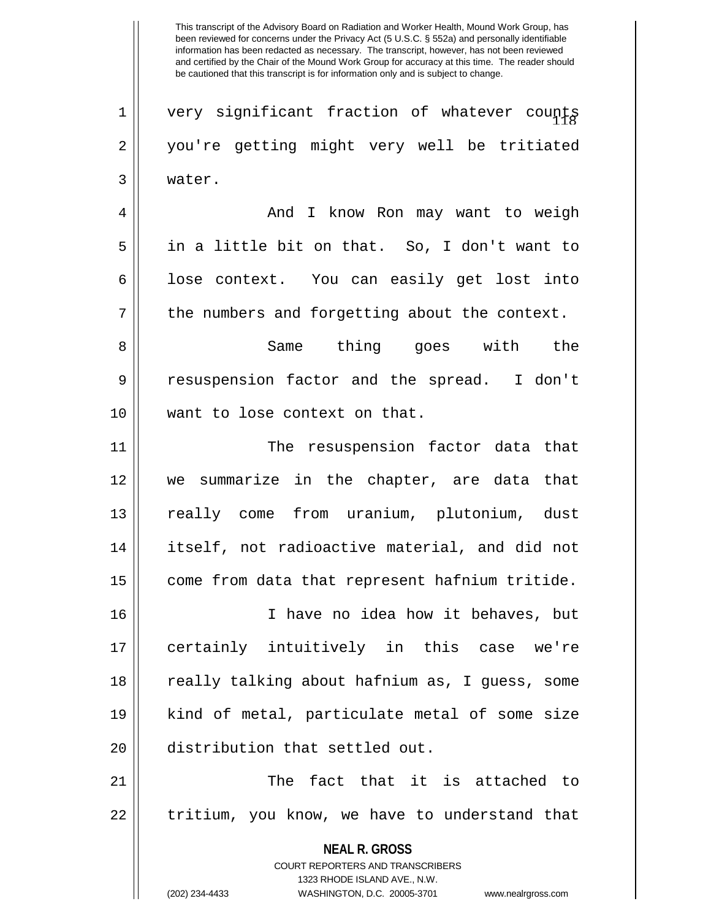very significant fraction of whatever counts you're getting might very well be tritiated water.

And I know Ron may want to weigh in a little bit on that. So, I don't want to lose context. You can easily get lost into the numbers and forgetting about the context.

Same thing goes with the resuspension factor and the spread. I don't want to lose context on that.

The resuspension factor data that we summarize in the chapter, are data that really come from uranium, plutonium, dust itself, not radioactive material, and did not come from data that represent hafnium tritide.

I have no idea how it behaves, but certainly intuitively in this case we're really talking about hafnium as, I guess, some kind of metal, particulate metal of some size distribution that settled out.

The fact that it is attached to tritium, you know, we have to understand that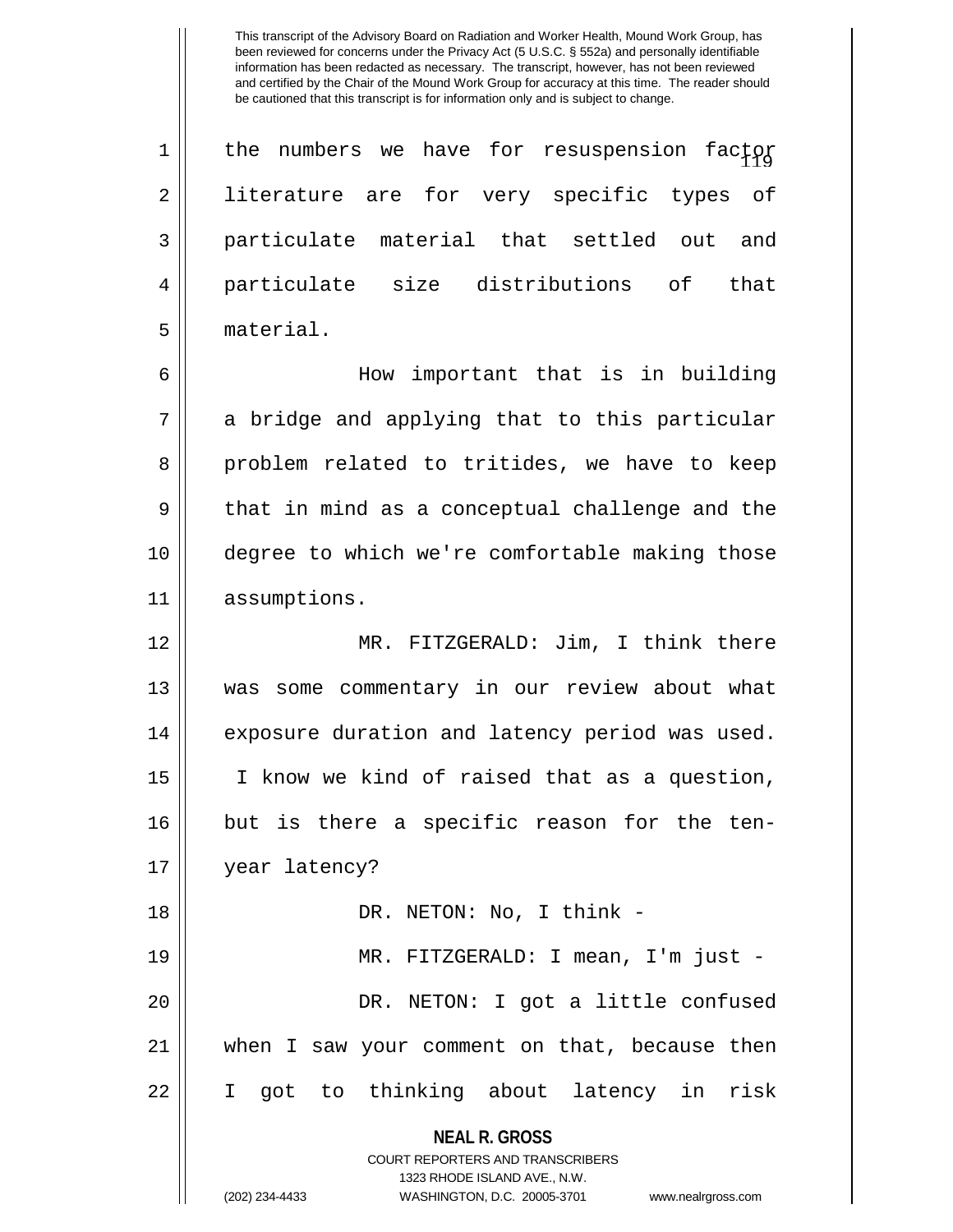This transcript of the Advisory Board on Radiation and Worker Health, Mound Work Group, has been reviewed for concerns under the Privacy Act (5 U.S.C. § 552a) and personally identifiable information has been redacted as necessary. The transcript, however, has not been reviewed and certified by the Chair of the Mound Work Group for accuracy at this time. The reader should be cautioned that this transcript is for information only and is subject to change.

the numbers we have for resuspension factor literature are for very specific types of particulate material that settled out and particulate size distributions of that material.

How important that is in building a bridge and applying that to this particular problem related to tritides, we have to keep that in mind as a conceptual challenge and the degree to which we're comfortable making those assumptions.

MR. FITZGERALD: Jim, I think there was some commentary in our review about what exposure duration and latency period was used. I know we kind of raised that as a question, but is there a specific reason for the ten-year latency?

DR. NETON: No, I think -

MR. FITZGERALD: I mean, I'm just -

DR. NETON: I got a little confused when I saw your comment on that, because then I got to thinking about latency in risk

**NEAL R. GROSS**
COURT REPORTERS AND TRANSCRIBERS
1323 RHODE ISLAND AVE., N.W.
(202) 234-4433 WASHINGTON, D.C. 20005-3701 www.nealrgross.com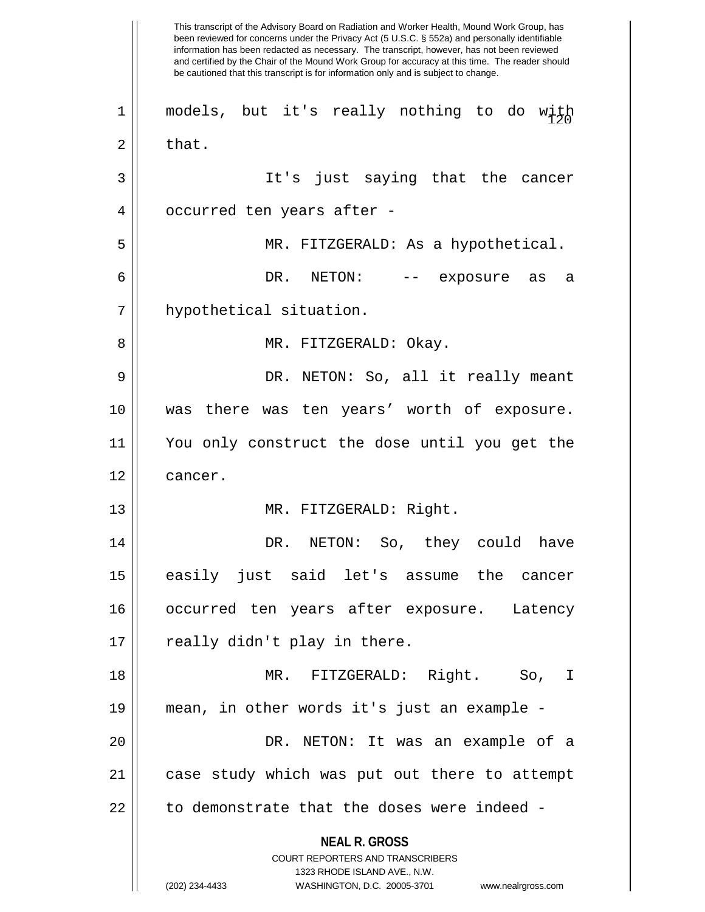This transcript of the Advisory Board on Radiation and Worker Health, Mound Work Group, has been reviewed for concerns under the Privacy Act (5 U.S.C. § 552a) and personally identifiable information has been redacted as necessary. The transcript, however, has not been reviewed and certified by the Chair of the Mound Work Group for accuracy at this time. The reader should be cautioned that this transcript is for information only and is subject to change.

models, but it's really nothing to do with that.

It's just saying that the cancer occurred ten years after -

MR. FITZGERALD: As a hypothetical.

DR. NETON: -- exposure as a hypothetical situation.

MR. FITZGERALD: Okay.

DR. NETON: So, all it really meant was there was ten years' worth of exposure. You only construct the dose until you get the cancer.

MR. FITZGERALD: Right.

DR. NETON: So, they could have easily just said let's assume the cancer occurred ten years after exposure. Latency really didn't play in there.

MR. FITZGERALD: Right. So, I mean, in other words it's just an example -

DR. NETON: It was an example of a case study which was put out there to attempt to demonstrate that the doses were indeed -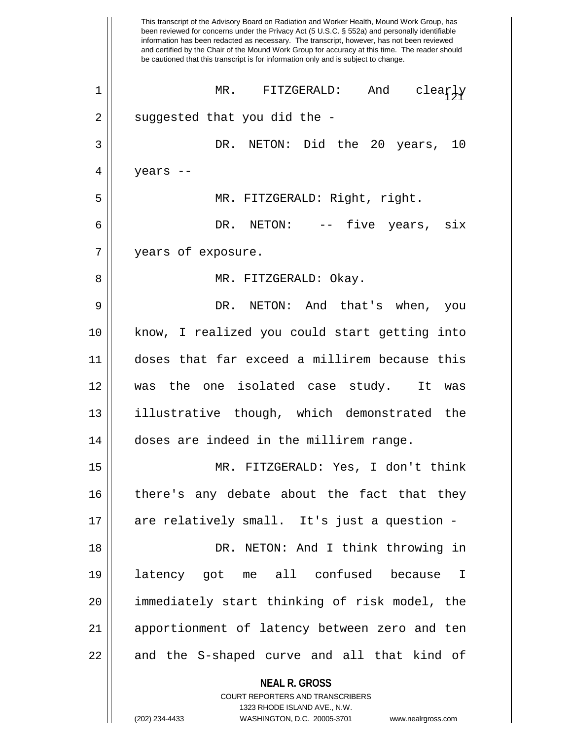MR. FITZGERALD: And clearly suggested that you did the -

DR. NETON: Did the 20 years, 10 years --

MR. FITZGERALD: Right, right.

DR. NETON: -- five years, six years of exposure.

MR. FITZGERALD: Okay.

DR. NETON: And that's when, you know, I realized you could start getting into doses that far exceed a millirem because this was the one isolated case study. It was illustrative though, which demonstrated the doses are indeed in the millirem range.

MR. FITZGERALD: Yes, I don't think there's any debate about the fact that they are relatively small. It's just a question -

DR. NETON: And I think throwing in latency got me all confused because I immediately start thinking of risk model, the apportionment of latency between zero and ten and the S-shaped curve and all that kind of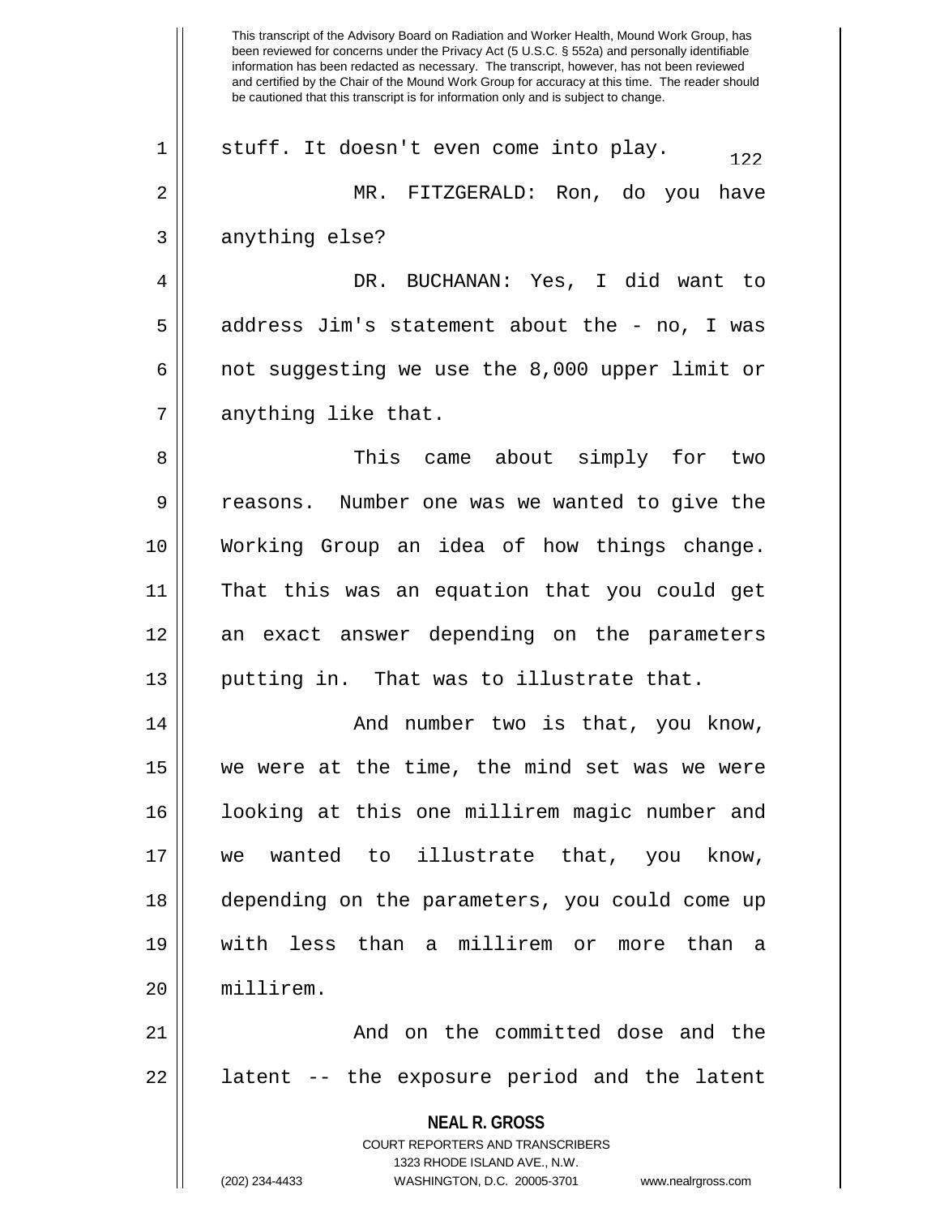stuff. It doesn't even come into play.

MR. FITZGERALD: Ron, do you have anything else?

DR. BUCHANAN: Yes, I did want to address Jim's statement about the - no, I was not suggesting we use the 8,000 upper limit or anything like that.

This came about simply for two reasons. Number one was we wanted to give the Working Group an idea of how things change. That this was an equation that you could get an exact answer depending on the parameters putting in. That was to illustrate that.

And number two is that, you know, we were at the time, the mind set was we were looking at this one millirem magic number and we wanted to illustrate that, you know, depending on the parameters, you could come up with less than a millirem or more than a millirem.

And on the committed dose and the latent -- the exposure period and the latent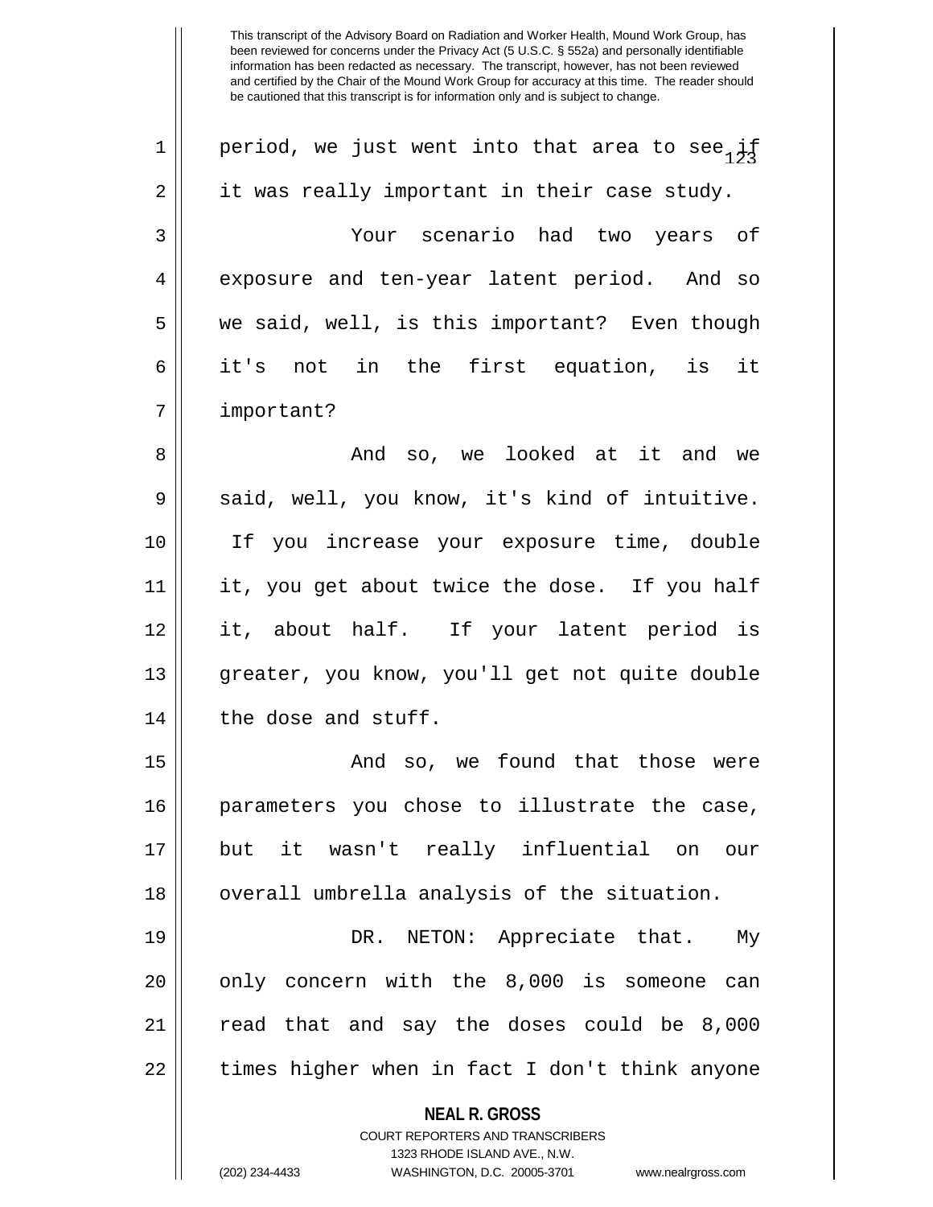This transcript of the Advisory Board on Radiation and Worker Health, Mound Work Group, has been reviewed for concerns under the Privacy Act (5 U.S.C. § 552a) and personally identifiable information has been redacted as necessary. The transcript, however, has not been reviewed and certified by the Chair of the Mound Work Group for accuracy at this time. The reader should be cautioned that this transcript is for information only and is subject to change.

period, we just went into that area to see if it was really important in their case study.

Your scenario had two years of exposure and ten-year latent period. And so we said, well, is this important? Even though it's not in the first equation, is it important?

And so, we looked at it and we said, well, you know, it's kind of intuitive. If you increase your exposure time, double it, you get about twice the dose. If you half it, about half. If your latent period is greater, you know, you'll get not quite double the dose and stuff.

And so, we found that those were parameters you chose to illustrate the case, but it wasn't really influential on our overall umbrella analysis of the situation.

DR. NETON: Appreciate that. My only concern with the 8,000 is someone can read that and say the doses could be 8,000 times higher when in fact I don't think anyone

**NEAL R. GROSS**
COURT REPORTERS AND TRANSCRIBERS
1323 RHODE ISLAND AVE., N.W.
(202) 234-4433 WASHINGTON, D.C. 20005-3701 www.nealrgross.com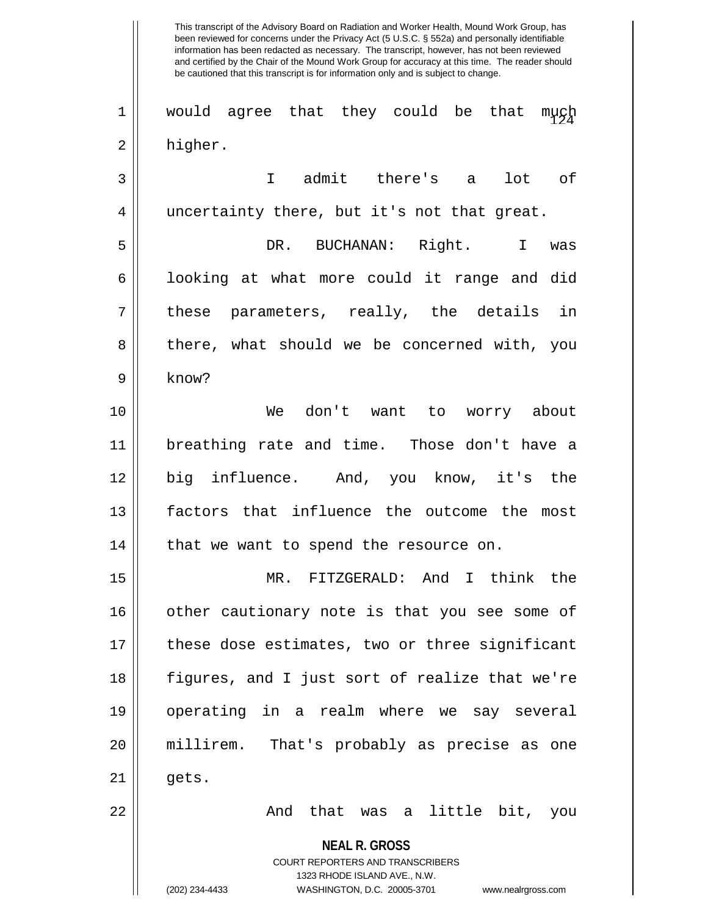would agree that they could be that much higher.

I admit there's a lot of uncertainty there, but it's not that great.

DR. BUCHANAN: Right. I was looking at what more could it range and did these parameters, really, the details in there, what should we be concerned with, you know?

We don't want to worry about breathing rate and time. Those don't have a big influence. And, you know, it's the factors that influence the outcome the most that we want to spend the resource on.

MR. FITZGERALD: And I think the other cautionary note is that you see some of these dose estimates, two or three significant figures, and I just sort of realize that we're operating in a realm where we say several millirem. That's probably as precise as one gets.

And that was a little bit, you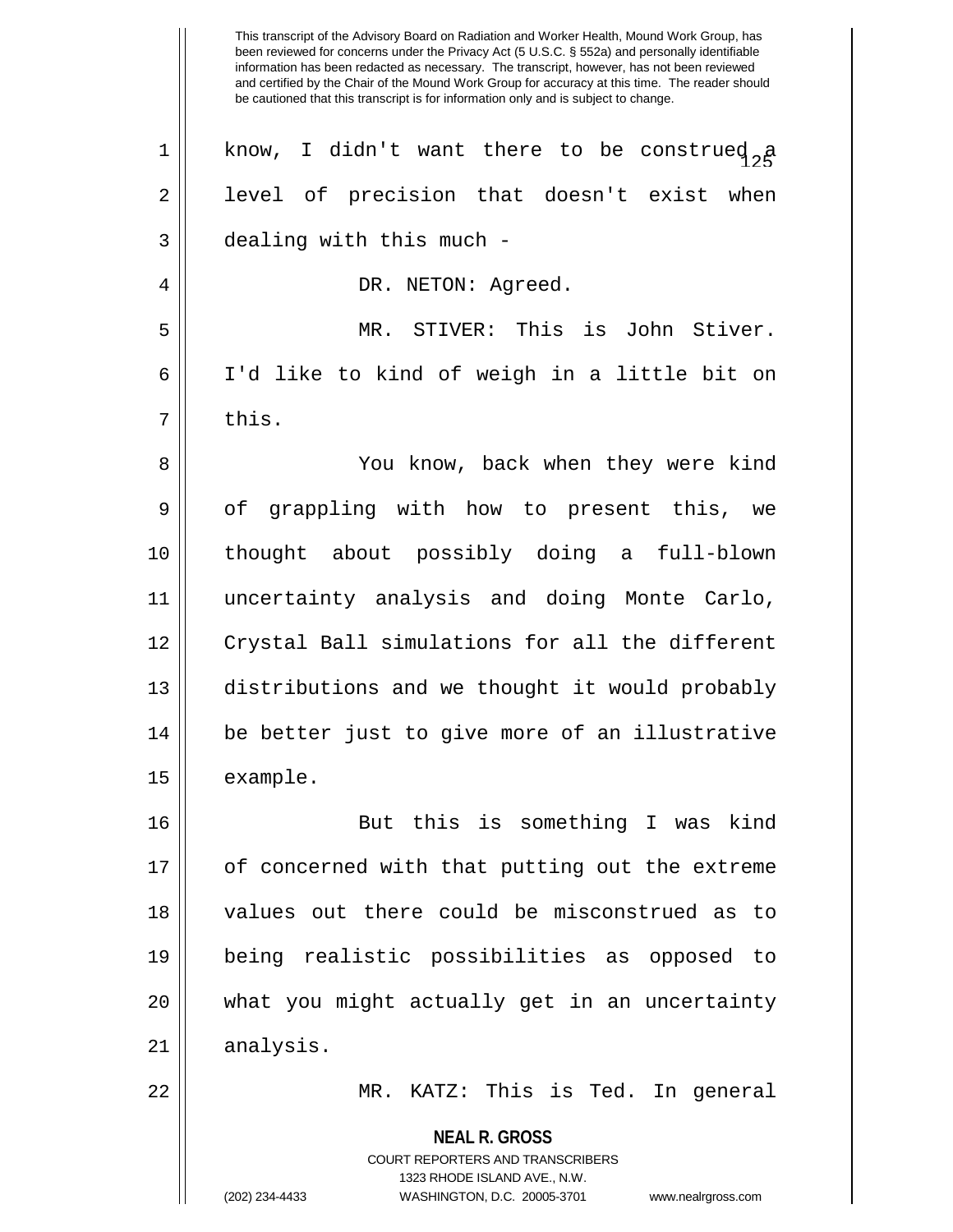know, I didn't want there to be construed a level of precision that doesn't exist when dealing with this much -

DR. NETON: Agreed.

MR. STIVER: This is John Stiver. I'd like to kind of weigh in a little bit on this.

You know, back when they were kind of grappling with how to present this, we thought about possibly doing a full-blown uncertainty analysis and doing Monte Carlo, Crystal Ball simulations for all the different distributions and we thought it would probably be better just to give more of an illustrative example.

But this is something I was kind of concerned with that putting out the extreme values out there could be misconstrued as to being realistic possibilities as opposed to what you might actually get in an uncertainty analysis.

MR. KATZ: This is Ted. In general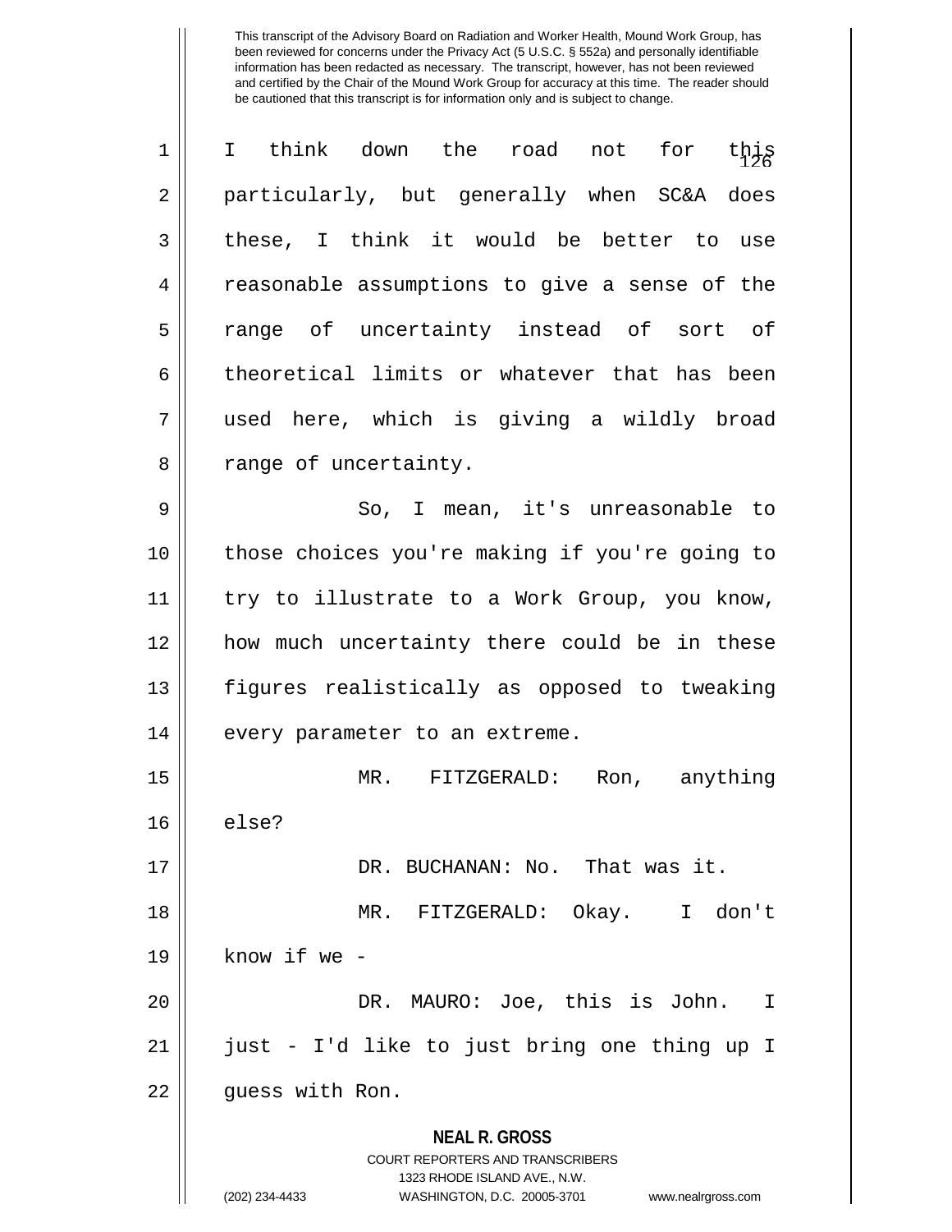I think down the road not for this particularly, but generally when SC&A does these, I think it would be better to use reasonable assumptions to give a sense of the range of uncertainty instead of sort of theoretical limits or whatever that has been used here, which is giving a wildly broad range of uncertainty.

So, I mean, it's unreasonable to those choices you're making if you're going to try to illustrate to a Work Group, you know, how much uncertainty there could be in these figures realistically as opposed to tweaking every parameter to an extreme.

MR. FITZGERALD: Ron, anything else?

DR. BUCHANAN: No. That was it.

MR. FITZGERALD: Okay. I don't know if we -

DR. MAURO: Joe, this is John. I just - I'd like to just bring one thing up I guess with Ron.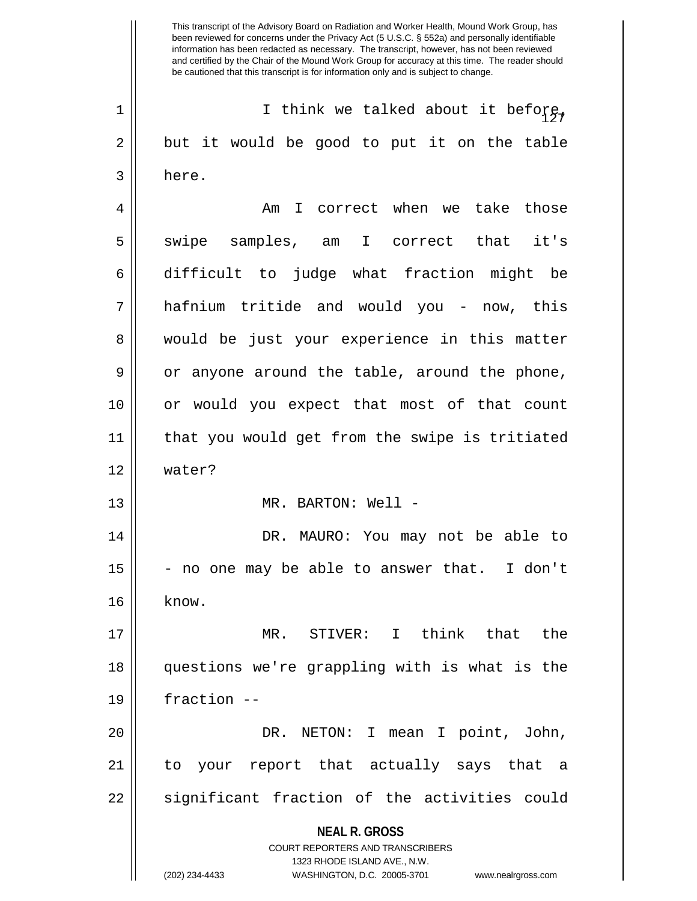This transcript of the Advisory Board on Radiation and Worker Health, Mound Work Group, has been reviewed for concerns under the Privacy Act (5 U.S.C. § 552a) and personally identifiable information has been redacted as necessary. The transcript, however, has not been reviewed and certified by the Chair of the Mound Work Group for accuracy at this time. The reader should be cautioned that this transcript is for information only and is subject to change.

I think we talked about it before, but it would be good to put it on the table here.

Am I correct when we take those swipe samples, am I correct that it's difficult to judge what fraction might be hafnium tritide and would you - now, this would be just your experience in this matter or anyone around the table, around the phone, or would you expect that most of that count that you would get from the swipe is tritiated water?

MR. BARTON: Well -

DR. MAURO: You may not be able to - no one may be able to answer that. I don't know.

MR. STIVER: I think that the questions we're grappling with is what is the fraction --

DR. NETON: I mean I point, John, to your report that actually says that a significant fraction of the activities could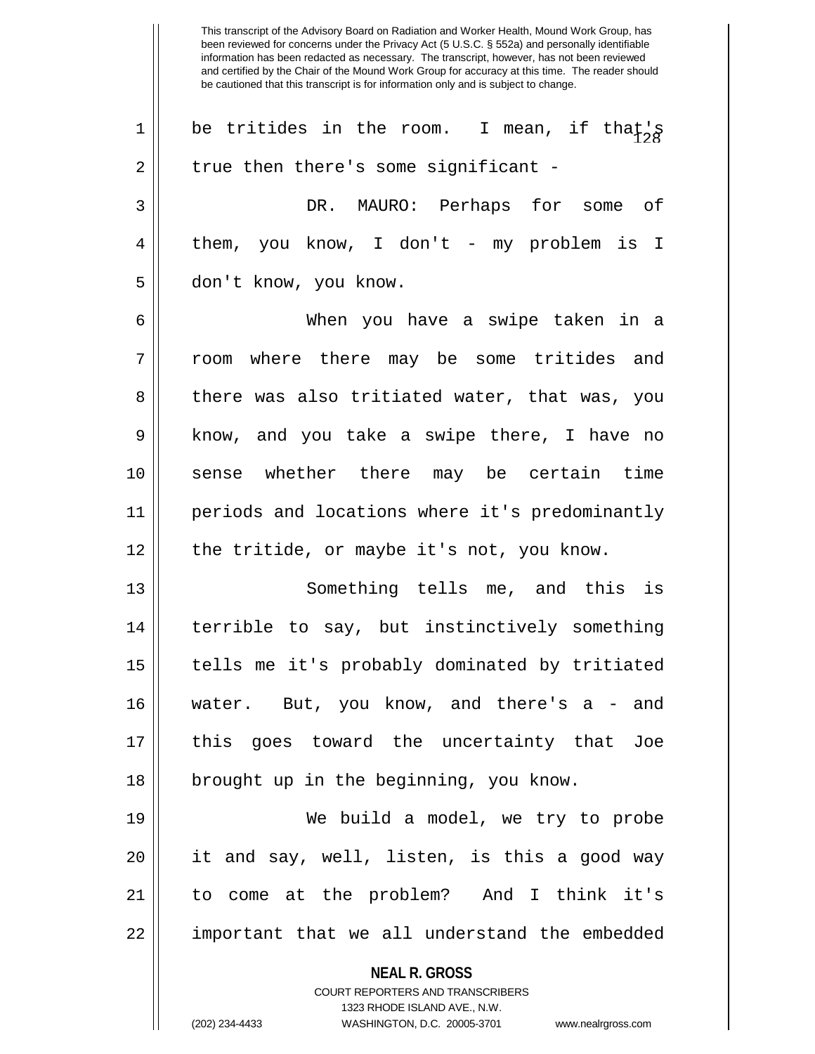This transcript of the Advisory Board on Radiation and Worker Health, Mound Work Group, has been reviewed for concerns under the Privacy Act (5 U.S.C. § 552a) and personally identifiable information has been redacted as necessary. The transcript, however, has not been reviewed and certified by the Chair of the Mound Work Group for accuracy at this time. The reader should be cautioned that this transcript is for information only and is subject to change.

be tritides in the room. I mean, if that's true then there's some significant -

DR. MAURO: Perhaps for some of them, you know, I don't - my problem is I don't know, you know.

When you have a swipe taken in a room where there may be some tritides and there was also tritiated water, that was, you know, and you take a swipe there, I have no sense whether there may be certain time periods and locations where it's predominantly the tritide, or maybe it's not, you know.

Something tells me, and this is terrible to say, but instinctively something tells me it's probably dominated by tritiated water. But, you know, and there's a - and this goes toward the uncertainty that Joe brought up in the beginning, you know.

We build a model, we try to probe it and say, well, listen, is this a good way to come at the problem? And I think it's important that we all understand the embedded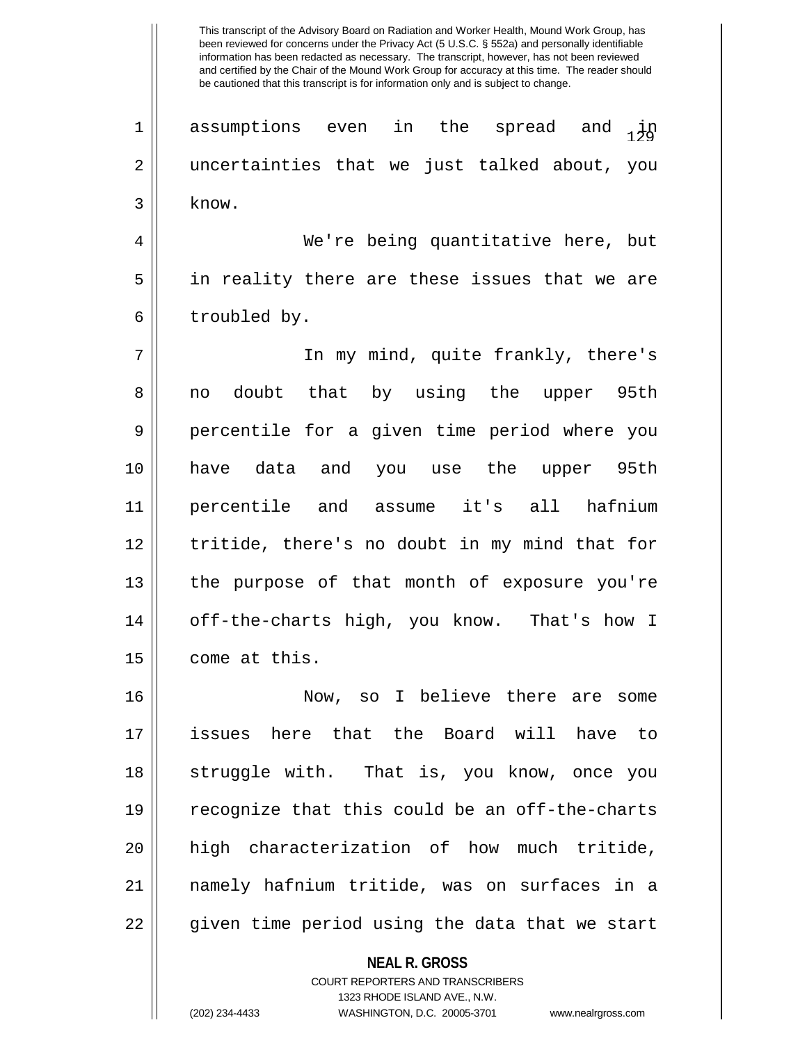assumptions even in the spread and in uncertainties that we just talked about, you know.

We're being quantitative here, but in reality there are these issues that we are troubled by.

In my mind, quite frankly, there's no doubt that by using the upper 95th percentile for a given time period where you have data and you use the upper 95th percentile and assume it's all hafnium tritide, there's no doubt in my mind that for the purpose of that month of exposure you're off-the-charts high, you know. That's how I come at this.

Now, so I believe there are some issues here that the Board will have to struggle with. That is, you know, once you recognize that this could be an off-the-charts high characterization of how much tritide, namely hafnium tritide, was on surfaces in a given time period using the data that we start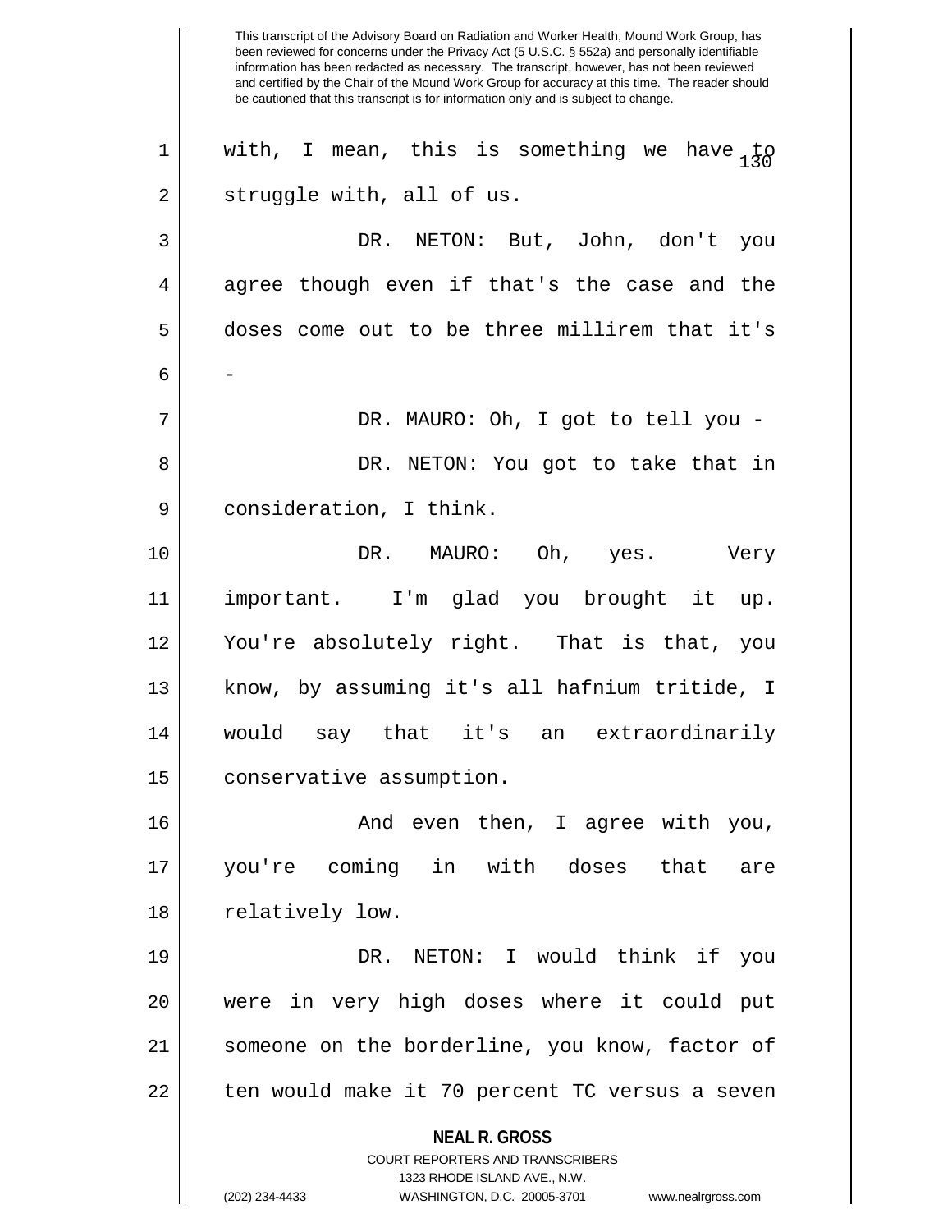This transcript of the Advisory Board on Radiation and Worker Health, Mound Work Group, has been reviewed for concerns under the Privacy Act (5 U.S.C. § 552a) and personally identifiable information has been redacted as necessary. The transcript, however, has not been reviewed and certified by the Chair of the Mound Work Group for accuracy at this time. The reader should be cautioned that this transcript is for information only and is subject to change.

with, I mean, this is something we have to struggle with, all of us.

DR. NETON: But, John, don't you agree though even if that's the case and the doses come out to be three millirem that it's -

DR. MAURO: Oh, I got to tell you -

DR. NETON: You got to take that in consideration, I think.

DR. MAURO: Oh, yes. Very important. I'm glad you brought it up. You're absolutely right. That is that, you know, by assuming it's all hafnium tritide, I would say that it's an extraordinarily conservative assumption.

And even then, I agree with you, you're coming in with doses that are relatively low.

DR. NETON: I would think if you were in very high doses where it could put someone on the borderline, you know, factor of ten would make it 70 percent TC versus a seven

**NEAL R. GROSS**
COURT REPORTERS AND TRANSCRIBERS
1323 RHODE ISLAND AVE., N.W.
(202) 234-4433 WASHINGTON, D.C. 20005-3701 www.nealrgross.com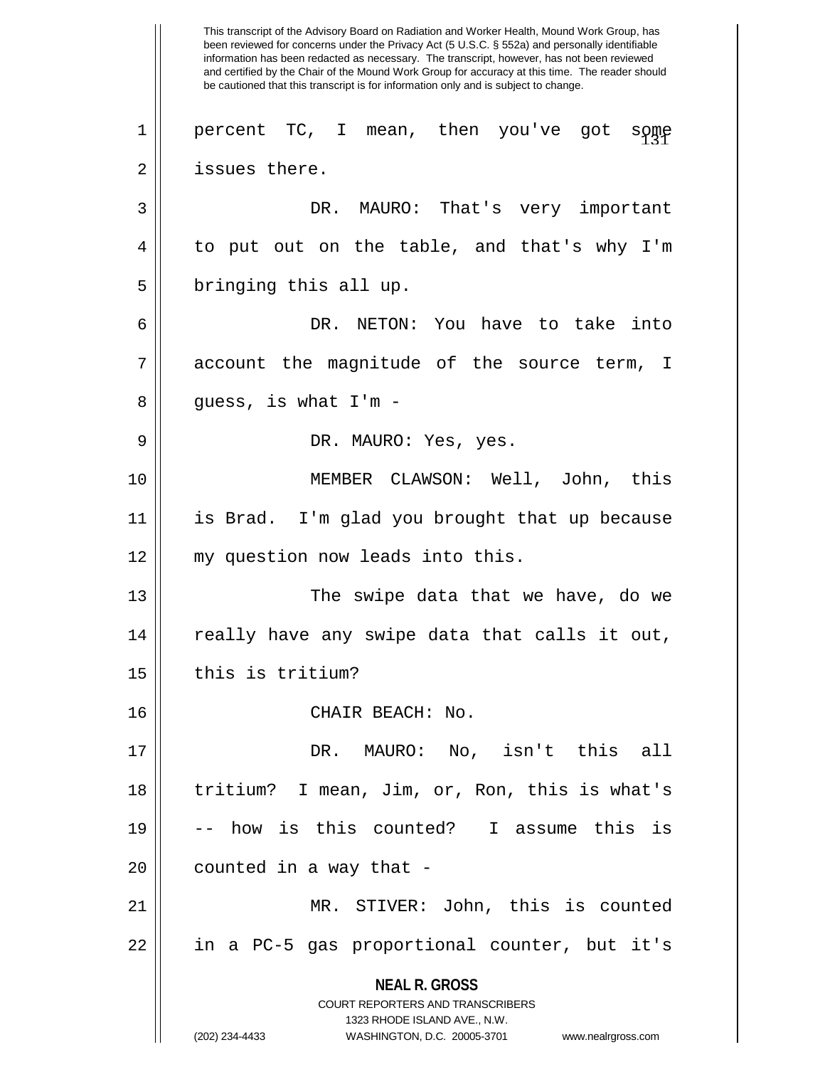This transcript of the Advisory Board on Radiation and Worker Health, Mound Work Group, has been reviewed for concerns under the Privacy Act (5 U.S.C. § 552a) and personally identifiable information has been redacted as necessary. The transcript, however, has not been reviewed and certified by the Chair of the Mound Work Group for accuracy at this time. The reader should be cautioned that this transcript is for information only and is subject to change.

percent TC, I mean, then you've got some issues there.

DR. MAURO: That's very important to put out on the table, and that's why I'm bringing this all up.

DR. NETON: You have to take into account the magnitude of the source term, I guess, is what I'm -

DR. MAURO: Yes, yes.

MEMBER CLAWSON: Well, John, this is Brad. I'm glad you brought that up because my question now leads into this.

The swipe data that we have, do we really have any swipe data that calls it out, this is tritium?

CHAIR BEACH: No.

DR. MAURO: No, isn't this all tritium? I mean, Jim, or, Ron, this is what's -- how is this counted? I assume this is counted in a way that -

MR. STIVER: John, this is counted in a PC-5 gas proportional counter, but it's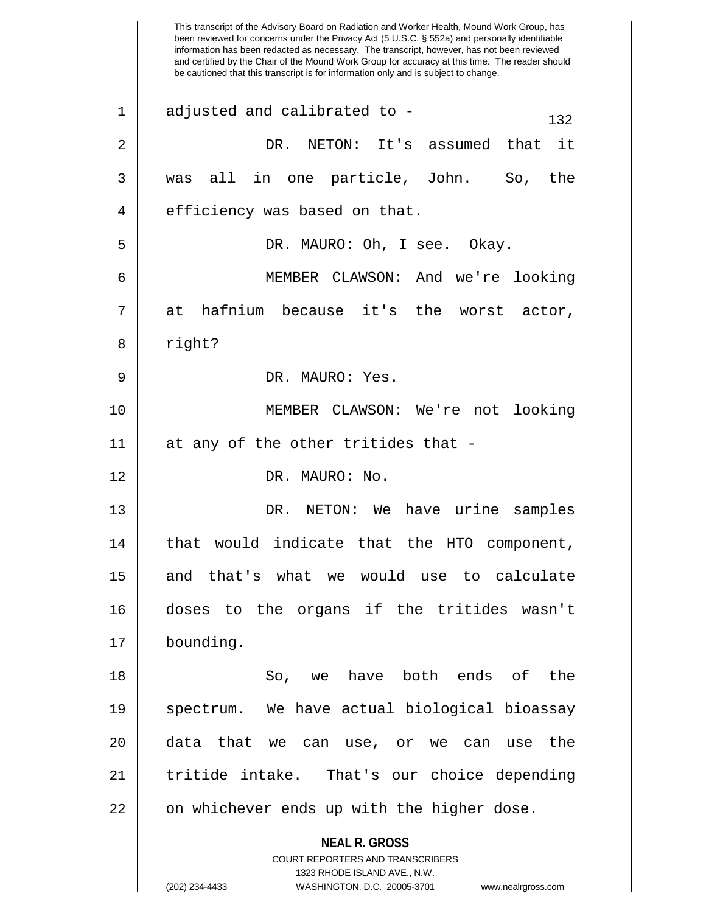This transcript of the Advisory Board on Radiation and Worker Health, Mound Work Group, has been reviewed for concerns under the Privacy Act (5 U.S.C. § 552a) and personally identifiable information has been redacted as necessary. The transcript, however, has not been reviewed and certified by the Chair of the Mound Work Group for accuracy at this time. The reader should be cautioned that this transcript is for information only and is subject to change.

adjusted and calibrated to -

DR. NETON: It's assumed that it was all in one particle, John. So, the efficiency was based on that.

DR. MAURO: Oh, I see. Okay.

MEMBER CLAWSON: And we're looking at hafnium because it's the worst actor, right?

DR. MAURO: Yes.

MEMBER CLAWSON: We're not looking at any of the other tritides that -

DR. MAURO: No.

DR. NETON: We have urine samples that would indicate that the HTO component, and that's what we would use to calculate doses to the organs if the tritides wasn't bounding.

So, we have both ends of the spectrum. We have actual biological bioassay data that we can use, or we can use the tritide intake. That's our choice depending on whichever ends up with the higher dose.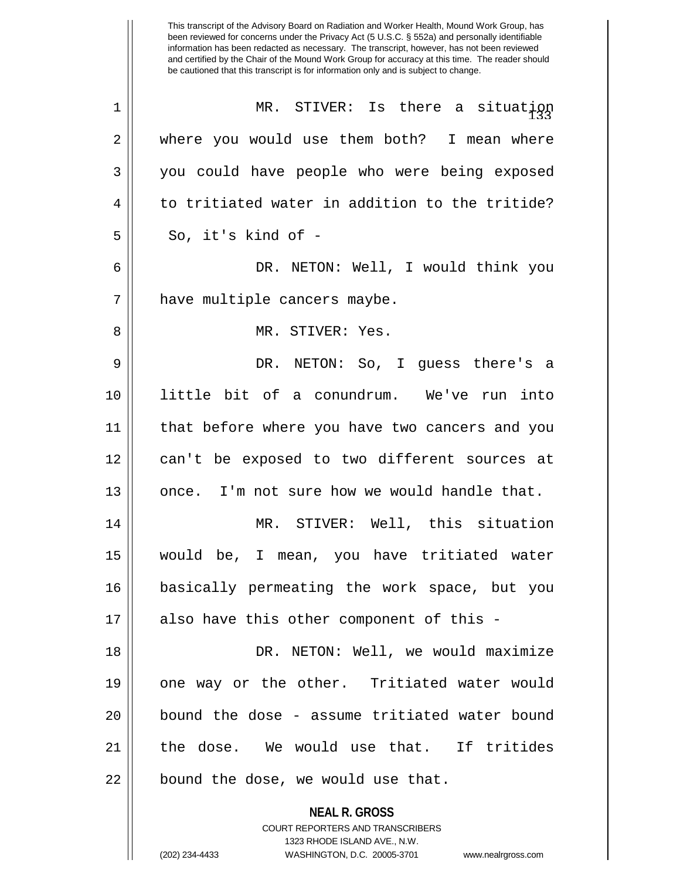This transcript of the Advisory Board on Radiation and Worker Health, Mound Work Group, has been reviewed for concerns under the Privacy Act (5 U.S.C. § 552a) and personally identifiable information has been redacted as necessary. The transcript, however, has not been reviewed and certified by the Chair of the Mound Work Group for accuracy at this time. The reader should be cautioned that this transcript is for information only and is subject to change.

MR. STIVER: Is there a situation where you would use them both? I mean where you could have people who were being exposed to tritiated water in addition to the tritide? So, it's kind of -

DR. NETON: Well, I would think you have multiple cancers maybe.

MR. STIVER: Yes.

DR. NETON: So, I guess there's a little bit of a conundrum. We've run into that before where you have two cancers and you can't be exposed to two different sources at once. I'm not sure how we would handle that.

MR. STIVER: Well, this situation would be, I mean, you have tritiated water basically permeating the work space, but you also have this other component of this -

DR. NETON: Well, we would maximize one way or the other. Tritiated water would bound the dose - assume tritiated water bound the dose. We would use that. If tritides bound the dose, we would use that.

**NEAL R. GROSS**
COURT REPORTERS AND TRANSCRIBERS
1323 RHODE ISLAND AVE., N.W.
(202) 234-4433 WASHINGTON, D.C. 20005-3701 www.nealrgross.com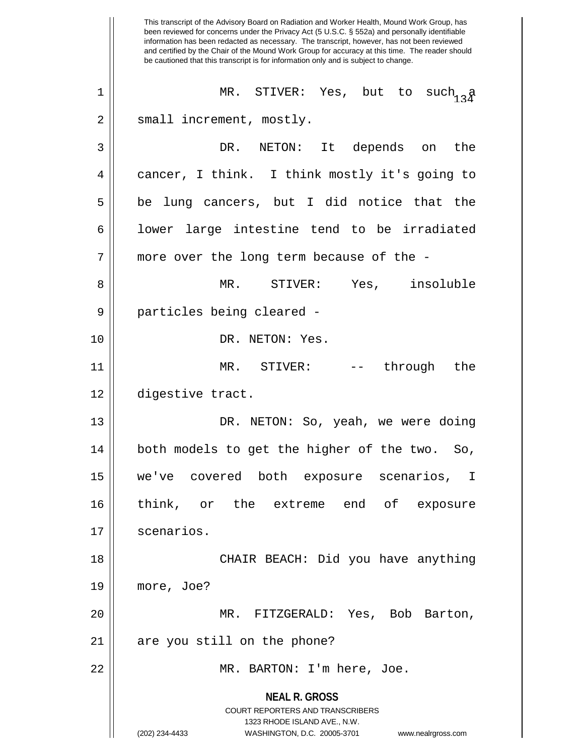This transcript of the Advisory Board on Radiation and Worker Health, Mound Work Group, has been reviewed for concerns under the Privacy Act (5 U.S.C. § 552a) and personally identifiable information has been redacted as necessary. The transcript, however, has not been reviewed and certified by the Chair of the Mound Work Group for accuracy at this time. The reader should be cautioned that this transcript is for information only and is subject to change.

MR. STIVER: Yes, but to such a small increment, mostly.

DR. NETON: It depends on the cancer, I think. I think mostly it's going to be lung cancers, but I did notice that the lower large intestine tend to be irradiated more over the long term because of the -

MR. STIVER: Yes, insoluble particles being cleared -

DR. NETON: Yes.

MR. STIVER: -- through the digestive tract.

DR. NETON: So, yeah, we were doing both models to get the higher of the two. So, we've covered both exposure scenarios, I think, or the extreme end of exposure scenarios.

CHAIR BEACH: Did you have anything more, Joe?

MR. FITZGERALD: Yes, Bob Barton, are you still on the phone?

MR. BARTON: I'm here, Joe.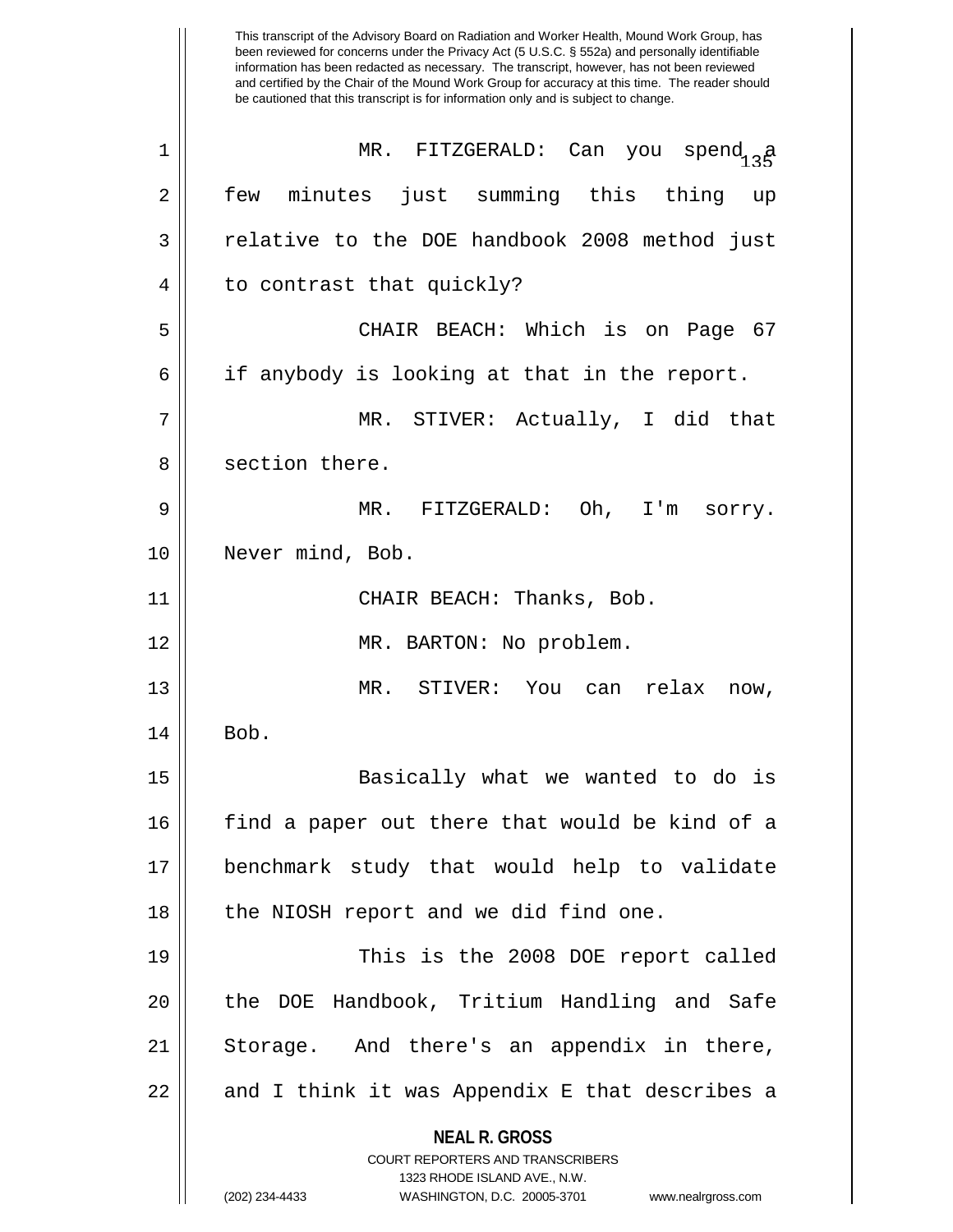This transcript of the Advisory Board on Radiation and Worker Health, Mound Work Group, has been reviewed for concerns under the Privacy Act (5 U.S.C. § 552a) and personally identifiable information has been redacted as necessary. The transcript, however, has not been reviewed and certified by the Chair of the Mound Work Group for accuracy at this time. The reader should be cautioned that this transcript is for information only and is subject to change.

MR. FITZGERALD: Can you spend a few minutes just summing this thing up relative to the DOE handbook 2008 method just to contrast that quickly?

CHAIR BEACH: Which is on Page 67 if anybody is looking at that in the report.

MR. STIVER: Actually, I did that section there.

MR. FITZGERALD: Oh, I'm sorry. Never mind, Bob.

CHAIR BEACH: Thanks, Bob.

MR. BARTON: No problem.

MR. STIVER: You can relax now, Bob.

Basically what we wanted to do is find a paper out there that would be kind of a benchmark study that would help to validate the NIOSH report and we did find one.

This is the 2008 DOE report called the DOE Handbook, Tritium Handling and Safe Storage. And there's an appendix in there, and I think it was Appendix E that describes a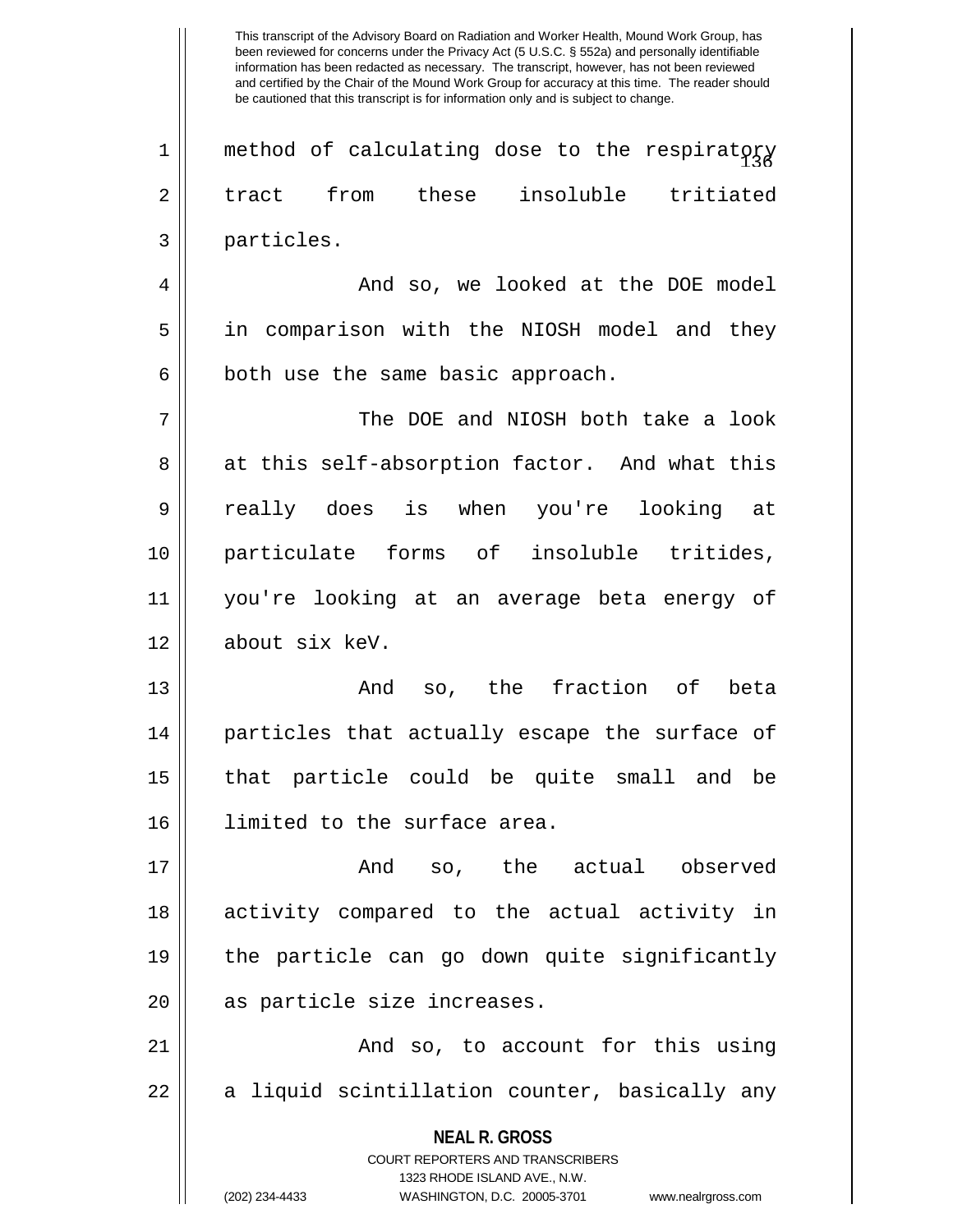method of calculating dose to the respiratory tract from these insoluble tritiated particles.

And so, we looked at the DOE model in comparison with the NIOSH model and they both use the same basic approach.

The DOE and NIOSH both take a look at this self-absorption factor. And what this really does is when you're looking at particulate forms of insoluble tritides, you're looking at an average beta energy of about six keV.

And so, the fraction of beta particles that actually escape the surface of that particle could be quite small and be limited to the surface area.

And so, the actual observed activity compared to the actual activity in the particle can go down quite significantly as particle size increases.

And so, to account for this using a liquid scintillation counter, basically any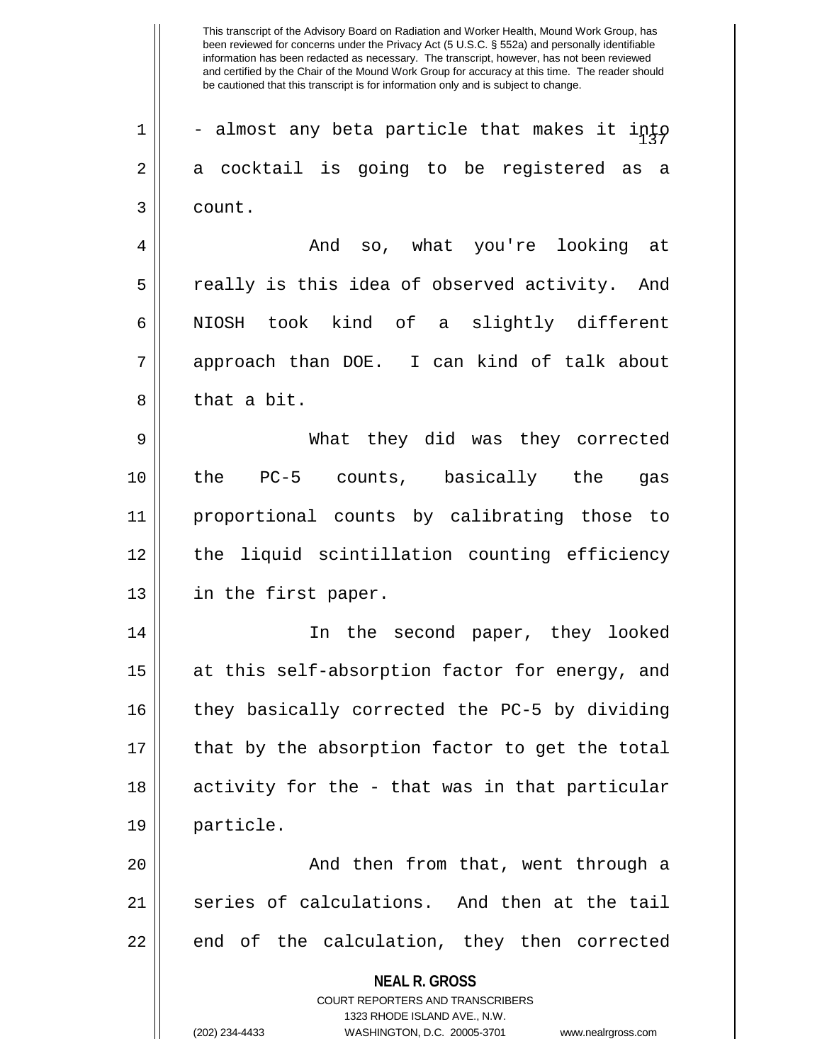- almost any beta particle that makes it into a cocktail is going to be registered as a count.

And so, what you're looking at really is this idea of observed activity. And NIOSH took kind of a slightly different approach than DOE. I can kind of talk about that a bit.

What they did was they corrected the PC-5 counts, basically the gas proportional counts by calibrating those to the liquid scintillation counting efficiency in the first paper.

In the second paper, they looked at this self-absorption factor for energy, and they basically corrected the PC-5 by dividing that by the absorption factor to get the total activity for the - that was in that particular particle.

And then from that, went through a series of calculations. And then at the tail end of the calculation, they then corrected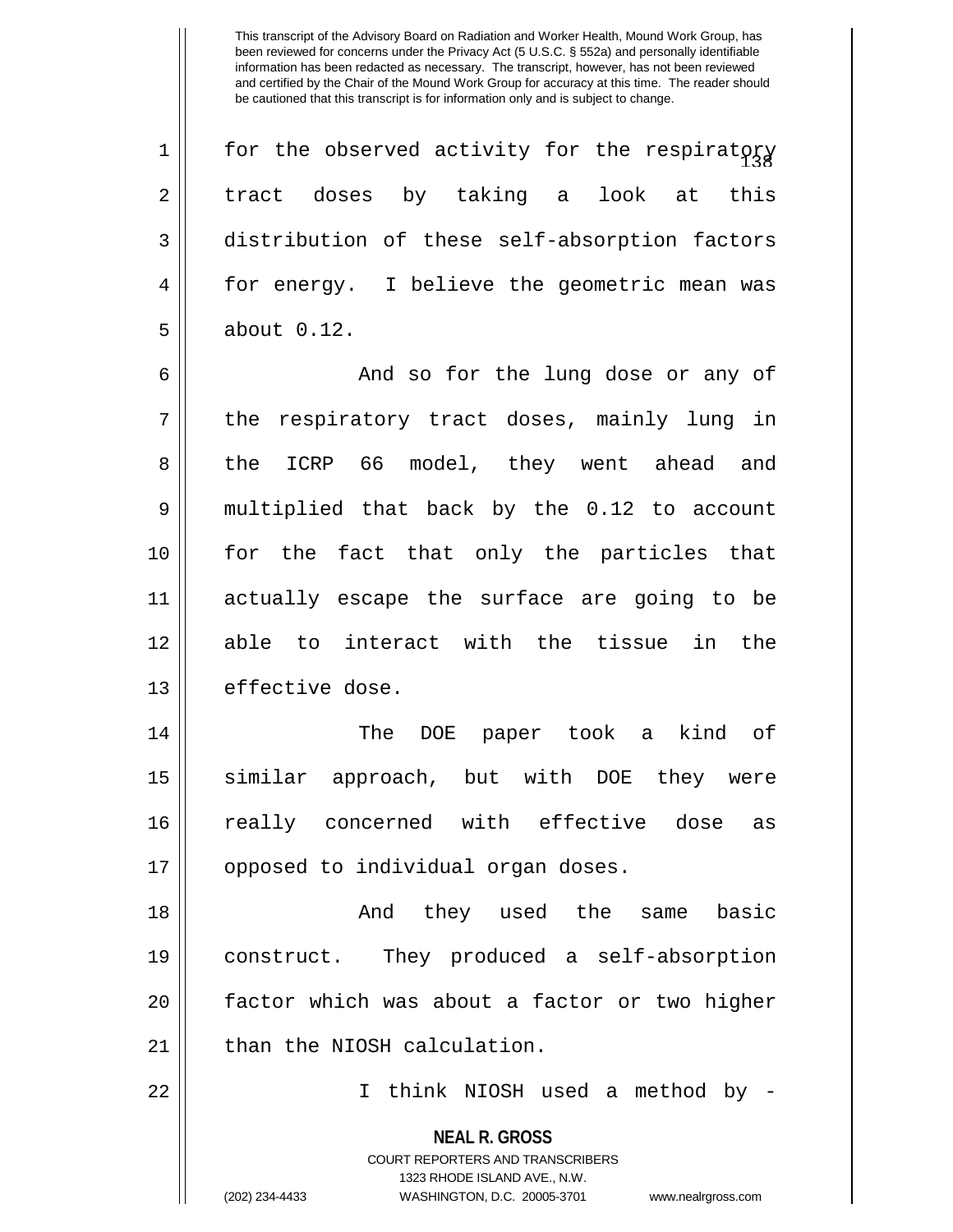This transcript of the Advisory Board on Radiation and Worker Health, Mound Work Group, has been reviewed for concerns under the Privacy Act (5 U.S.C. § 552a) and personally identifiable information has been redacted as necessary. The transcript, however, has not been reviewed and certified by the Chair of the Mound Work Group for accuracy at this time. The reader should be cautioned that this transcript is for information only and is subject to change.

for the observed activity for the respiratory tract doses by taking a look at this distribution of these self-absorption factors for energy. I believe the geometric mean was about 0.12.

And so for the lung dose or any of the respiratory tract doses, mainly lung in the ICRP 66 model, they went ahead and multiplied that back by the 0.12 to account for the fact that only the particles that actually escape the surface are going to be able to interact with the tissue in the effective dose.

The DOE paper took a kind of similar approach, but with DOE they were really concerned with effective dose as opposed to individual organ doses.

And they used the same basic construct. They produced a self-absorption factor which was about a factor or two higher than the NIOSH calculation.

I think NIOSH used a method by -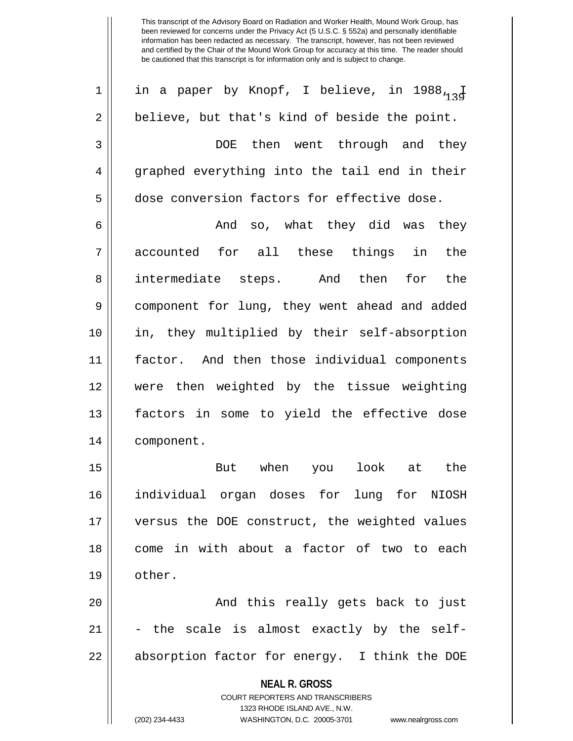This transcript of the Advisory Board on Radiation and Worker Health, Mound Work Group, has been reviewed for concerns under the Privacy Act (5 U.S.C. § 552a) and personally identifiable information has been redacted as necessary. The transcript, however, has not been reviewed and certified by the Chair of the Mound Work Group for accuracy at this time. The reader should be cautioned that this transcript is for information only and is subject to change.

in a paper by Knopf, I believe, in 1988, I believe, but that's kind of beside the point.

DOE then went through and they graphed everything into the tail end in their dose conversion factors for effective dose.

And so, what they did was they accounted for all these things in the intermediate steps. And then for the component for lung, they went ahead and added in, they multiplied by their self-absorption factor. And then those individual components were then weighted by the tissue weighting factors in some to yield the effective dose component.

But when you look at the individual organ doses for lung for NIOSH versus the DOE construct, the weighted values come in with about a factor of two to each other.

And this really gets back to just - the scale is almost exactly by the self-absorption factor for energy. I think the DOE

**NEAL R. GROSS**
COURT REPORTERS AND TRANSCRIBERS
1323 RHODE ISLAND AVE., N.W.
(202) 234-4433 WASHINGTON, D.C. 20005-3701 www.nealrgross.com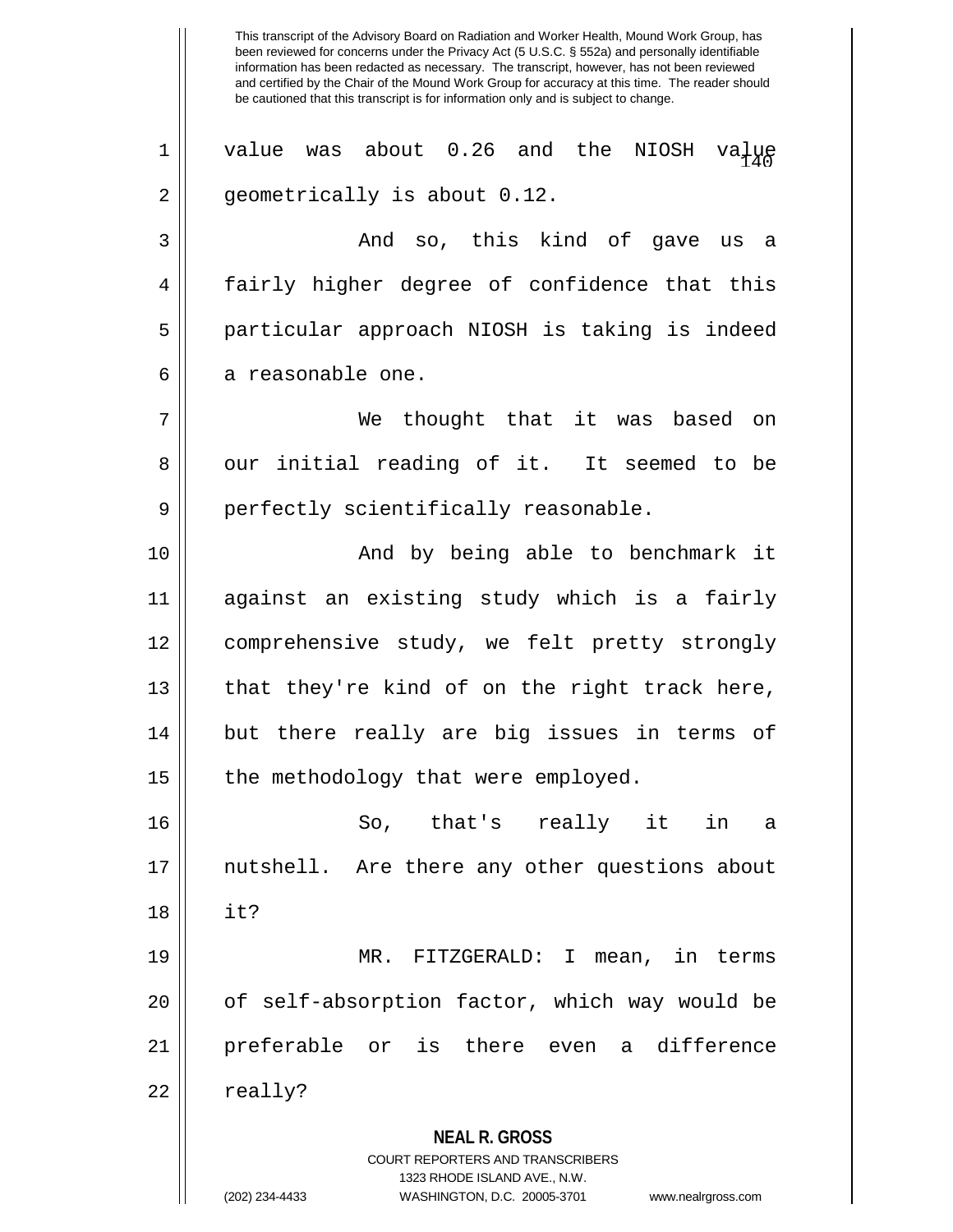value was about 0.26 and the NIOSH value geometrically is about 0.12.

And so, this kind of gave us a fairly higher degree of confidence that this particular approach NIOSH is taking is indeed a reasonable one.

We thought that it was based on our initial reading of it. It seemed to be perfectly scientifically reasonable.

And by being able to benchmark it against an existing study which is a fairly comprehensive study, we felt pretty strongly that they're kind of on the right track here, but there really are big issues in terms of the methodology that were employed.

So, that's really it in a nutshell. Are there any other questions about it?

MR. FITZGERALD: I mean, in terms of self-absorption factor, which way would be preferable or is there even a difference really?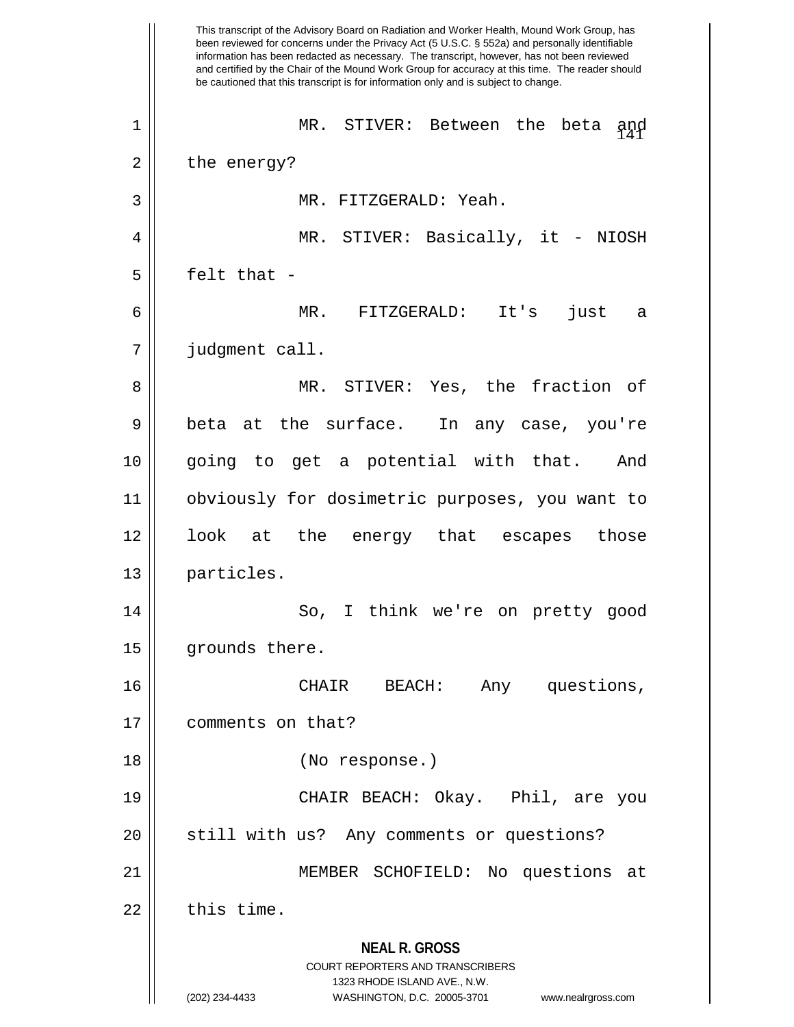This transcript of the Advisory Board on Radiation and Worker Health, Mound Work Group, has been reviewed for concerns under the Privacy Act (5 U.S.C. § 552a) and personally identifiable information has been redacted as necessary. The transcript, however, has not been reviewed and certified by the Chair of the Mound Work Group for accuracy at this time. The reader should be cautioned that this transcript is for information only and is subject to change.

MR. STIVER: Between the beta and the energy?

MR. FITZGERALD: Yeah.

MR. STIVER: Basically, it - NIOSH felt that -

MR. FITZGERALD: It's just a judgment call.

MR. STIVER: Yes, the fraction of beta at the surface. In any case, you're going to get a potential with that. And obviously for dosimetric purposes, you want to look at the energy that escapes those particles.

So, I think we're on pretty good grounds there.

CHAIR BEACH: Any questions, comments on that?

(No response.)

CHAIR BEACH: Okay. Phil, are you still with us? Any comments or questions?

MEMBER SCHOFIELD: No questions at this time.

**NEAL R. GROSS**
COURT REPORTERS AND TRANSCRIBERS
1323 RHODE ISLAND AVE., N.W.
(202) 234-4433 WASHINGTON, D.C. 20005-3701 www.nealrgross.com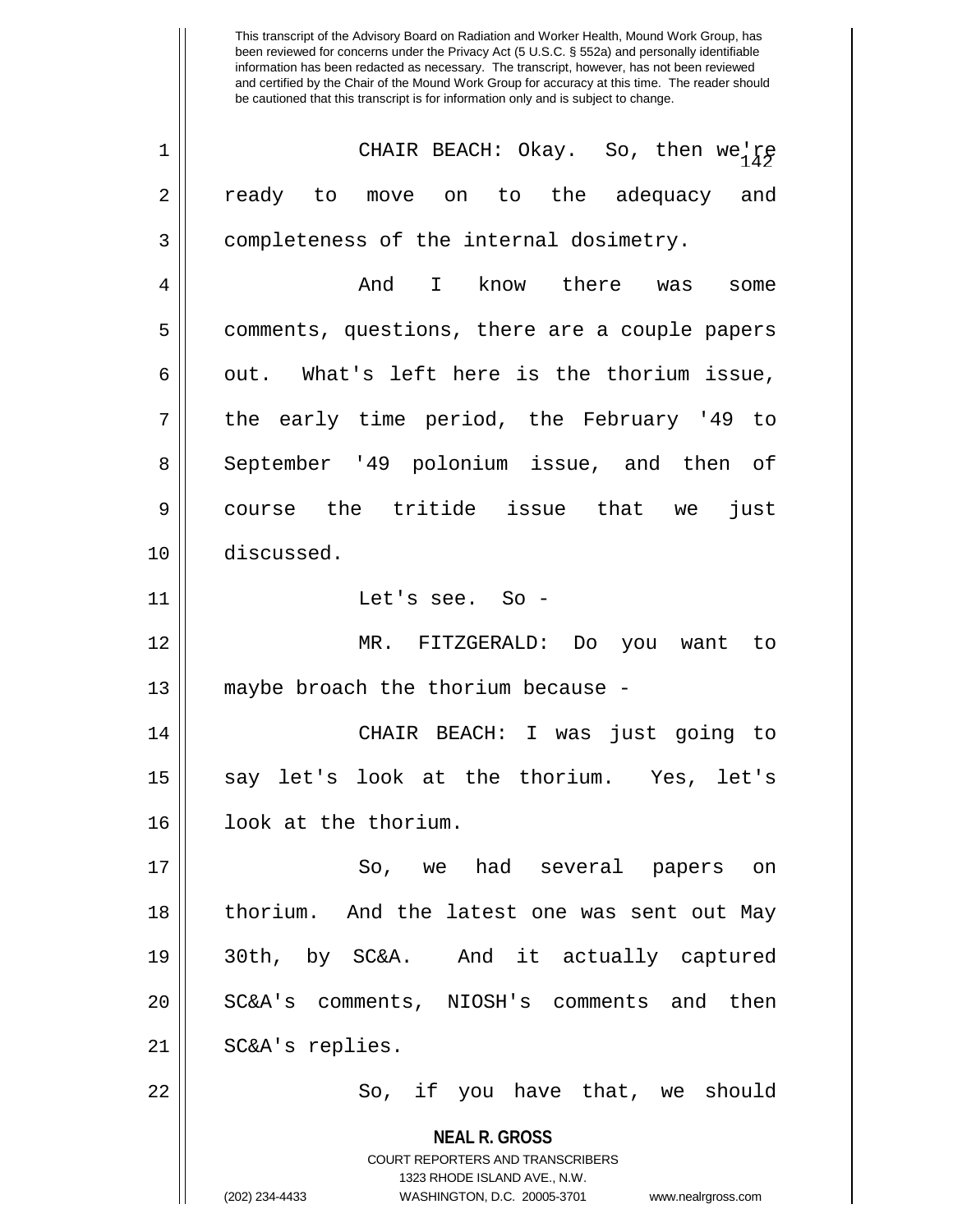This transcript of the Advisory Board on Radiation and Worker Health, Mound Work Group, has been reviewed for concerns under the Privacy Act (5 U.S.C. § 552a) and personally identifiable information has been redacted as necessary. The transcript, however, has not been reviewed and certified by the Chair of the Mound Work Group for accuracy at this time. The reader should be cautioned that this transcript is for information only and is subject to change.

CHAIR BEACH: Okay. So, then we're ready to move on to the adequacy and completeness of the internal dosimetry.

And I know there was some comments, questions, there are a couple papers out. What's left here is the thorium issue, the early time period, the February '49 to September '49 polonium issue, and then of course the tritide issue that we just discussed.

Let's see. So -

MR. FITZGERALD: Do you want to maybe broach the thorium because -

CHAIR BEACH: I was just going to say let's look at the thorium. Yes, let's look at the thorium.

So, we had several papers on thorium. And the latest one was sent out May 30th, by SC&A. And it actually captured SC&A's comments, NIOSH's comments and then SC&A's replies.

So, if you have that, we should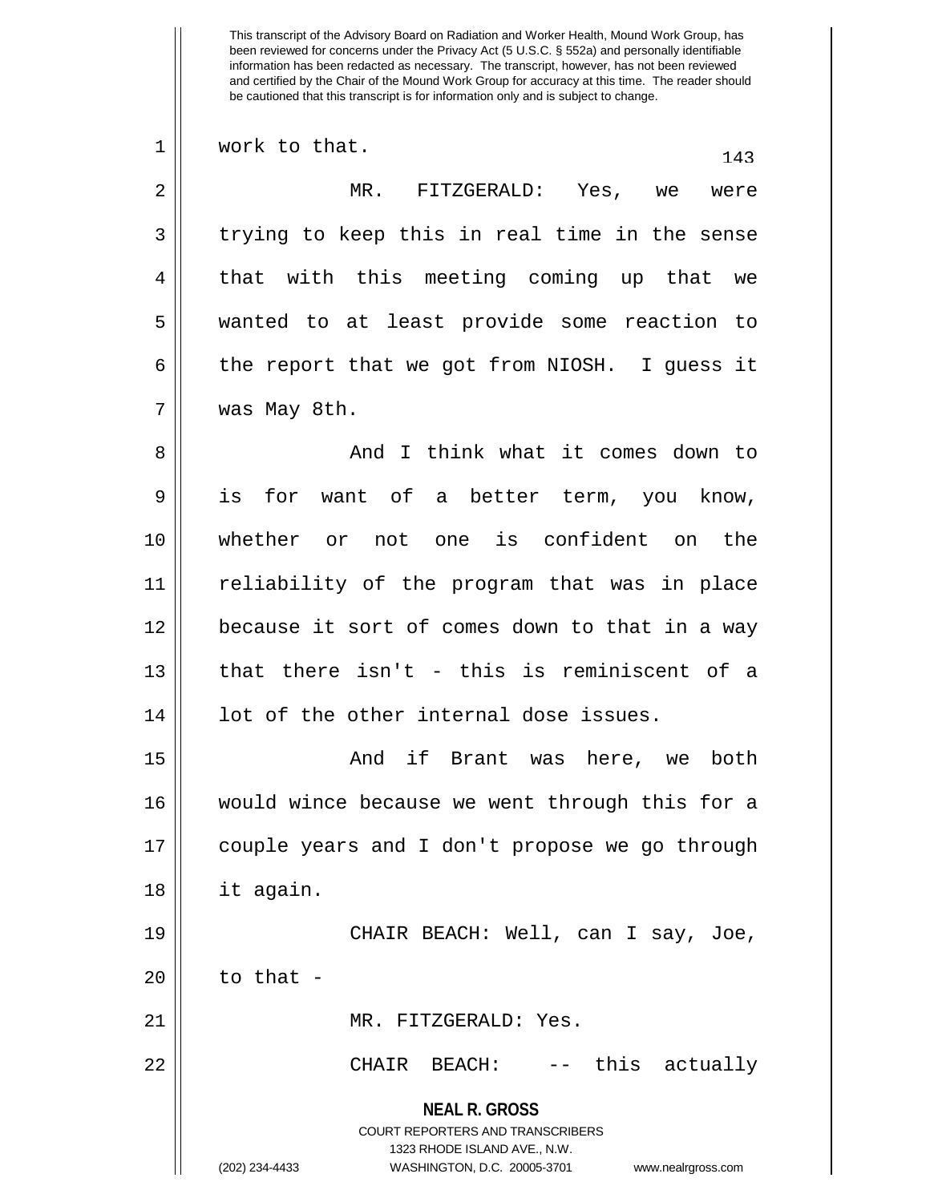work to that.

MR. FITZGERALD: Yes, we were trying to keep this in real time in the sense that with this meeting coming up that we wanted to at least provide some reaction to the report that we got from NIOSH. I guess it was May 8th.

And I think what it comes down to is for want of a better term, you know, whether or not one is confident on the reliability of the program that was in place because it sort of comes down to that in a way that there isn't - this is reminiscent of a lot of the other internal dose issues.

And if Brant was here, we both would wince because we went through this for a couple years and I don't propose we go through it again.

CHAIR BEACH: Well, can I say, Joe, to that -

MR. FITZGERALD: Yes.

CHAIR BEACH: -- this actually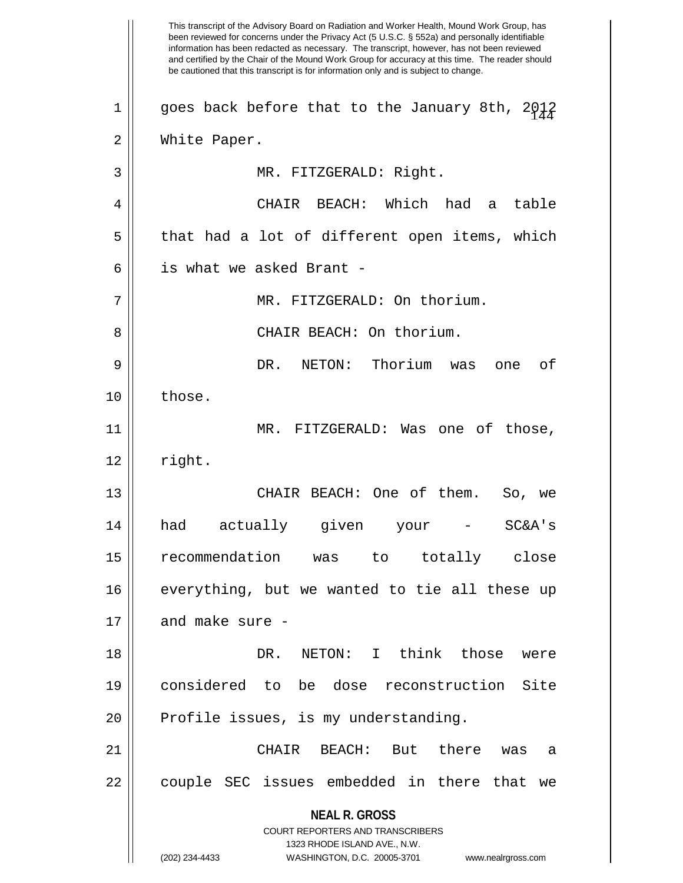goes back before that to the January 8th, 2012 White Paper.

MR. FITZGERALD: Right.

CHAIR BEACH: Which had a table that had a lot of different open items, which is what we asked Brant -

MR. FITZGERALD: On thorium.

CHAIR BEACH: On thorium.

DR. NETON: Thorium was one of those.

MR. FITZGERALD: Was one of those, right.

CHAIR BEACH: One of them. So, we had actually given your - SC&A's recommendation was to totally close everything, but we wanted to tie all these up and make sure -

DR. NETON: I think those were considered to be dose reconstruction Site Profile issues, is my understanding.

CHAIR BEACH: But there was a couple SEC issues embedded in there that we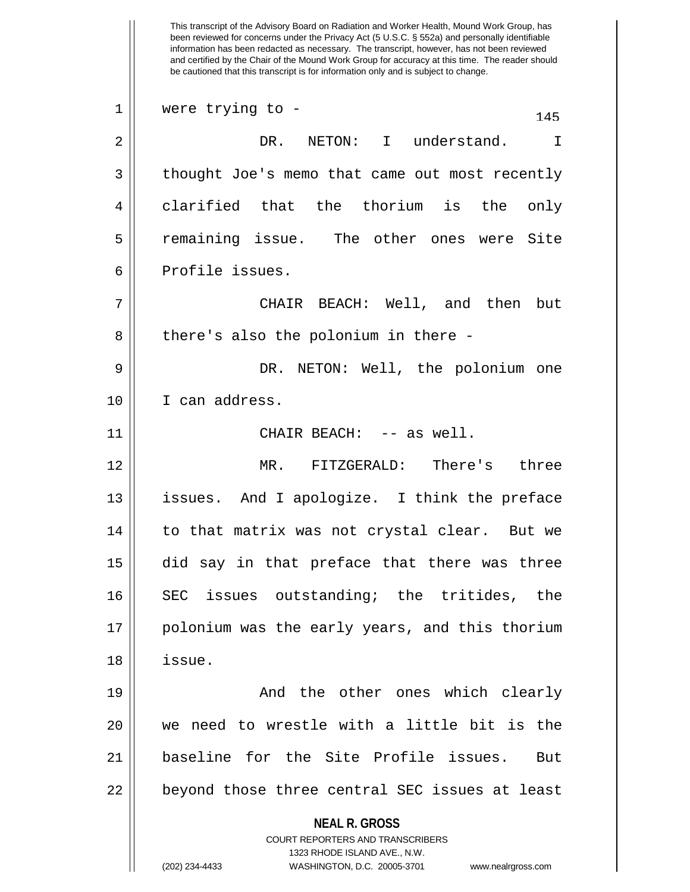This transcript of the Advisory Board on Radiation and Worker Health, Mound Work Group, has been reviewed for concerns under the Privacy Act (5 U.S.C. § 552a) and personally identifiable information has been redacted as necessary. The transcript, however, has not been reviewed and certified by the Chair of the Mound Work Group for accuracy at this time. The reader should be cautioned that this transcript is for information only and is subject to change.

were trying to -

DR. NETON: I understand. I thought Joe's memo that came out most recently clarified that the thorium is the only remaining issue. The other ones were Site Profile issues.

CHAIR BEACH: Well, and then but there's also the polonium in there -

DR. NETON: Well, the polonium one I can address.

CHAIR BEACH: -- as well.

MR. FITZGERALD: There's three issues. And I apologize. I think the preface to that matrix was not crystal clear. But we did say in that preface that there was three SEC issues outstanding; the tritides, the polonium was the early years, and this thorium issue.

And the other ones which clearly we need to wrestle with a little bit is the baseline for the Site Profile issues. But beyond those three central SEC issues at least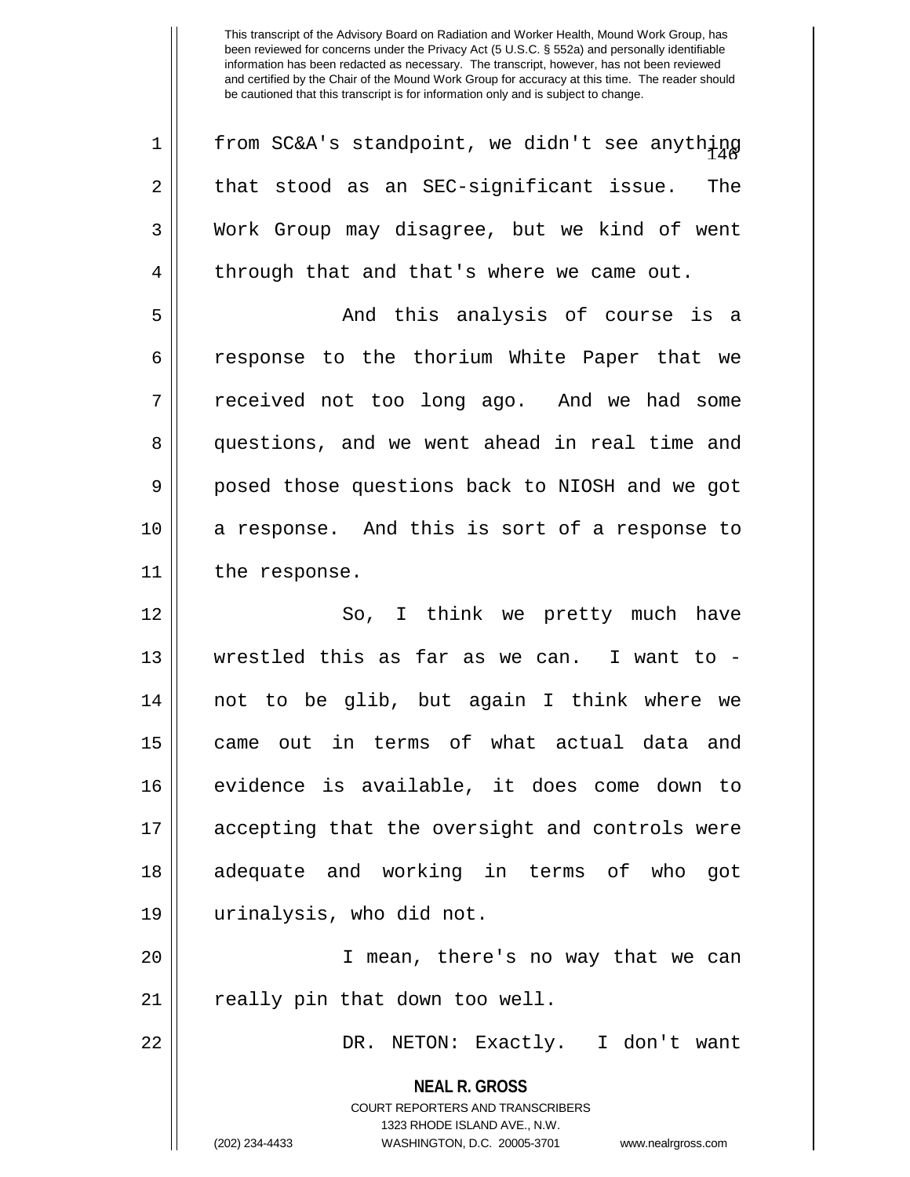from SC&A's standpoint, we didn't see anything that stood as an SEC-significant issue. The Work Group may disagree, but we kind of went through that and that's where we came out.

And this analysis of course is a response to the thorium White Paper that we received not too long ago. And we had some questions, and we went ahead in real time and posed those questions back to NIOSH and we got a response. And this is sort of a response to the response.

So, I think we pretty much have wrestled this as far as we can. I want to - not to be glib, but again I think where we came out in terms of what actual data and evidence is available, it does come down to accepting that the oversight and controls were adequate and working in terms of who got urinalysis, who did not.

I mean, there's no way that we can really pin that down too well.

DR. NETON: Exactly. I don't want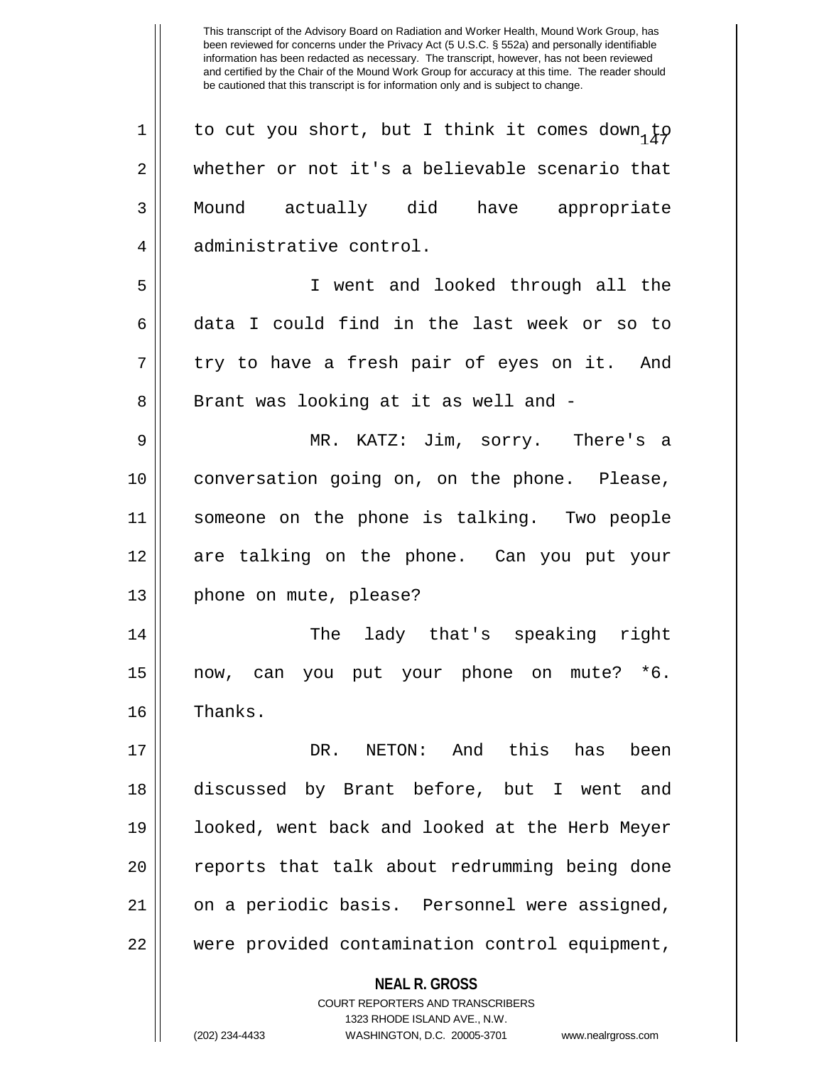to cut you short, but I think it comes down to whether or not it's a believable scenario that Mound actually did have appropriate administrative control.

I went and looked through all the data I could find in the last week or so to try to have a fresh pair of eyes on it. And Brant was looking at it as well and -

MR. KATZ: Jim, sorry. There's a conversation going on, on the phone. Please, someone on the phone is talking. Two people are talking on the phone. Can you put your phone on mute, please?

The lady that's speaking right now, can you put your phone on mute? *6. Thanks.

DR. NETON: And this has been discussed by Brant before, but I went and looked, went back and looked at the Herb Meyer reports that talk about redrumming being done on a periodic basis. Personnel were assigned, were provided contamination control equipment,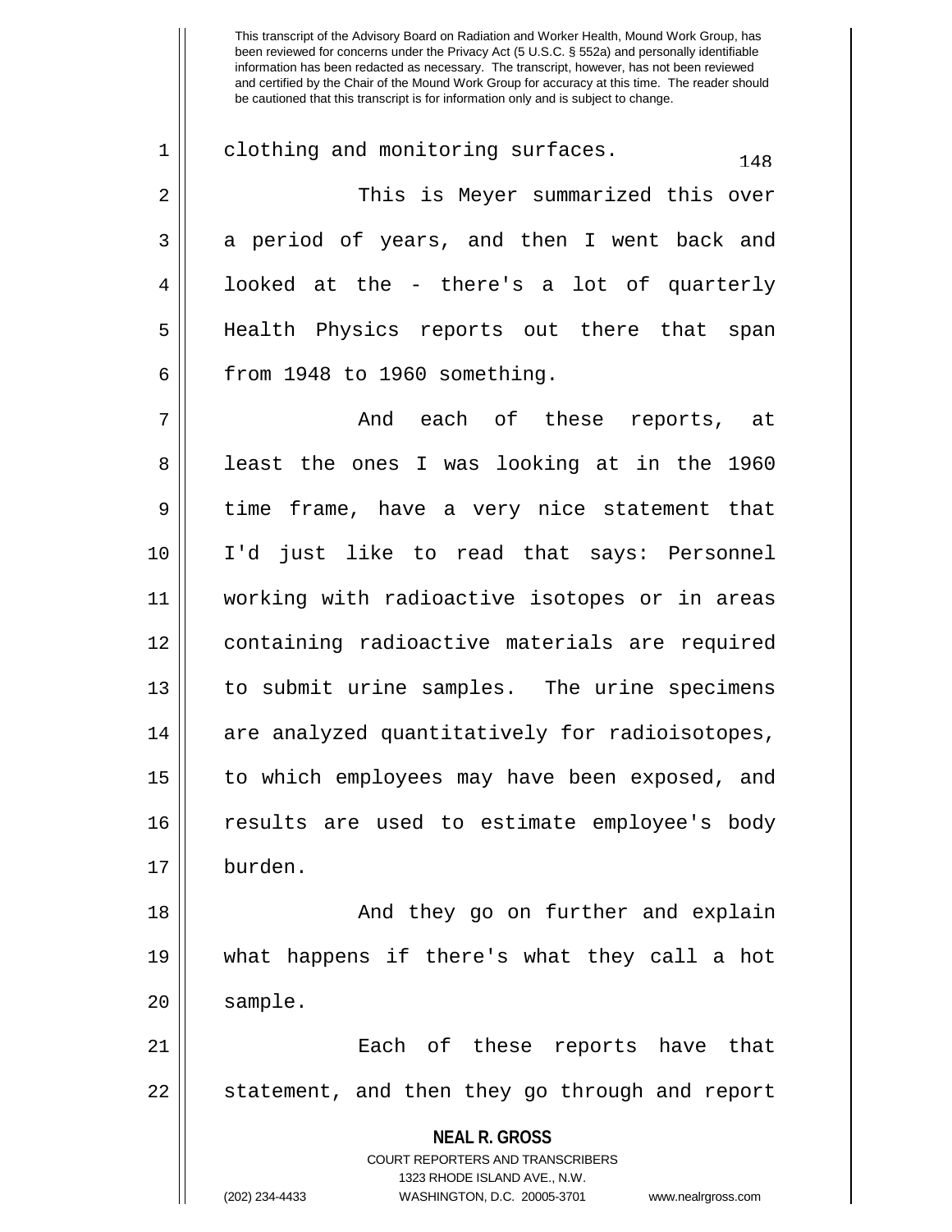clothing and monitoring surfaces.

This is Meyer summarized this over a period of years, and then I went back and looked at the - there's a lot of quarterly Health Physics reports out there that span from 1948 to 1960 something.

And each of these reports, at least the ones I was looking at in the 1960 time frame, have a very nice statement that I'd just like to read that says: Personnel working with radioactive isotopes or in areas containing radioactive materials are required to submit urine samples. The urine specimens are analyzed quantitatively for radioisotopes, to which employees may have been exposed, and results are used to estimate employee's body burden.

And they go on further and explain what happens if there's what they call a hot sample.

Each of these reports have that statement, and then they go through and report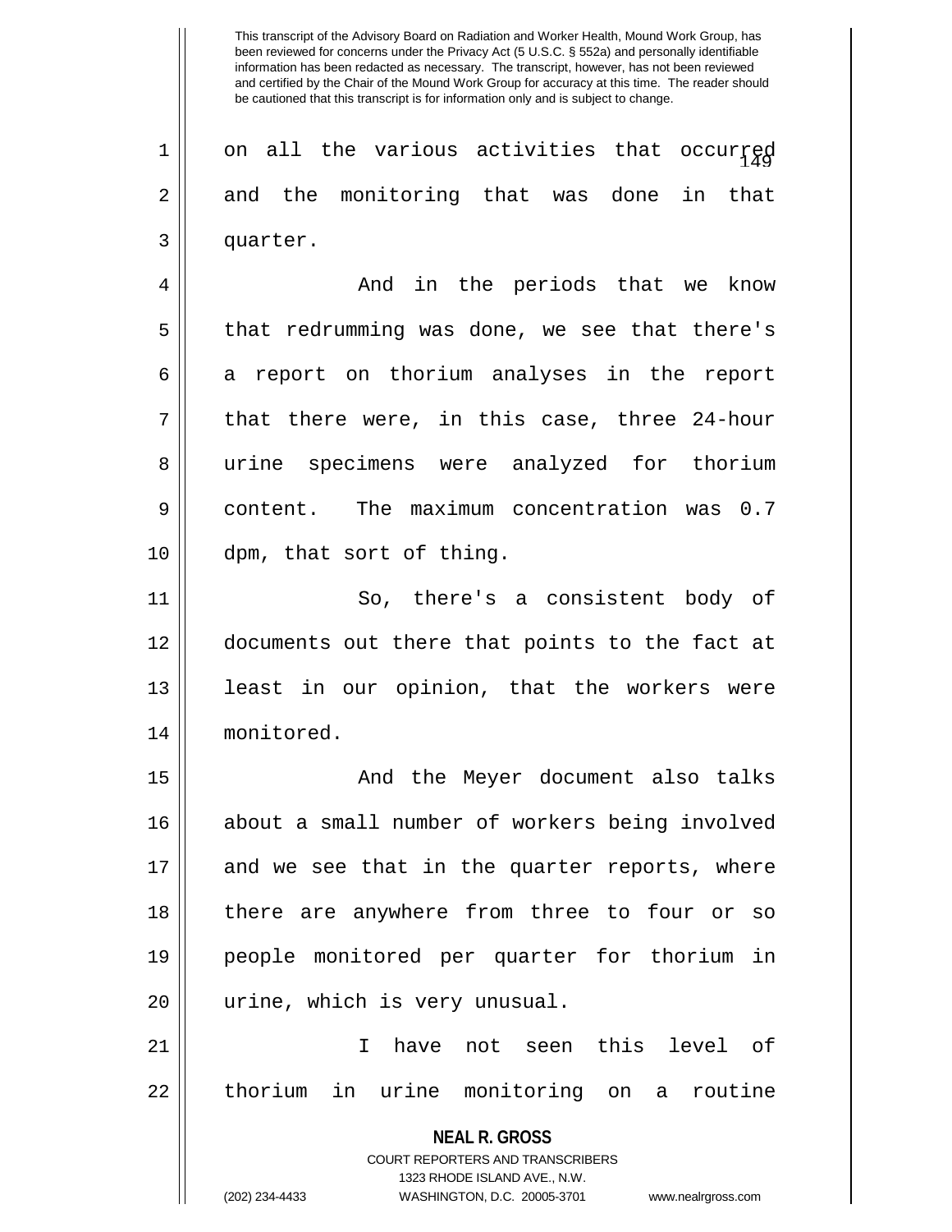on all the various activities that occurred and the monitoring that was done in that quarter.

And in the periods that we know that redrumming was done, we see that there's a report on thorium analyses in the report that there were, in this case, three 24-hour urine specimens were analyzed for thorium content. The maximum concentration was 0.7 dpm, that sort of thing.

So, there's a consistent body of documents out there that points to the fact at least in our opinion, that the workers were monitored.

And the Meyer document also talks about a small number of workers being involved and we see that in the quarter reports, where there are anywhere from three to four or so people monitored per quarter for thorium in urine, which is very unusual.

I have not seen this level of thorium in urine monitoring on a routine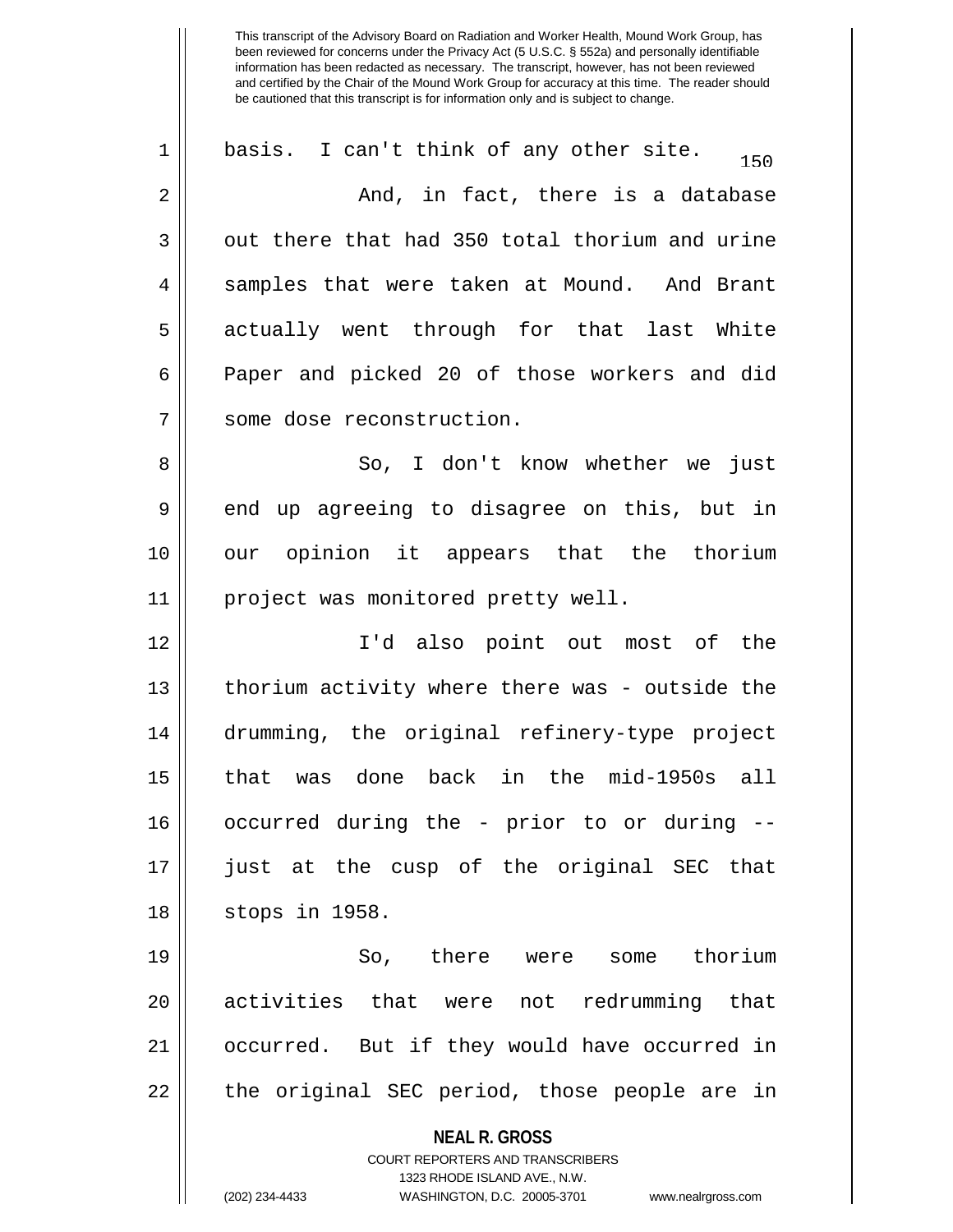basis. I can't think of any other site.

And, in fact, there is a database out there that had 350 total thorium and urine samples that were taken at Mound. And Brant actually went through for that last White Paper and picked 20 of those workers and did some dose reconstruction.

So, I don't know whether we just end up agreeing to disagree on this, but in our opinion it appears that the thorium project was monitored pretty well.

I'd also point out most of the thorium activity where there was - outside the drumming, the original refinery-type project that was done back in the mid-1950s all occurred during the - prior to or during -- just at the cusp of the original SEC that stops in 1958.

So, there were some thorium activities that were not redrumming that occurred. But if they would have occurred in the original SEC period, those people are in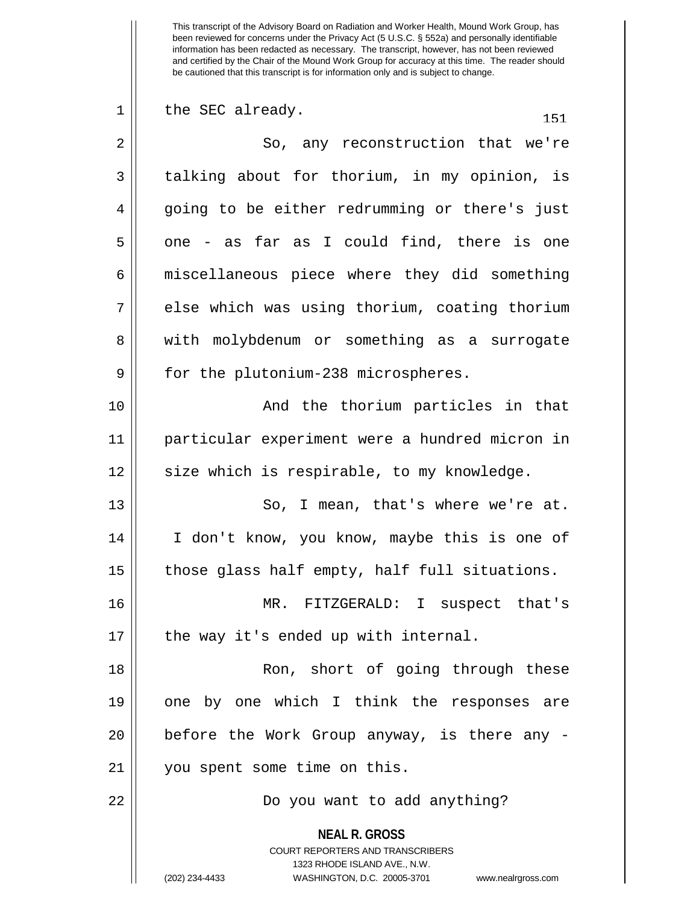the SEC already.

So, any reconstruction that we're talking about for thorium, in my opinion, is going to be either redrumming or there's just one - as far as I could find, there is one miscellaneous piece where they did something else which was using thorium, coating thorium with molybdenum or something as a surrogate for the plutonium-238 microspheres.

And the thorium particles in that particular experiment were a hundred micron in size which is respirable, to my knowledge.

So, I mean, that's where we're at. I don't know, you know, maybe this is one of those glass half empty, half full situations.

MR. FITZGERALD: I suspect that's the way it's ended up with internal.

Ron, short of going through these one by one which I think the responses are before the Work Group anyway, is there any - you spent some time on this.

Do you want to add anything?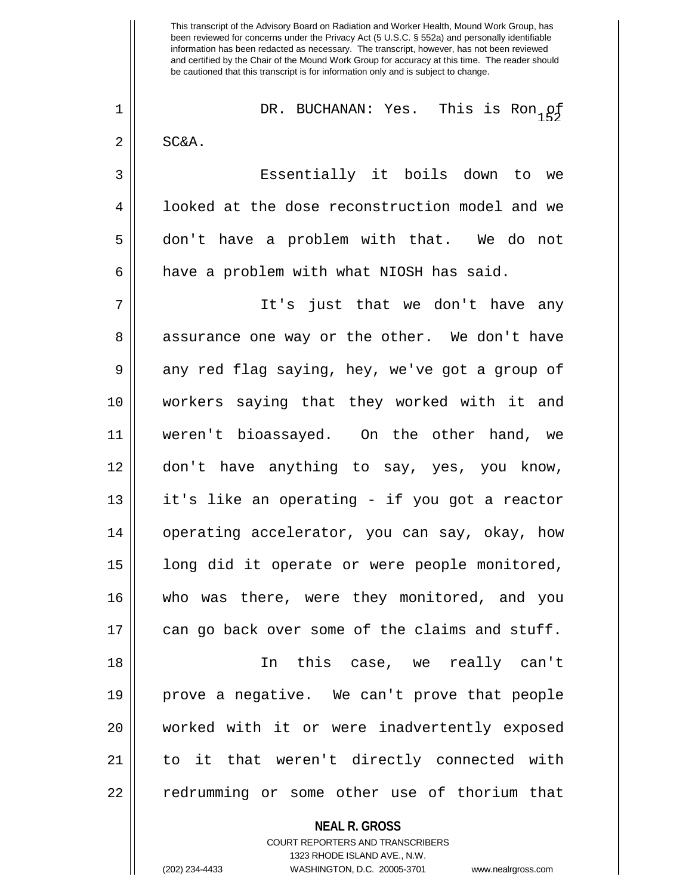DR. BUCHANAN: Yes. This is Ron of SC&A.

Essentially it boils down to we looked at the dose reconstruction model and we don't have a problem with that. We do not have a problem with what NIOSH has said.

It's just that we don't have any assurance one way or the other. We don't have any red flag saying, hey, we've got a group of workers saying that they worked with it and weren't bioassayed. On the other hand, we don't have anything to say, yes, you know, it's like an operating - if you got a reactor operating accelerator, you can say, okay, how long did it operate or were people monitored, who was there, were they monitored, and you can go back over some of the claims and stuff.

In this case, we really can't prove a negative. We can't prove that people worked with it or were inadvertently exposed to it that weren't directly connected with redrumming or some other use of thorium that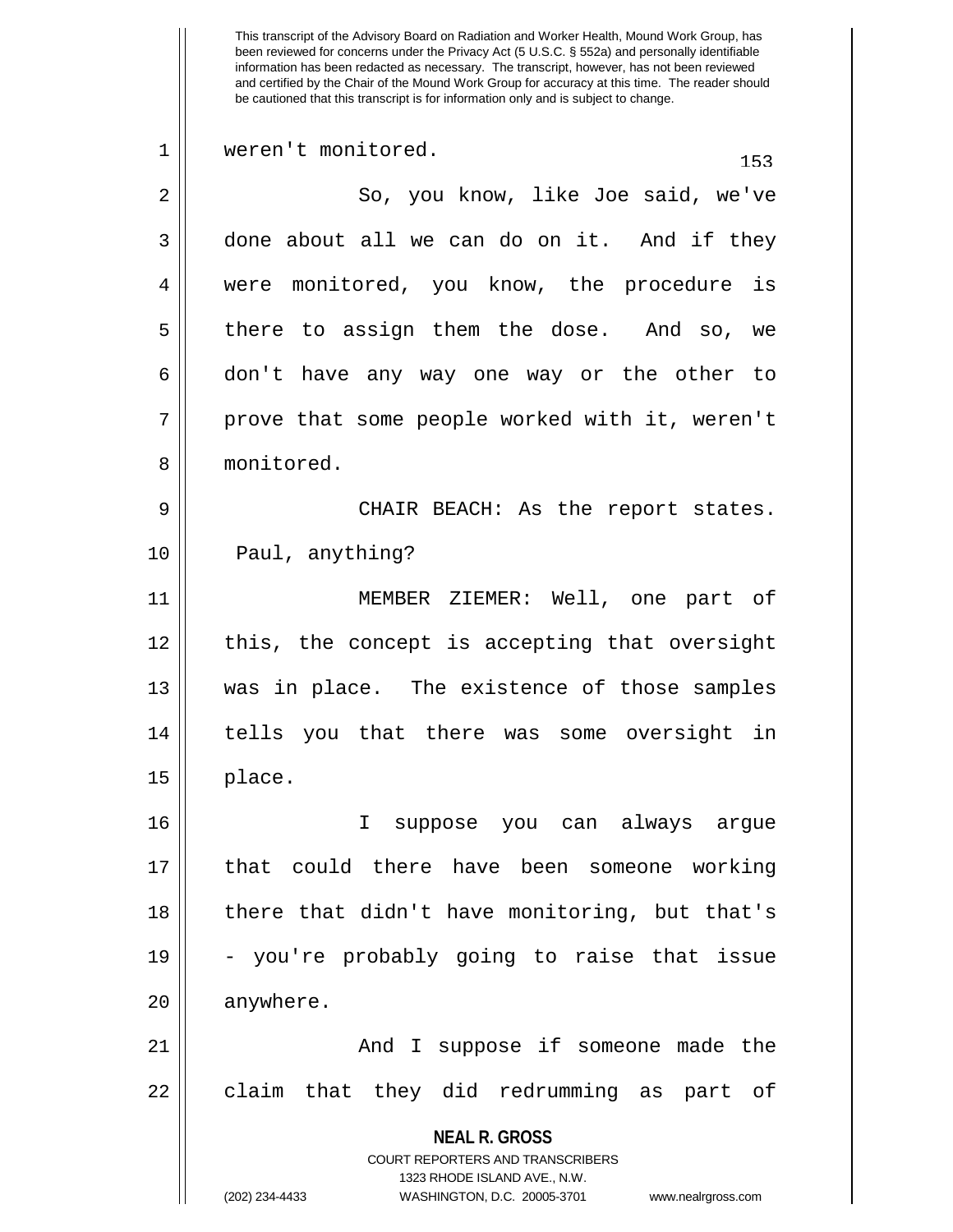weren't monitored.

So, you know, like Joe said, we've done about all we can do on it. And if they were monitored, you know, the procedure is there to assign them the dose. And so, we don't have any way one way or the other to prove that some people worked with it, weren't monitored.

CHAIR BEACH: As the report states. Paul, anything?

MEMBER ZIEMER: Well, one part of this, the concept is accepting that oversight was in place. The existence of those samples tells you that there was some oversight in place.

I suppose you can always argue that could there have been someone working there that didn't have monitoring, but that's - you're probably going to raise that issue anywhere.

And I suppose if someone made the claim that they did redrumming as part of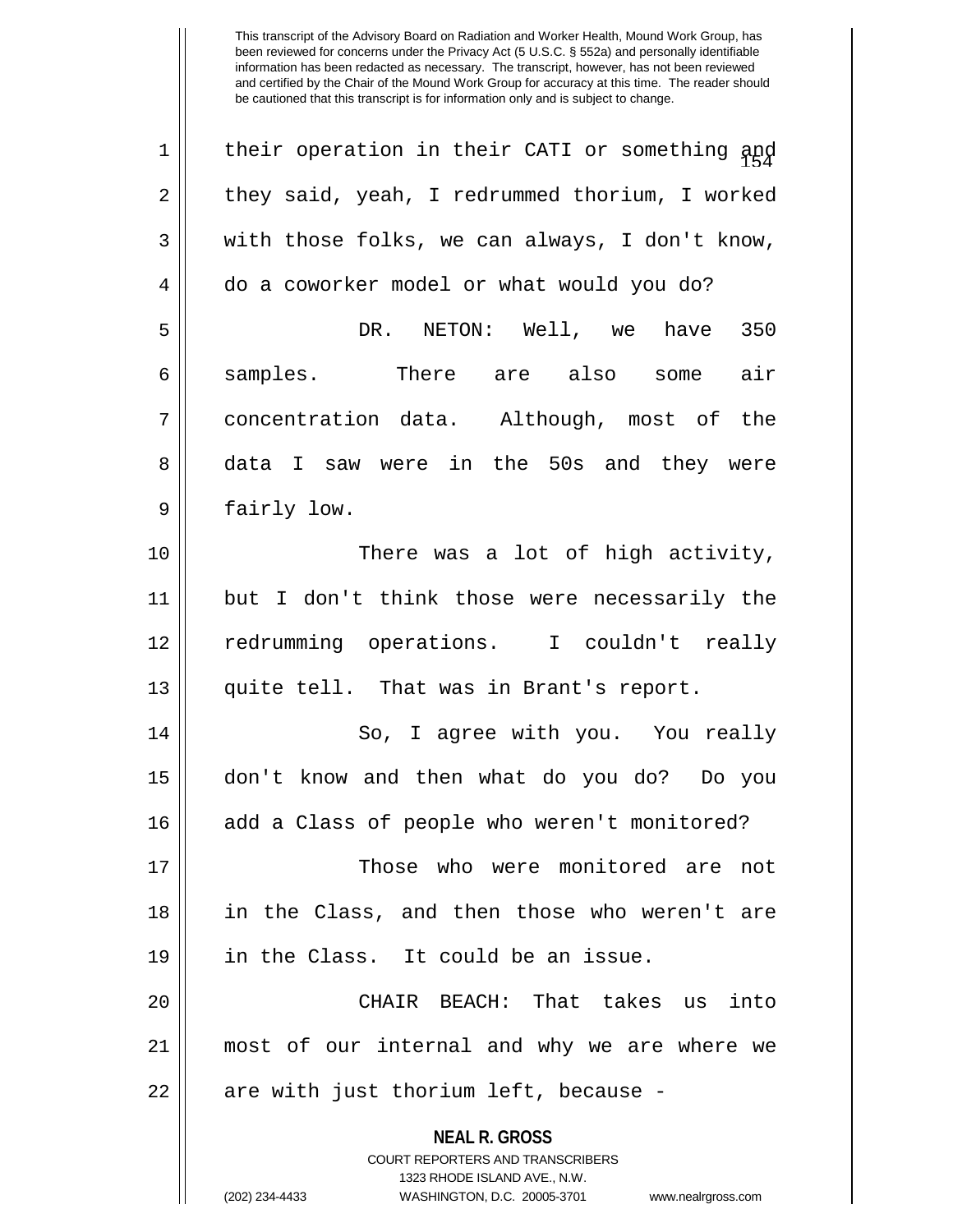their operation in their CATI or something and they said, yeah, I redrummed thorium, I worked with those folks, we can always, I don't know, do a coworker model or what would you do?

DR. NETON: Well, we have 350 samples. There are also some air concentration data. Although, most of the data I saw were in the 50s and they were fairly low.

There was a lot of high activity, but I don't think those were necessarily the redrumming operations. I couldn't really quite tell. That was in Brant's report.

So, I agree with you. You really don't know and then what do you do? Do you add a Class of people who weren't monitored?

Those who were monitored are not in the Class, and then those who weren't are in the Class. It could be an issue.

CHAIR BEACH: That takes us into most of our internal and why we are where we are with just thorium left, because -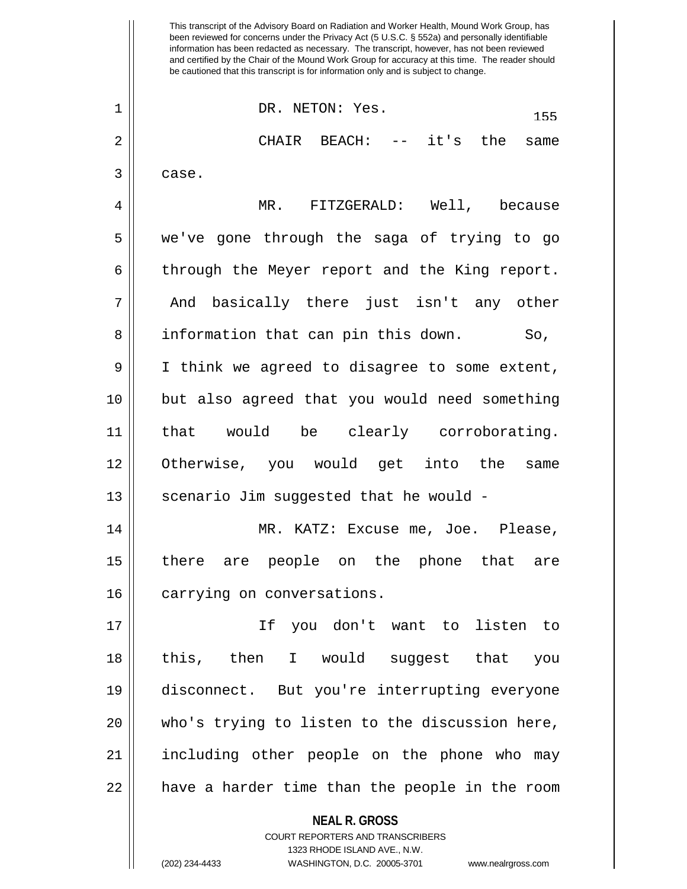This transcript of the Advisory Board on Radiation and Worker Health, Mound Work Group, has been reviewed for concerns under the Privacy Act (5 U.S.C. § 552a) and personally identifiable information has been redacted as necessary. The transcript, however, has not been reviewed and certified by the Chair of the Mound Work Group for accuracy at this time. The reader should be cautioned that this transcript is for information only and is subject to change.

DR. NETON: Yes.

CHAIR BEACH: -- it's the same case.

MR. FITZGERALD: Well, because we've gone through the saga of trying to go through the Meyer report and the King report. And basically there just isn't any other information that can pin this down. So, I think we agreed to disagree to some extent, but also agreed that you would need something that would be clearly corroborating. Otherwise, you would get into the same scenario Jim suggested that he would -

MR. KATZ: Excuse me, Joe. Please, there are people on the phone that are carrying on conversations.

If you don't want to listen to this, then I would suggest that you disconnect. But you're interrupting everyone who's trying to listen to the discussion here, including other people on the phone who may have a harder time than the people in the room

**NEAL R. GROSS**
COURT REPORTERS AND TRANSCRIBERS
1323 RHODE ISLAND AVE., N.W.
(202) 234-4433 WASHINGTON, D.C. 20005-3701 www.nealrgross.com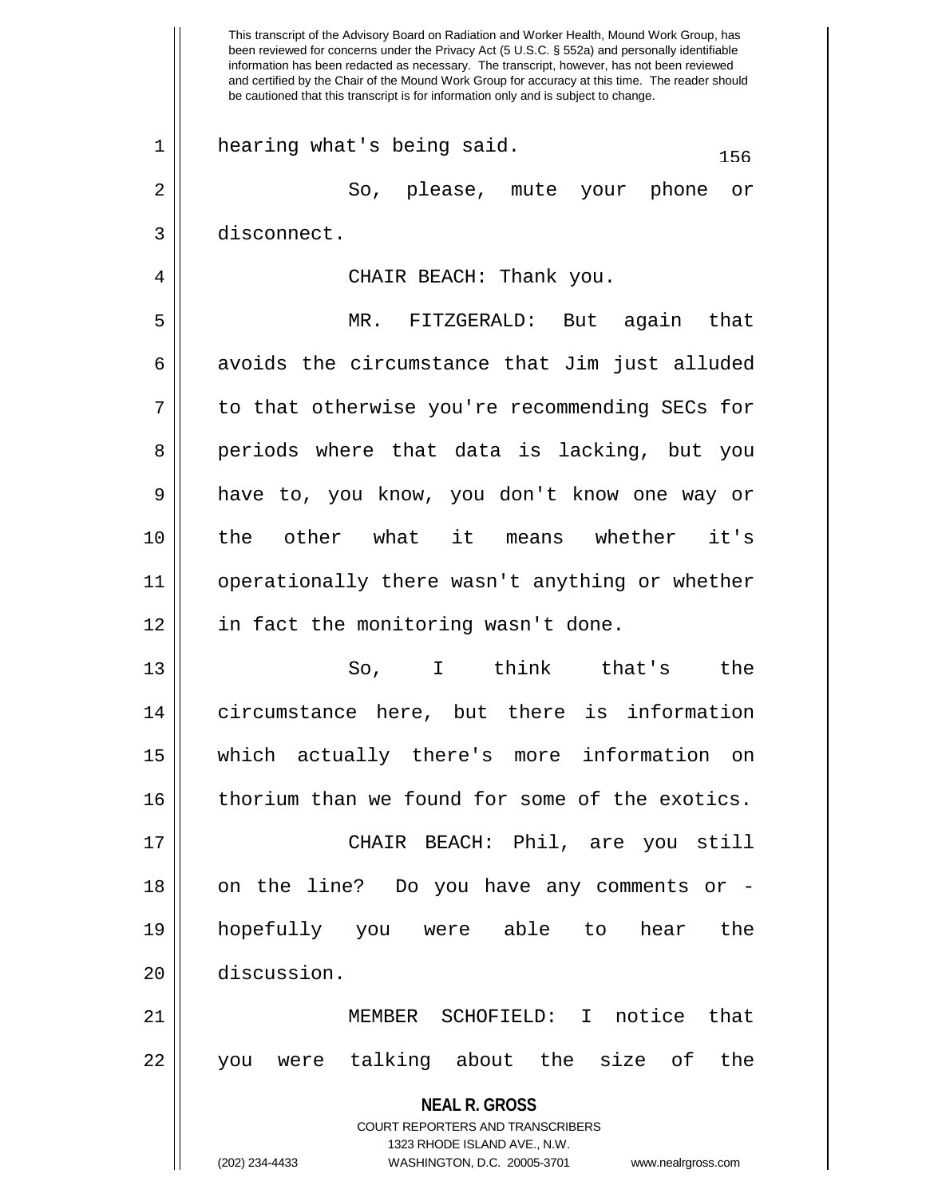hearing what's being said.

So, please, mute your phone or disconnect.

CHAIR BEACH: Thank you.

MR. FITZGERALD: But again that avoids the circumstance that Jim just alluded to that otherwise you're recommending SECs for periods where that data is lacking, but you have to, you know, you don't know one way or the other what it means whether it's operationally there wasn't anything or whether in fact the monitoring wasn't done.

So, I think that's the circumstance here, but there is information which actually there's more information on thorium than we found for some of the exotics.

CHAIR BEACH: Phil, are you still on the line? Do you have any comments or - hopefully you were able to hear the discussion.

MEMBER SCHOFIELD: I notice that you were talking about the size of the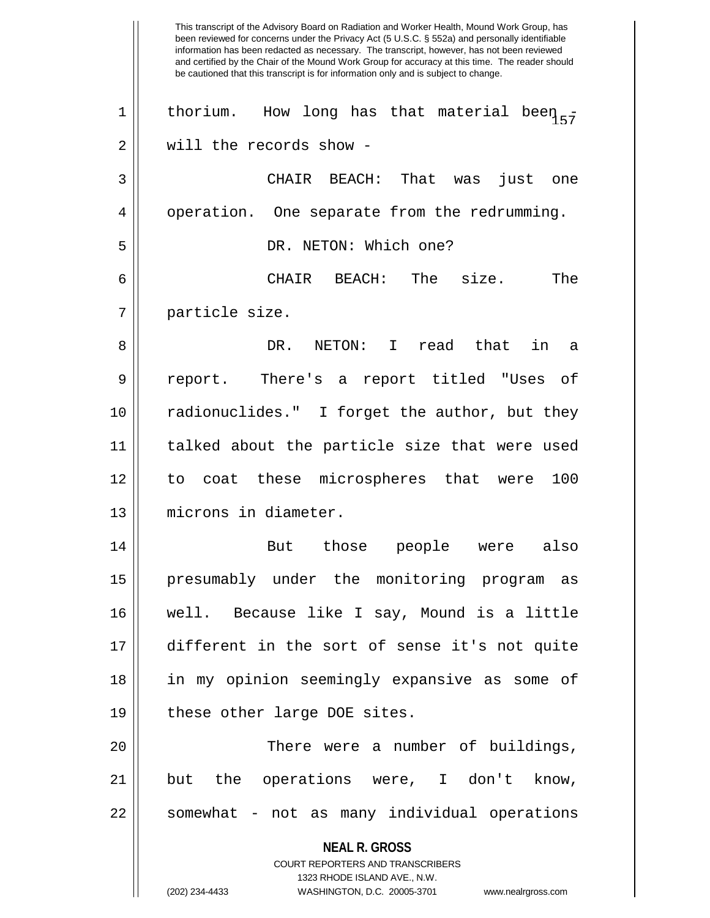thorium. How long has that material been - will the records show -

CHAIR BEACH: That was just one operation. One separate from the redrumming.

DR. NETON: Which one?

CHAIR BEACH: The size. The particle size.

DR. NETON: I read that in a report. There's a report titled "Uses of radionuclides." I forget the author, but they talked about the particle size that were used to coat these microspheres that were 100 microns in diameter.

But those people were also presumably under the monitoring program as well. Because like I say, Mound is a little different in the sort of sense it's not quite in my opinion seemingly expansive as some of these other large DOE sites.

There were a number of buildings, but the operations were, I don't know, somewhat - not as many individual operations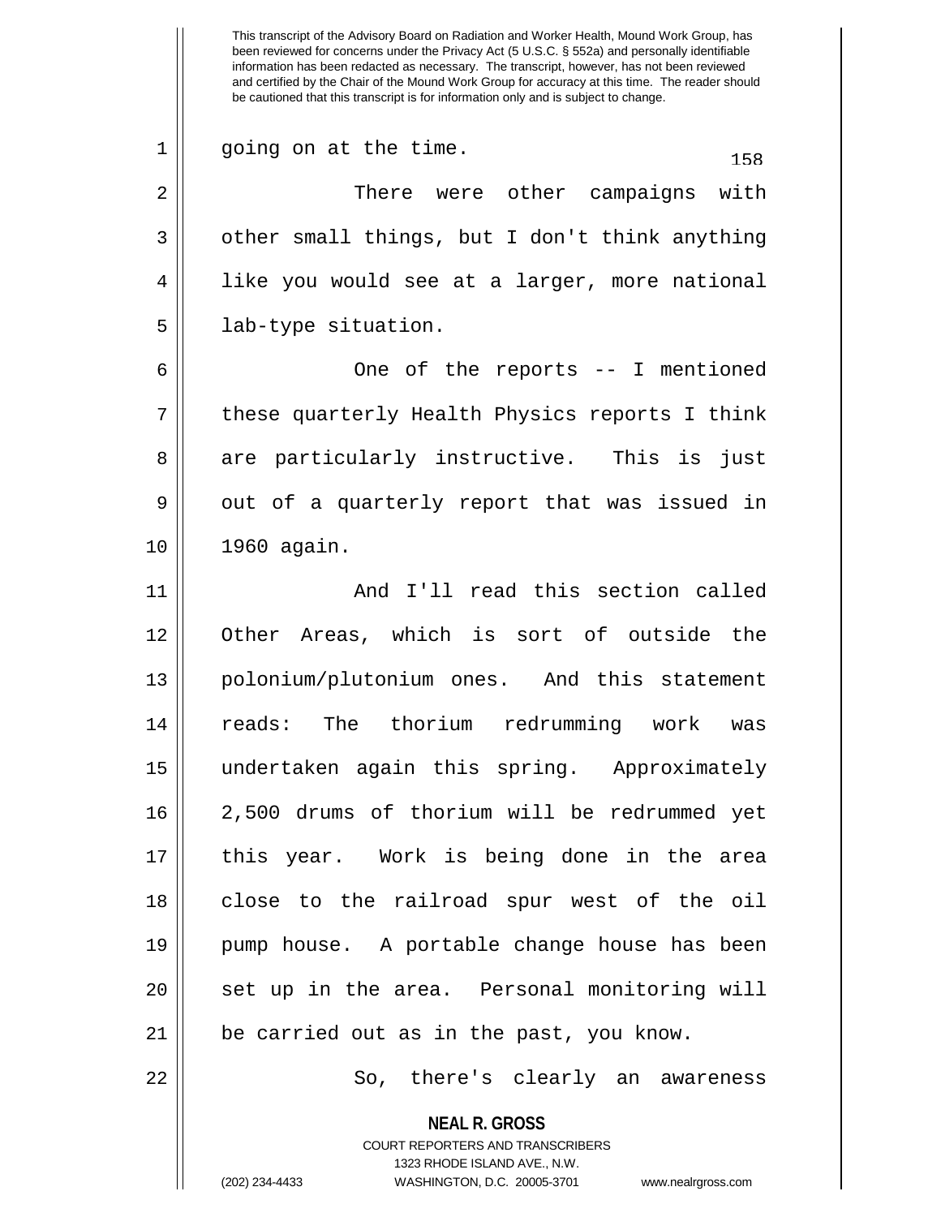going on at the time.

There were other campaigns with other small things, but I don't think anything like you would see at a larger, more national lab-type situation.

One of the reports -- I mentioned these quarterly Health Physics reports I think are particularly instructive. This is just out of a quarterly report that was issued in 1960 again.

And I'll read this section called Other Areas, which is sort of outside the polonium/plutonium ones. And this statement reads: The thorium redrumming work was undertaken again this spring. Approximately 2,500 drums of thorium will be redrummed yet this year. Work is being done in the area close to the railroad spur west of the oil pump house. A portable change house has been set up in the area. Personal monitoring will be carried out as in the past, you know.

So, there's clearly an awareness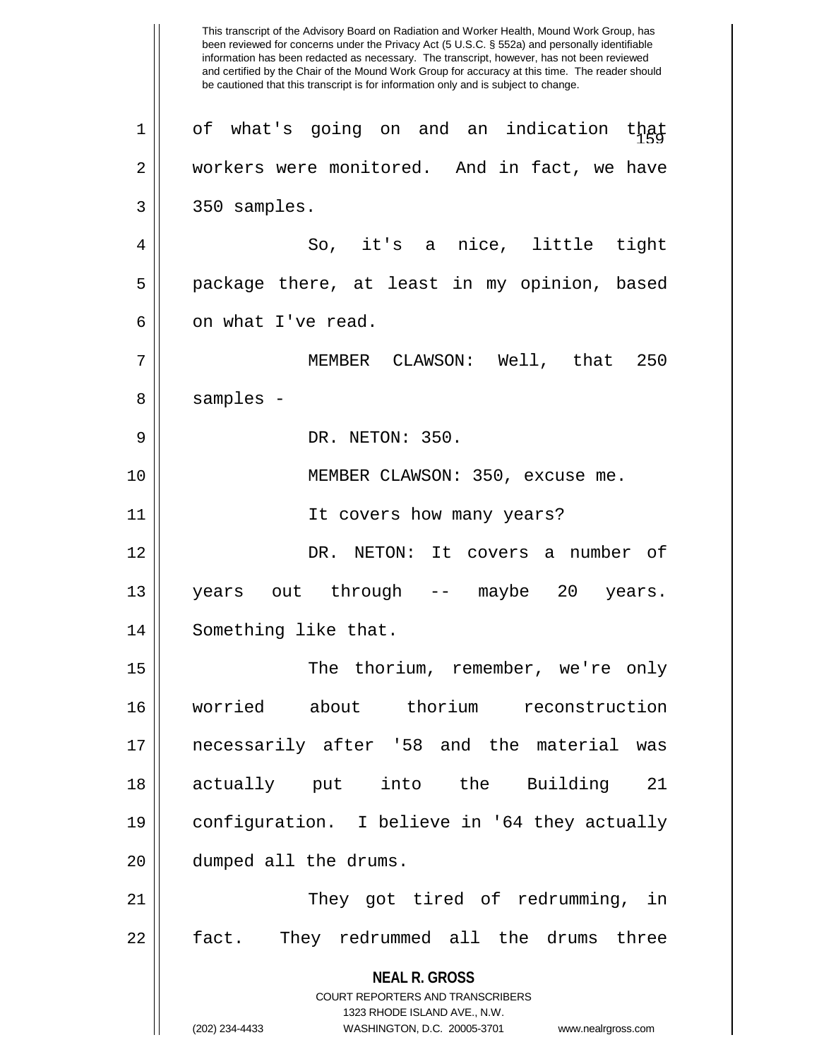of what's going on and an indication that workers were monitored. And in fact, we have 350 samples.

So, it's a nice, little tight package there, at least in my opinion, based on what I've read.

MEMBER CLAWSON: Well, that 250 samples -

DR. NETON: 350.

MEMBER CLAWSON: 350, excuse me.

It covers how many years?

DR. NETON: It covers a number of years out through -- maybe 20 years. Something like that.

The thorium, remember, we're only worried about thorium reconstruction necessarily after '58 and the material was actually put into the Building 21 configuration. I believe in '64 they actually dumped all the drums.

They got tired of redrumming, in fact. They redrummed all the drums three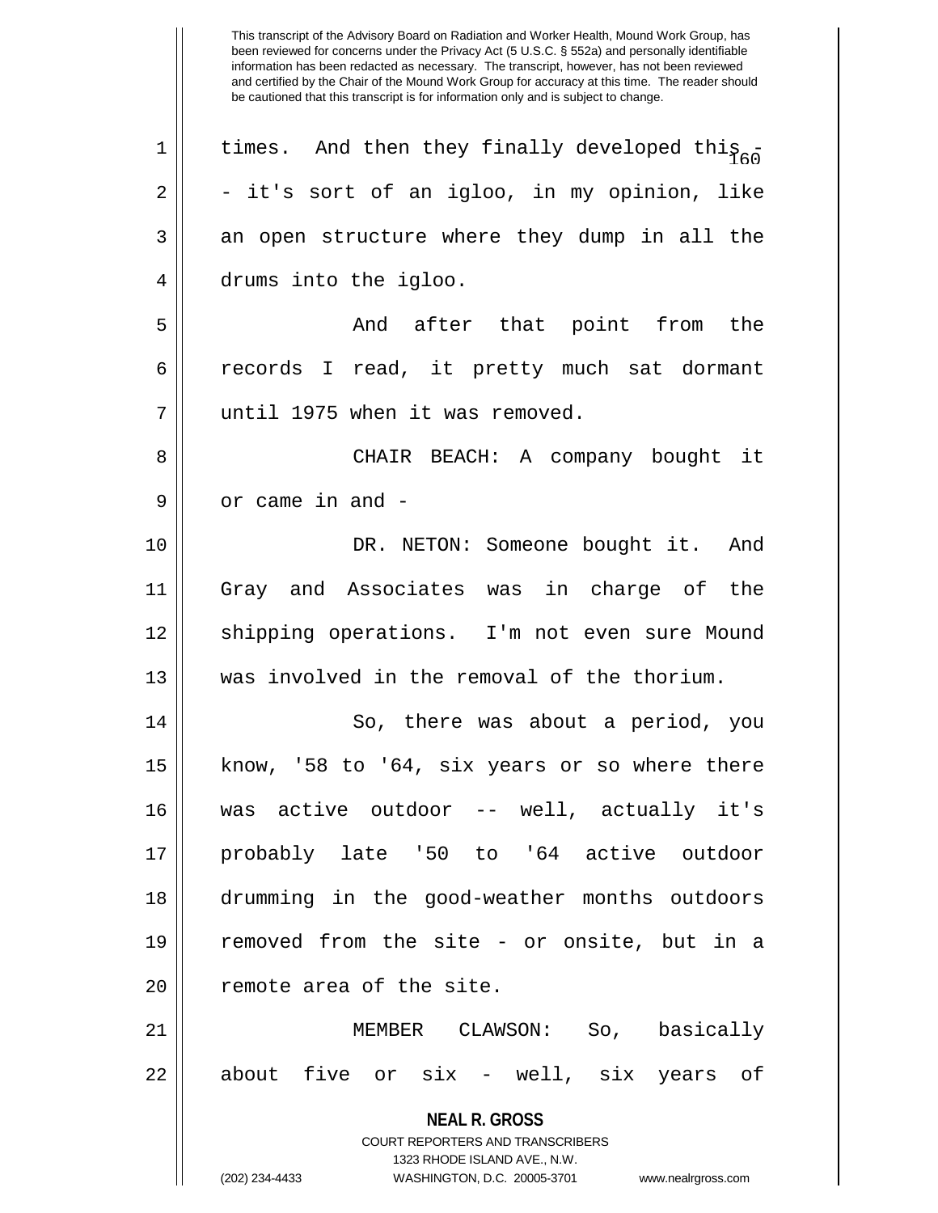times. And then they finally developed this -- it's sort of an igloo, in my opinion, like an open structure where they dump in all the drums into the igloo.

And after that point from the records I read, it pretty much sat dormant until 1975 when it was removed.

CHAIR BEACH: A company bought it or came in and -

DR. NETON: Someone bought it. And Gray and Associates was in charge of the shipping operations. I'm not even sure Mound was involved in the removal of the thorium.

So, there was about a period, you know, '58 to '64, six years or so where there was active outdoor -- well, actually it's probably late '50 to '64 active outdoor drumming in the good-weather months outdoors removed from the site - or onsite, but in a remote area of the site.

MEMBER CLAWSON: So, basically about five or six - well, six years of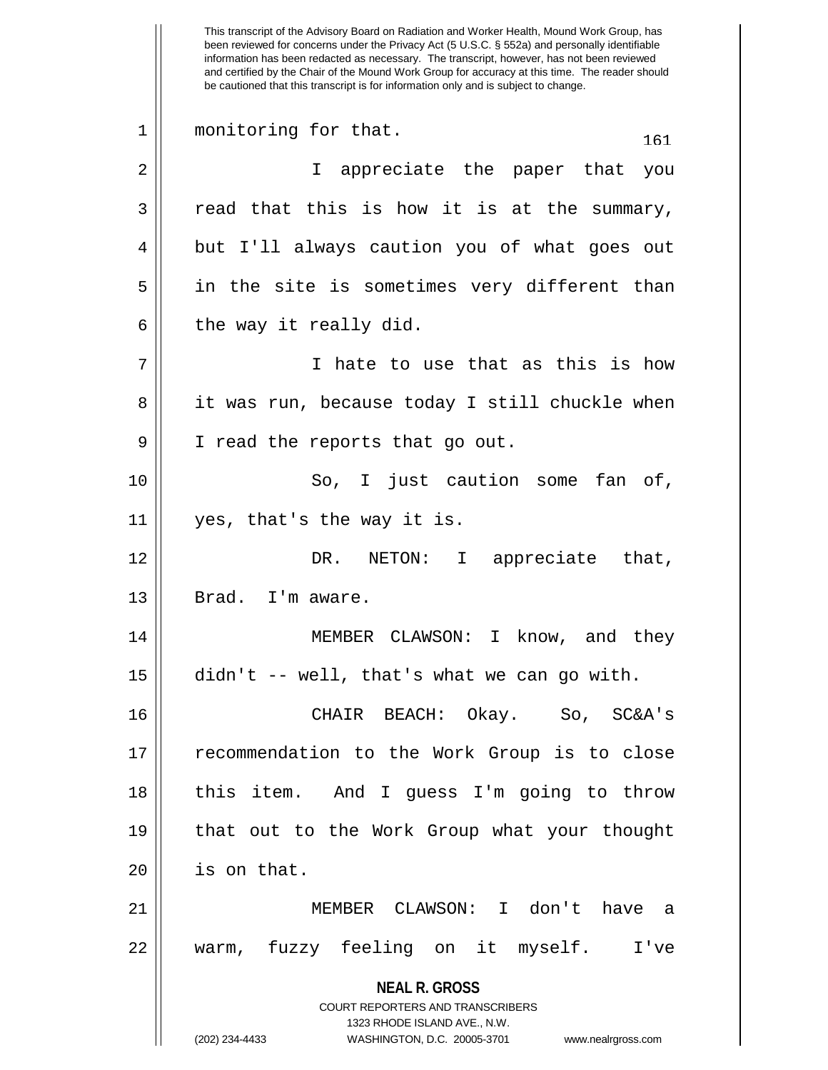monitoring for that.

I appreciate the paper that you read that this is how it is at the summary, but I'll always caution you of what goes out in the site is sometimes very different than the way it really did.

I hate to use that as this is how it was run, because today I still chuckle when I read the reports that go out.

So, I just caution some fan of, yes, that's the way it is.

DR. NETON: I appreciate that, Brad. I'm aware.

MEMBER CLAWSON: I know, and they didn't -- well, that's what we can go with.

CHAIR BEACH: Okay. So, SC&A's recommendation to the Work Group is to close this item. And I guess I'm going to throw that out to the Work Group what your thought is on that.

MEMBER CLAWSON: I don't have a warm, fuzzy feeling on it myself. I've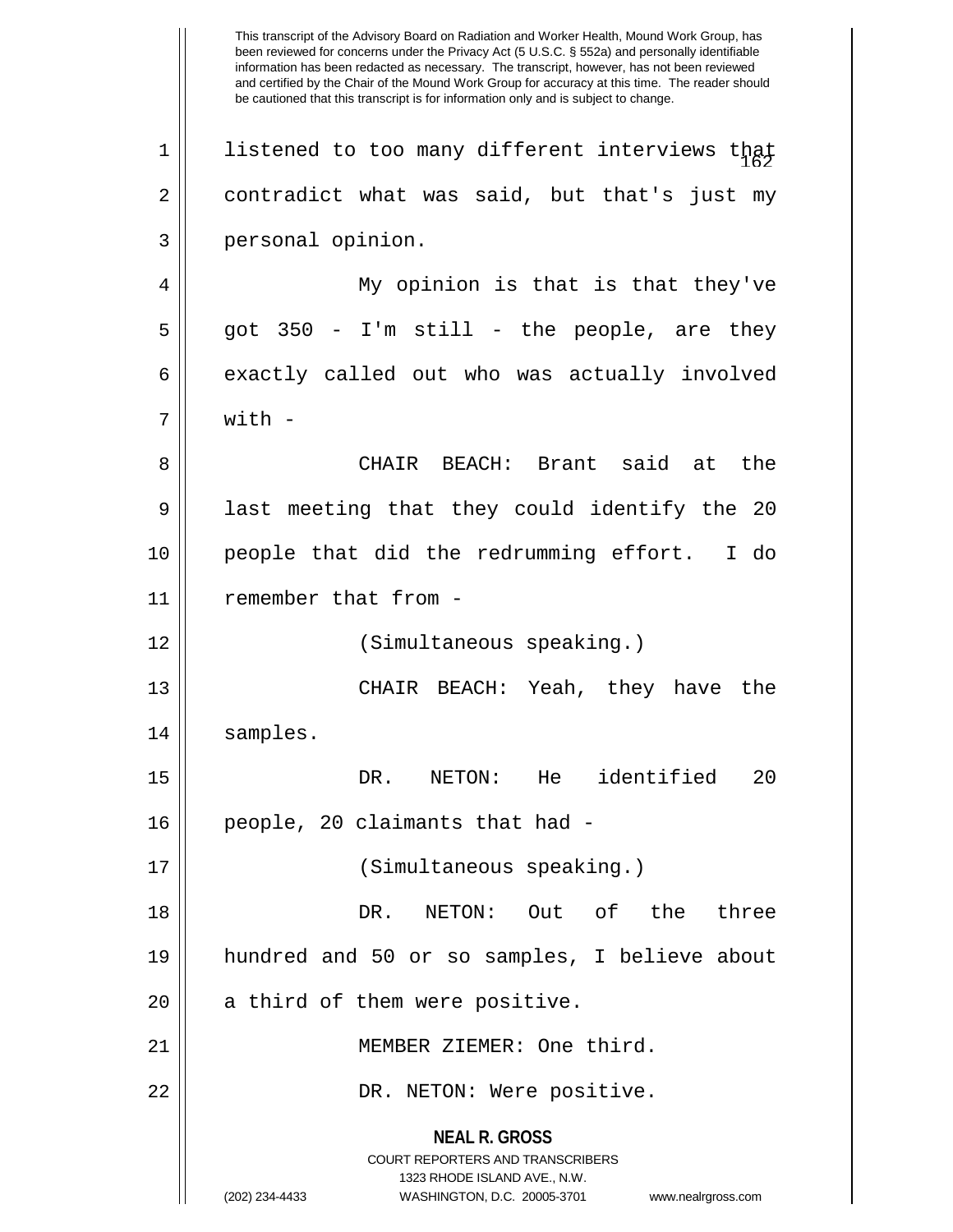listened to too many different interviews that contradict what was said, but that's just my personal opinion.

My opinion is that is that they've got 350 - I'm still - the people, are they exactly called out who was actually involved with -

CHAIR BEACH: Brant said at the last meeting that they could identify the 20 people that did the redrumming effort. I do remember that from -

(Simultaneous speaking.)

CHAIR BEACH: Yeah, they have the samples.

DR. NETON: He identified 20 people, 20 claimants that had -

(Simultaneous speaking.)

DR. NETON: Out of the three hundred and 50 or so samples, I believe about a third of them were positive.

MEMBER ZIEMER: One third.

DR. NETON: Were positive.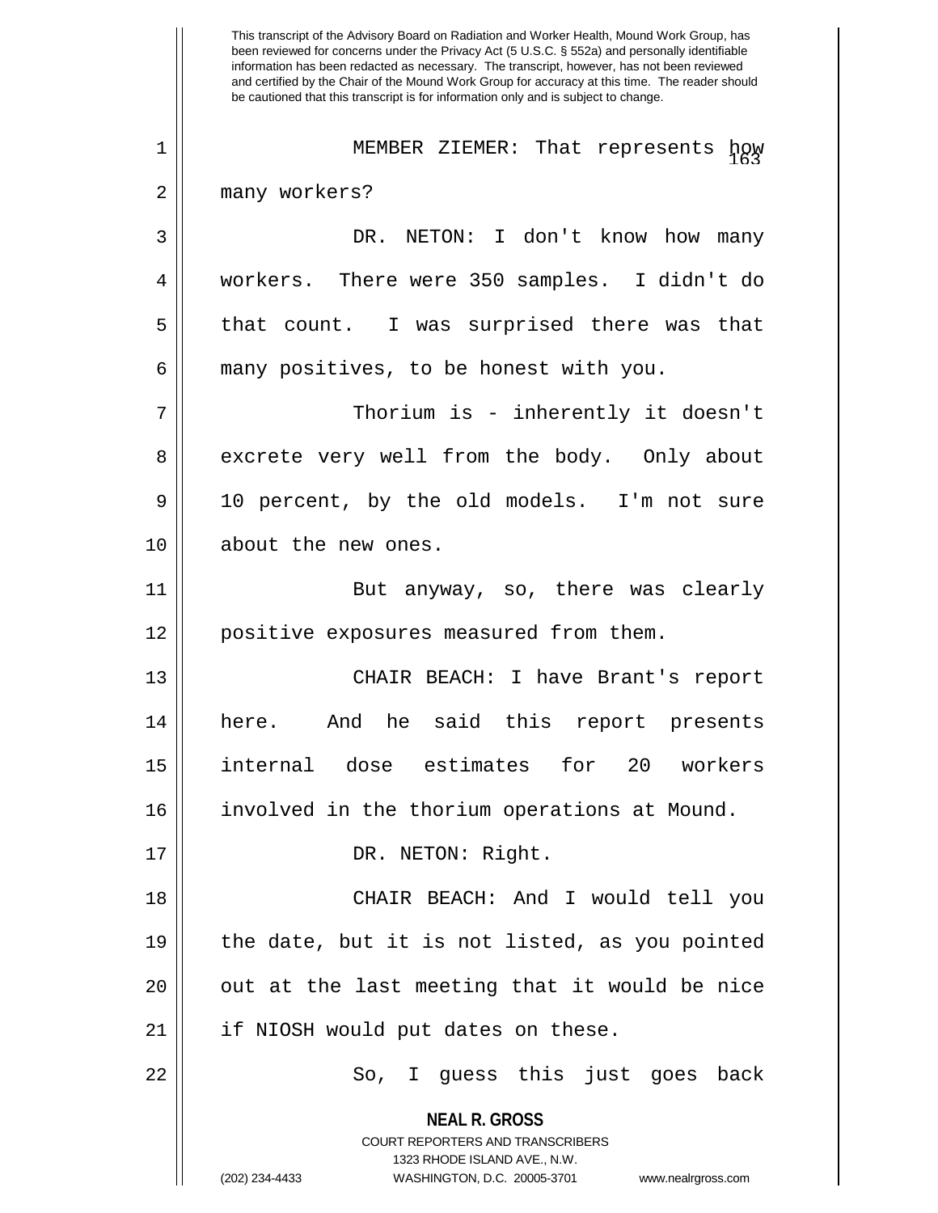MEMBER ZIEMER: That represents how many workers?

DR. NETON: I don't know how many workers. There were 350 samples. I didn't do that count. I was surprised there was that many positives, to be honest with you.

Thorium is - inherently it doesn't excrete very well from the body. Only about 10 percent, by the old models. I'm not sure about the new ones.

But anyway, so, there was clearly positive exposures measured from them.

CHAIR BEACH: I have Brant's report here. And he said this report presents internal dose estimates for 20 workers involved in the thorium operations at Mound.

DR. NETON: Right.

CHAIR BEACH: And I would tell you the date, but it is not listed, as you pointed out at the last meeting that it would be nice if NIOSH would put dates on these.

So, I guess this just goes back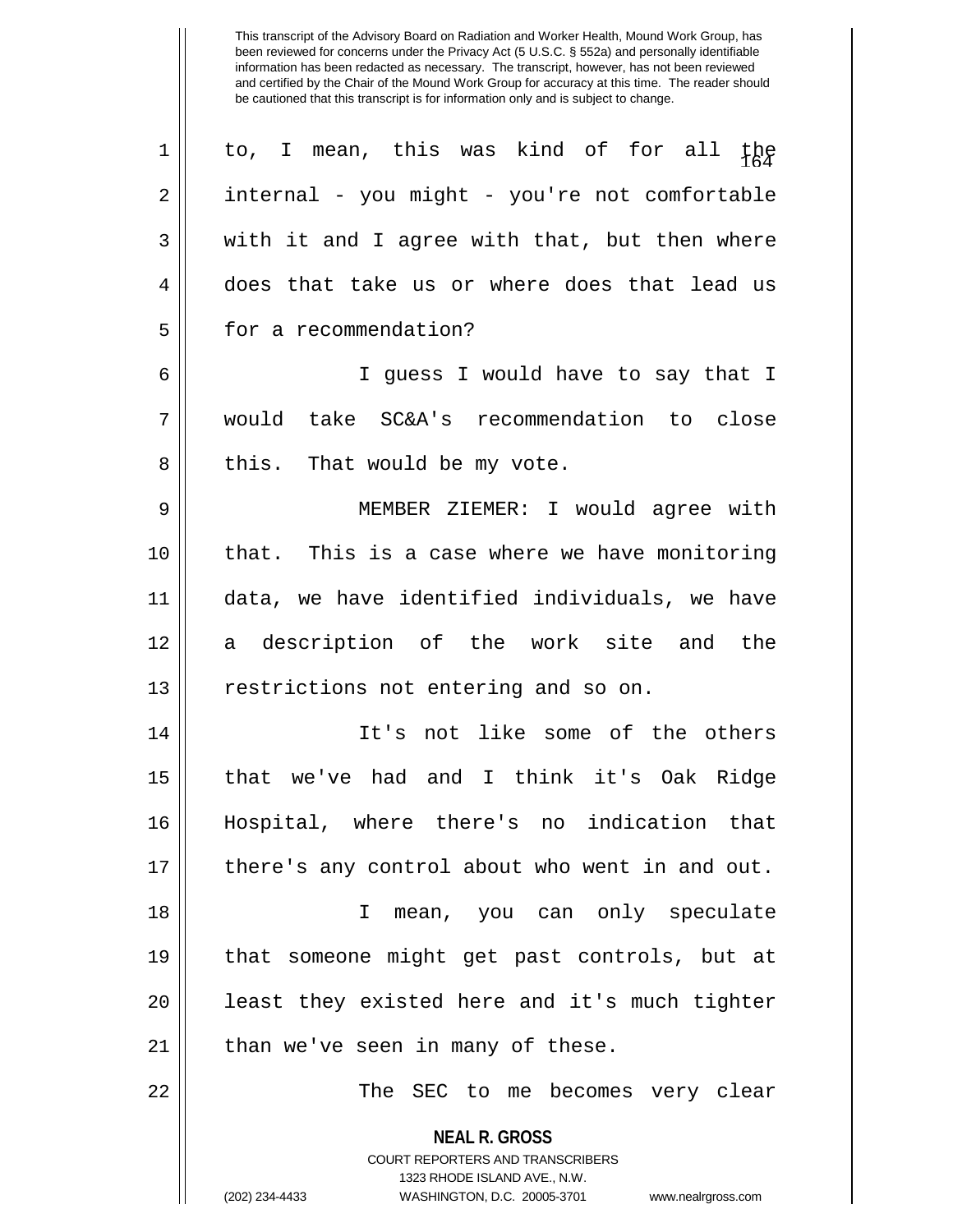to, I mean, this was kind of for all the internal - you might - you're not comfortable with it and I agree with that, but then where does that take us or where does that lead us for a recommendation?

I guess I would have to say that I would take SC&A's recommendation to close this. That would be my vote.

MEMBER ZIEMER: I would agree with that. This is a case where we have monitoring data, we have identified individuals, we have a description of the work site and the restrictions not entering and so on.

It's not like some of the others that we've had and I think it's Oak Ridge Hospital, where there's no indication that there's any control about who went in and out.

I mean, you can only speculate that someone might get past controls, but at least they existed here and it's much tighter than we've seen in many of these.

The SEC to me becomes very clear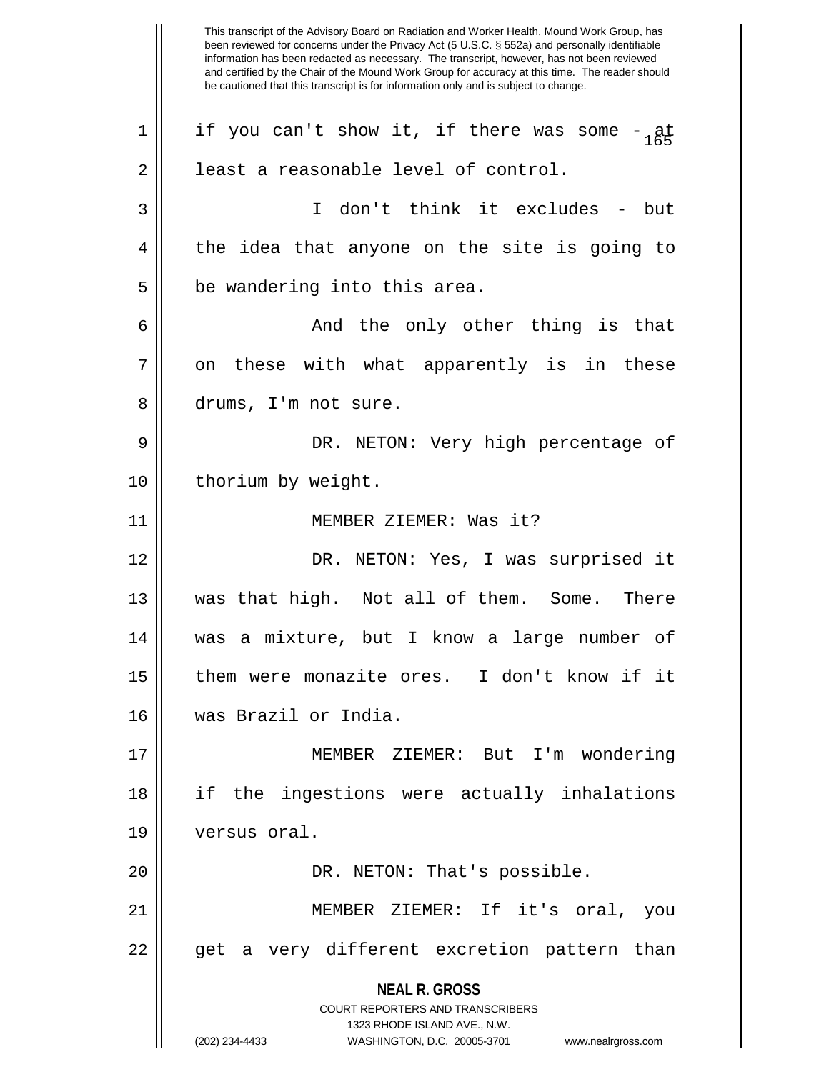if you can't show it, if there was some - at least a reasonable level of control.

I don't think it excludes - but the idea that anyone on the site is going to be wandering into this area.

And the only other thing is that on these with what apparently is in these drums, I'm not sure.

DR. NETON: Very high percentage of thorium by weight.

MEMBER ZIEMER: Was it?

DR. NETON: Yes, I was surprised it was that high. Not all of them. Some. There was a mixture, but I know a large number of them were monazite ores. I don't know if it was Brazil or India.

MEMBER ZIEMER: But I'm wondering if the ingestions were actually inhalations versus oral.

DR. NETON: That's possible.

MEMBER ZIEMER: If it's oral, you get a very different excretion pattern than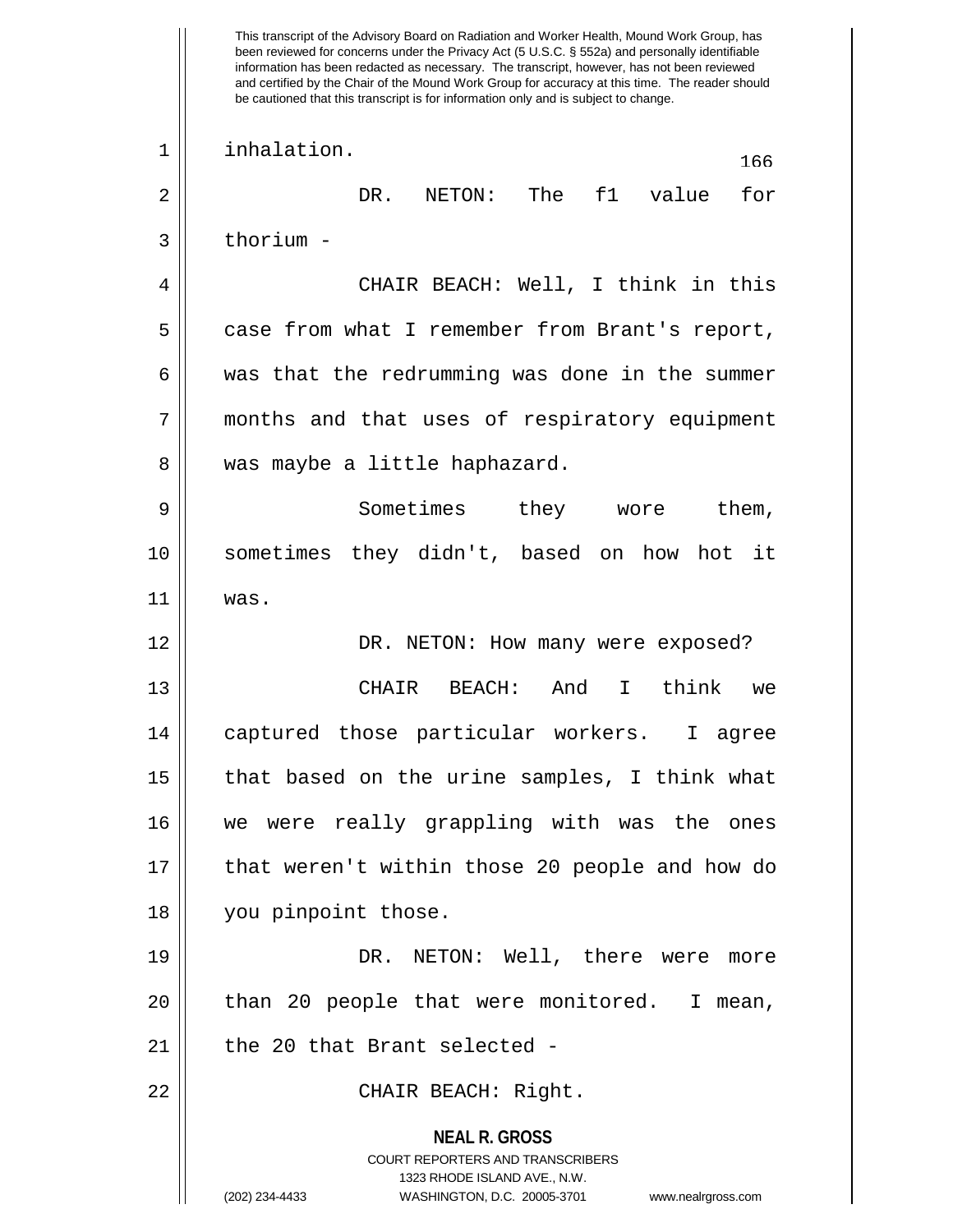This transcript of the Advisory Board on Radiation and Worker Health, Mound Work Group, has been reviewed for concerns under the Privacy Act (5 U.S.C. § 552a) and personally identifiable information has been redacted as necessary. The transcript, however, has not been reviewed and certified by the Chair of the Mound Work Group for accuracy at this time. The reader should be cautioned that this transcript is for information only and is subject to change.

inhalation.

DR. NETON: The f1 value for thorium -

CHAIR BEACH: Well, I think in this case from what I remember from Brant's report, was that the redrumming was done in the summer months and that uses of respiratory equipment was maybe a little haphazard.

Sometimes they wore them, sometimes they didn't, based on how hot it was.

DR. NETON: How many were exposed?

CHAIR BEACH: And I think we captured those particular workers. I agree that based on the urine samples, I think what we were really grappling with was the ones that weren't within those 20 people and how do you pinpoint those.

DR. NETON: Well, there were more than 20 people that were monitored. I mean, the 20 that Brant selected -

CHAIR BEACH: Right.

**NEAL R. GROSS**
COURT REPORTERS AND TRANSCRIBERS
1323 RHODE ISLAND AVE., N.W.
(202) 234-4433 WASHINGTON, D.C. 20005-3701 www.nealrgross.com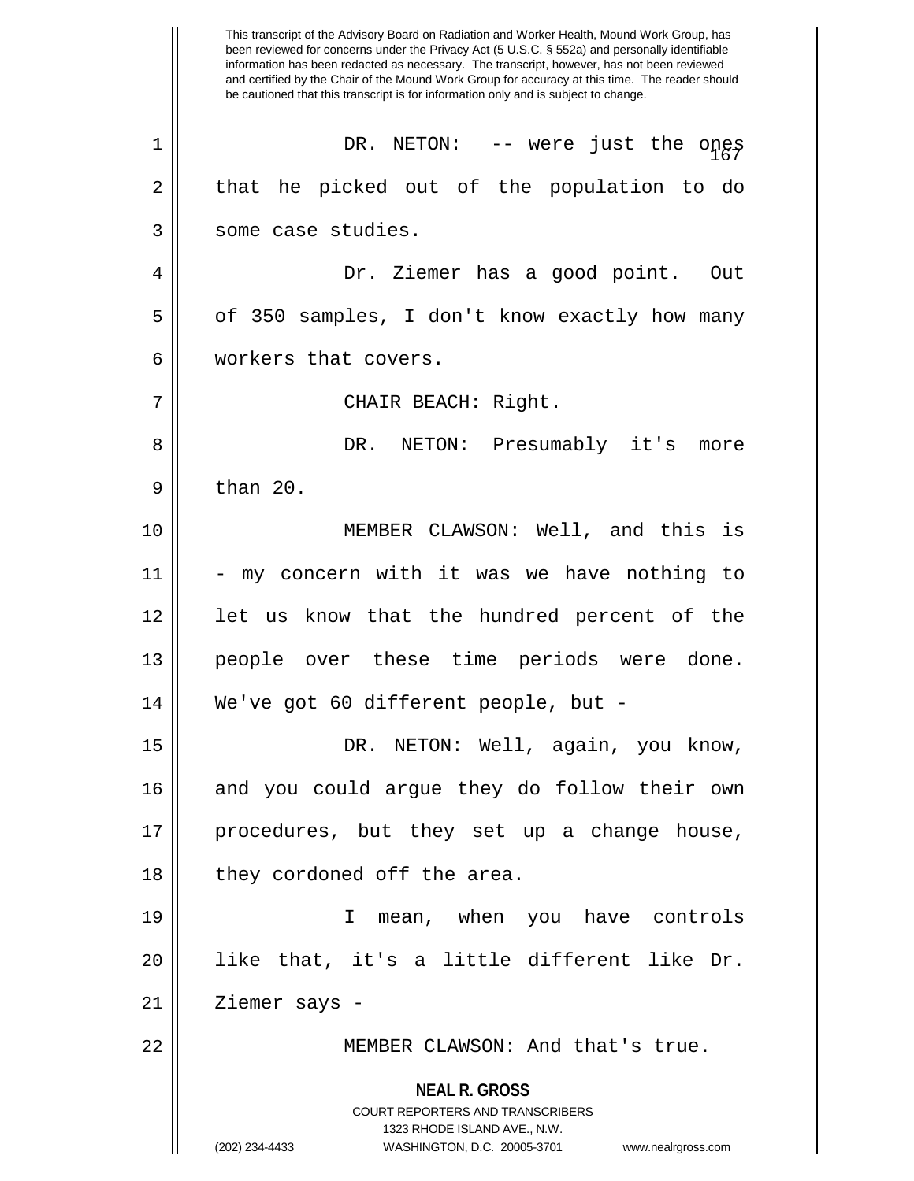This transcript of the Advisory Board on Radiation and Worker Health, Mound Work Group, has been reviewed for concerns under the Privacy Act (5 U.S.C. § 552a) and personally identifiable information has been redacted as necessary. The transcript, however, has not been reviewed and certified by the Chair of the Mound Work Group for accuracy at this time. The reader should be cautioned that this transcript is for information only and is subject to change.

DR. NETON: -- were just the ones that he picked out of the population to do some case studies.

Dr. Ziemer has a good point. Out of 350 samples, I don't know exactly how many workers that covers.

CHAIR BEACH: Right.

DR. NETON: Presumably it's more than 20.

MEMBER CLAWSON: Well, and this is - my concern with it was we have nothing to let us know that the hundred percent of the people over these time periods were done. We've got 60 different people, but -

DR. NETON: Well, again, you know, and you could argue they do follow their own procedures, but they set up a change house, they cordoned off the area.

I mean, when you have controls like that, it's a little different like Dr. Ziemer says -

MEMBER CLAWSON: And that's true.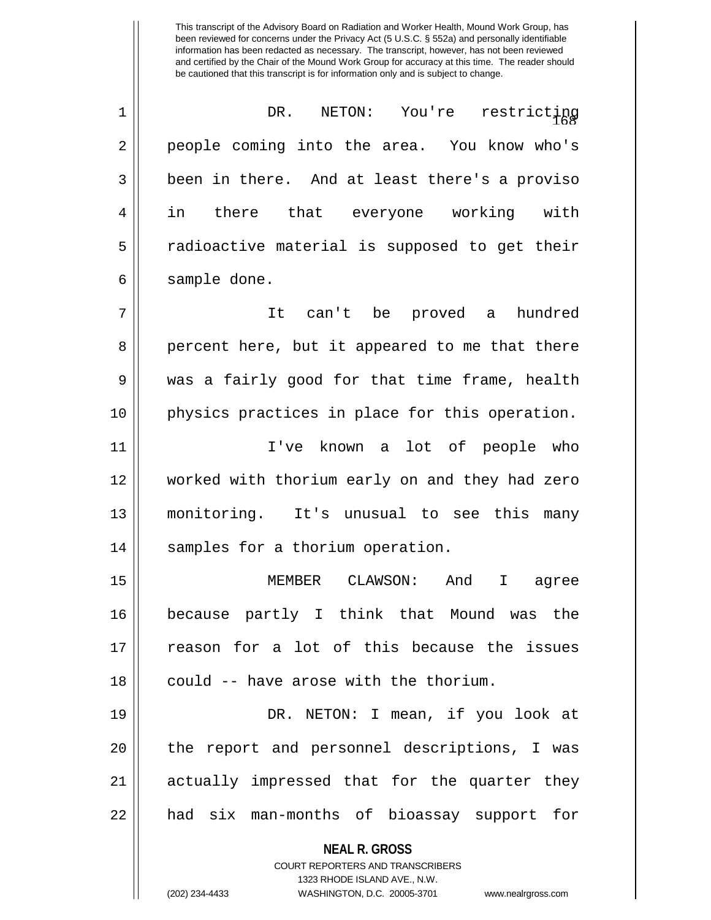DR. NETON: You're restricting people coming into the area. You know who's been in there. And at least there's a proviso in there that everyone working with radioactive material is supposed to get their sample done.

It can't be proved a hundred percent here, but it appeared to me that there was a fairly good for that time frame, health physics practices in place for this operation.

I've known a lot of people who worked with thorium early on and they had zero monitoring. It's unusual to see this many samples for a thorium operation.

MEMBER CLAWSON: And I agree because partly I think that Mound was the reason for a lot of this because the issues could -- have arose with the thorium.

DR. NETON: I mean, if you look at the report and personnel descriptions, I was actually impressed that for the quarter they had six man-months of bioassay support for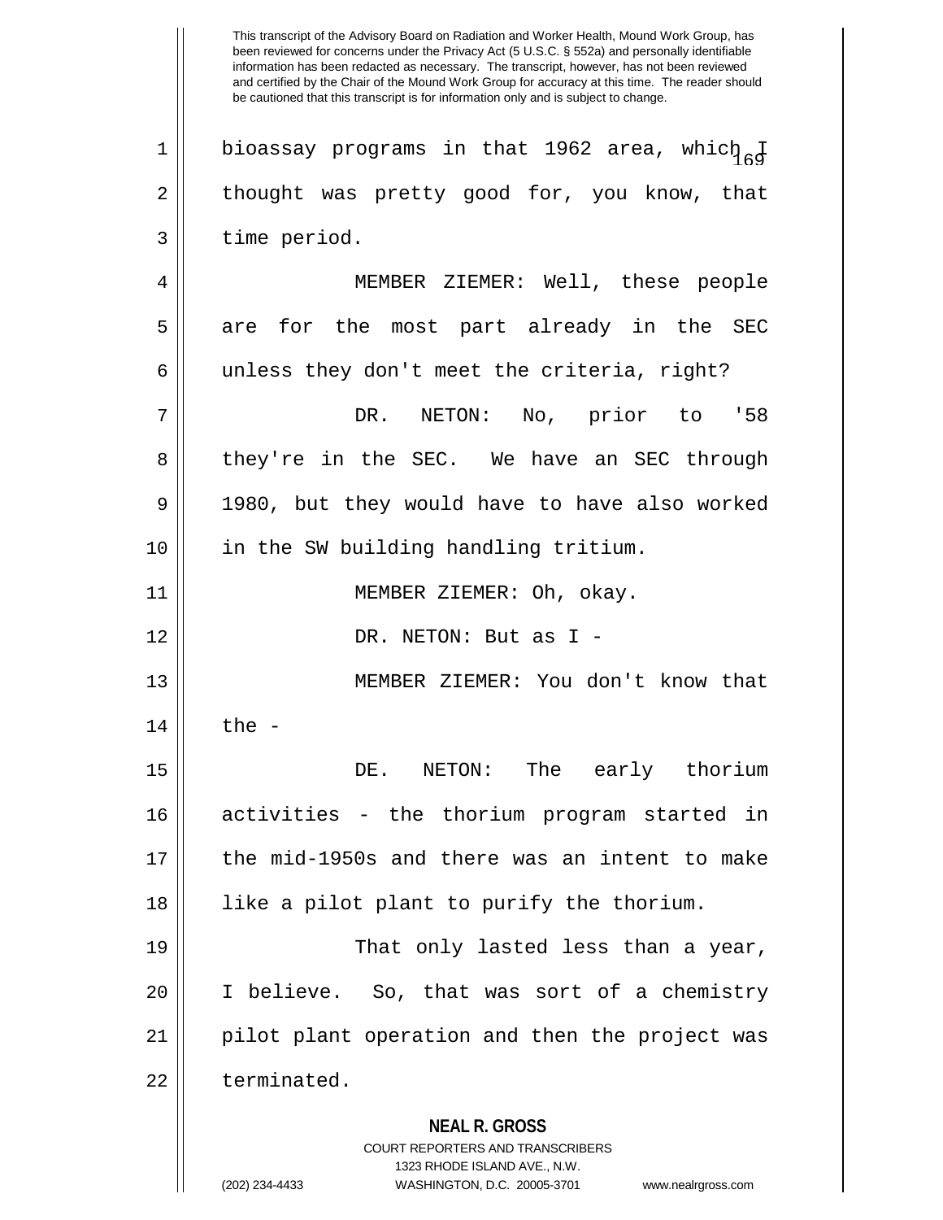bioassay programs in that 1962 area, which I thought was pretty good for, you know, that time period.

MEMBER ZIEMER: Well, these people are for the most part already in the SEC unless they don't meet the criteria, right?

DR. NETON: No, prior to '58 they're in the SEC. We have an SEC through 1980, but they would have to have also worked in the SW building handling tritium.

MEMBER ZIEMER: Oh, okay.

DR. NETON: But as I -

MEMBER ZIEMER: You don't know that the -

DE. NETON: The early thorium activities - the thorium program started in the mid-1950s and there was an intent to make like a pilot plant to purify the thorium.

That only lasted less than a year, I believe. So, that was sort of a chemistry pilot plant operation and then the project was terminated.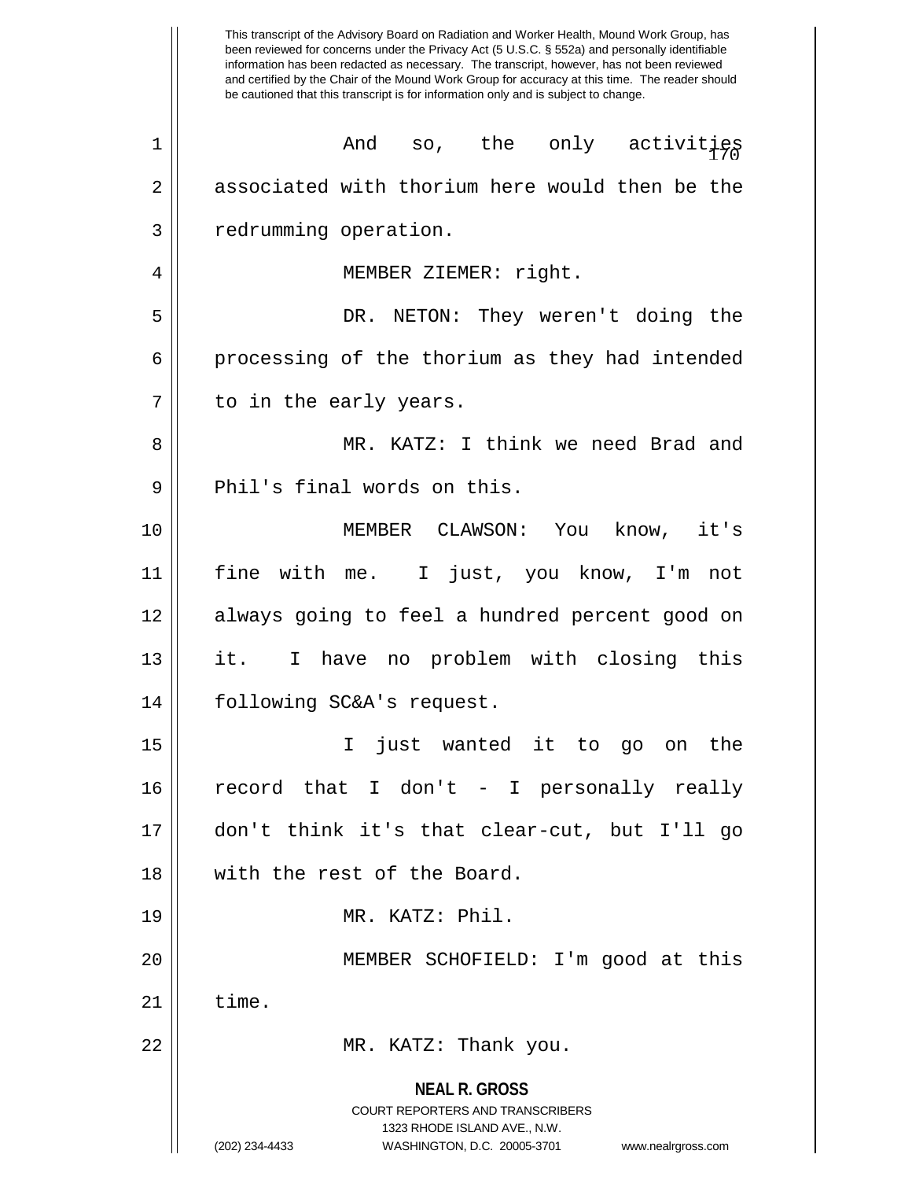And so, the only activities associated with thorium here would then be the redrumming operation.

MEMBER ZIEMER: right.

DR. NETON: They weren't doing the processing of the thorium as they had intended to in the early years.

MR. KATZ: I think we need Brad and Phil's final words on this.

MEMBER CLAWSON: You know, it's fine with me. I just, you know, I'm not always going to feel a hundred percent good on it. I have no problem with closing this following SC&A's request.

I just wanted it to go on the record that I don't - I personally really don't think it's that clear-cut, but I'll go with the rest of the Board.

MR. KATZ: Phil.

MEMBER SCHOFIELD: I'm good at this time.

MR. KATZ: Thank you.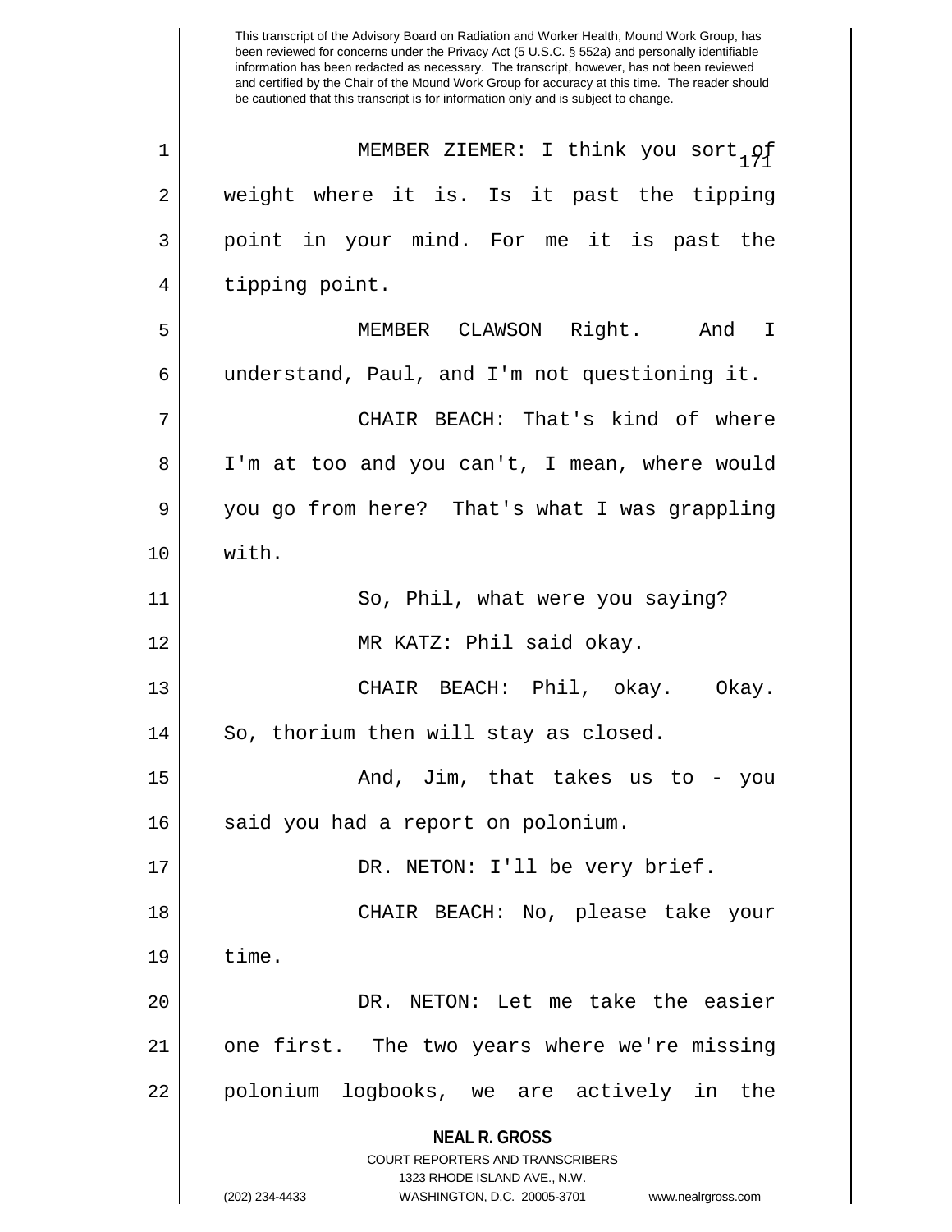This transcript of the Advisory Board on Radiation and Worker Health, Mound Work Group, has been reviewed for concerns under the Privacy Act (5 U.S.C. § 552a) and personally identifiable information has been redacted as necessary. The transcript, however, has not been reviewed and certified by the Chair of the Mound Work Group for accuracy at this time. The reader should be cautioned that this transcript is for information only and is subject to change.

MEMBER ZIEMER: I think you sort of weight where it is. Is it past the tipping point in your mind. For me it is past the tipping point.

MEMBER CLAWSON Right. And I understand, Paul, and I'm not questioning it.

CHAIR BEACH: That's kind of where I'm at too and you can't, I mean, where would you go from here? That's what I was grappling with.

So, Phil, what were you saying?

MR KATZ: Phil said okay.

CHAIR BEACH: Phil, okay. Okay. So, thorium then will stay as closed.

And, Jim, that takes us to - you said you had a report on polonium.

DR. NETON: I'll be very brief.

CHAIR BEACH: No, please take your time.

DR. NETON: Let me take the easier one first. The two years where we're missing polonium logbooks, we are actively in the

**NEAL R. GROSS**
COURT REPORTERS AND TRANSCRIBERS
1323 RHODE ISLAND AVE., N.W.
(202) 234-4433 WASHINGTON, D.C. 20005-3701 www.nealrgross.com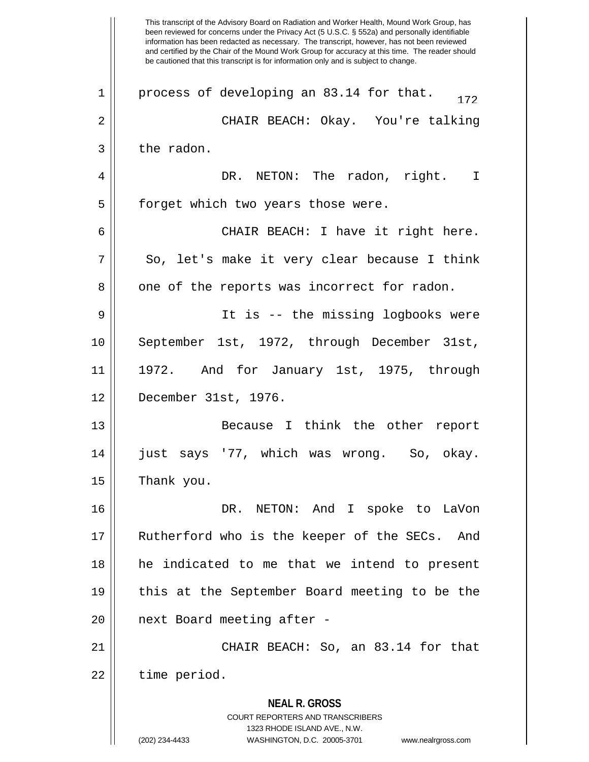process of developing an 83.14 for that.

CHAIR BEACH: Okay. You're talking the radon.

DR. NETON: The radon, right. I forget which two years those were.

CHAIR BEACH: I have it right here. So, let's make it very clear because I think one of the reports was incorrect for radon.

It is -- the missing logbooks were September 1st, 1972, through December 31st, 1972. And for January 1st, 1975, through December 31st, 1976.

Because I think the other report just says '77, which was wrong. So, okay. Thank you.

DR. NETON: And I spoke to LaVon Rutherford who is the keeper of the SECs. And he indicated to me that we intend to present this at the September Board meeting to be the next Board meeting after -

CHAIR BEACH: So, an 83.14 for that time period.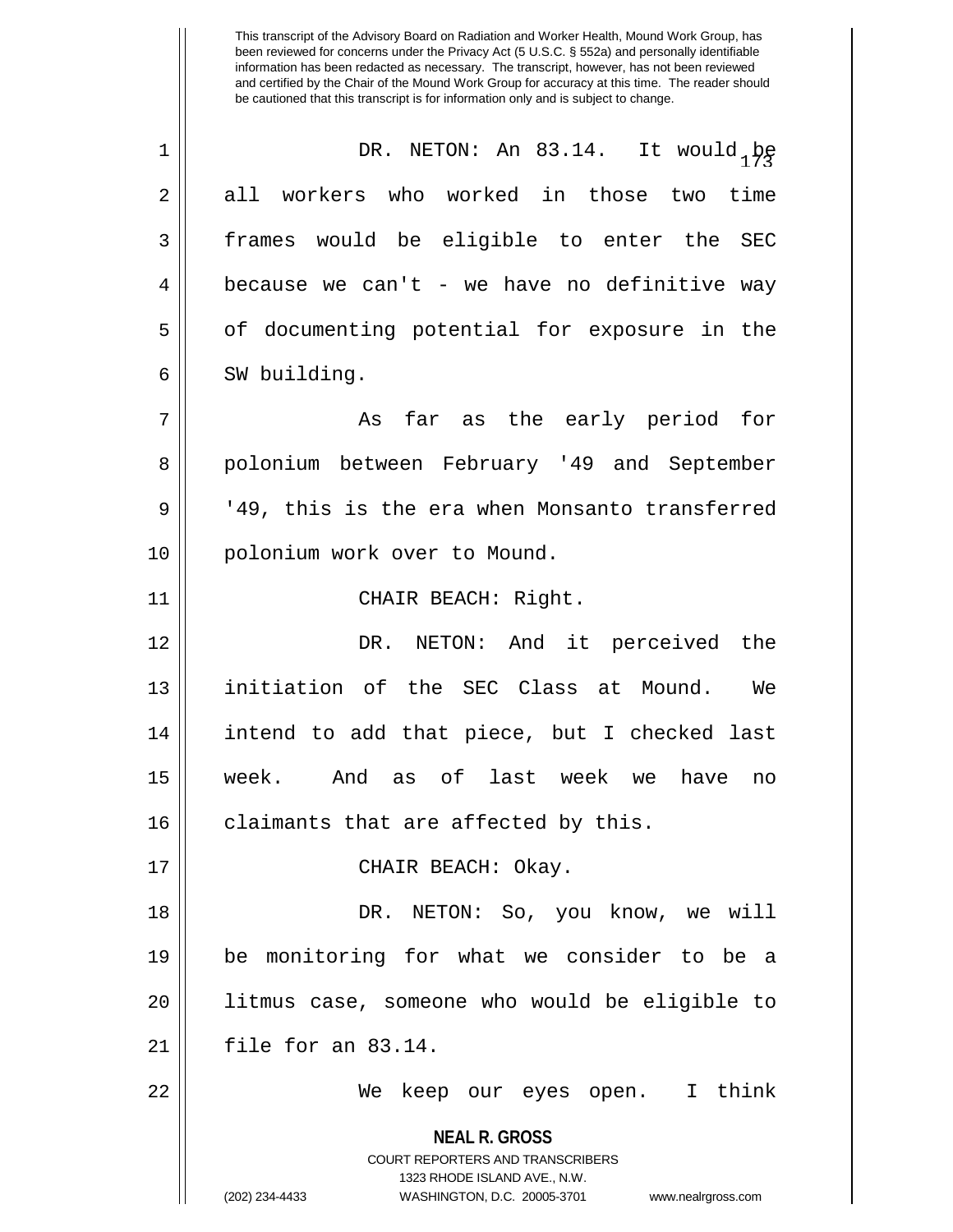DR. NETON: An 83.14. It would be all workers who worked in those two time frames would be eligible to enter the SEC because we can't - we have no definitive way of documenting potential for exposure in the SW building.

As far as the early period for polonium between February '49 and September '49, this is the era when Monsanto transferred polonium work over to Mound.

CHAIR BEACH: Right.

DR. NETON: And it perceived the initiation of the SEC Class at Mound. We intend to add that piece, but I checked last week. And as of last week we have no claimants that are affected by this.

CHAIR BEACH: Okay.

DR. NETON: So, you know, we will be monitoring for what we consider to be a litmus case, someone who would be eligible to file for an 83.14.

We keep our eyes open. I think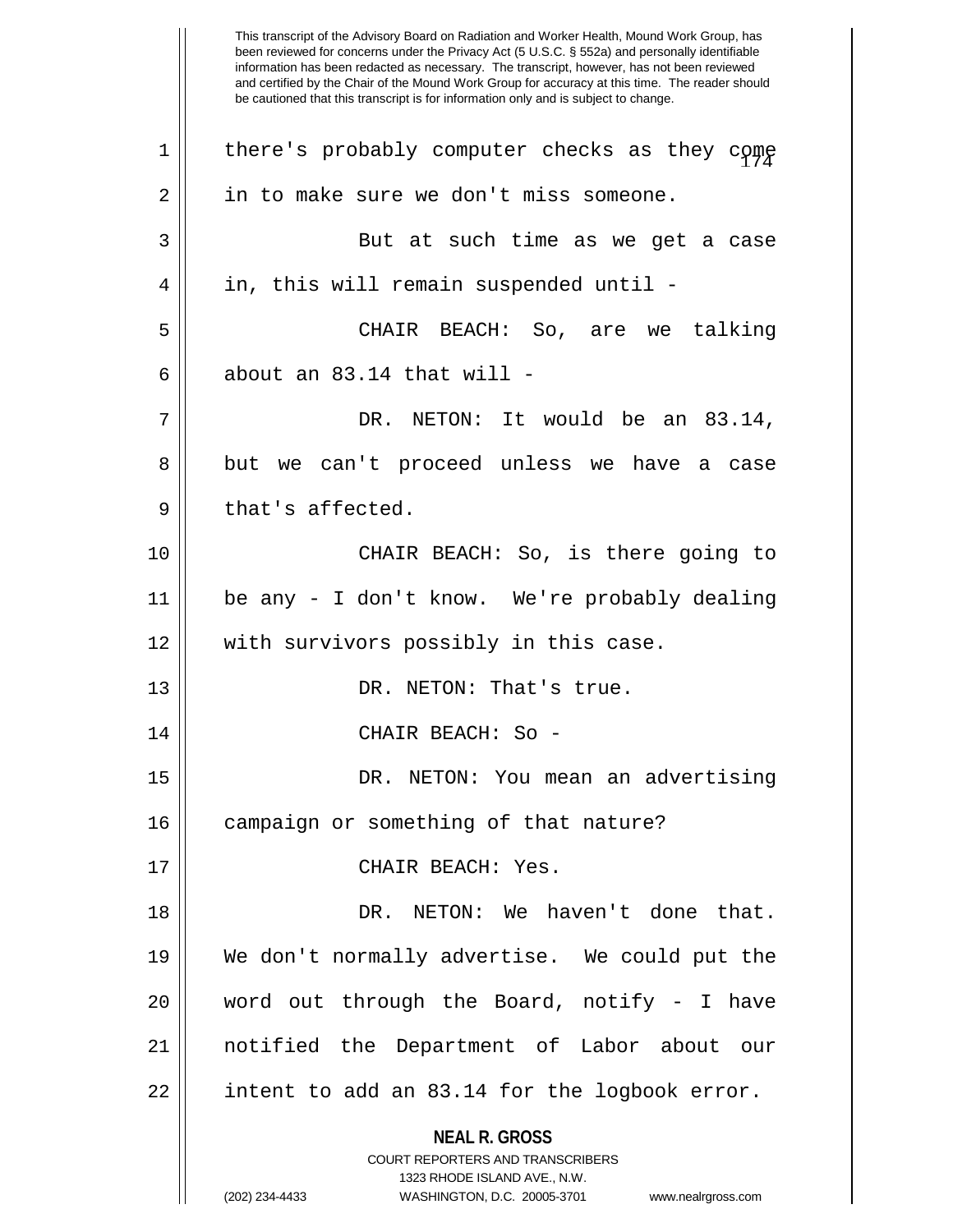there's probably computer checks as they come in to make sure we don't miss someone.

But at such time as we get a case in, this will remain suspended until -

CHAIR BEACH: So, are we talking about an 83.14 that will -

DR. NETON: It would be an 83.14, but we can't proceed unless we have a case that's affected.

CHAIR BEACH: So, is there going to be any - I don't know. We're probably dealing with survivors possibly in this case.

DR. NETON: That's true.

CHAIR BEACH: So -

DR. NETON: You mean an advertising campaign or something of that nature?

CHAIR BEACH: Yes.

DR. NETON: We haven't done that. We don't normally advertise. We could put the word out through the Board, notify - I have notified the Department of Labor about our intent to add an 83.14 for the logbook error.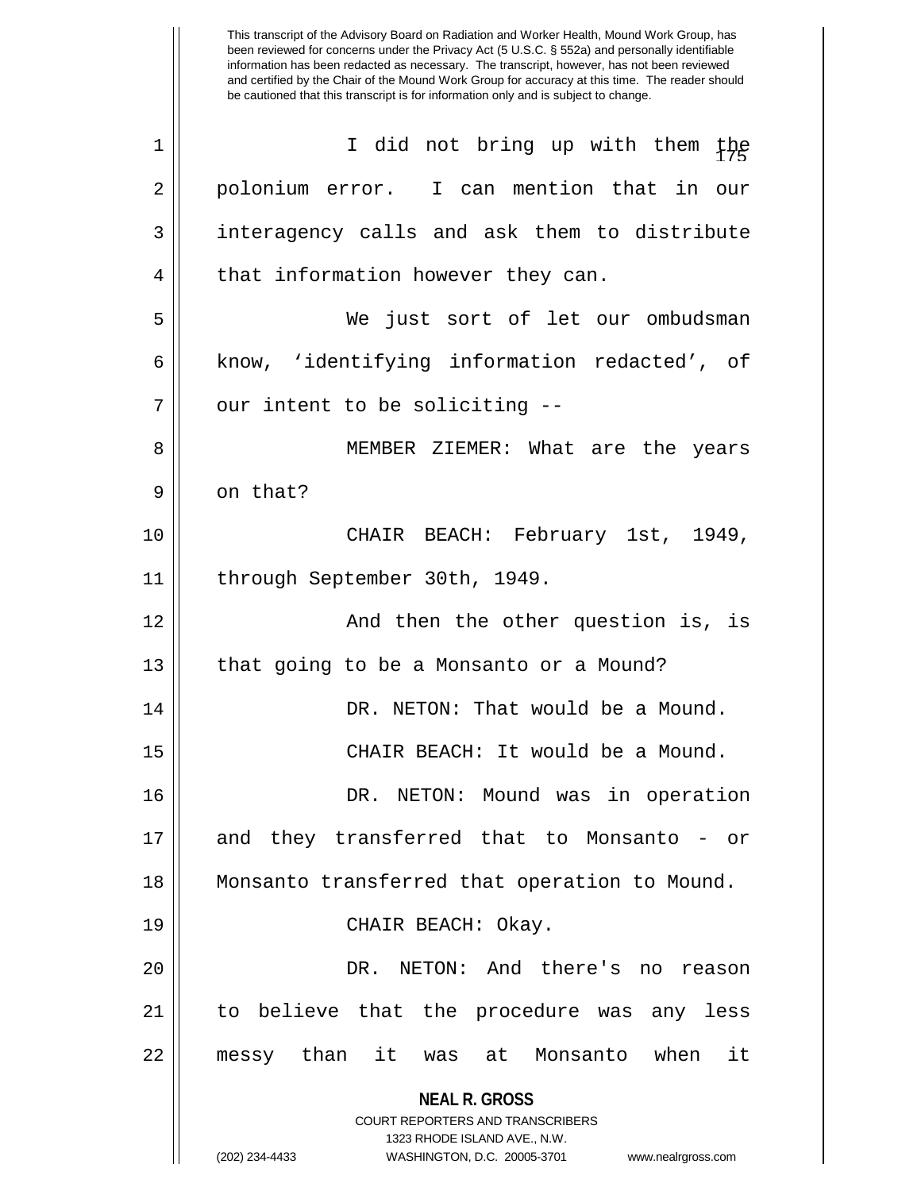I did not bring up with them the polonium error. I can mention that in our interagency calls and ask them to distribute that information however they can.

We just sort of let our ombudsman know, 'identifying information redacted', of our intent to be soliciting --

MEMBER ZIEMER: What are the years on that?

CHAIR BEACH: February 1st, 1949, through September 30th, 1949.

And then the other question is, is that going to be a Monsanto or a Mound?

DR. NETON: That would be a Mound.

CHAIR BEACH: It would be a Mound.

DR. NETON: Mound was in operation and they transferred that to Monsanto - or Monsanto transferred that operation to Mound.

CHAIR BEACH: Okay.

DR. NETON: And there's no reason to believe that the procedure was any less messy than it was at Monsanto when it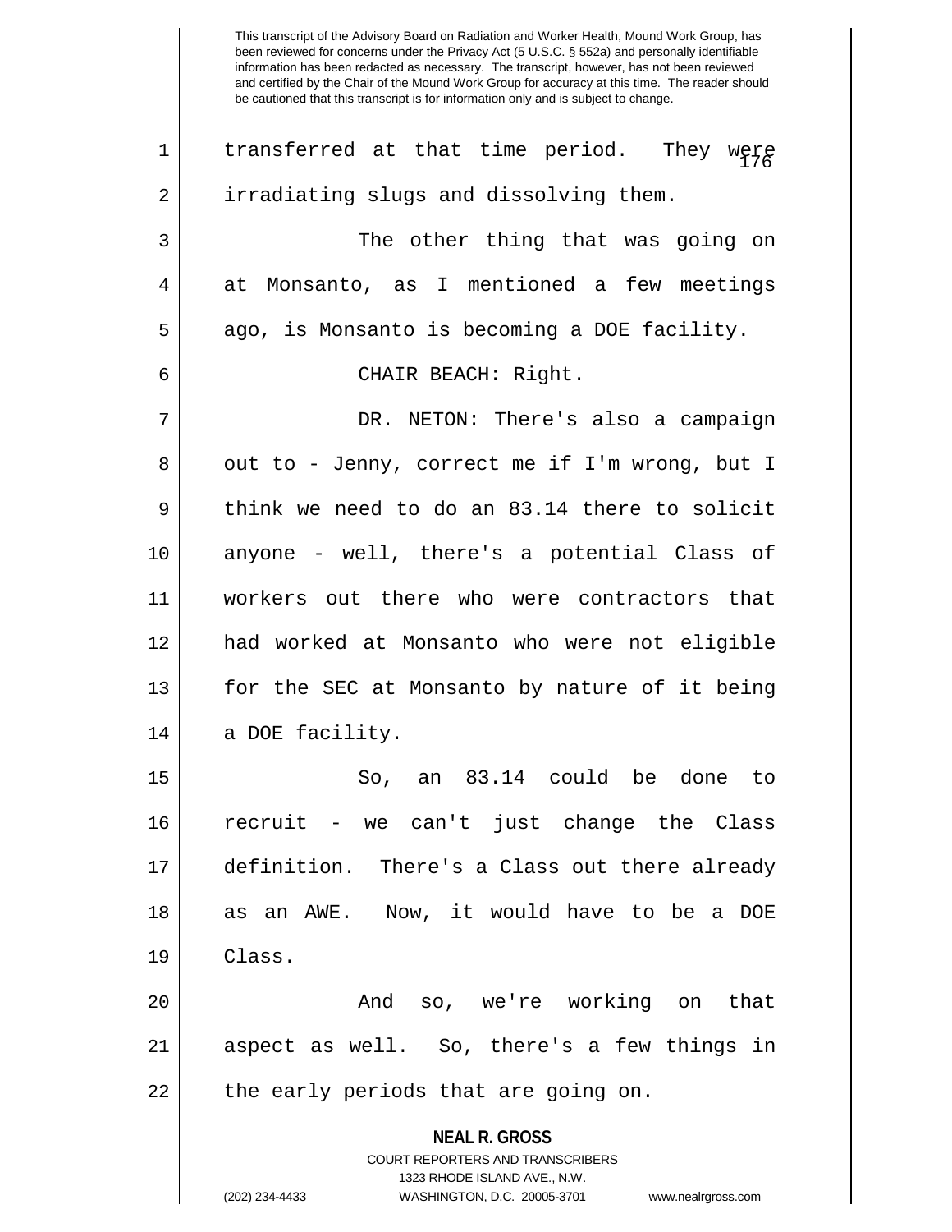transferred at that time period. They were irradiating slugs and dissolving them.

The other thing that was going on at Monsanto, as I mentioned a few meetings ago, is Monsanto is becoming a DOE facility.

CHAIR BEACH: Right.

DR. NETON: There's also a campaign out to - Jenny, correct me if I'm wrong, but I think we need to do an 83.14 there to solicit anyone - well, there's a potential Class of workers out there who were contractors that had worked at Monsanto who were not eligible for the SEC at Monsanto by nature of it being a DOE facility.

So, an 83.14 could be done to recruit - we can't just change the Class definition. There's a Class out there already as an AWE. Now, it would have to be a DOE Class.

And so, we're working on that aspect as well. So, there's a few things in the early periods that are going on.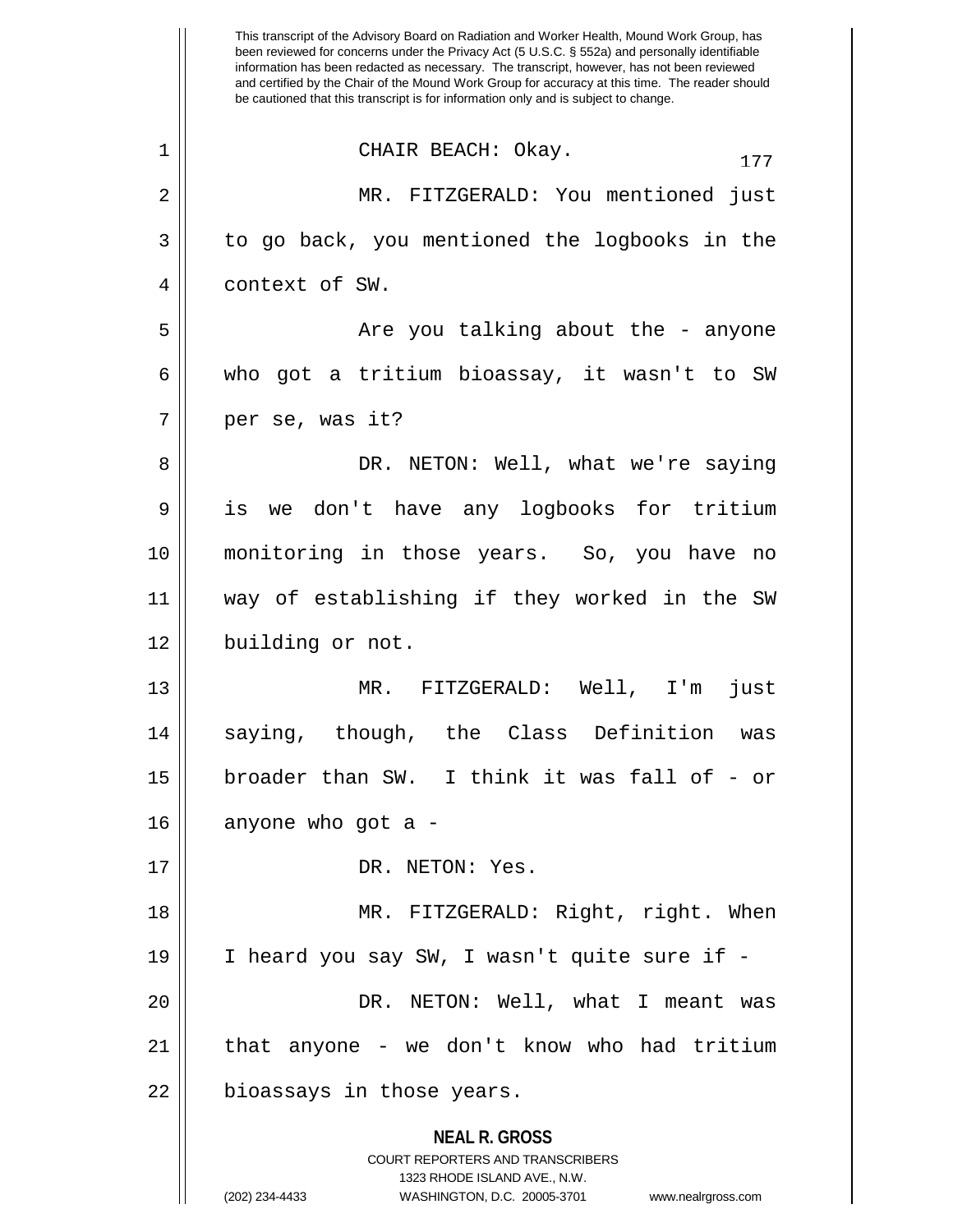This transcript of the Advisory Board on Radiation and Worker Health, Mound Work Group, has been reviewed for concerns under the Privacy Act (5 U.S.C. § 552a) and personally identifiable information has been redacted as necessary. The transcript, however, has not been reviewed and certified by the Chair of the Mound Work Group for accuracy at this time. The reader should be cautioned that this transcript is for information only and is subject to change.

CHAIR BEACH: Okay.

MR. FITZGERALD: You mentioned just to go back, you mentioned the logbooks in the context of SW.

Are you talking about the - anyone who got a tritium bioassay, it wasn't to SW per se, was it?

DR. NETON: Well, what we're saying is we don't have any logbooks for tritium monitoring in those years. So, you have no way of establishing if they worked in the SW building or not.

MR. FITZGERALD: Well, I'm just saying, though, the Class Definition was broader than SW. I think it was fall of - or anyone who got a -

DR. NETON: Yes.

MR. FITZGERALD: Right, right. When I heard you say SW, I wasn't quite sure if -

DR. NETON: Well, what I meant was that anyone - we don't know who had tritium bioassays in those years.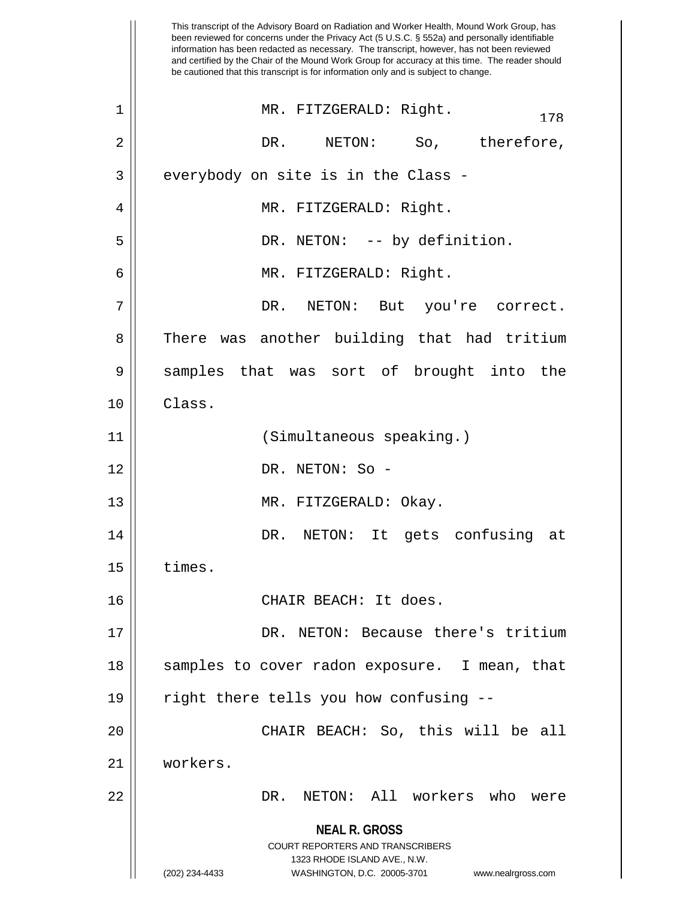This transcript of the Advisory Board on Radiation and Worker Health, Mound Work Group, has been reviewed for concerns under the Privacy Act (5 U.S.C. § 552a) and personally identifiable information has been redacted as necessary. The transcript, however, has not been reviewed and certified by the Chair of the Mound Work Group for accuracy at this time. The reader should be cautioned that this transcript is for information only and is subject to change.

1 MR. FITZGERALD: Right.

2 DR. NETON: So, therefore,

3 everybody on site is in the Class -

4 MR. FITZGERALD: Right.

5 DR. NETON: -- by definition.

6 MR. FITZGERALD: Right.

7 DR. NETON: But you're correct.

8 There was another building that had tritium

9 samples that was sort of brought into the

10 Class.

11 (Simultaneous speaking.)

12 DR. NETON: So -

13 MR. FITZGERALD: Okay.

14 DR. NETON: It gets confusing at

15 times.

16 CHAIR BEACH: It does.

17 DR. NETON: Because there's tritium

18 samples to cover radon exposure. I mean, that

19 right there tells you how confusing --

20 CHAIR BEACH: So, this will be all

21 workers.

22 DR. NETON: All workers who were

**NEAL R. GROSS**
COURT REPORTERS AND TRANSCRIBERS
1323 RHODE ISLAND AVE., N.W.
(202) 234-4433 WASHINGTON, D.C. 20005-3701 www.nealrgross.com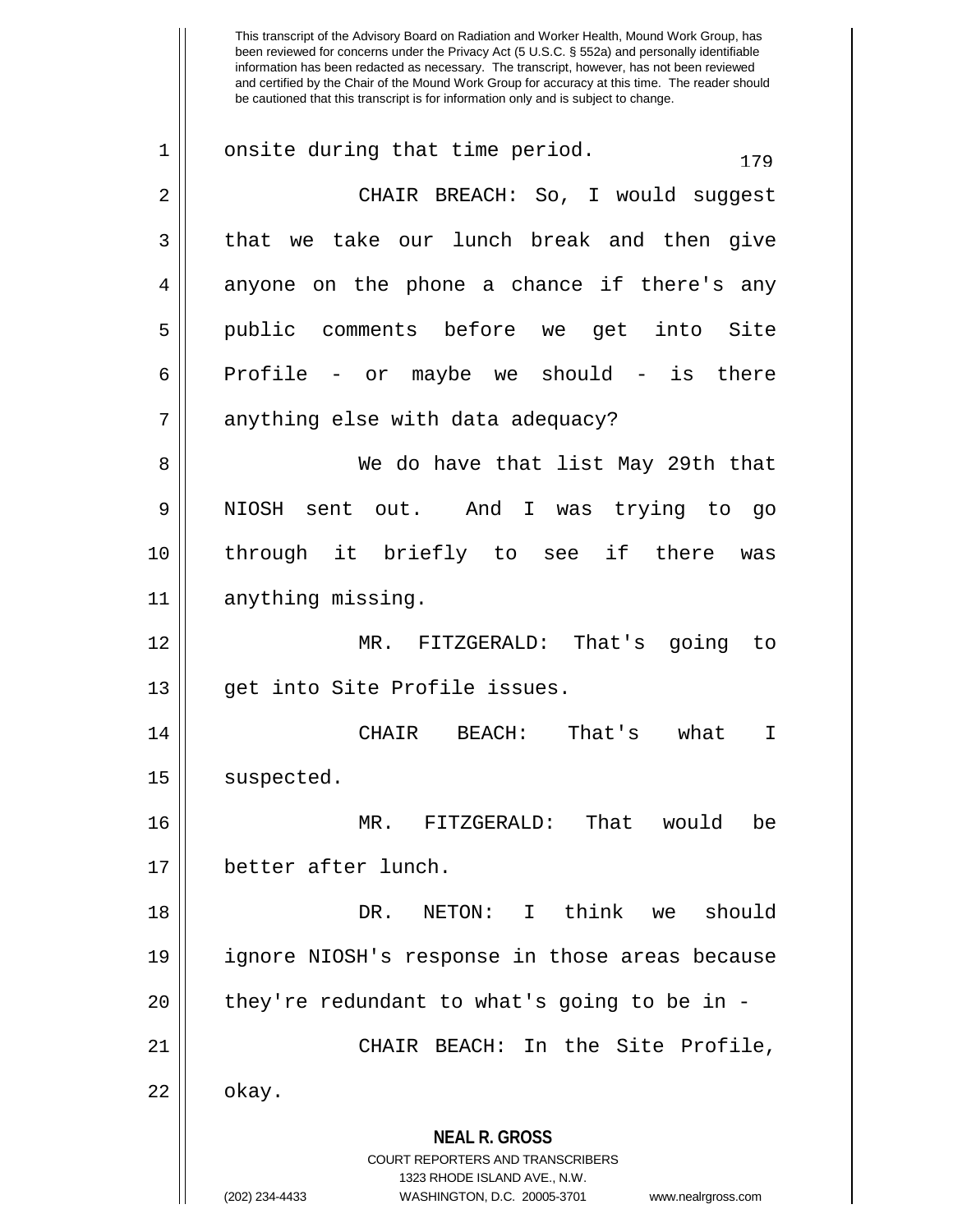This transcript of the Advisory Board on Radiation and Worker Health, Mound Work Group, has been reviewed for concerns under the Privacy Act (5 U.S.C. § 552a) and personally identifiable information has been redacted as necessary. The transcript, however, has not been reviewed and certified by the Chair of the Mound Work Group for accuracy at this time. The reader should be cautioned that this transcript is for information only and is subject to change.

1 onsite during that time period.

2 CHAIR BREACH: So, I would suggest
3 that we take our lunch break and then give
4 anyone on the phone a chance if there's any
5 public comments before we get into Site
6 Profile - or maybe we should - is there
7 anything else with data adequacy?

8 We do have that list May 29th that
9 NIOSH sent out. And I was trying to go
10 through it briefly to see if there was
11 anything missing.

12 MR. FITZGERALD: That's going to
13 get into Site Profile issues.

14 CHAIR BEACH: That's what I
15 suspected.

16 MR. FITZGERALD: That would be
17 better after lunch.

18 DR. NETON: I think we should
19 ignore NIOSH's response in those areas because
20 they're redundant to what's going to be in -

21 CHAIR BEACH: In the Site Profile,
22 okay.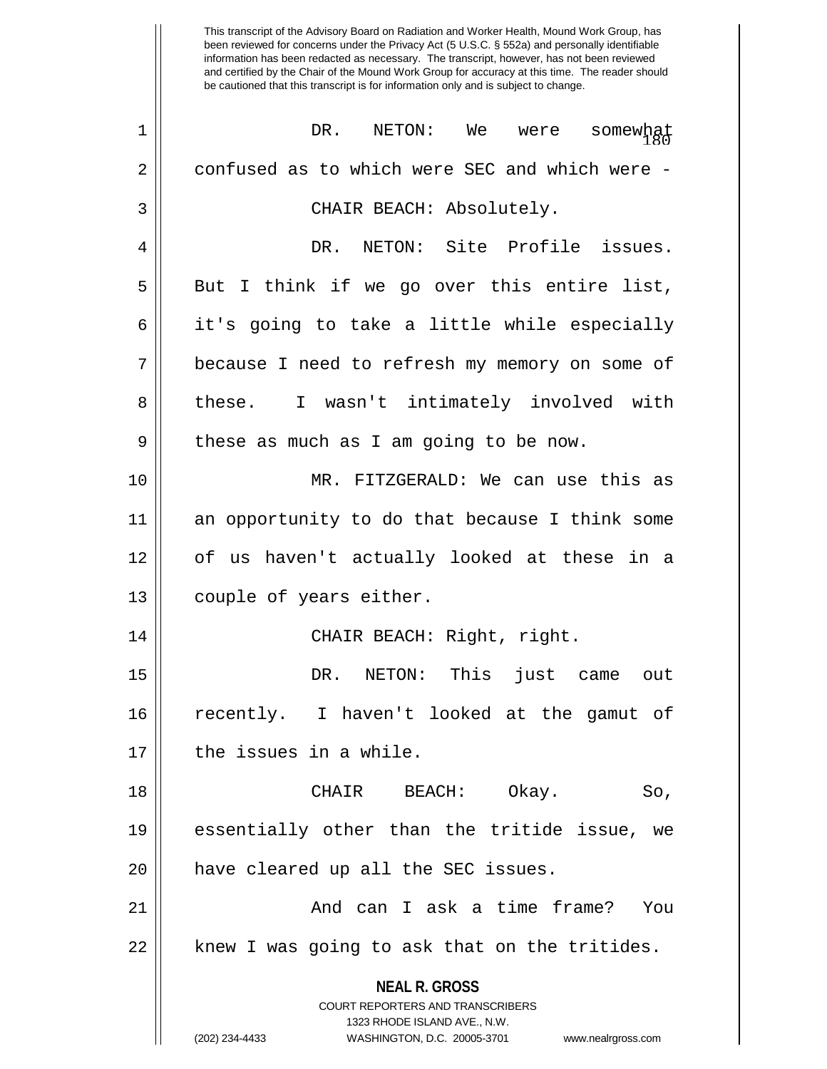DR. NETON: We were somewhat confused as to which were SEC and which were -

CHAIR BEACH: Absolutely.

DR. NETON: Site Profile issues. But I think if we go over this entire list, it's going to take a little while especially because I need to refresh my memory on some of these. I wasn't intimately involved with these as much as I am going to be now.

MR. FITZGERALD: We can use this as an opportunity to do that because I think some of us haven't actually looked at these in a couple of years either.

CHAIR BEACH: Right, right.

DR. NETON: This just came out recently. I haven't looked at the gamut of the issues in a while.

CHAIR BEACH: Okay. So, essentially other than the tritide issue, we have cleared up all the SEC issues.

And can I ask a time frame? You knew I was going to ask that on the tritides.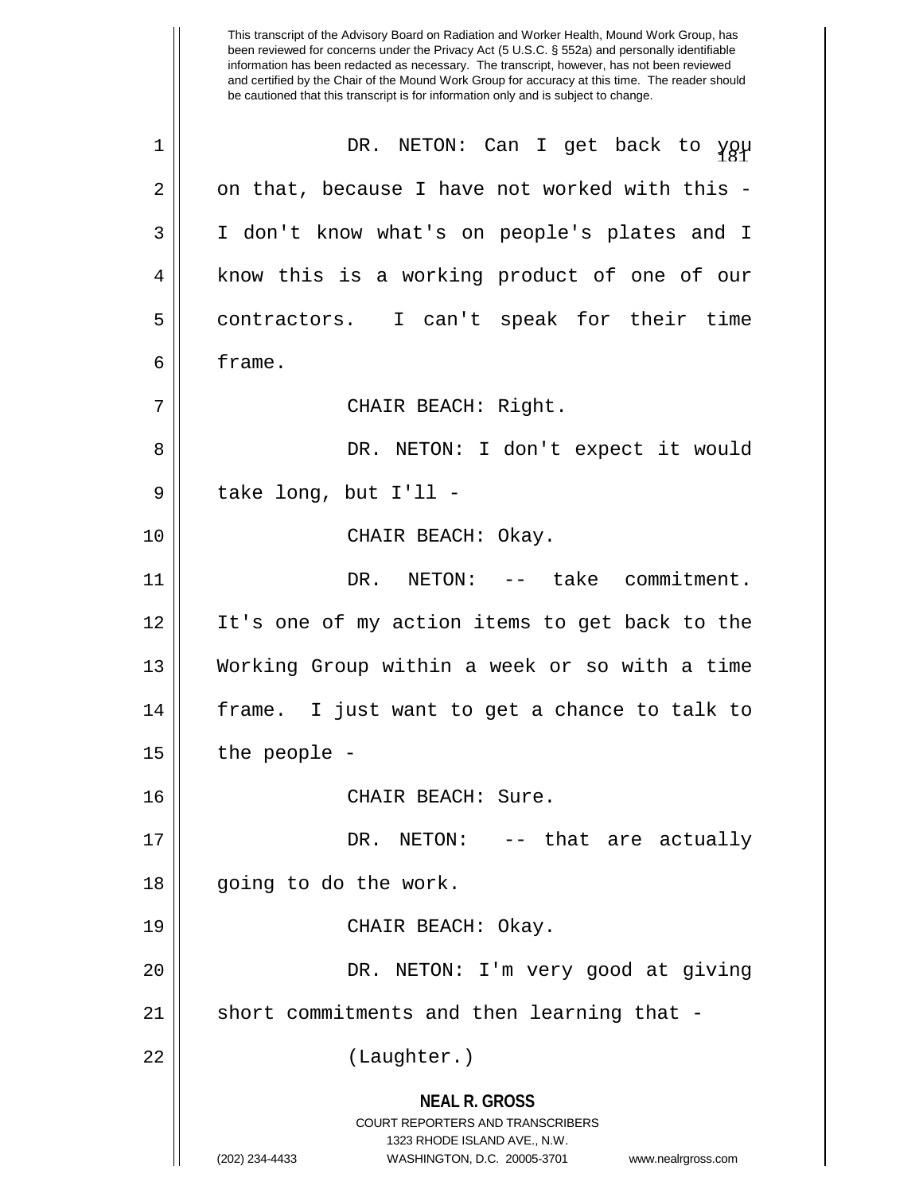DR. NETON: Can I get back to you on that, because I have not worked with this - I don't know what's on people's plates and I know this is a working product of one of our contractors. I can't speak for their time frame.

CHAIR BEACH: Right.

DR. NETON: I don't expect it would take long, but I'll -

CHAIR BEACH: Okay.

DR. NETON: -- take commitment. It's one of my action items to get back to the Working Group within a week or so with a time frame. I just want to get a chance to talk to the people -

CHAIR BEACH: Sure.

DR. NETON: -- that are actually going to do the work.

CHAIR BEACH: Okay.

DR. NETON: I'm very good at giving short commitments and then learning that -

(Laughter.)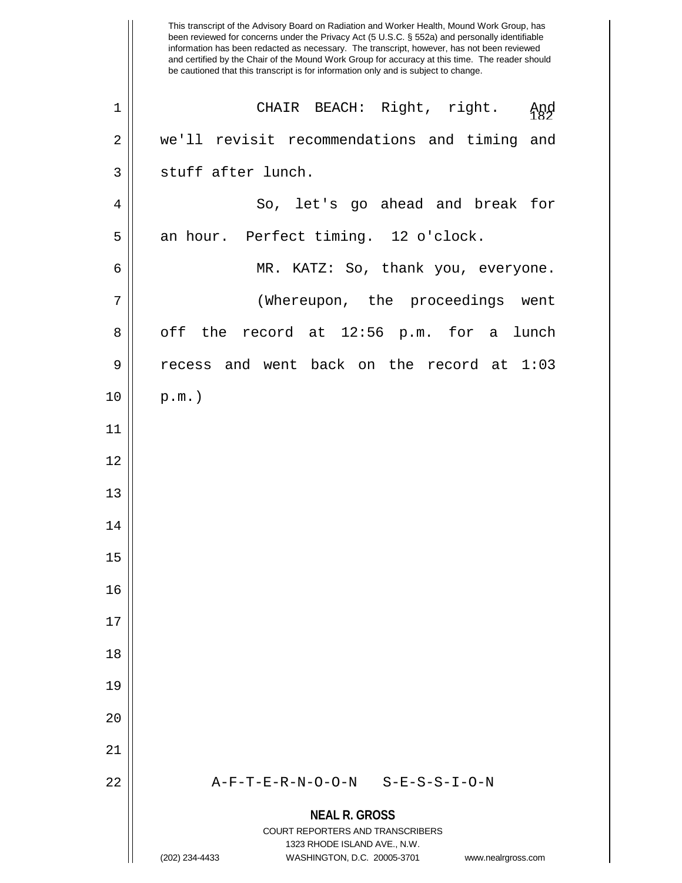This transcript of the Advisory Board on Radiation and Worker Health, Mound Work Group, has been reviewed for concerns under the Privacy Act (5 U.S.C. § 552a) and personally identifiable information has been redacted as necessary. The transcript, however, has not been reviewed and certified by the Chair of the Mound Work Group for accuracy at this time. The reader should be cautioned that this transcript is for information only and is subject to change.

CHAIR BEACH: Right, right. And we'll revisit recommendations and timing and stuff after lunch.

So, let's go ahead and break for an hour. Perfect timing. 12 o'clock.

MR. KATZ: So, thank you, everyone.

(Whereupon, the proceedings went off the record at 12:56 p.m. for a lunch recess and went back on the record at 1:03 p.m.)

A-F-T-E-R-N-O-O-N S-E-S-S-I-O-N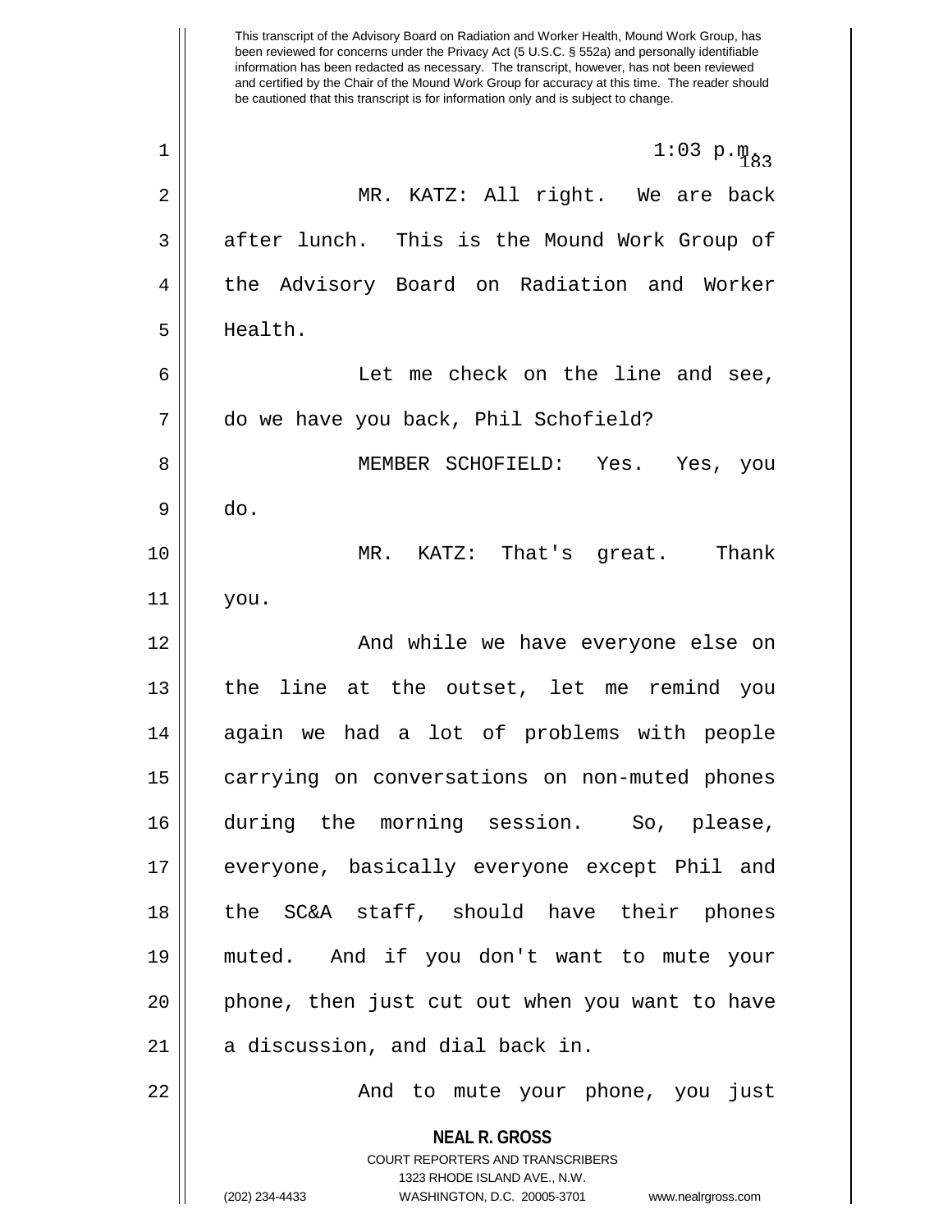This transcript of the Advisory Board on Radiation and Worker Health, Mound Work Group, has been reviewed for concerns under the Privacy Act (5 U.S.C. § 552a) and personally identifiable information has been redacted as necessary. The transcript, however, has not been reviewed and certified by the Chair of the Mound Work Group for accuracy at this time. The reader should be cautioned that this transcript is for information only and is subject to change.

1:03 p.m.

MR. KATZ: All right. We are back after lunch. This is the Mound Work Group of the Advisory Board on Radiation and Worker Health.

Let me check on the line and see, do we have you back, Phil Schofield?

MEMBER SCHOFIELD: Yes. Yes, you do.

MR. KATZ: That's great. Thank you.

And while we have everyone else on the line at the outset, let me remind you again we had a lot of problems with people carrying on conversations on non-muted phones during the morning session. So, please, everyone, basically everyone except Phil and the SC&A staff, should have their phones muted. And if you don't want to mute your phone, then just cut out when you want to have a discussion, and dial back in.

And to mute your phone, you just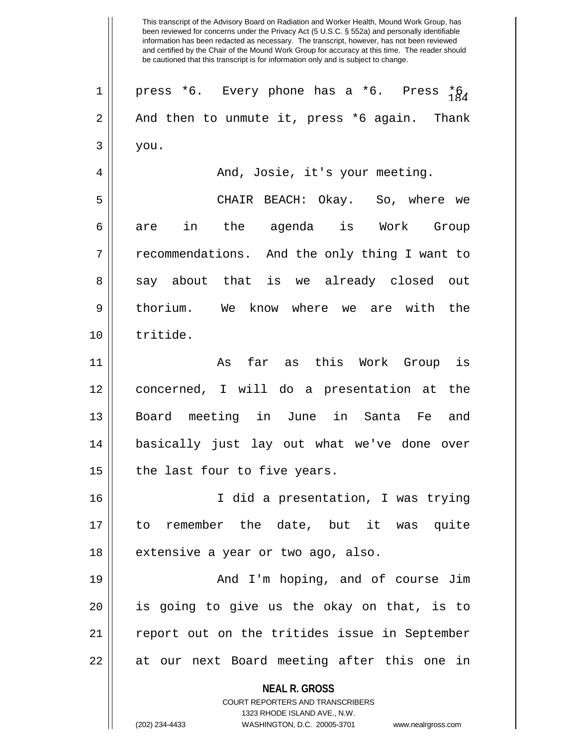press *6. Every phone has a *6. Press *6. And then to unmute it, press *6 again. Thank you.

And, Josie, it's your meeting.

CHAIR BEACH: Okay. So, where we are in the agenda is Work Group recommendations. And the only thing I want to say about that is we already closed out thorium. We know where we are with the tritide.

As far as this Work Group is concerned, I will do a presentation at the Board meeting in June in Santa Fe and basically just lay out what we've done over the last four to five years.

I did a presentation, I was trying to remember the date, but it was quite extensive a year or two ago, also.

And I'm hoping, and of course Jim is going to give us the okay on that, is to report out on the tritides issue in September at our next Board meeting after this one in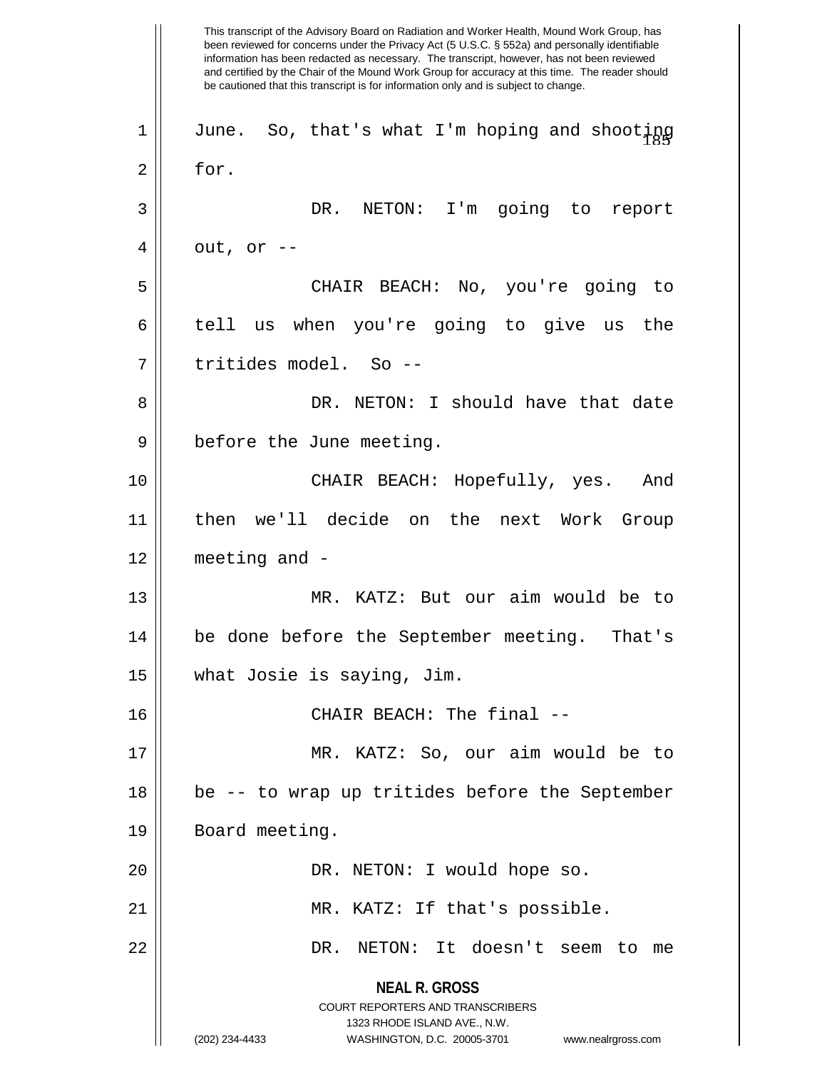This transcript of the Advisory Board on Radiation and Worker Health, Mound Work Group, has been reviewed for concerns under the Privacy Act (5 U.S.C. § 552a) and personally identifiable information has been redacted as necessary. The transcript, however, has not been reviewed and certified by the Chair of the Mound Work Group for accuracy at this time. The reader should be cautioned that this transcript is for information only and is subject to change.

1 June. So, that's what I'm hoping and shooting
2 for.
3 DR. NETON: I'm going to report
4 out, or --
5 CHAIR BEACH: No, you're going to
6 tell us when you're going to give us the
7 tritides model. So --
8 DR. NETON: I should have that date
9 before the June meeting.
10 CHAIR BEACH: Hopefully, yes. And
11 then we'll decide on the next Work Group
12 meeting and -
13 MR. KATZ: But our aim would be to
14 be done before the September meeting. That's
15 what Josie is saying, Jim.
16 CHAIR BEACH: The final --
17 MR. KATZ: So, our aim would be to
18 be -- to wrap up tritides before the September
19 Board meeting.
20 DR. NETON: I would hope so.
21 MR. KATZ: If that's possible.
22 DR. NETON: It doesn't seem to me

**NEAL R. GROSS**
COURT REPORTERS AND TRANSCRIBERS
1323 RHODE ISLAND AVE., N.W.
(202) 234-4433 WASHINGTON, D.C. 20005-3701 www.nealrgross.com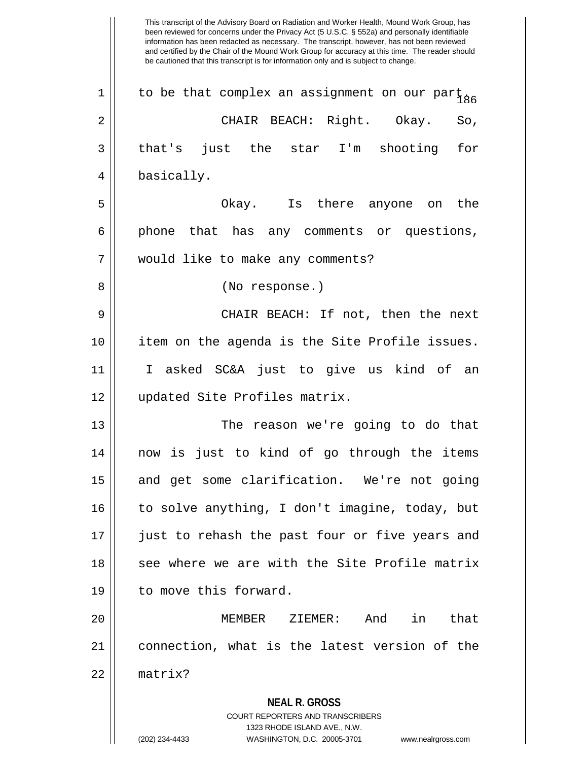This transcript of the Advisory Board on Radiation and Worker Health, Mound Work Group, has been reviewed for concerns under the Privacy Act (5 U.S.C. § 552a) and personally identifiable information has been redacted as necessary. The transcript, however, has not been reviewed and certified by the Chair of the Mound Work Group for accuracy at this time. The reader should be cautioned that this transcript is for information only and is subject to change.

to be that complex an assignment on our part.

CHAIR BEACH: Right. Okay. So, that's just the star I'm shooting for basically.

Okay. Is there anyone on the phone that has any comments or questions, would like to make any comments?

(No response.)

CHAIR BEACH: If not, then the next item on the agenda is the Site Profile issues. I asked SC&A just to give us kind of an updated Site Profiles matrix.

The reason we're going to do that now is just to kind of go through the items and get some clarification. We're not going to solve anything, I don't imagine, today, but just to rehash the past four or five years and see where we are with the Site Profile matrix to move this forward.

MEMBER ZIEMER: And in that connection, what is the latest version of the matrix?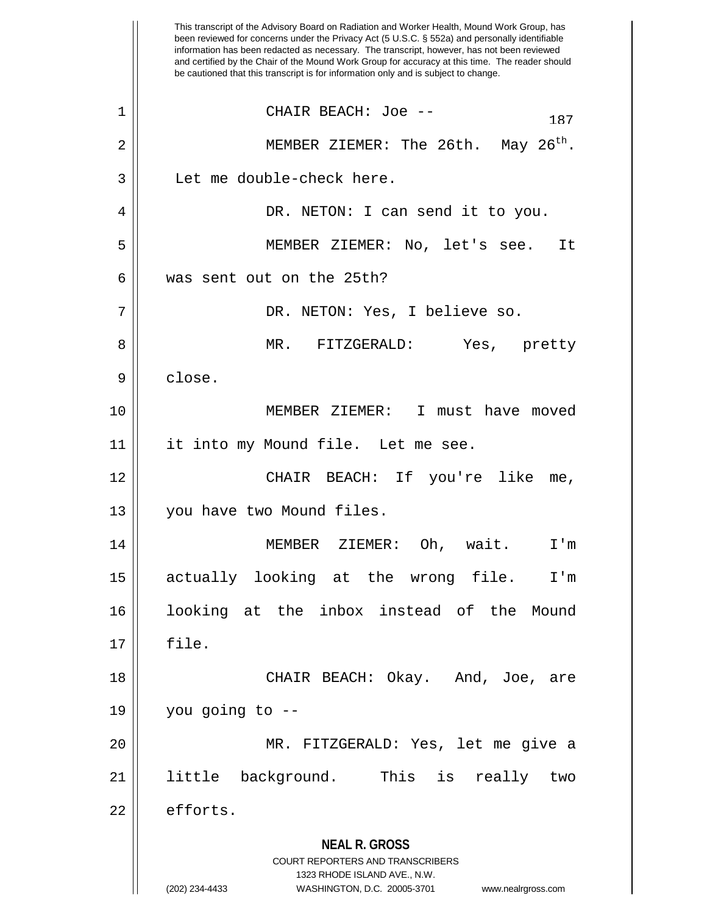This transcript of the Advisory Board on Radiation and Worker Health, Mound Work Group, has been reviewed for concerns under the Privacy Act (5 U.S.C. § 552a) and personally identifiable information has been redacted as necessary. The transcript, however, has not been reviewed and certified by the Chair of the Mound Work Group for accuracy at this time. The reader should be cautioned that this transcript is for information only and is subject to change.

CHAIR BEACH: Joe --

MEMBER ZIEMER: The 26th. May $26^{th}$. Let me double-check here.

DR. NETON: I can send it to you.

MEMBER ZIEMER: No, let's see. It was sent out on the 25th?

DR. NETON: Yes, I believe so.

MR. FITZGERALD: Yes, pretty close.

MEMBER ZIEMER: I must have moved it into my Mound file. Let me see.

CHAIR BEACH: If you're like me, you have two Mound files.

MEMBER ZIEMER: Oh, wait. I'm actually looking at the wrong file. I'm looking at the inbox instead of the Mound file.

CHAIR BEACH: Okay. And, Joe, are you going to --

MR. FITZGERALD: Yes, let me give a little background. This is really two efforts.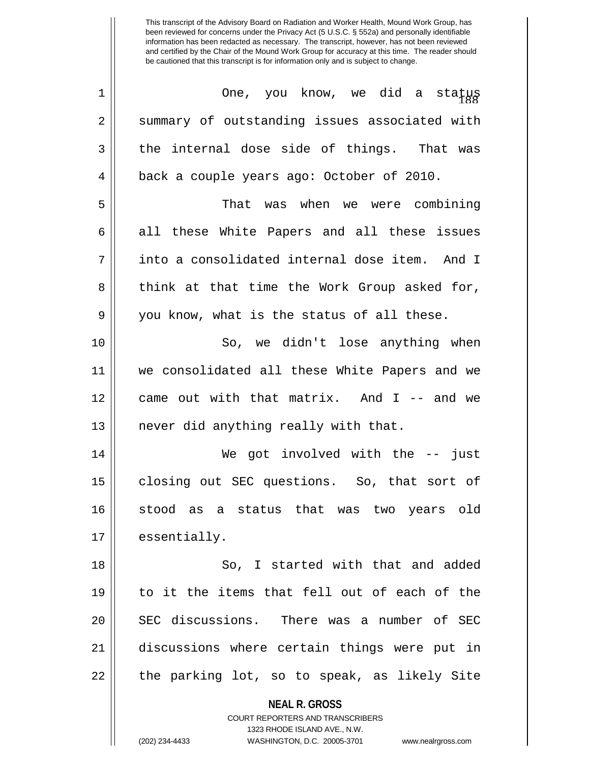This transcript of the Advisory Board on Radiation and Worker Health, Mound Work Group, has been reviewed for concerns under the Privacy Act (5 U.S.C. § 552a) and personally identifiable information has been redacted as necessary. The transcript, however, has not been reviewed and certified by the Chair of the Mound Work Group for accuracy at this time. The reader should be cautioned that this transcript is for information only and is subject to change.

One, you know, we did a status summary of outstanding issues associated with the internal dose side of things. That was back a couple years ago: October of 2010.

That was when we were combining all these White Papers and all these issues into a consolidated internal dose item. And I think at that time the Work Group asked for, you know, what is the status of all these.

So, we didn't lose anything when we consolidated all these White Papers and we came out with that matrix. And I -- and we never did anything really with that.

We got involved with the -- just closing out SEC questions. So, that sort of stood as a status that was two years old essentially.

So, I started with that and added to it the items that fell out of each of the SEC discussions. There was a number of SEC discussions where certain things were put in the parking lot, so to speak, as likely Site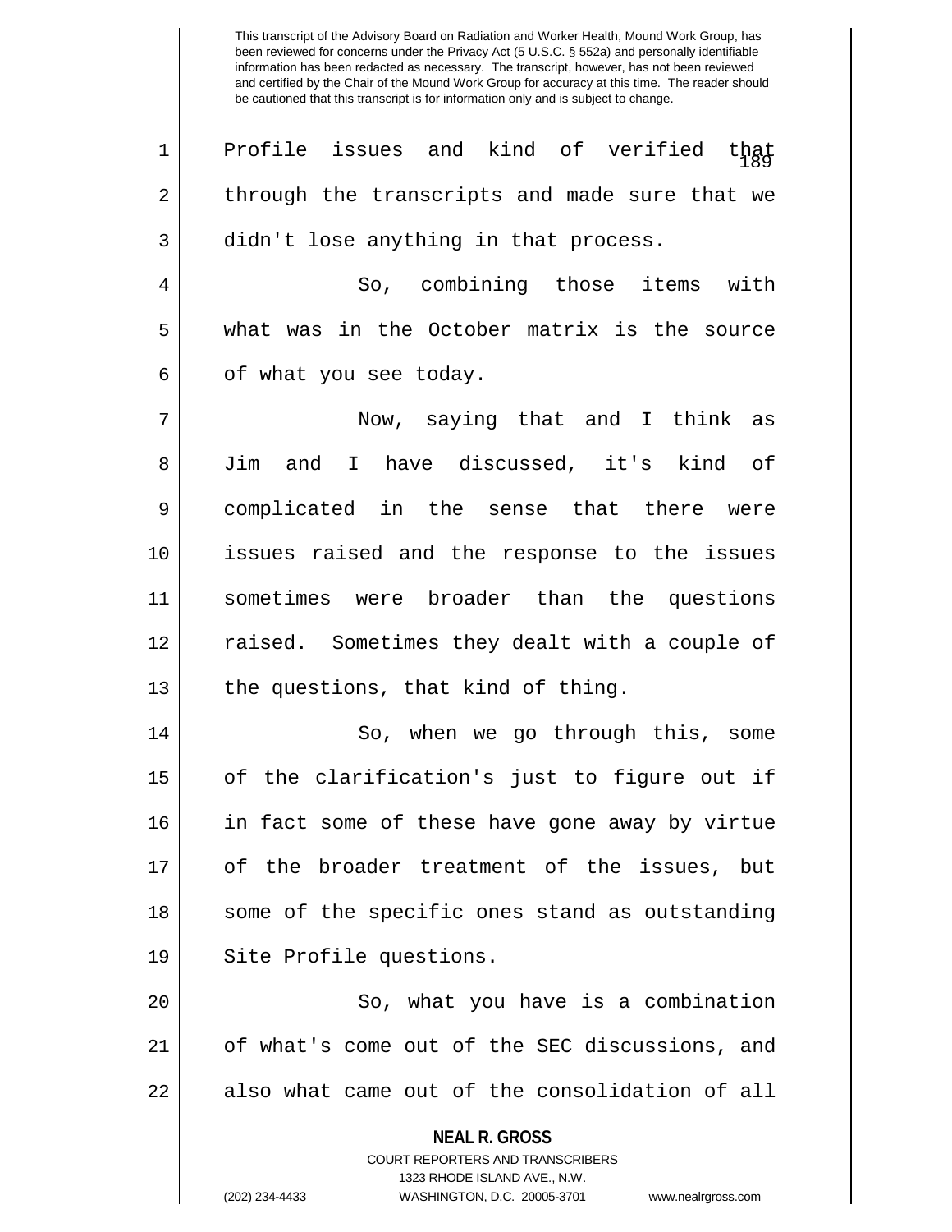Profile issues and kind of verified that through the transcripts and made sure that we didn't lose anything in that process.

So, combining those items with what was in the October matrix is the source of what you see today.

Now, saying that and I think as Jim and I have discussed, it's kind of complicated in the sense that there were issues raised and the response to the issues sometimes were broader than the questions raised. Sometimes they dealt with a couple of the questions, that kind of thing.

So, when we go through this, some of the clarification's just to figure out if in fact some of these have gone away by virtue of the broader treatment of the issues, but some of the specific ones stand as outstanding Site Profile questions.

So, what you have is a combination of what's come out of the SEC discussions, and also what came out of the consolidation of all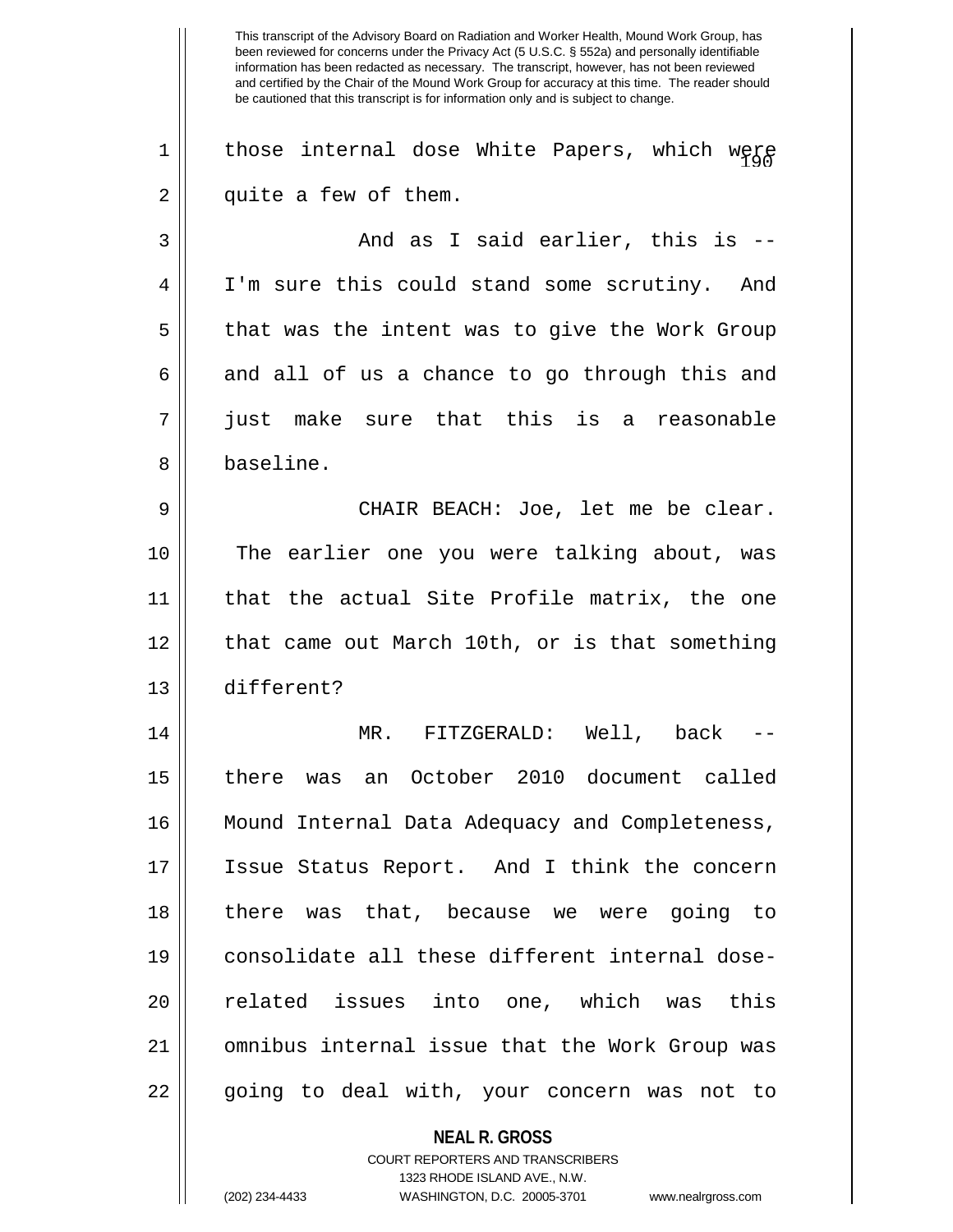those internal dose White Papers, which were quite a few of them.

And as I said earlier, this is -- I'm sure this could stand some scrutiny. And that was the intent was to give the Work Group and all of us a chance to go through this and just make sure that this is a reasonable baseline.

CHAIR BEACH: Joe, let me be clear. The earlier one you were talking about, was that the actual Site Profile matrix, the one that came out March 10th, or is that something different?

MR. FITZGERALD: Well, back -- there was an October 2010 document called Mound Internal Data Adequacy and Completeness, Issue Status Report. And I think the concern there was that, because we were going to consolidate all these different internal dose-related issues into one, which was this omnibus internal issue that the Work Group was going to deal with, your concern was not to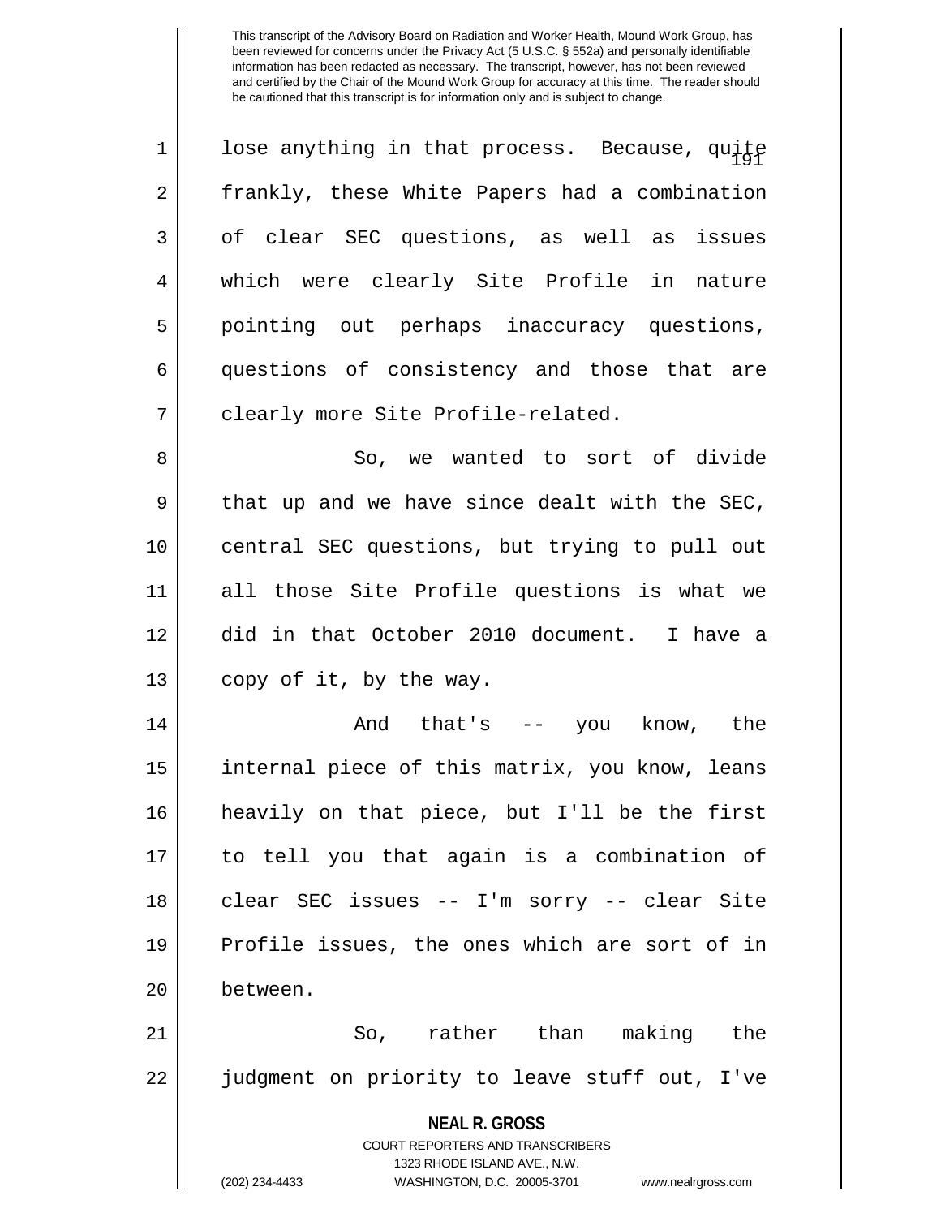lose anything in that process. Because, quite frankly, these White Papers had a combination of clear SEC questions, as well as issues which were clearly Site Profile in nature pointing out perhaps inaccuracy questions, questions of consistency and those that are clearly more Site Profile-related.

So, we wanted to sort of divide that up and we have since dealt with the SEC, central SEC questions, but trying to pull out all those Site Profile questions is what we did in that October 2010 document. I have a copy of it, by the way.

And that's -- you know, the internal piece of this matrix, you know, leans heavily on that piece, but I'll be the first to tell you that again is a combination of clear SEC issues -- I'm sorry -- clear Site Profile issues, the ones which are sort of in between.

So, rather than making the judgment on priority to leave stuff out, I've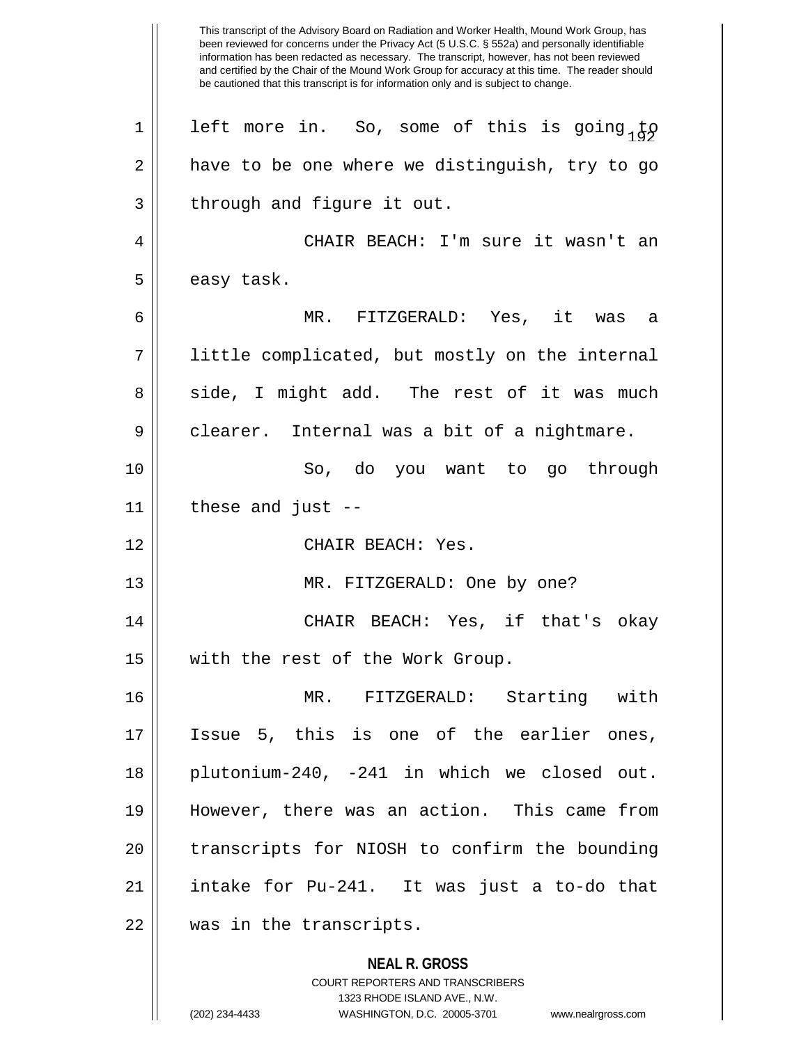left more in. So, some of this is going to have to be one where we distinguish, try to go through and figure it out.

CHAIR BEACH: I'm sure it wasn't an easy task.

MR. FITZGERALD: Yes, it was a little complicated, but mostly on the internal side, I might add. The rest of it was much clearer. Internal was a bit of a nightmare.

So, do you want to go through these and just --

CHAIR BEACH: Yes.

MR. FITZGERALD: One by one?

CHAIR BEACH: Yes, if that's okay with the rest of the Work Group.

MR. FITZGERALD: Starting with Issue 5, this is one of the earlier ones, plutonium-240, -241 in which we closed out. However, there was an action. This came from transcripts for NIOSH to confirm the bounding intake for Pu-241. It was just a to-do that was in the transcripts.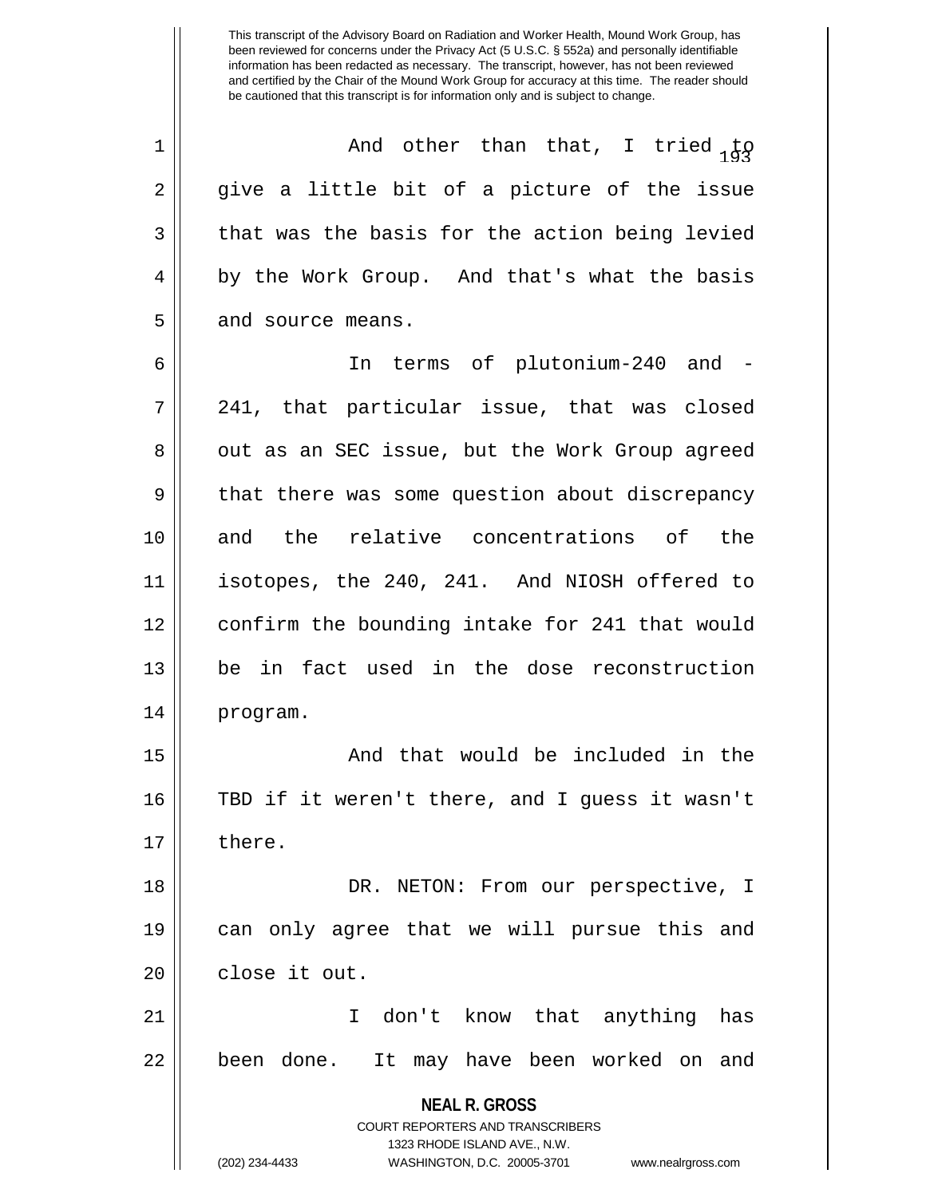And other than that, I tried to give a little bit of a picture of the issue that was the basis for the action being levied by the Work Group. And that's what the basis and source means.

In terms of plutonium-240 and -241, that particular issue, that was closed out as an SEC issue, but the Work Group agreed that there was some question about discrepancy and the relative concentrations of the isotopes, the 240, 241. And NIOSH offered to confirm the bounding intake for 241 that would be in fact used in the dose reconstruction program.

And that would be included in the TBD if it weren't there, and I guess it wasn't there.

DR. NETON: From our perspective, I can only agree that we will pursue this and close it out.

I don't know that anything has been done. It may have been worked on and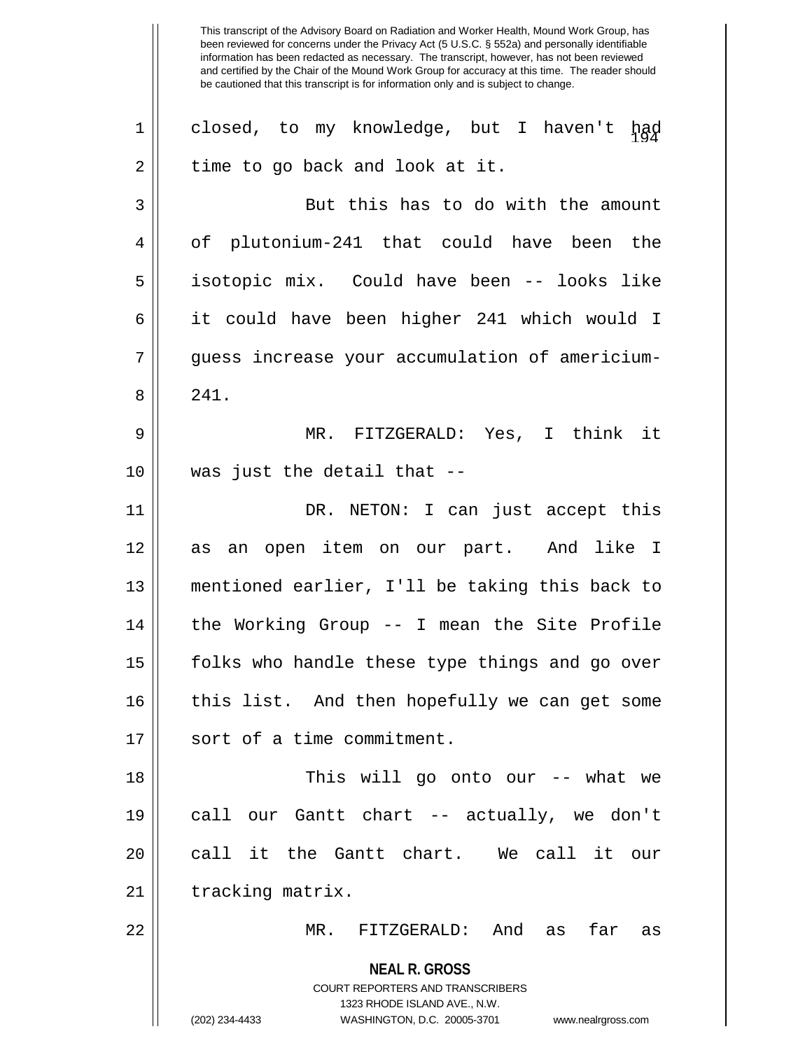closed, to my knowledge, but I haven't had time to go back and look at it.

But this has to do with the amount of plutonium-241 that could have been the isotopic mix. Could have been -- looks like it could have been higher 241 which would I guess increase your accumulation of americium-241.

MR. FITZGERALD: Yes, I think it was just the detail that --

DR. NETON: I can just accept this as an open item on our part. And like I mentioned earlier, I'll be taking this back to the Working Group -- I mean the Site Profile folks who handle these type things and go over this list. And then hopefully we can get some sort of a time commitment.

This will go onto our -- what we call our Gantt chart -- actually, we don't call it the Gantt chart. We call it our tracking matrix.

MR. FITZGERALD: And as far as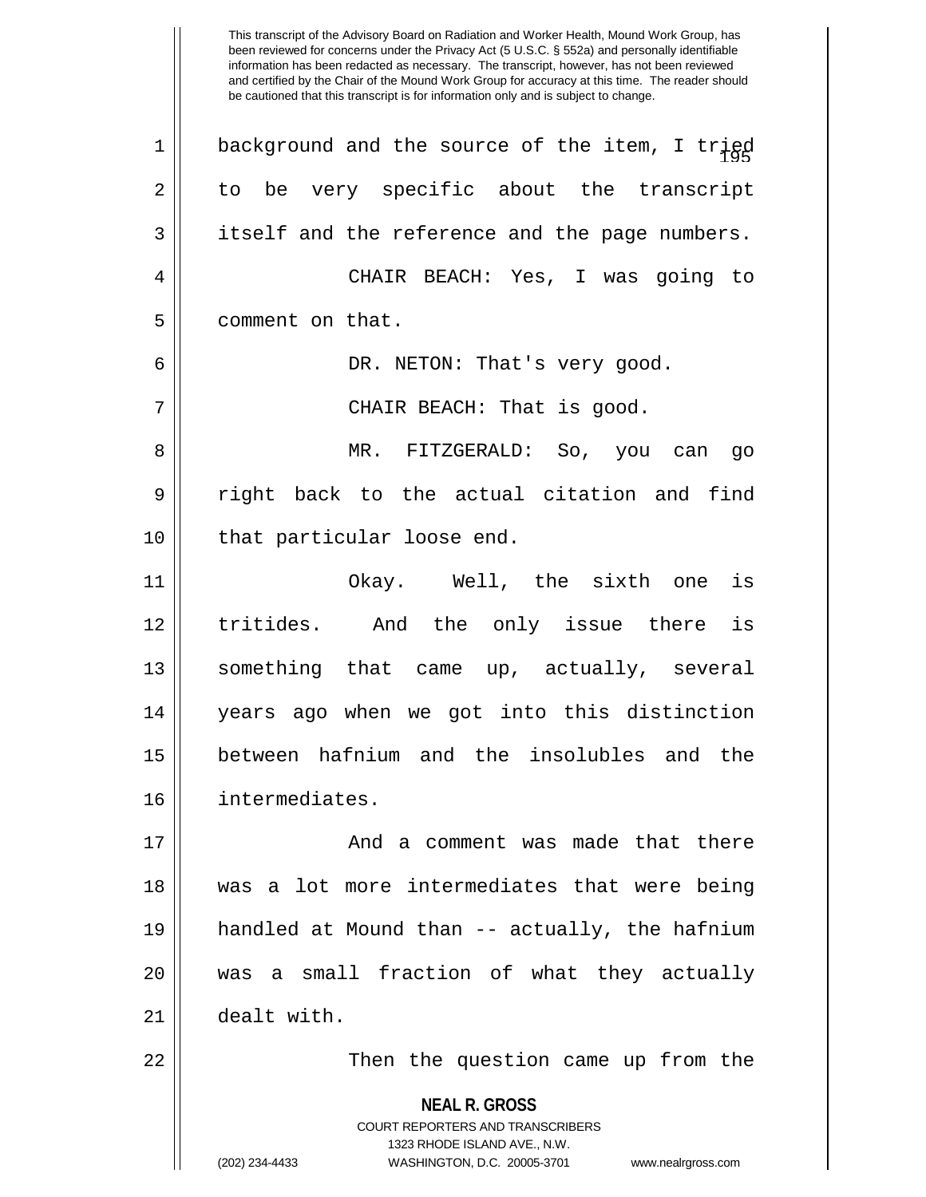This transcript of the Advisory Board on Radiation and Worker Health, Mound Work Group, has been reviewed for concerns under the Privacy Act (5 U.S.C. § 552a) and personally identifiable information has been redacted as necessary. The transcript, however, has not been reviewed and certified by the Chair of the Mound Work Group for accuracy at this time. The reader should be cautioned that this transcript is for information only and is subject to change.

1 background and the source of the item, I tried
2 to be very specific about the transcript
3 itself and the reference and the page numbers.
4 CHAIR BEACH: Yes, I was going to
5 comment on that.
6 DR. NETON: That's very good.
7 CHAIR BEACH: That is good.
8 MR. FITZGERALD: So, you can go
9 right back to the actual citation and find
10 that particular loose end.
11 Okay. Well, the sixth one is
12 tritides. And the only issue there is
13 something that came up, actually, several
14 years ago when we got into this distinction
15 between hafnium and the insolubles and the
16 intermediates.
17 And a comment was made that there
18 was a lot more intermediates that were being
19 handled at Mound than -- actually, the hafnium
20 was a small fraction of what they actually
21 dealt with.
22 Then the question came up from the

**NEAL R. GROSS**
COURT REPORTERS AND TRANSCRIBERS
1323 RHODE ISLAND AVE., N.W.
(202) 234-4433 WASHINGTON, D.C. 20005-3701 www.nealrgross.com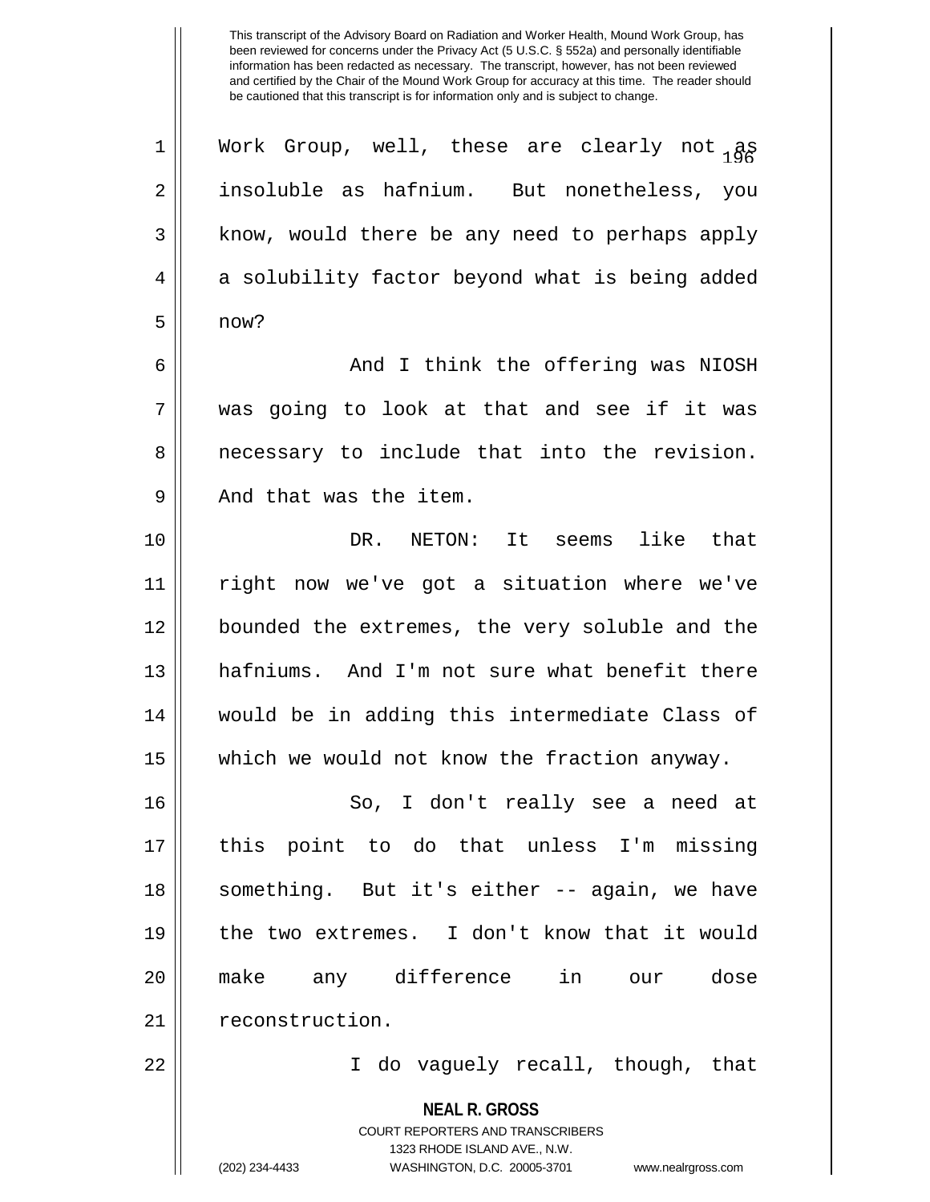Work Group, well, these are clearly not as insoluble as hafnium. But nonetheless, you know, would there be any need to perhaps apply a solubility factor beyond what is being added now?

And I think the offering was NIOSH was going to look at that and see if it was necessary to include that into the revision. And that was the item.

DR. NETON: It seems like that right now we've got a situation where we've bounded the extremes, the very soluble and the hafniums. And I'm not sure what benefit there would be in adding this intermediate Class of which we would not know the fraction anyway.

So, I don't really see a need at this point to do that unless I'm missing something. But it's either -- again, we have the two extremes. I don't know that it would make any difference in our dose reconstruction.

I do vaguely recall, though, that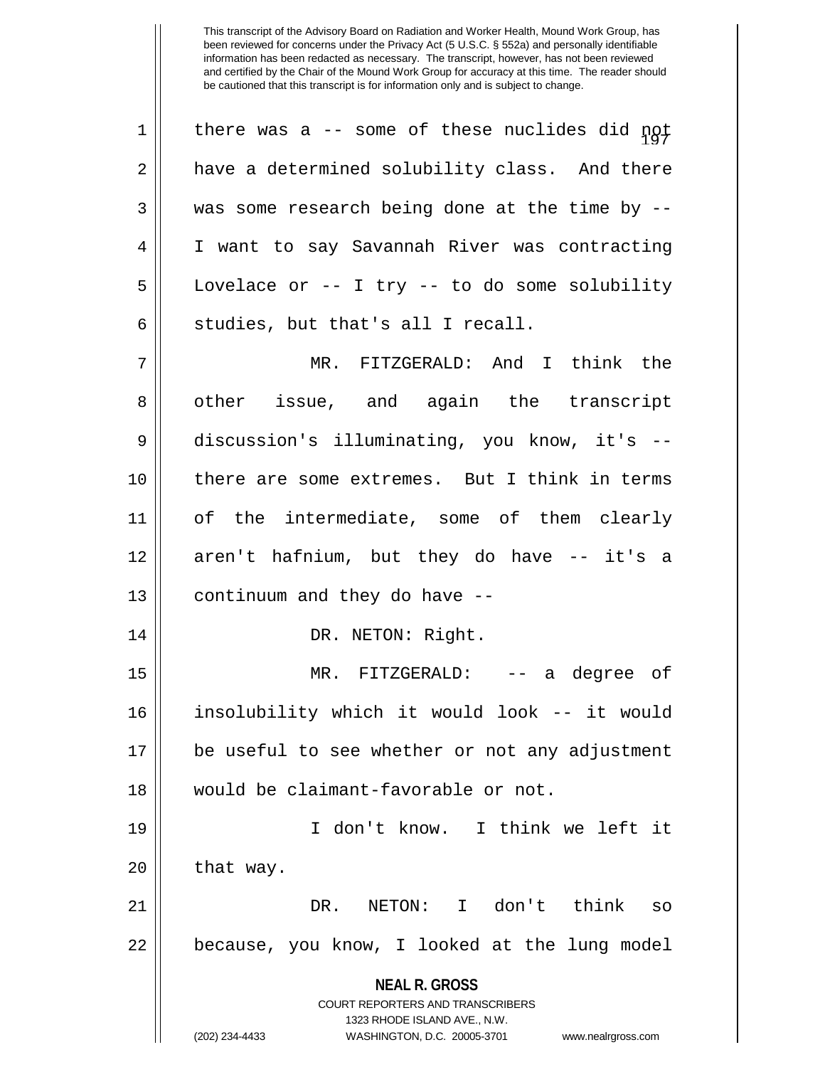there was a -- some of these nuclides did not have a determined solubility class. And there was some research being done at the time by -- I want to say Savannah River was contracting Lovelace or -- I try -- to do some solubility studies, but that's all I recall.

MR. FITZGERALD: And I think the other issue, and again the transcript discussion's illuminating, you know, it's -- there are some extremes. But I think in terms of the intermediate, some of them clearly aren't hafnium, but they do have -- it's a continuum and they do have --

DR. NETON: Right.

MR. FITZGERALD: -- a degree of insolubility which it would look -- it would be useful to see whether or not any adjustment would be claimant-favorable or not.

I don't know. I think we left it that way.

DR. NETON: I don't think so because, you know, I looked at the lung model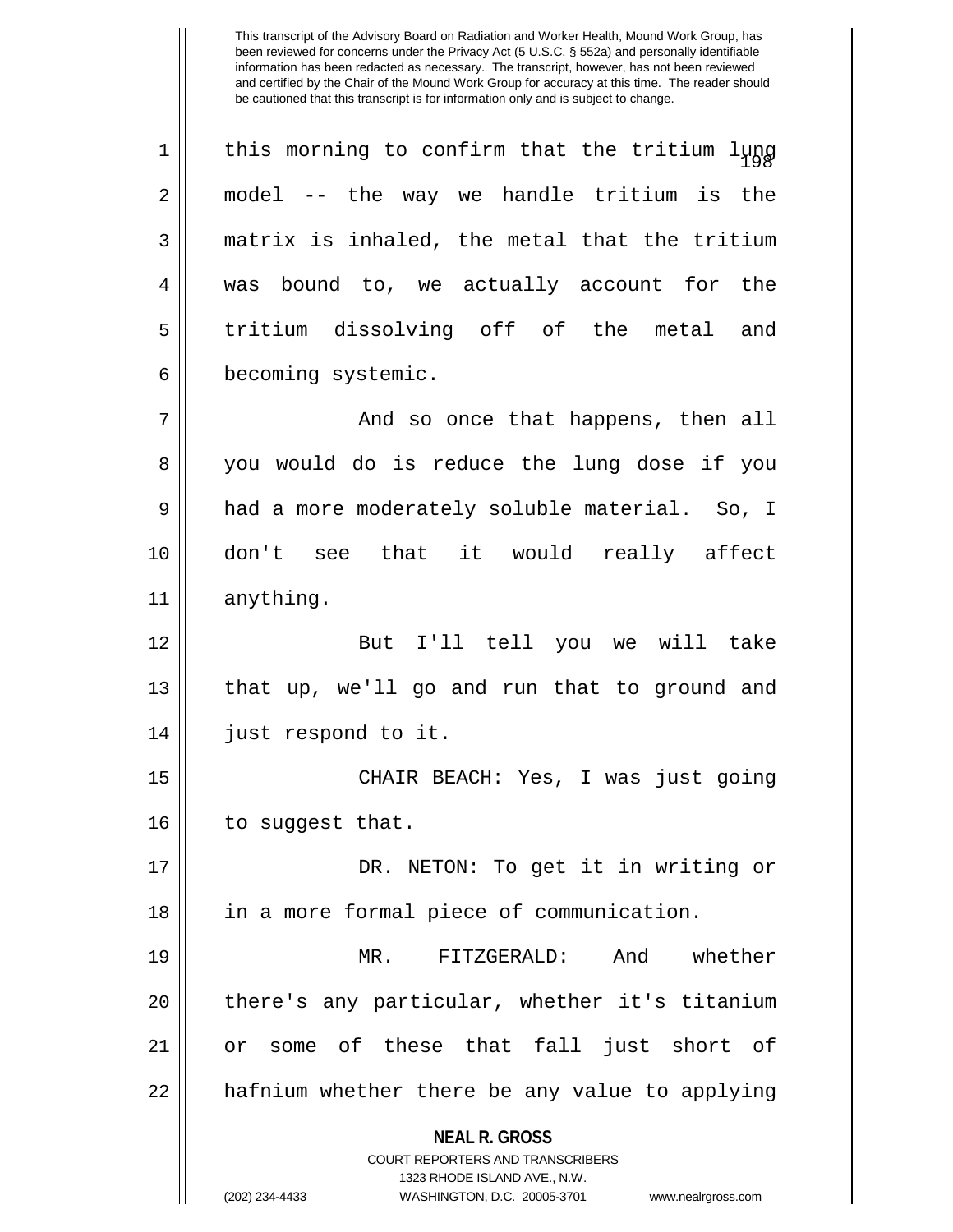This transcript of the Advisory Board on Radiation and Worker Health, Mound Work Group, has been reviewed for concerns under the Privacy Act (5 U.S.C. § 552a) and personally identifiable information has been redacted as necessary. The transcript, however, has not been reviewed and certified by the Chair of the Mound Work Group for accuracy at this time. The reader should be cautioned that this transcript is for information only and is subject to change.

this morning to confirm that the tritium lung model -- the way we handle tritium is the matrix is inhaled, the metal that the tritium was bound to, we actually account for the tritium dissolving off of the metal and becoming systemic.

And so once that happens, then all you would do is reduce the lung dose if you had a more moderately soluble material. So, I don't see that it would really affect anything.

But I'll tell you we will take that up, we'll go and run that to ground and just respond to it.

CHAIR BEACH: Yes, I was just going to suggest that.

DR. NETON: To get it in writing or in a more formal piece of communication.

MR. FITZGERALD: And whether there's any particular, whether it's titanium or some of these that fall just short of hafnium whether there be any value to applying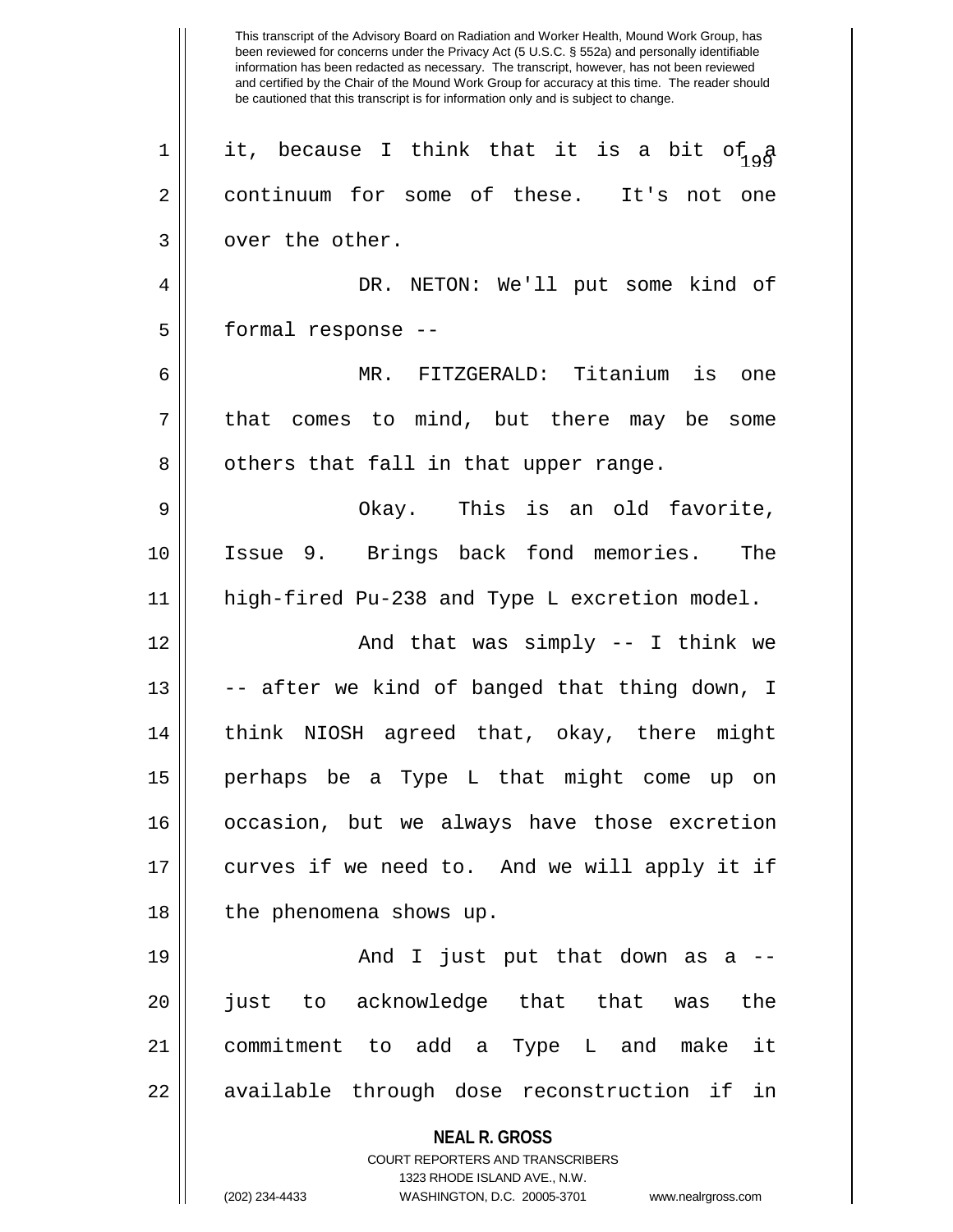This transcript of the Advisory Board on Radiation and Worker Health, Mound Work Group, has been reviewed for concerns under the Privacy Act (5 U.S.C. § 552a) and personally identifiable information has been redacted as necessary. The transcript, however, has not been reviewed and certified by the Chair of the Mound Work Group for accuracy at this time. The reader should be cautioned that this transcript is for information only and is subject to change.

it, because I think that it is a bit of a continuum for some of these. It's not one over the other.

DR. NETON: We'll put some kind of formal response --

MR. FITZGERALD: Titanium is one that comes to mind, but there may be some others that fall in that upper range.

Okay. This is an old favorite, Issue 9. Brings back fond memories. The high-fired Pu-238 and Type L excretion model.

And that was simply -- I think we -- after we kind of banged that thing down, I think NIOSH agreed that, okay, there might perhaps be a Type L that might come up on occasion, but we always have those excretion curves if we need to. And we will apply it if the phenomena shows up.

And I just put that down as a -- just to acknowledge that that was the commitment to add a Type L and make it available through dose reconstruction if in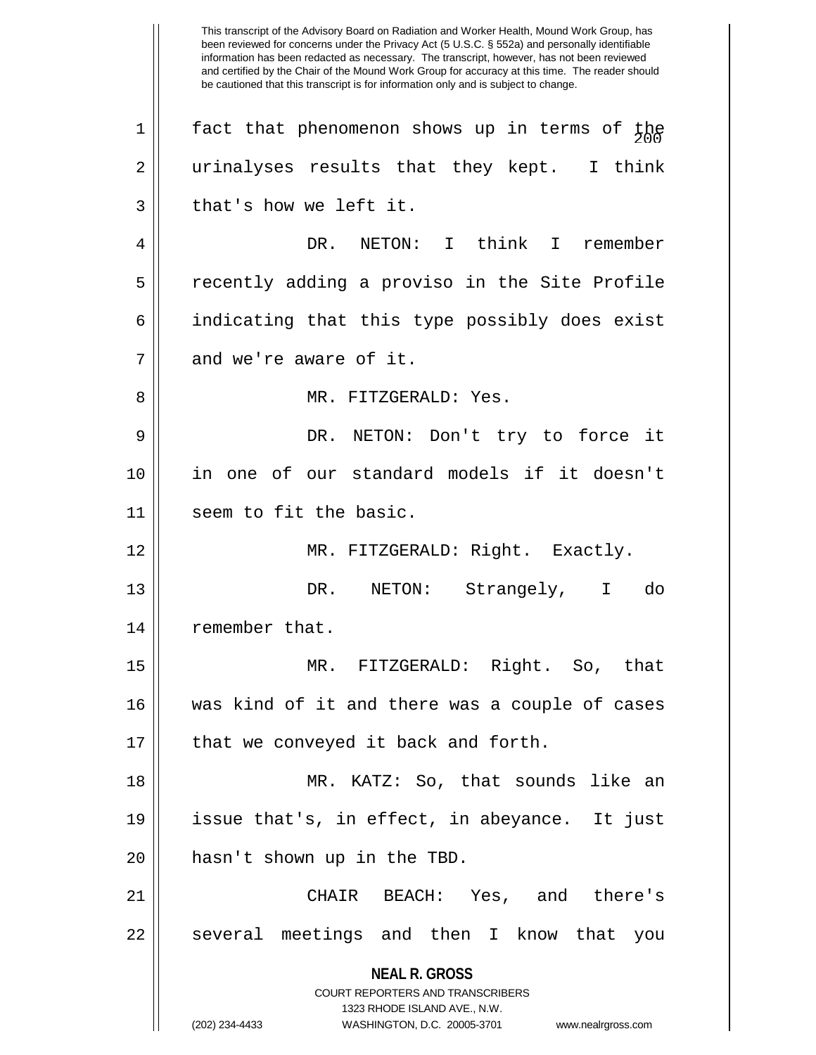This transcript of the Advisory Board on Radiation and Worker Health, Mound Work Group, has been reviewed for concerns under the Privacy Act (5 U.S.C. § 552a) and personally identifiable information has been redacted as necessary. The transcript, however, has not been reviewed and certified by the Chair of the Mound Work Group for accuracy at this time. The reader should be cautioned that this transcript is for information only and is subject to change.

fact that phenomenon shows up in terms of the urinalyses results that they kept. I think that's how we left it.

DR. NETON: I think I remember recently adding a proviso in the Site Profile indicating that this type possibly does exist and we're aware of it.

MR. FITZGERALD: Yes.

DR. NETON: Don't try to force it in one of our standard models if it doesn't seem to fit the basic.

MR. FITZGERALD: Right. Exactly.

DR. NETON: Strangely, I do remember that.

MR. FITZGERALD: Right. So, that was kind of it and there was a couple of cases that we conveyed it back and forth.

MR. KATZ: So, that sounds like an issue that's, in effect, in abeyance. It just hasn't shown up in the TBD.

CHAIR BEACH: Yes, and there's several meetings and then I know that you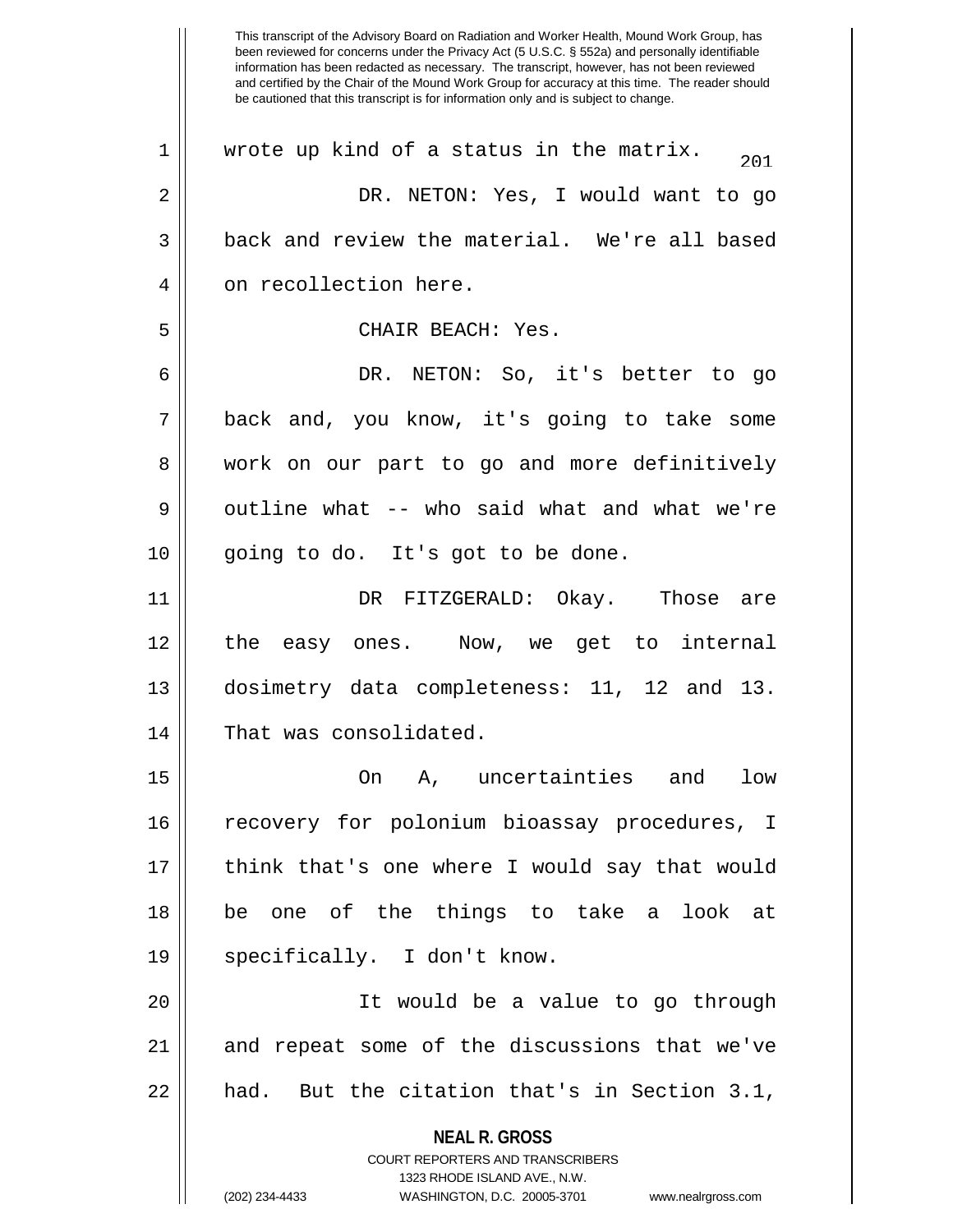This transcript of the Advisory Board on Radiation and Worker Health, Mound Work Group, has been reviewed for concerns under the Privacy Act (5 U.S.C. § 552a) and personally identifiable information has been redacted as necessary. The transcript, however, has not been reviewed and certified by the Chair of the Mound Work Group for accuracy at this time. The reader should be cautioned that this transcript is for information only and is subject to change.

wrote up kind of a status in the matrix.

DR. NETON: Yes, I would want to go back and review the material. We're all based on recollection here.

CHAIR BEACH: Yes.

DR. NETON: So, it's better to go back and, you know, it's going to take some work on our part to go and more definitively outline what -- who said what and what we're going to do. It's got to be done.

DR FITZGERALD: Okay. Those are the easy ones. Now, we get to internal dosimetry data completeness: 11, 12 and 13. That was consolidated.

On A, uncertainties and low recovery for polonium bioassay procedures, I think that's one where I would say that would be one of the things to take a look at specifically. I don't know.

It would be a value to go through and repeat some of the discussions that we've had. But the citation that's in Section 3.1,

**NEAL R. GROSS**
COURT REPORTERS AND TRANSCRIBERS
1323 RHODE ISLAND AVE., N.W.
(202) 234-4433 WASHINGTON, D.C. 20005-3701 www.nealrgross.com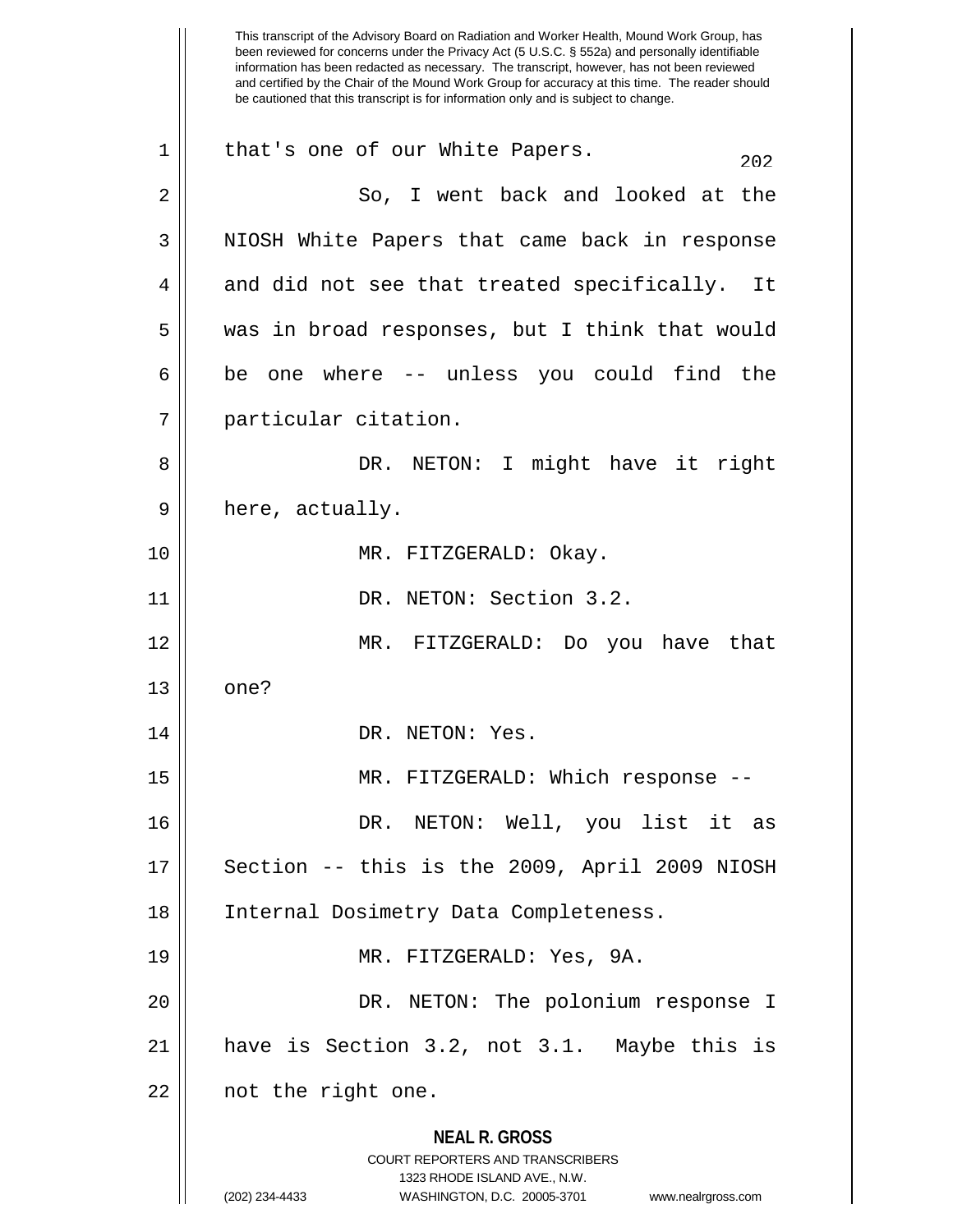that's one of our White Papers.

So, I went back and looked at the NIOSH White Papers that came back in response and did not see that treated specifically. It was in broad responses, but I think that would be one where -- unless you could find the particular citation.

DR. NETON: I might have it right here, actually.

MR. FITZGERALD: Okay.

DR. NETON: Section 3.2.

MR. FITZGERALD: Do you have that one?

DR. NETON: Yes.

MR. FITZGERALD: Which response --

DR. NETON: Well, you list it as Section -- this is the 2009, April 2009 NIOSH Internal Dosimetry Data Completeness.

MR. FITZGERALD: Yes, 9A.

DR. NETON: The polonium response I have is Section 3.2, not 3.1. Maybe this is not the right one.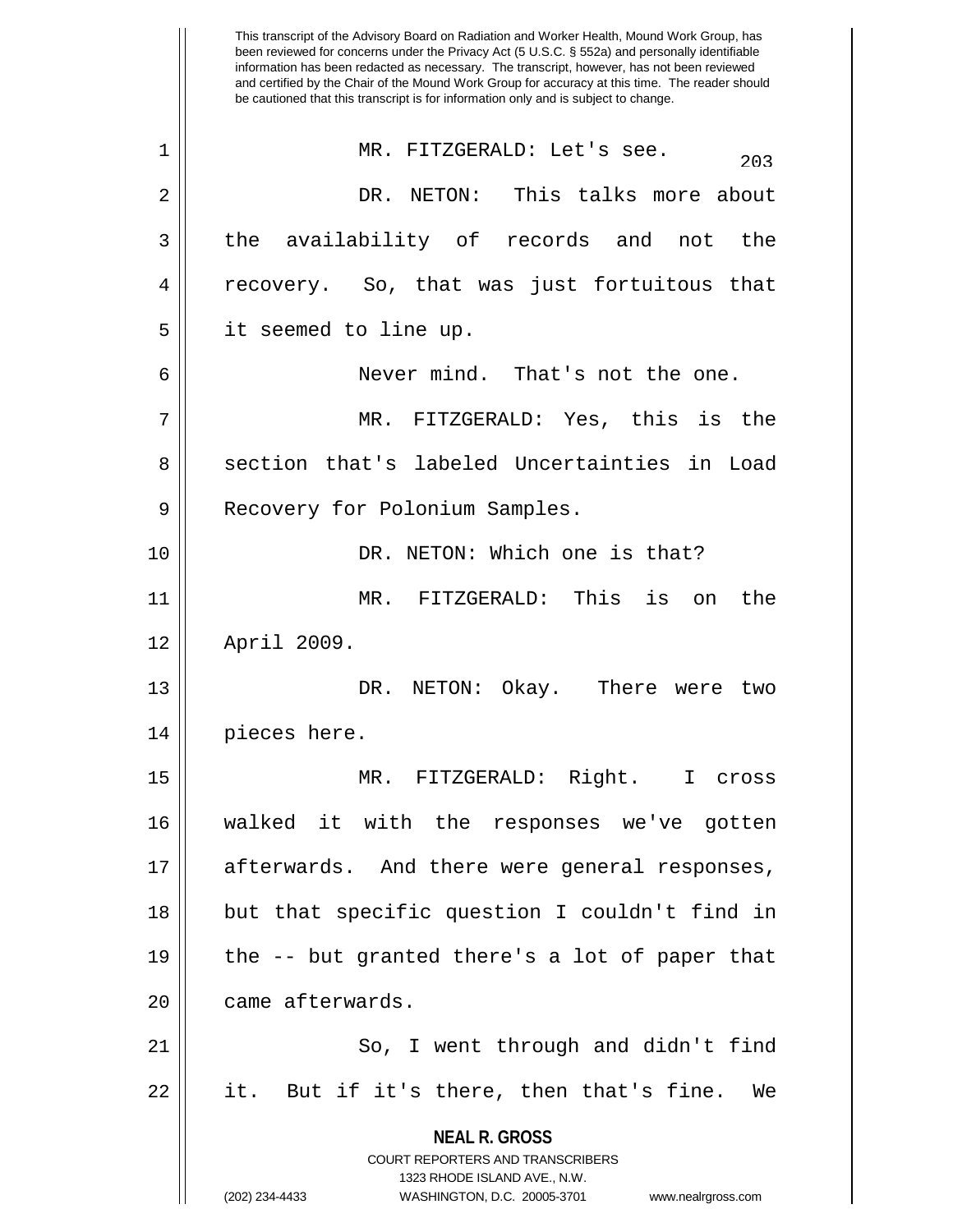MR. FITZGERALD: Let's see.

DR. NETON: This talks more about the availability of records and not the recovery. So, that was just fortuitous that it seemed to line up.

Never mind. That's not the one.

MR. FITZGERALD: Yes, this is the section that's labeled Uncertainties in Load Recovery for Polonium Samples.

DR. NETON: Which one is that?

MR. FITZGERALD: This is on the April 2009.

DR. NETON: Okay. There were two pieces here.

MR. FITZGERALD: Right. I cross walked it with the responses we've gotten afterwards. And there were general responses, but that specific question I couldn't find in the -- but granted there's a lot of paper that came afterwards.

So, I went through and didn't find it. But if it's there, then that's fine. We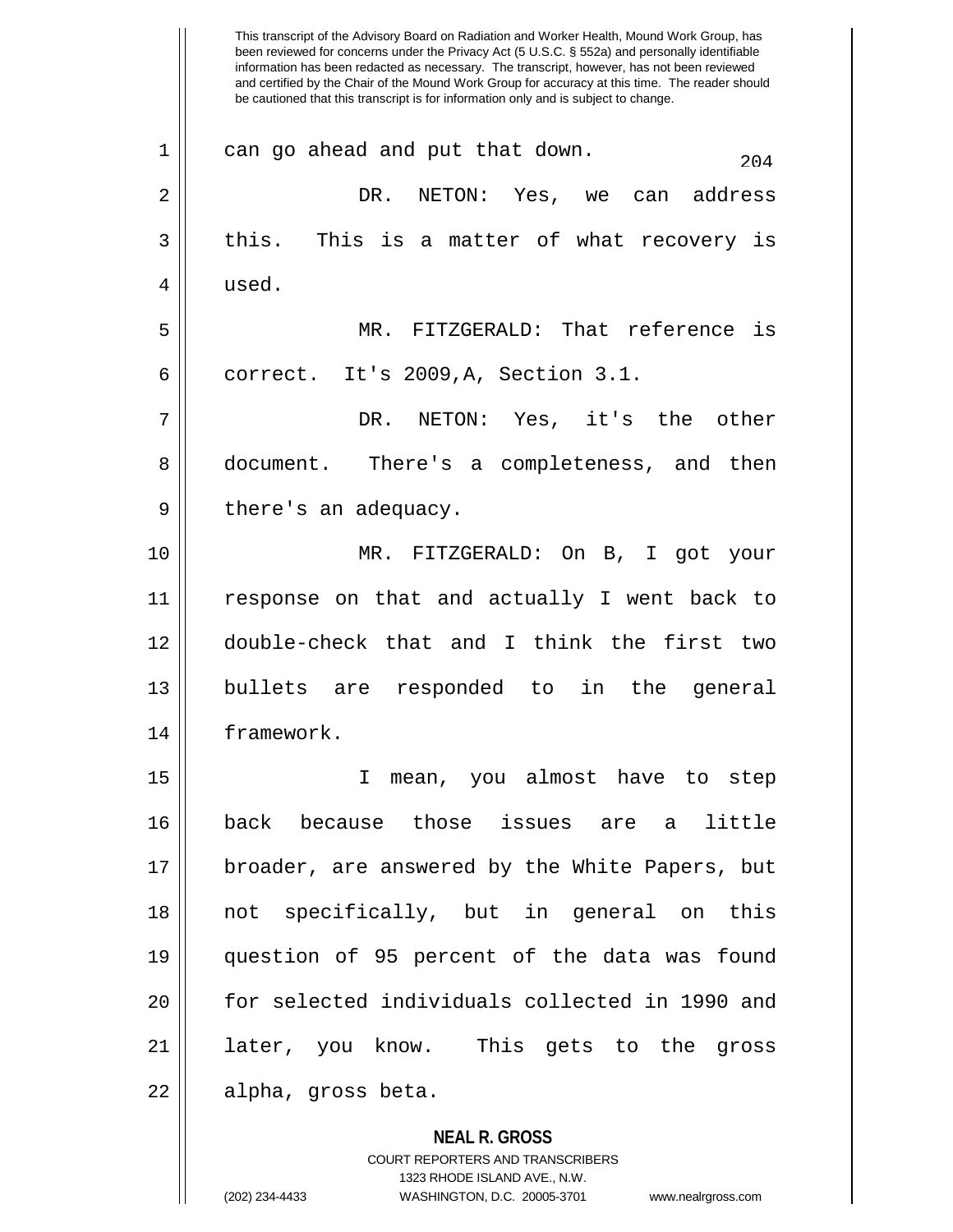can go ahead and put that down.

DR. NETON: Yes, we can address this. This is a matter of what recovery is used.

MR. FITZGERALD: That reference is correct. It's 2009,A, Section 3.1.

DR. NETON: Yes, it's the other document. There's a completeness, and then there's an adequacy.

MR. FITZGERALD: On B, I got your response on that and actually I went back to double-check that and I think the first two bullets are responded to in the general framework.

I mean, you almost have to step back because those issues are a little broader, are answered by the White Papers, but not specifically, but in general on this question of 95 percent of the data was found for selected individuals collected in 1990 and later, you know. This gets to the gross alpha, gross beta.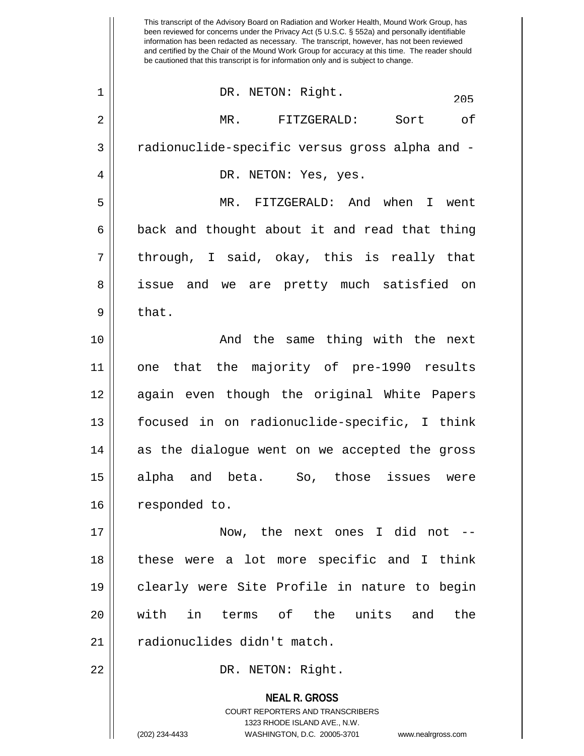This transcript of the Advisory Board on Radiation and Worker Health, Mound Work Group, has been reviewed for concerns under the Privacy Act (5 U.S.C. § 552a) and personally identifiable information has been redacted as necessary. The transcript, however, has not been reviewed and certified by the Chair of the Mound Work Group for accuracy at this time. The reader should be cautioned that this transcript is for information only and is subject to change.

DR. NETON: Right.

MR. FITZGERALD: Sort of radionuclide-specific versus gross alpha and -

DR. NETON: Yes, yes.

MR. FITZGERALD: And when I went back and thought about it and read that thing through, I said, okay, this is really that issue and we are pretty much satisfied on that.

And the same thing with the next one that the majority of pre-1990 results again even though the original White Papers focused in on radionuclide-specific, I think as the dialogue went on we accepted the gross alpha and beta. So, those issues were responded to.

Now, the next ones I did not -- these were a lot more specific and I think clearly were Site Profile in nature to begin with in terms of the units and the radionuclides didn't match.

DR. NETON: Right.

**NEAL R. GROSS**
COURT REPORTERS AND TRANSCRIBERS
1323 RHODE ISLAND AVE., N.W.
(202) 234-4433 WASHINGTON, D.C. 20005-3701 www.nealrgross.com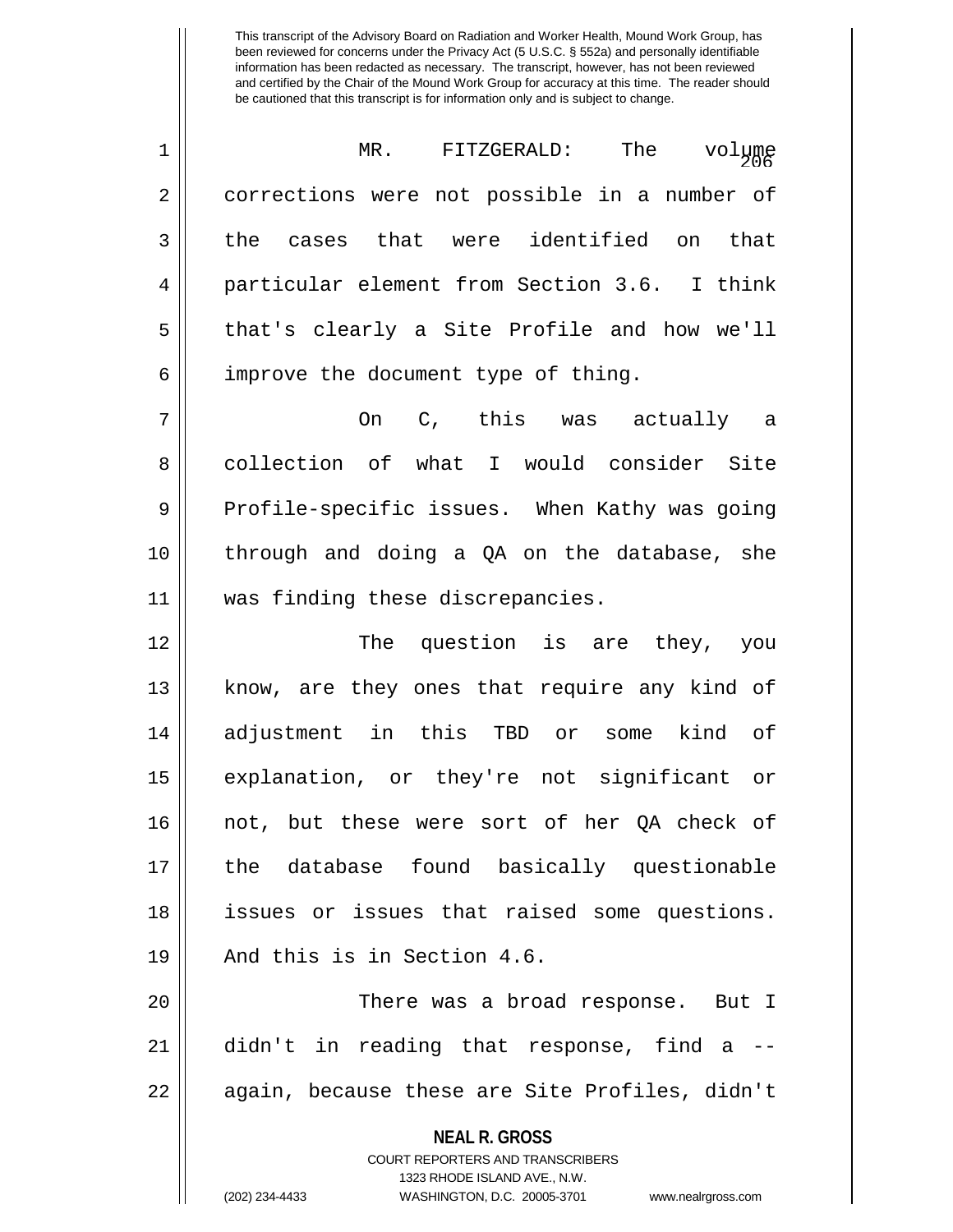This transcript of the Advisory Board on Radiation and Worker Health, Mound Work Group, has been reviewed for concerns under the Privacy Act (5 U.S.C. § 552a) and personally identifiable information has been redacted as necessary. The transcript, however, has not been reviewed and certified by the Chair of the Mound Work Group for accuracy at this time. The reader should be cautioned that this transcript is for information only and is subject to change.

MR. FITZGERALD: The volume corrections were not possible in a number of the cases that were identified on that particular element from Section 3.6. I think that's clearly a Site Profile and how we'll improve the document type of thing.

On C, this was actually a collection of what I would consider Site Profile-specific issues. When Kathy was going through and doing a QA on the database, she was finding these discrepancies.

The question is are they, you know, are they ones that require any kind of adjustment in this TBD or some kind of explanation, or they're not significant or not, but these were sort of her QA check of the database found basically questionable issues or issues that raised some questions. And this is in Section 4.6.

There was a broad response. But I didn't in reading that response, find a -- again, because these are Site Profiles, didn't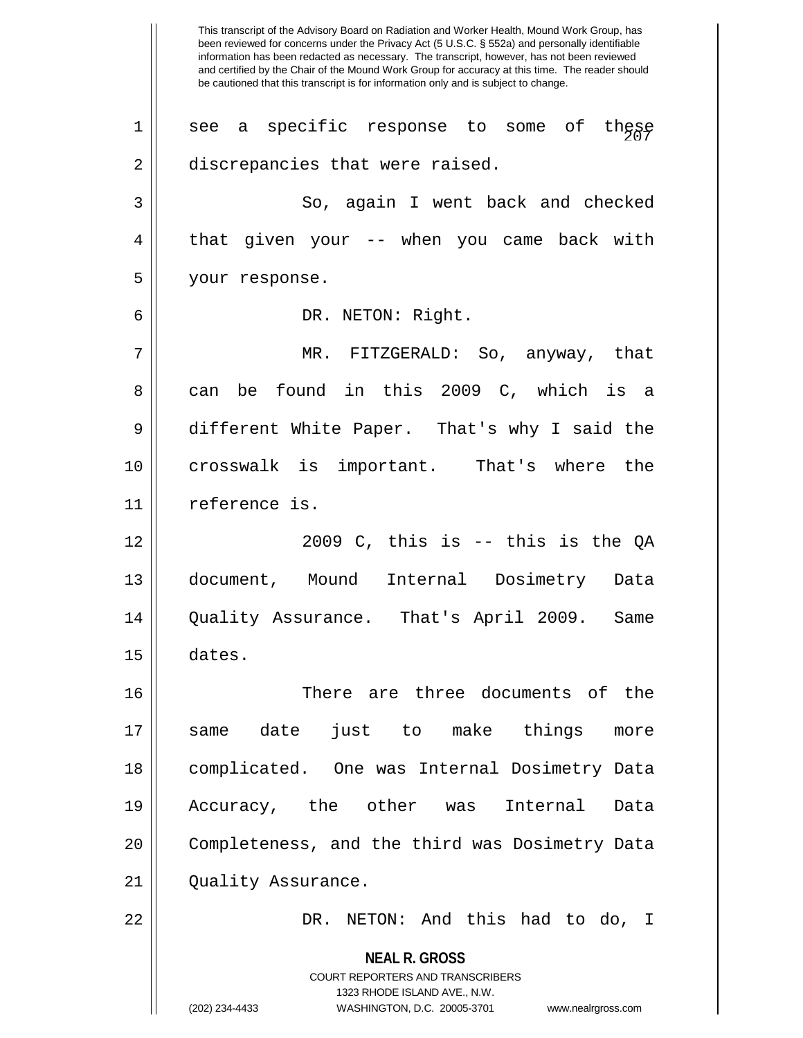This transcript of the Advisory Board on Radiation and Worker Health, Mound Work Group, has been reviewed for concerns under the Privacy Act (5 U.S.C. § 552a) and personally identifiable information has been redacted as necessary. The transcript, however, has not been reviewed and certified by the Chair of the Mound Work Group for accuracy at this time. The reader should be cautioned that this transcript is for information only and is subject to change.

see a specific response to some of these discrepancies that were raised.

So, again I went back and checked that given your -- when you came back with your response.

DR. NETON: Right.

MR. FITZGERALD: So, anyway, that can be found in this 2009 C, which is a different White Paper. That's why I said the crosswalk is important. That's where the reference is.

2009 C, this is -- this is the QA document, Mound Internal Dosimetry Data Quality Assurance. That's April 2009. Same dates.

There are three documents of the same date just to make things more complicated. One was Internal Dosimetry Data Accuracy, the other was Internal Data Completeness, and the third was Dosimetry Data Quality Assurance.

DR. NETON: And this had to do, I

**NEAL R. GROSS**
COURT REPORTERS AND TRANSCRIBERS
1323 RHODE ISLAND AVE., N.W.
(202) 234-4433 WASHINGTON, D.C. 20005-3701 www.nealrgross.com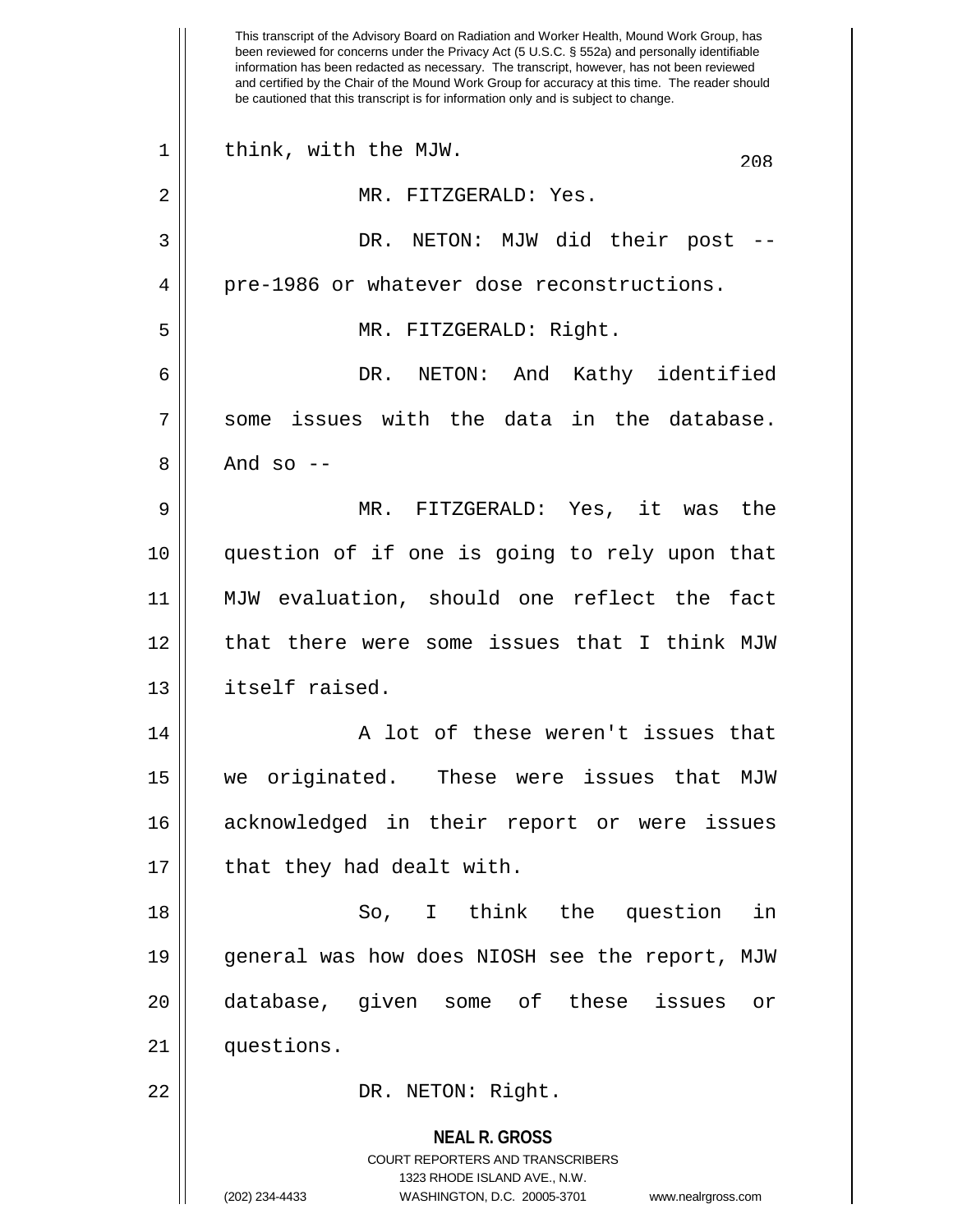This transcript of the Advisory Board on Radiation and Worker Health, Mound Work Group, has been reviewed for concerns under the Privacy Act (5 U.S.C. § 552a) and personally identifiable information has been redacted as necessary. The transcript, however, has not been reviewed and certified by the Chair of the Mound Work Group for accuracy at this time. The reader should be cautioned that this transcript is for information only and is subject to change.

think, with the MJW.

MR. FITZGERALD: Yes.

DR. NETON: MJW did their post -- pre-1986 or whatever dose reconstructions.

MR. FITZGERALD: Right.

DR. NETON: And Kathy identified some issues with the data in the database. And so --

MR. FITZGERALD: Yes, it was the question of if one is going to rely upon that MJW evaluation, should one reflect the fact that there were some issues that I think MJW itself raised.

A lot of these weren't issues that we originated. These were issues that MJW acknowledged in their report or were issues that they had dealt with.

So, I think the question in general was how does NIOSH see the report, MJW database, given some of these issues or questions.

DR. NETON: Right.

**NEAL R. GROSS**
COURT REPORTERS AND TRANSCRIBERS
1323 RHODE ISLAND AVE., N.W.
(202) 234-4433 WASHINGTON, D.C. 20005-3701 www.nealrgross.com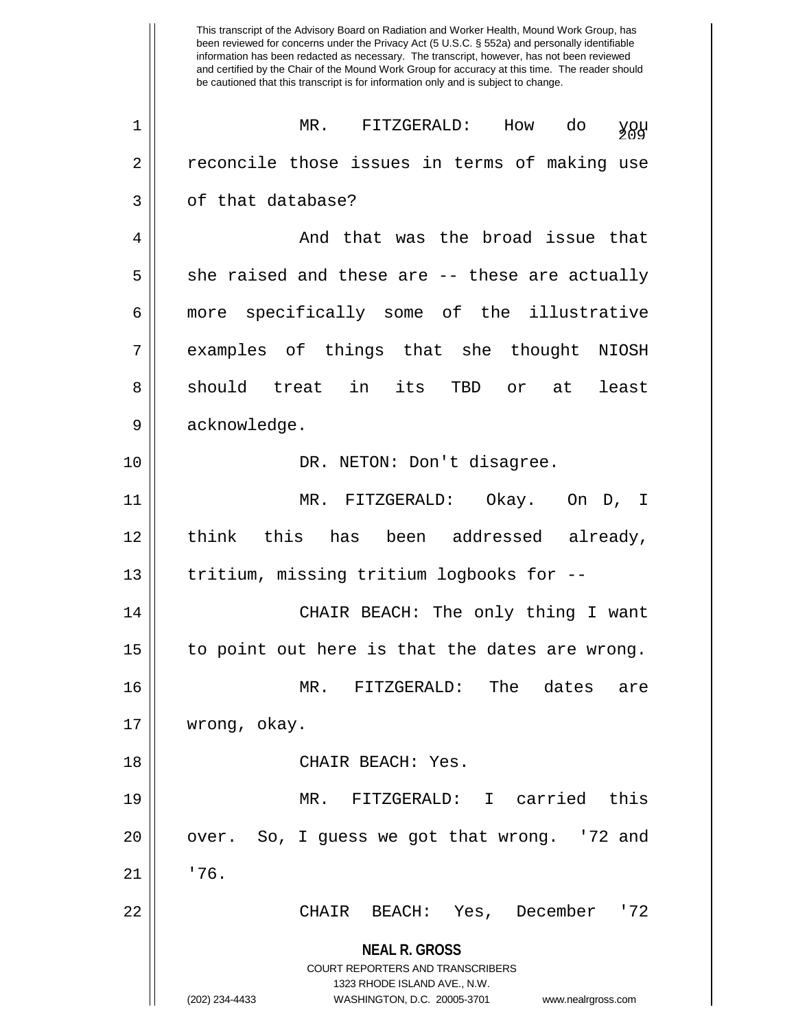This transcript of the Advisory Board on Radiation and Worker Health, Mound Work Group, has been reviewed for concerns under the Privacy Act (5 U.S.C. § 552a) and personally identifiable information has been redacted as necessary. The transcript, however, has not been reviewed and certified by the Chair of the Mound Work Group for accuracy at this time. The reader should be cautioned that this transcript is for information only and is subject to change.

MR. FITZGERALD: How do you reconcile those issues in terms of making use of that database?

And that was the broad issue that she raised and these are -- these are actually more specifically some of the illustrative examples of things that she thought NIOSH should treat in its TBD or at least acknowledge.

DR. NETON: Don't disagree.

MR. FITZGERALD: Okay. On D, I think this has been addressed already, tritium, missing tritium logbooks for --

CHAIR BEACH: The only thing I want to point out here is that the dates are wrong.

MR. FITZGERALD: The dates are wrong, okay.

CHAIR BEACH: Yes.

MR. FITZGERALD: I carried this over. So, I guess we got that wrong. '72 and '76.

CHAIR BEACH: Yes, December '72

**NEAL R. GROSS**
COURT REPORTERS AND TRANSCRIBERS
1323 RHODE ISLAND AVE., N.W.
(202) 234-4433 WASHINGTON, D.C. 20005-3701 www.nealrgross.com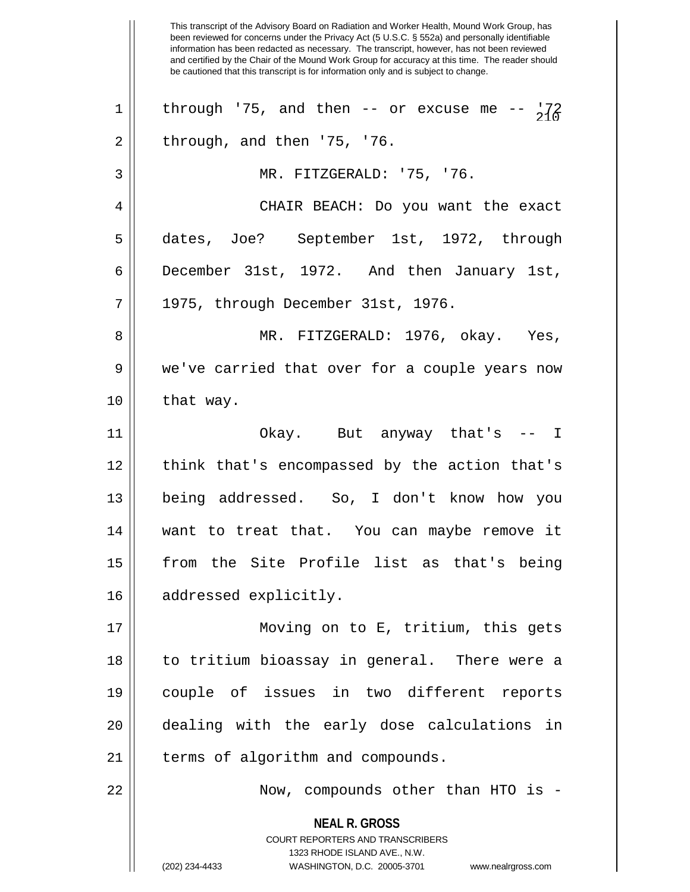through '75, and then -- or excuse me -- '72 through, and then '75, '76.

MR. FITZGERALD: '75, '76.

CHAIR BEACH: Do you want the exact dates, Joe? September 1st, 1972, through December 31st, 1972. And then January 1st, 1975, through December 31st, 1976.

MR. FITZGERALD: 1976, okay. Yes, we've carried that over for a couple years now that way.

Okay. But anyway that's -- I think that's encompassed by the action that's being addressed. So, I don't know how you want to treat that. You can maybe remove it from the Site Profile list as that's being addressed explicitly.

Moving on to E, tritium, this gets to tritium bioassay in general. There were a couple of issues in two different reports dealing with the early dose calculations in terms of algorithm and compounds.

Now, compounds other than HTO is -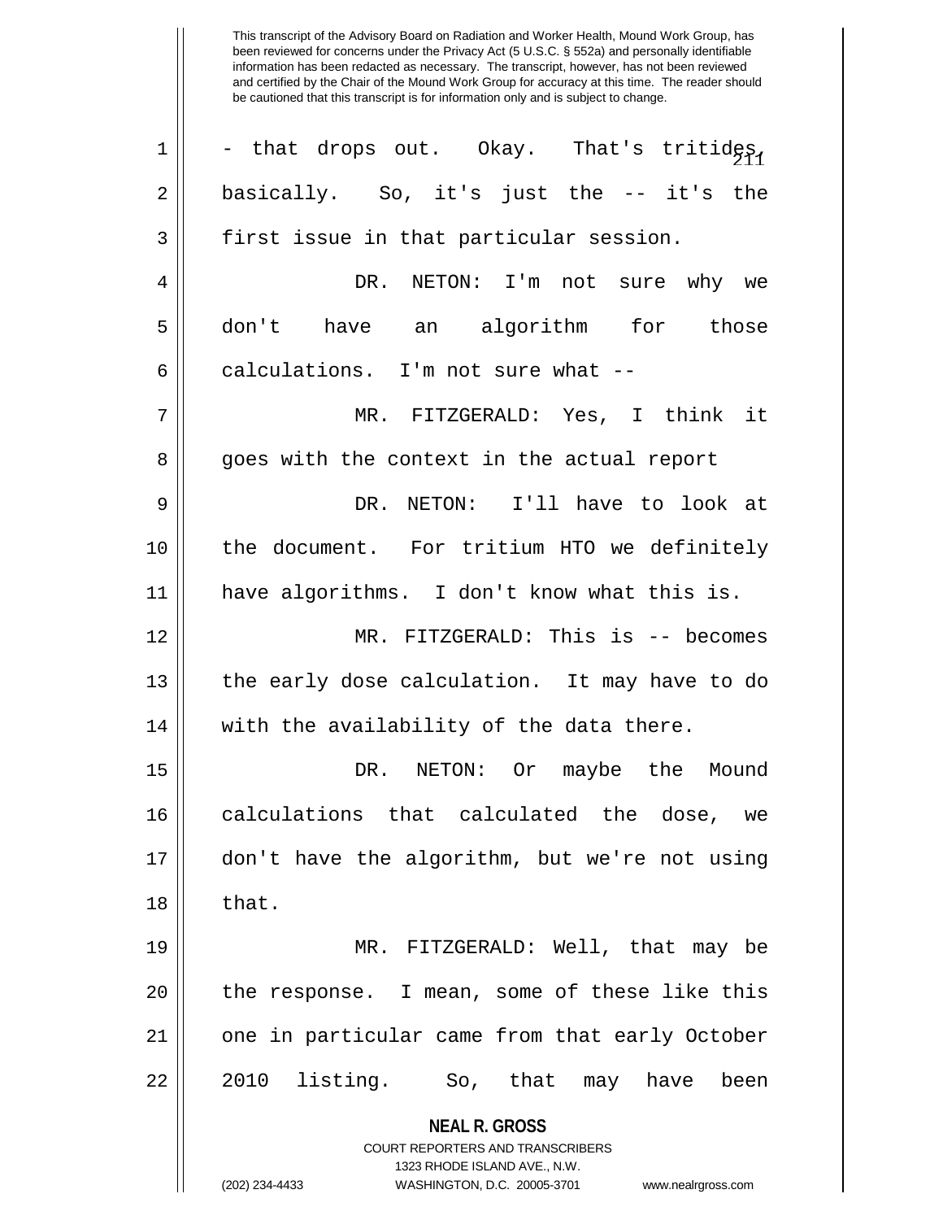This transcript of the Advisory Board on Radiation and Worker Health, Mound Work Group, has been reviewed for concerns under the Privacy Act (5 U.S.C. § 552a) and personally identifiable information has been redacted as necessary. The transcript, however, has not been reviewed and certified by the Chair of the Mound Work Group for accuracy at this time. The reader should be cautioned that this transcript is for information only and is subject to change.

1 - that drops out. Okay. That's tritides,
2 basically. So, it's just the -- it's the
3 first issue in that particular session.

4 DR. NETON: I'm not sure why we
5 don't have an algorithm for those
6 calculations. I'm not sure what --

7 MR. FITZGERALD: Yes, I think it
8 goes with the context in the actual report

9 DR. NETON: I'll have to look at
10 the document. For tritium HTO we definitely
11 have algorithms. I don't know what this is.

12 MR. FITZGERALD: This is -- becomes
13 the early dose calculation. It may have to do
14 with the availability of the data there.

15 DR. NETON: Or maybe the Mound
16 calculations that calculated the dose, we
17 don't have the algorithm, but we're not using
18 that.

19 MR. FITZGERALD: Well, that may be
20 the response. I mean, some of these like this
21 one in particular came from that early October
22 2010 listing. So, that may have been

**NEAL R. GROSS**
COURT REPORTERS AND TRANSCRIBERS
1323 RHODE ISLAND AVE., N.W.
(202) 234-4433 WASHINGTON, D.C. 20005-3701 www.nealrgross.com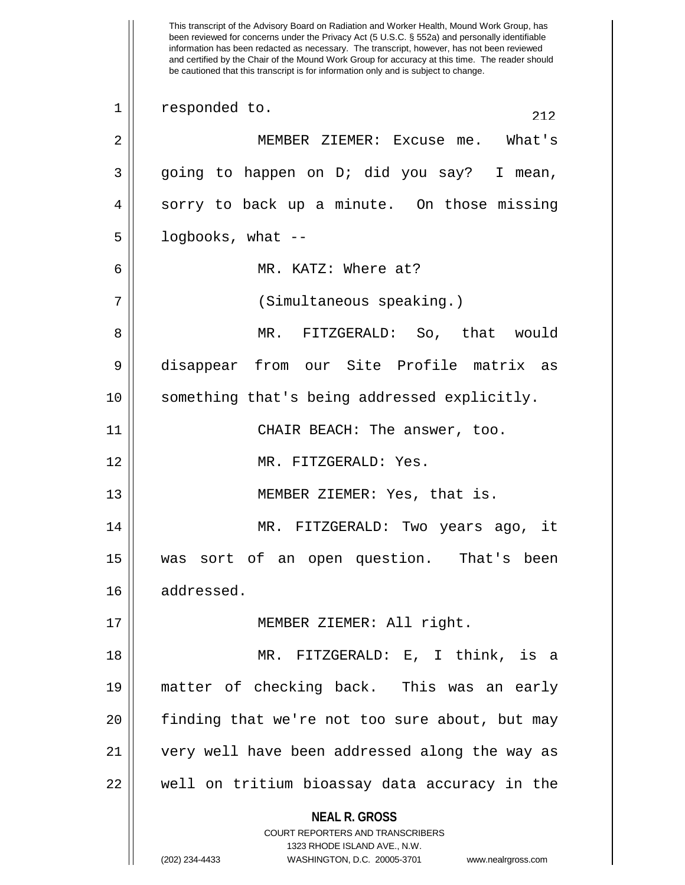This transcript of the Advisory Board on Radiation and Worker Health, Mound Work Group, has been reviewed for concerns under the Privacy Act (5 U.S.C. § 552a) and personally identifiable information has been redacted as necessary. The transcript, however, has not been reviewed and certified by the Chair of the Mound Work Group for accuracy at this time. The reader should be cautioned that this transcript is for information only and is subject to change.

responded to.

MEMBER ZIEMER: Excuse me. What's going to happen on D; did you say? I mean, sorry to back up a minute. On those missing logbooks, what --

MR. KATZ: Where at?

(Simultaneous speaking.)

MR. FITZGERALD: So, that would disappear from our Site Profile matrix as something that's being addressed explicitly.

CHAIR BEACH: The answer, too.

MR. FITZGERALD: Yes.

MEMBER ZIEMER: Yes, that is.

MR. FITZGERALD: Two years ago, it was sort of an open question. That's been addressed.

MEMBER ZIEMER: All right.

MR. FITZGERALD: E, I think, is a matter of checking back. This was an early finding that we're not too sure about, but may very well have been addressed along the way as well on tritium bioassay data accuracy in the

**NEAL R. GROSS**
COURT REPORTERS AND TRANSCRIBERS
1323 RHODE ISLAND AVE., N.W.
(202) 234-4433 WASHINGTON, D.C. 20005-3701 www.nealrgross.com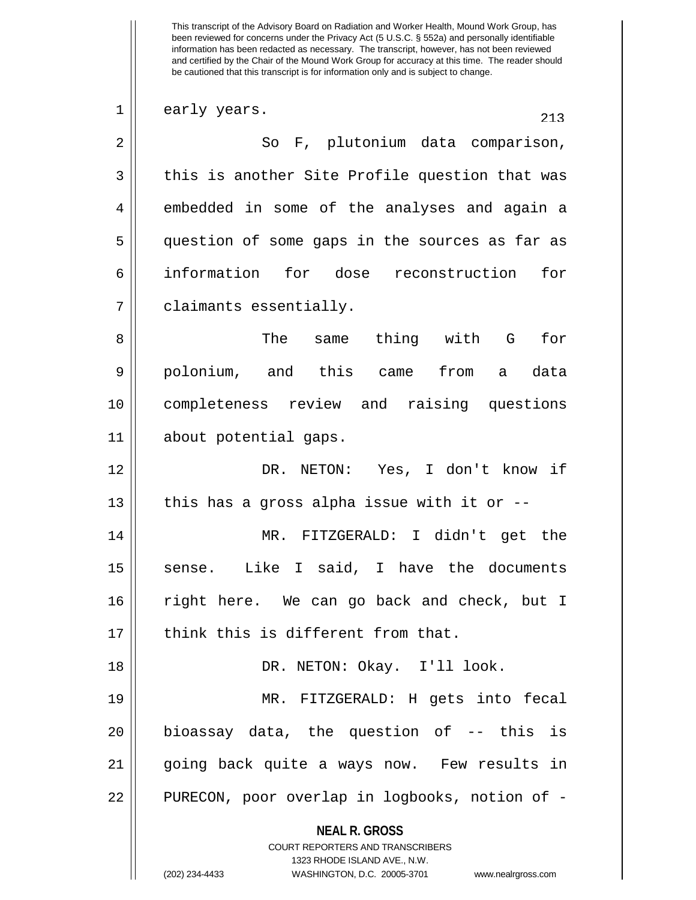early years.

So F, plutonium data comparison, this is another Site Profile question that was embedded in some of the analyses and again a question of some gaps in the sources as far as information for dose reconstruction for claimants essentially.

The same thing with G for polonium, and this came from a data completeness review and raising questions about potential gaps.

DR. NETON: Yes, I don't know if this has a gross alpha issue with it or --

MR. FITZGERALD: I didn't get the sense. Like I said, I have the documents right here. We can go back and check, but I think this is different from that.

DR. NETON: Okay. I'll look.

MR. FITZGERALD: H gets into fecal bioassay data, the question of -- this is going back quite a ways now. Few results in PURECON, poor overlap in logbooks, notion of -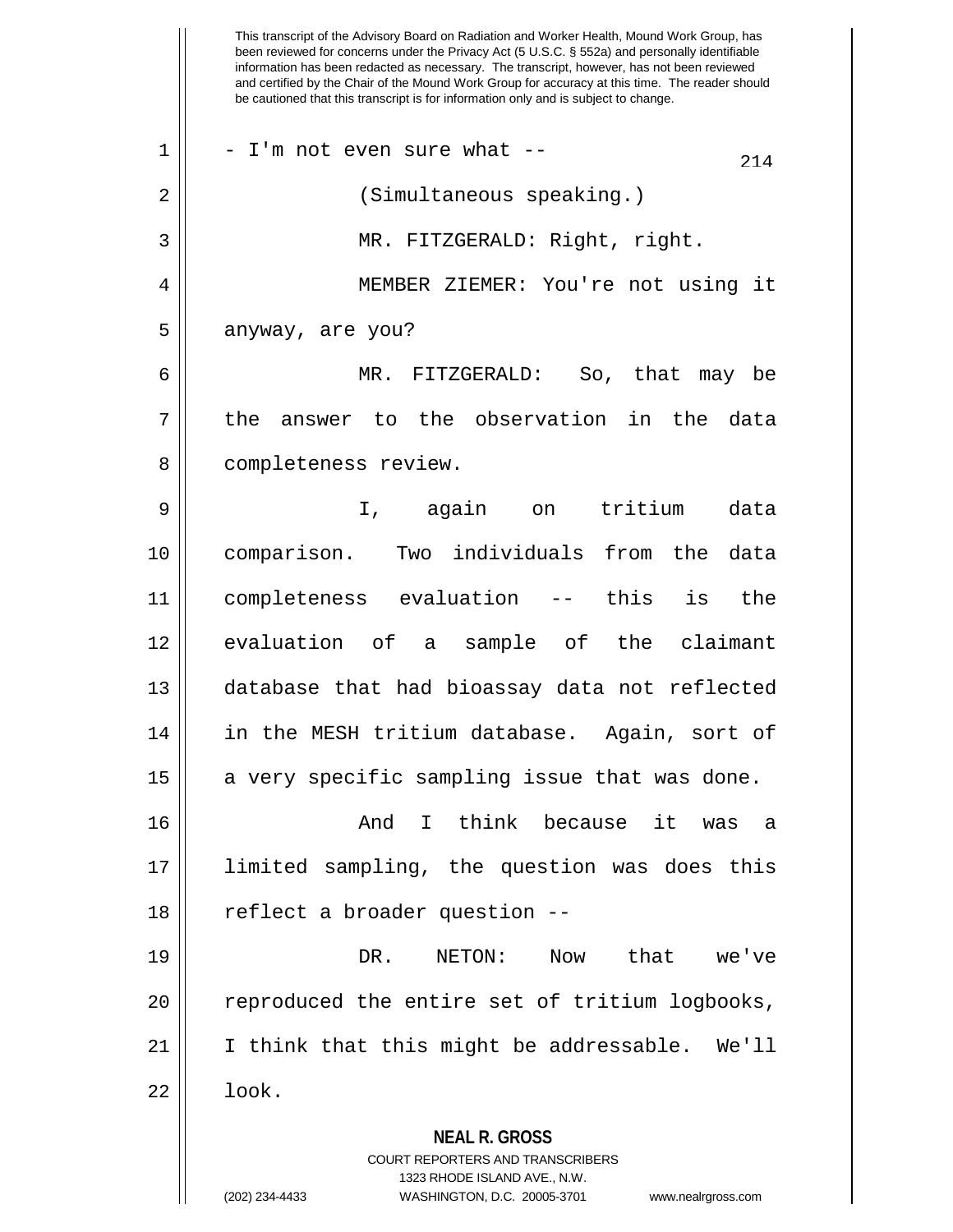This transcript of the Advisory Board on Radiation and Worker Health, Mound Work Group, has been reviewed for concerns under the Privacy Act (5 U.S.C. § 552a) and personally identifiable information has been redacted as necessary. The transcript, however, has not been reviewed and certified by the Chair of the Mound Work Group for accuracy at this time. The reader should be cautioned that this transcript is for information only and is subject to change.

- I'm not even sure what --

(Simultaneous speaking.)

MR. FITZGERALD: Right, right.

MEMBER ZIEMER: You're not using it anyway, are you?

MR. FITZGERALD: So, that may be the answer to the observation in the data completeness review.

I, again on tritium data comparison. Two individuals from the data completeness evaluation -- this is the evaluation of a sample of the claimant database that had bioassay data not reflected in the MESH tritium database. Again, sort of a very specific sampling issue that was done.

And I think because it was a limited sampling, the question was does this reflect a broader question --

DR. NETON: Now that we've reproduced the entire set of tritium logbooks, I think that this might be addressable. We'll look.

**NEAL R. GROSS**
COURT REPORTERS AND TRANSCRIBERS
1323 RHODE ISLAND AVE., N.W.
(202) 234-4433 WASHINGTON, D.C. 20005-3701 www.nealrgross.com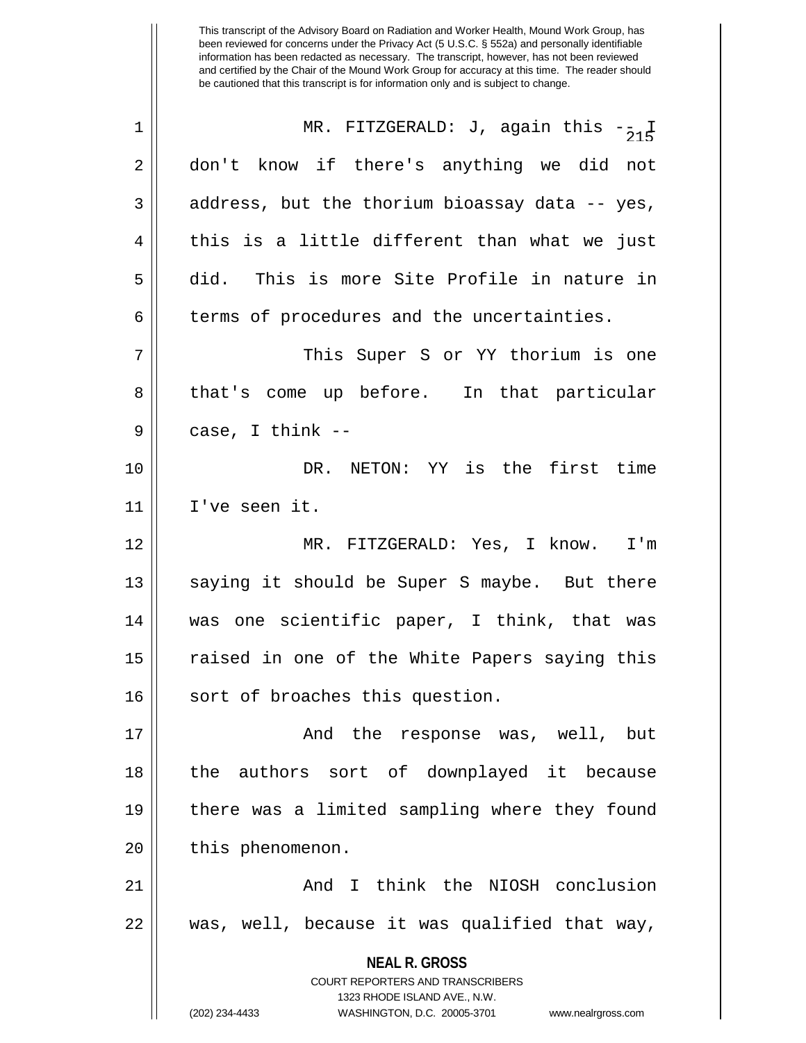This transcript of the Advisory Board on Radiation and Worker Health, Mound Work Group, has been reviewed for concerns under the Privacy Act (5 U.S.C. § 552a) and personally identifiable information has been redacted as necessary. The transcript, however, has not been reviewed and certified by the Chair of the Mound Work Group for accuracy at this time. The reader should be cautioned that this transcript is for information only and is subject to change.

MR. FITZGERALD: J, again this -- I don't know if there's anything we did not address, but the thorium bioassay data -- yes, this is a little different than what we just did. This is more Site Profile in nature in terms of procedures and the uncertainties.

This Super S or YY thorium is one that's come up before. In that particular case, I think --

DR. NETON: YY is the first time I've seen it.

MR. FITZGERALD: Yes, I know. I'm saying it should be Super S maybe. But there was one scientific paper, I think, that was raised in one of the White Papers saying this sort of broaches this question.

And the response was, well, but the authors sort of downplayed it because there was a limited sampling where they found this phenomenon.

And I think the NIOSH conclusion was, well, because it was qualified that way,

**NEAL R. GROSS**
COURT REPORTERS AND TRANSCRIBERS
1323 RHODE ISLAND AVE., N.W.
(202) 234-4433 WASHINGTON, D.C. 20005-3701 www.nealrgross.com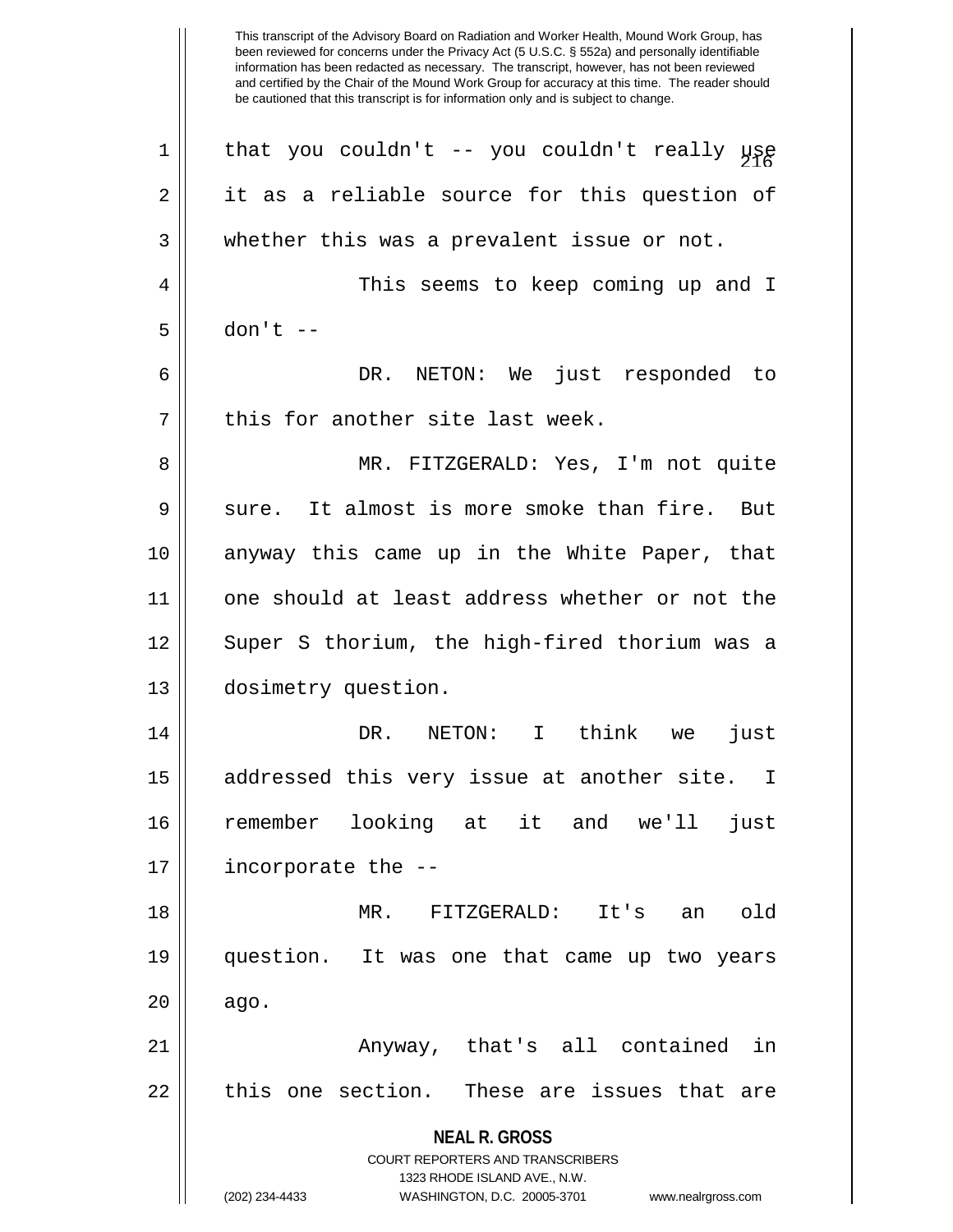that you couldn't -- you couldn't really use it as a reliable source for this question of whether this was a prevalent issue or not.

This seems to keep coming up and I don't --

DR. NETON: We just responded to this for another site last week.

MR. FITZGERALD: Yes, I'm not quite sure. It almost is more smoke than fire. But anyway this came up in the White Paper, that one should at least address whether or not the Super S thorium, the high-fired thorium was a dosimetry question.

DR. NETON: I think we just addressed this very issue at another site. I remember looking at it and we'll just incorporate the --

MR. FITZGERALD: It's an old question. It was one that came up two years ago.

Anyway, that's all contained in this one section. These are issues that are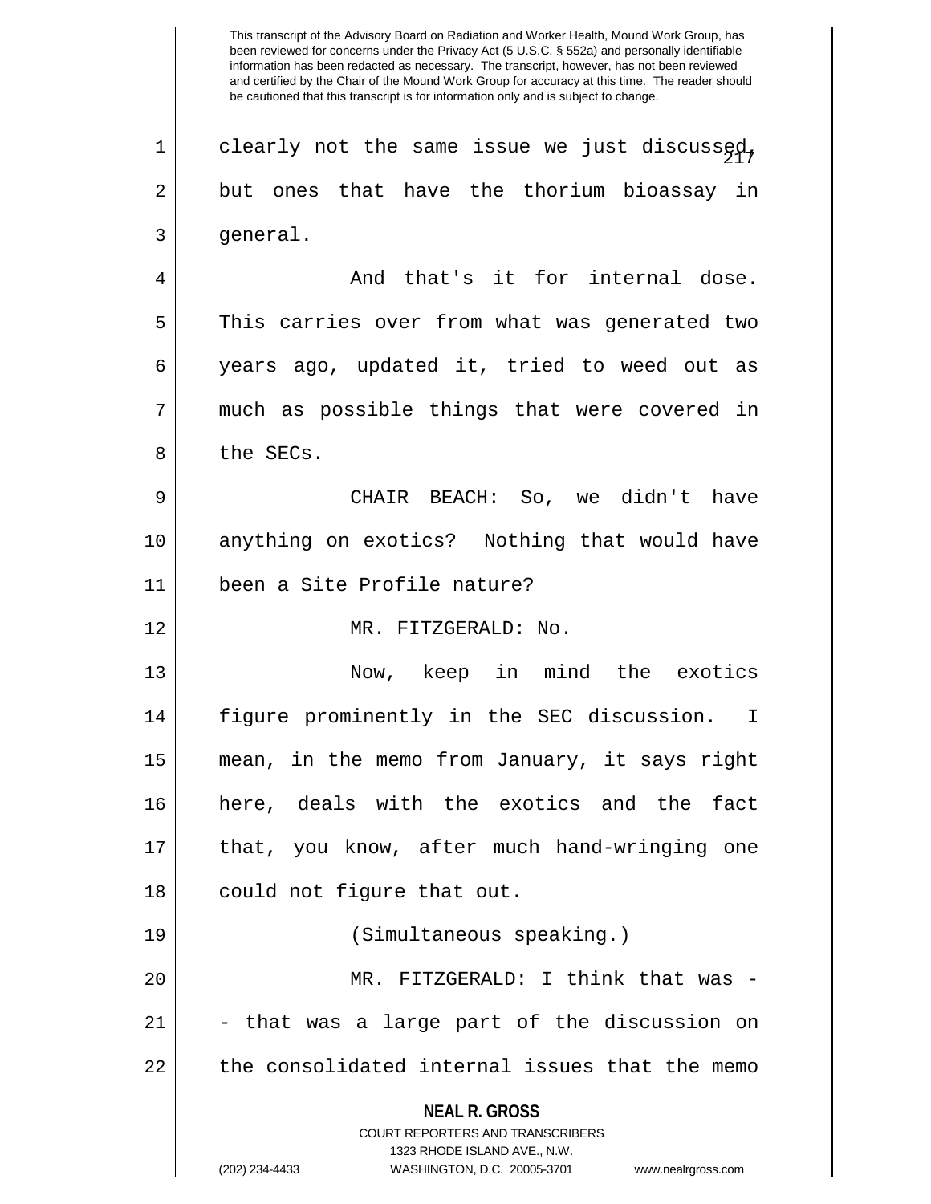clearly not the same issue we just discussed, but ones that have the thorium bioassay in general.

And that's it for internal dose. This carries over from what was generated two years ago, updated it, tried to weed out as much as possible things that were covered in the SECs.

CHAIR BEACH: So, we didn't have anything on exotics? Nothing that would have been a Site Profile nature?

MR. FITZGERALD: No.

Now, keep in mind the exotics figure prominently in the SEC discussion. I mean, in the memo from January, it says right here, deals with the exotics and the fact that, you know, after much hand-wringing one could not figure that out.

(Simultaneous speaking.)

MR. FITZGERALD: I think that was - - that was a large part of the discussion on the consolidated internal issues that the memo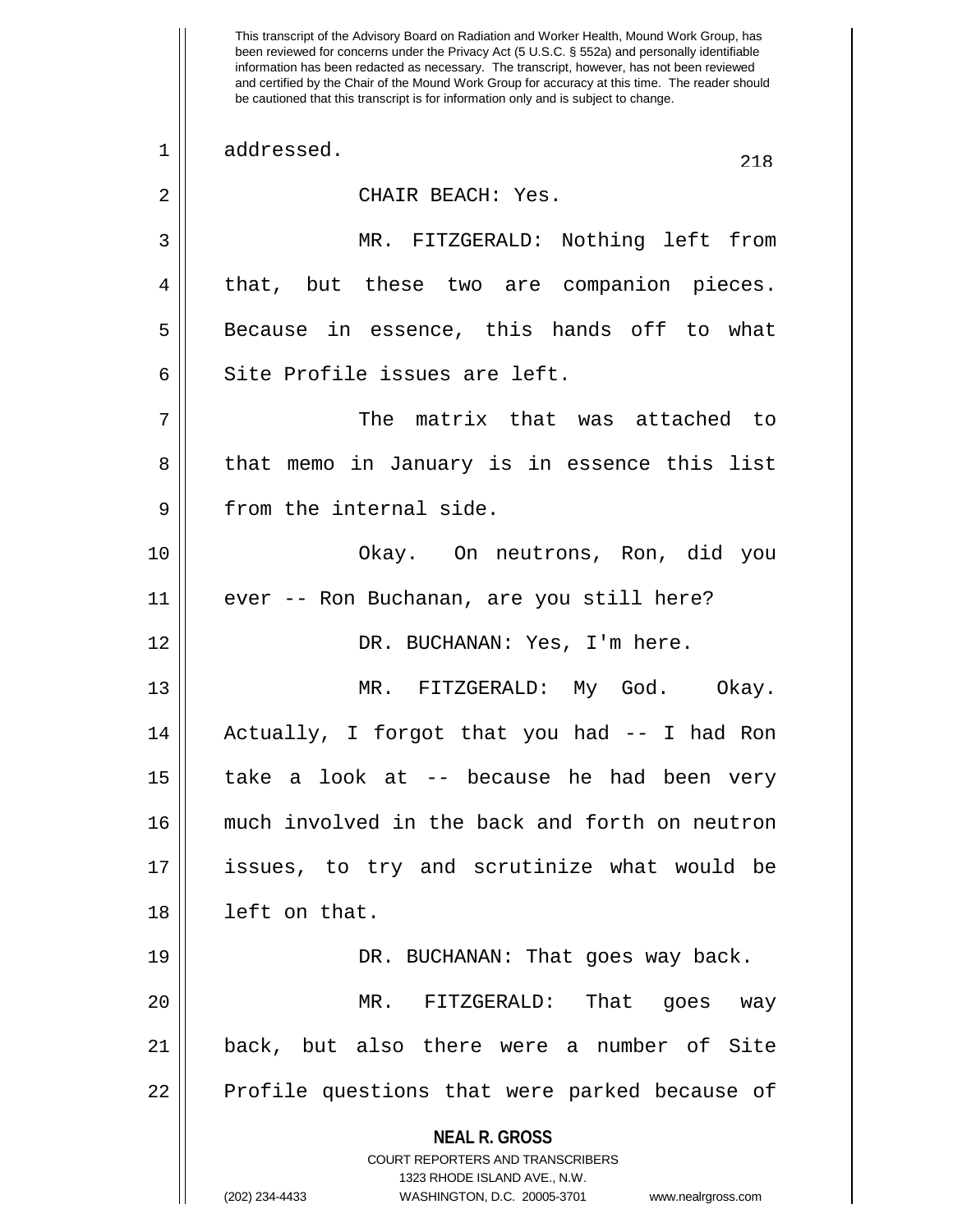This transcript of the Advisory Board on Radiation and Worker Health, Mound Work Group, has been reviewed for concerns under the Privacy Act (5 U.S.C. § 552a) and personally identifiable information has been redacted as necessary. The transcript, however, has not been reviewed and certified by the Chair of the Mound Work Group for accuracy at this time. The reader should be cautioned that this transcript is for information only and is subject to change.

addressed.

CHAIR BEACH: Yes.

MR. FITZGERALD: Nothing left from that, but these two are companion pieces. Because in essence, this hands off to what Site Profile issues are left.

The matrix that was attached to that memo in January is in essence this list from the internal side.

Okay. On neutrons, Ron, did you ever -- Ron Buchanan, are you still here?

DR. BUCHANAN: Yes, I'm here.

MR. FITZGERALD: My God. Okay. Actually, I forgot that you had -- I had Ron take a look at -- because he had been very much involved in the back and forth on neutron issues, to try and scrutinize what would be left on that.

DR. BUCHANAN: That goes way back.

MR. FITZGERALD: That goes way back, but also there were a number of Site Profile questions that were parked because of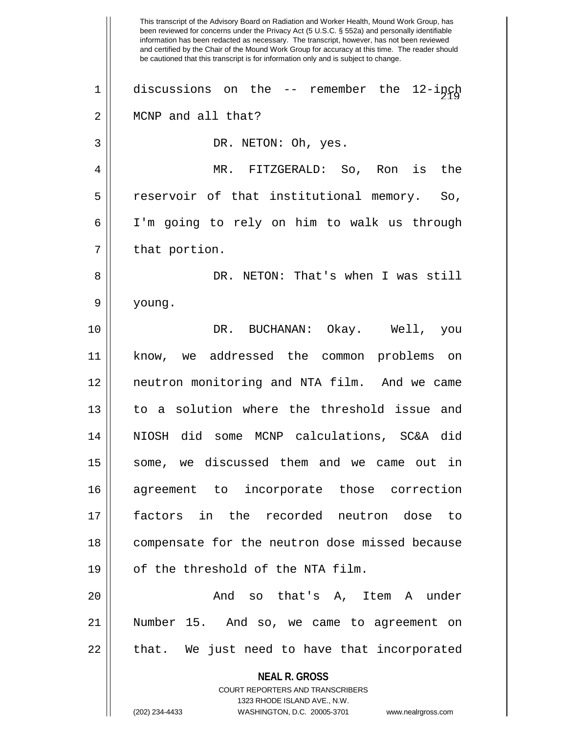discussions on the -- remember the 12-inch MCNP and all that?

DR. NETON: Oh, yes.

MR. FITZGERALD: So, Ron is the reservoir of that institutional memory. So, I'm going to rely on him to walk us through that portion.

DR. NETON: That's when I was still young.

DR. BUCHANAN: Okay. Well, you know, we addressed the common problems on neutron monitoring and NTA film. And we came to a solution where the threshold issue and NIOSH did some MCNP calculations, SC&A did some, we discussed them and we came out in agreement to incorporate those correction factors in the recorded neutron dose to compensate for the neutron dose missed because of the threshold of the NTA film.

And so that's A, Item A under Number 15. And so, we came to agreement on that. We just need to have that incorporated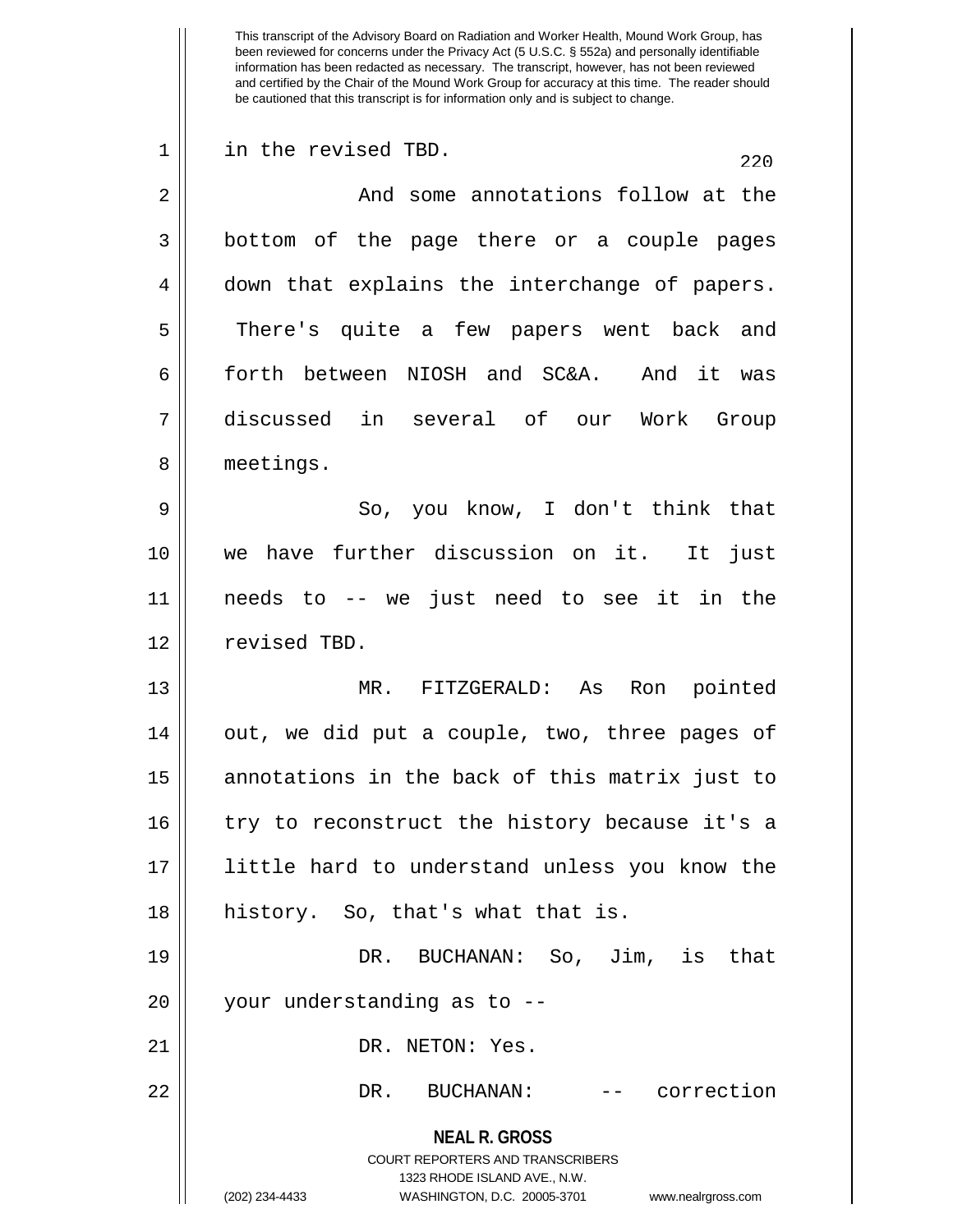This transcript of the Advisory Board on Radiation and Worker Health, Mound Work Group, has been reviewed for concerns under the Privacy Act (5 U.S.C. § 552a) and personally identifiable information has been redacted as necessary. The transcript, however, has not been reviewed and certified by the Chair of the Mound Work Group for accuracy at this time. The reader should be cautioned that this transcript is for information only and is subject to change.

in the revised TBD.

And some annotations follow at the bottom of the page there or a couple pages down that explains the interchange of papers. There's quite a few papers went back and forth between NIOSH and SC&A. And it was discussed in several of our Work Group meetings.

So, you know, I don't think that we have further discussion on it. It just needs to -- we just need to see it in the revised TBD.

MR. FITZGERALD: As Ron pointed out, we did put a couple, two, three pages of annotations in the back of this matrix just to try to reconstruct the history because it's a little hard to understand unless you know the history. So, that's what that is.

DR. BUCHANAN: So, Jim, is that your understanding as to --

DR. NETON: Yes.

DR. BUCHANAN: -- correction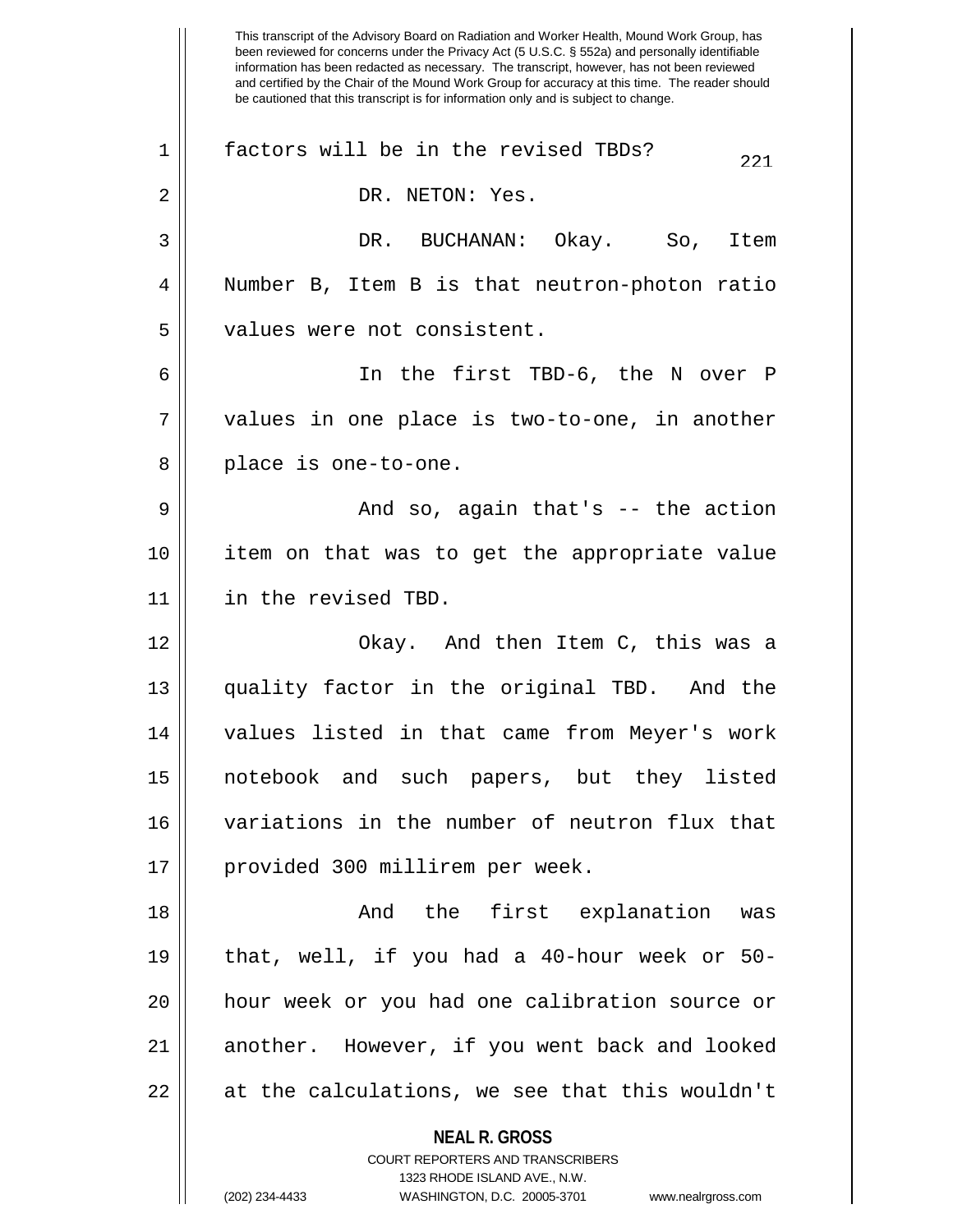This transcript of the Advisory Board on Radiation and Worker Health, Mound Work Group, has been reviewed for concerns under the Privacy Act (5 U.S.C. § 552a) and personally identifiable information has been redacted as necessary. The transcript, however, has not been reviewed and certified by the Chair of the Mound Work Group for accuracy at this time. The reader should be cautioned that this transcript is for information only and is subject to change.

factors will be in the revised TBDs?

DR. NETON: Yes.

DR. BUCHANAN: Okay. So, Item Number B, Item B is that neutron-photon ratio values were not consistent.

In the first TBD-6, the N over P values in one place is two-to-one, in another place is one-to-one.

And so, again that's -- the action item on that was to get the appropriate value in the revised TBD.

Okay. And then Item C, this was a quality factor in the original TBD. And the values listed in that came from Meyer's work notebook and such papers, but they listed variations in the number of neutron flux that provided 300 millirem per week.

And the first explanation was that, well, if you had a 40-hour week or 50-hour week or you had one calibration source or another. However, if you went back and looked at the calculations, we see that this wouldn't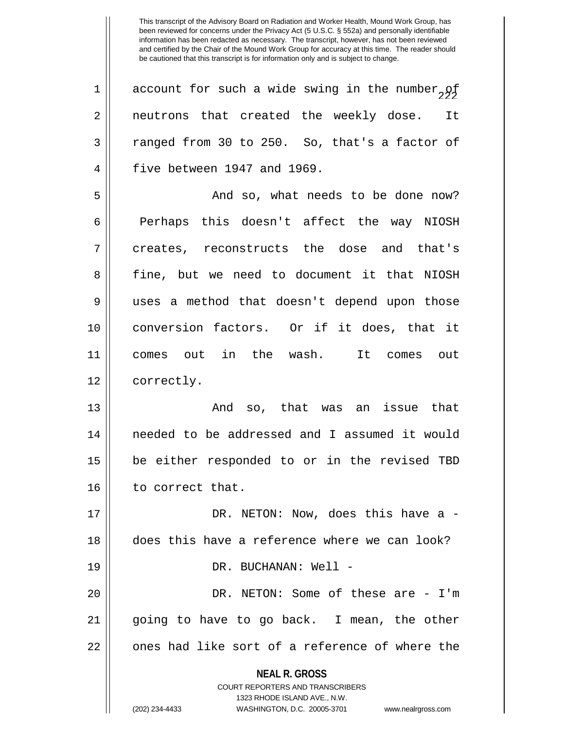This transcript of the Advisory Board on Radiation and Worker Health, Mound Work Group, has been reviewed for concerns under the Privacy Act (5 U.S.C. § 552a) and personally identifiable information has been redacted as necessary. The transcript, however, has not been reviewed and certified by the Chair of the Mound Work Group for accuracy at this time. The reader should be cautioned that this transcript is for information only and is subject to change.

account for such a wide swing in the number of neutrons that created the weekly dose. It ranged from 30 to 250. So, that's a factor of five between 1947 and 1969.

And so, what needs to be done now? Perhaps this doesn't affect the way NIOSH creates, reconstructs the dose and that's fine, but we need to document it that NIOSH uses a method that doesn't depend upon those conversion factors. Or if it does, that it comes out in the wash. It comes out correctly.

And so, that was an issue that needed to be addressed and I assumed it would be either responded to or in the revised TBD to correct that.

DR. NETON: Now, does this have a - does this have a reference where we can look?

DR. BUCHANAN: Well -

DR. NETON: Some of these are - I'm going to have to go back. I mean, the other ones had like sort of a reference of where the

**NEAL R. GROSS**
COURT REPORTERS AND TRANSCRIBERS
1323 RHODE ISLAND AVE., N.W.
(202) 234-4433 WASHINGTON, D.C. 20005-3701 www.nealrgross.com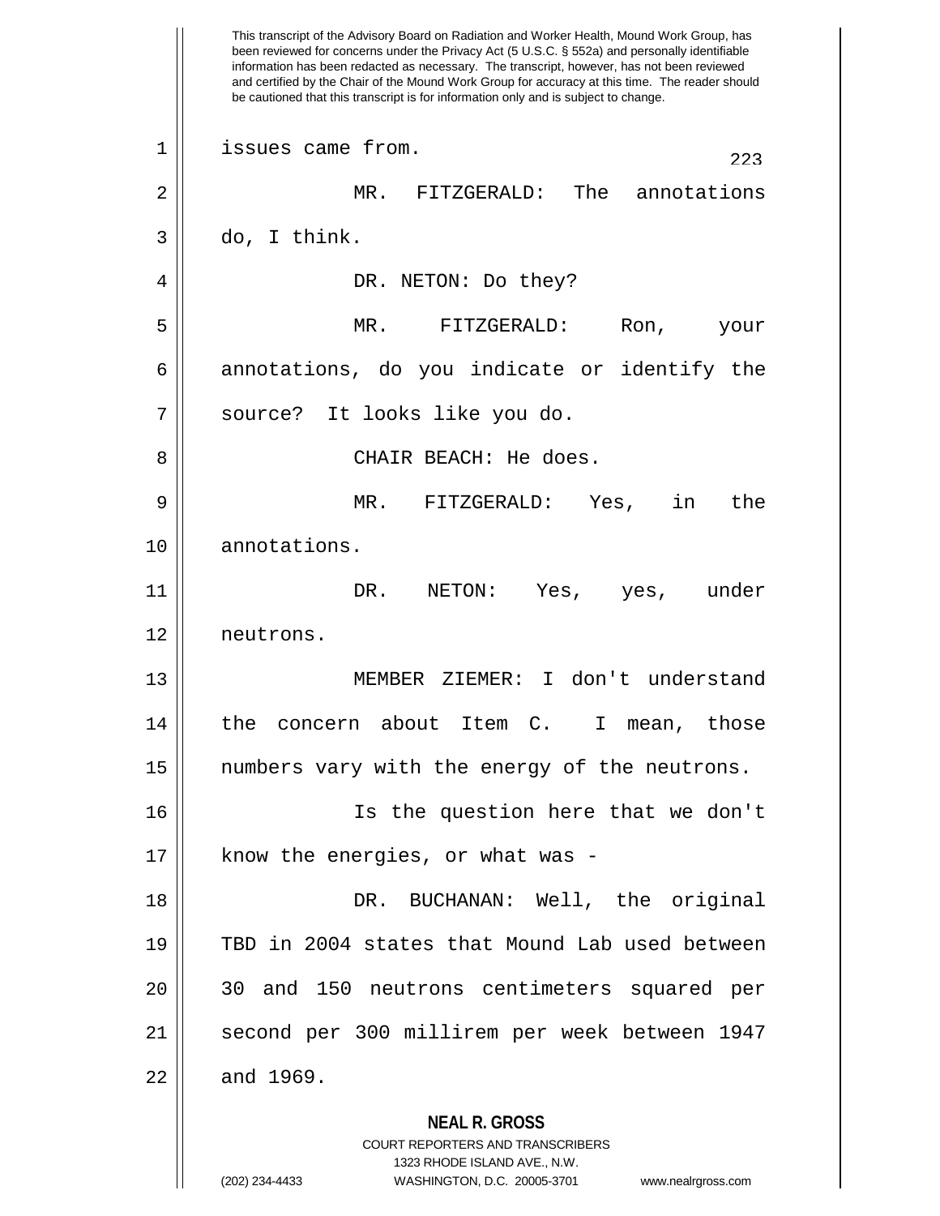This transcript of the Advisory Board on Radiation and Worker Health, Mound Work Group, has been reviewed for concerns under the Privacy Act (5 U.S.C. § 552a) and personally identifiable information has been redacted as necessary. The transcript, however, has not been reviewed and certified by the Chair of the Mound Work Group for accuracy at this time. The reader should be cautioned that this transcript is for information only and is subject to change.

issues came from.

MR. FITZGERALD: The annotations do, I think.

DR. NETON: Do they?

MR. FITZGERALD: Ron, your annotations, do you indicate or identify the source? It looks like you do.

CHAIR BEACH: He does.

MR. FITZGERALD: Yes, in the annotations.

DR. NETON: Yes, yes, under neutrons.

MEMBER ZIEMER: I don't understand the concern about Item C. I mean, those numbers vary with the energy of the neutrons.

Is the question here that we don't know the energies, or what was -

DR. BUCHANAN: Well, the original TBD in 2004 states that Mound Lab used between 30 and 150 neutrons centimeters squared per second per 300 millirem per week between 1947 and 1969.

**NEAL R. GROSS**
COURT REPORTERS AND TRANSCRIBERS
1323 RHODE ISLAND AVE., N.W.
(202) 234-4433 WASHINGTON, D.C. 20005-3701 www.nealrgross.com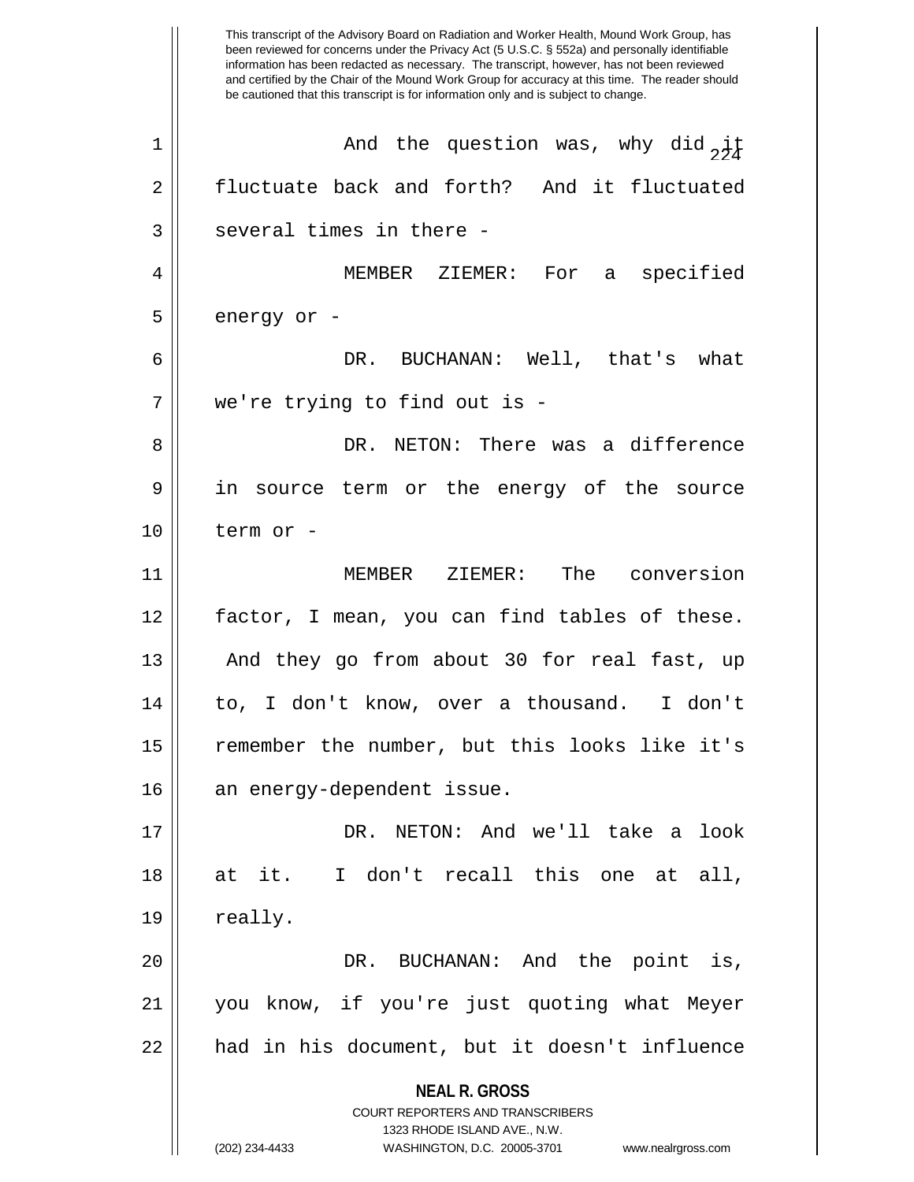This transcript of the Advisory Board on Radiation and Worker Health, Mound Work Group, has been reviewed for concerns under the Privacy Act (5 U.S.C. § 552a) and personally identifiable information has been redacted as necessary. The transcript, however, has not been reviewed and certified by the Chair of the Mound Work Group for accuracy at this time. The reader should be cautioned that this transcript is for information only and is subject to change.

And the question was, why did it fluctuate back and forth? And it fluctuated several times in there -

MEMBER ZIEMER: For a specified energy or -

DR. BUCHANAN: Well, that's what we're trying to find out is -

DR. NETON: There was a difference in source term or the energy of the source term or -

MEMBER ZIEMER: The conversion factor, I mean, you can find tables of these. And they go from about 30 for real fast, up to, I don't know, over a thousand. I don't remember the number, but this looks like it's an energy-dependent issue.

DR. NETON: And we'll take a look at it. I don't recall this one at all, really.

DR. BUCHANAN: And the point is, you know, if you're just quoting what Meyer had in his document, but it doesn't influence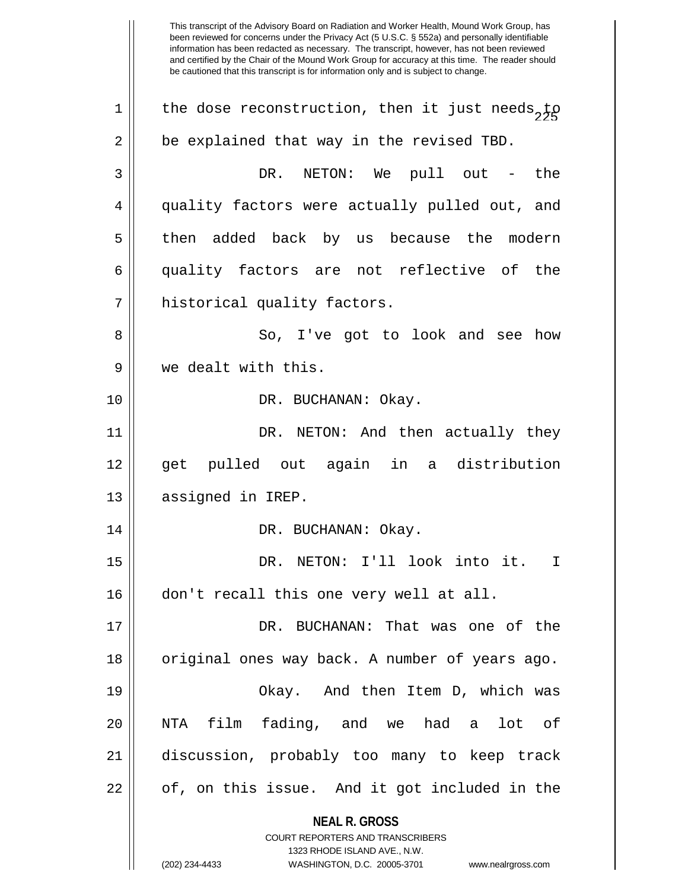This transcript of the Advisory Board on Radiation and Worker Health, Mound Work Group, has been reviewed for concerns under the Privacy Act (5 U.S.C. § 552a) and personally identifiable information has been redacted as necessary. The transcript, however, has not been reviewed and certified by the Chair of the Mound Work Group for accuracy at this time. The reader should be cautioned that this transcript is for information only and is subject to change.

the dose reconstruction, then it just needs to be explained that way in the revised TBD.

DR. NETON: We pull out - the quality factors were actually pulled out, and then added back by us because the modern quality factors are not reflective of the historical quality factors.

So, I've got to look and see how we dealt with this.

DR. BUCHANAN: Okay.

DR. NETON: And then actually they get pulled out again in a distribution assigned in IREP.

DR. BUCHANAN: Okay.

DR. NETON: I'll look into it. I don't recall this one very well at all.

DR. BUCHANAN: That was one of the original ones way back. A number of years ago.

Okay. And then Item D, which was NTA film fading, and we had a lot of discussion, probably too many to keep track of, on this issue. And it got included in the

**NEAL R. GROSS**
COURT REPORTERS AND TRANSCRIBERS
1323 RHODE ISLAND AVE., N.W.
(202) 234-4433 WASHINGTON, D.C. 20005-3701 www.nealrgross.com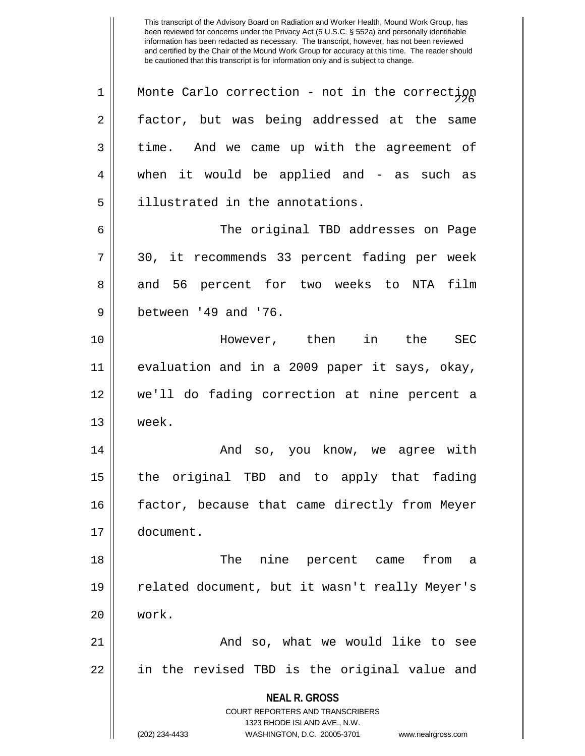This transcript of the Advisory Board on Radiation and Worker Health, Mound Work Group, has been reviewed for concerns under the Privacy Act (5 U.S.C. § 552a) and personally identifiable information has been redacted as necessary. The transcript, however, has not been reviewed and certified by the Chair of the Mound Work Group for accuracy at this time. The reader should be cautioned that this transcript is for information only and is subject to change.

Monte Carlo correction - not in the correction factor, but was being addressed at the same time. And we came up with the agreement of when it would be applied and - as such as illustrated in the annotations.

The original TBD addresses on Page 30, it recommends 33 percent fading per week and 56 percent for two weeks to NTA film between '49 and '76.

However, then in the SEC evaluation and in a 2009 paper it says, okay, we'll do fading correction at nine percent a week.

And so, you know, we agree with the original TBD and to apply that fading factor, because that came directly from Meyer document.

The nine percent came from a related document, but it wasn't really Meyer's work.

And so, what we would like to see in the revised TBD is the original value and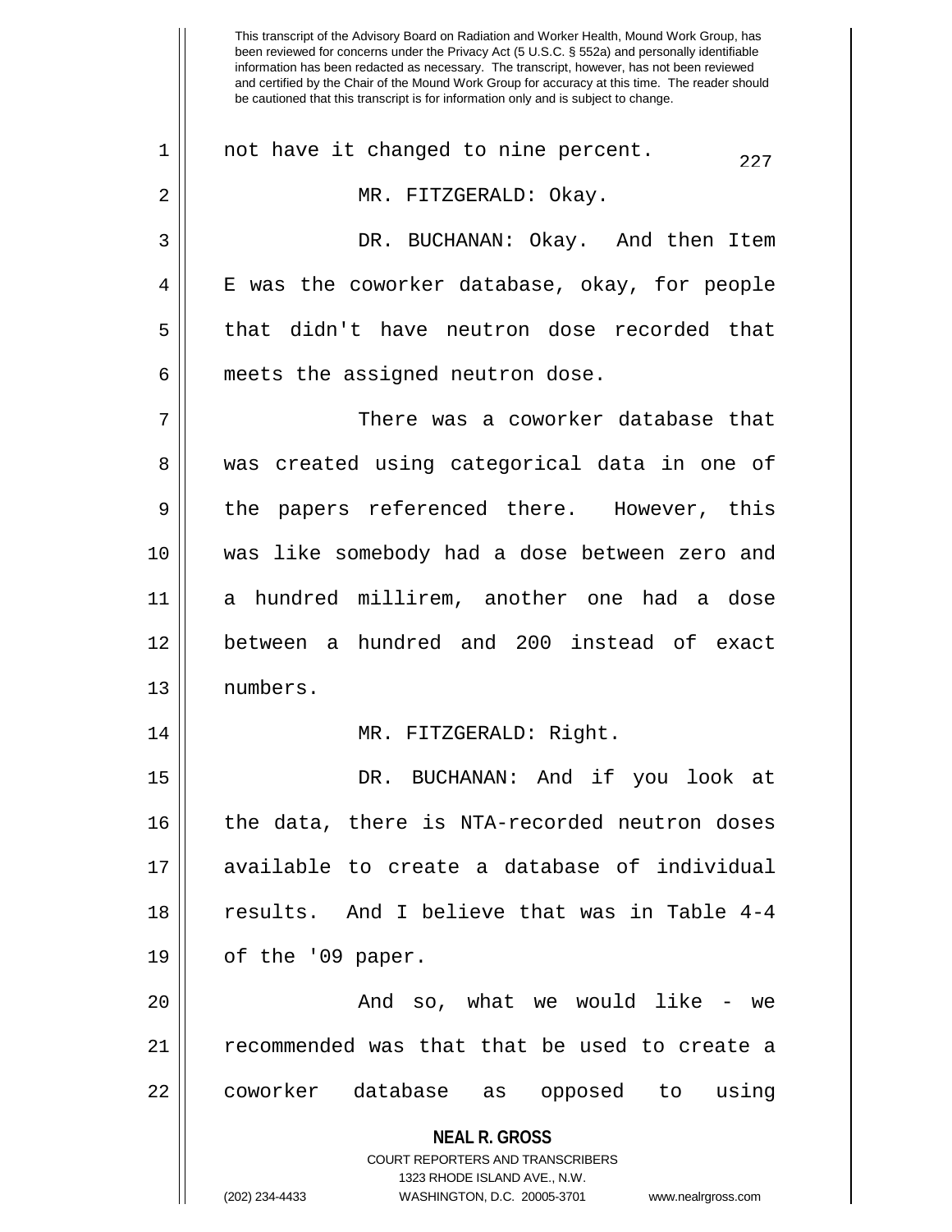not have it changed to nine percent.

MR. FITZGERALD: Okay.

DR. BUCHANAN: Okay. And then Item E was the coworker database, okay, for people that didn't have neutron dose recorded that meets the assigned neutron dose.

There was a coworker database that was created using categorical data in one of the papers referenced there. However, this was like somebody had a dose between zero and a hundred millirem, another one had a dose between a hundred and 200 instead of exact numbers.

MR. FITZGERALD: Right.

DR. BUCHANAN: And if you look at the data, there is NTA-recorded neutron doses available to create a database of individual results. And I believe that was in Table 4-4 of the '09 paper.

And so, what we would like - we recommended was that that be used to create a coworker database as opposed to using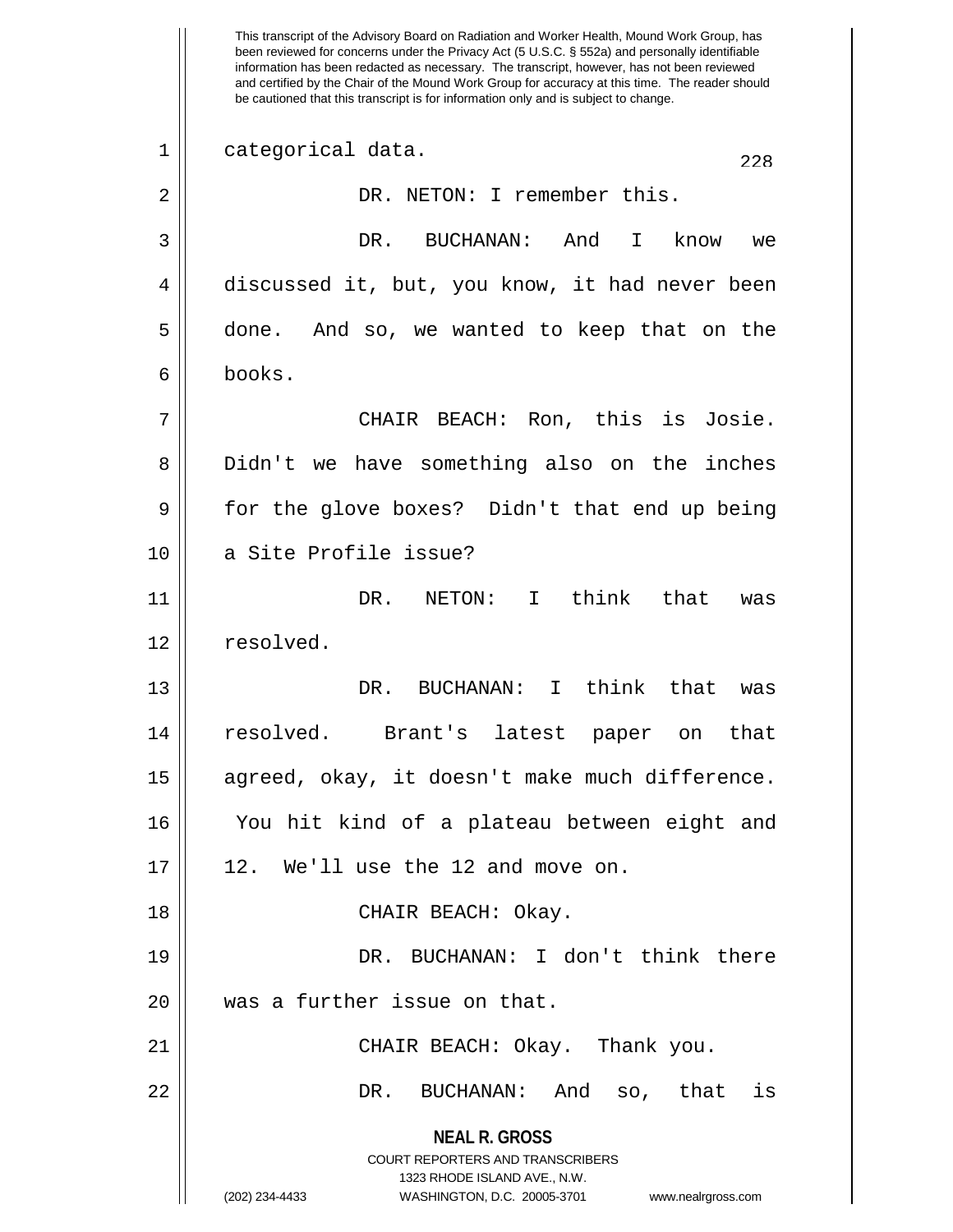This transcript of the Advisory Board on Radiation and Worker Health, Mound Work Group, has been reviewed for concerns under the Privacy Act (5 U.S.C. § 552a) and personally identifiable information has been redacted as necessary. The transcript, however, has not been reviewed and certified by the Chair of the Mound Work Group for accuracy at this time. The reader should be cautioned that this transcript is for information only and is subject to change.

categorical data.

DR. NETON: I remember this.

DR. BUCHANAN: And I know we discussed it, but, you know, it had never been done. And so, we wanted to keep that on the books.

CHAIR BEACH: Ron, this is Josie. Didn't we have something also on the inches for the glove boxes? Didn't that end up being a Site Profile issue?

DR. NETON: I think that was resolved.

DR. BUCHANAN: I think that was resolved. Brant's latest paper on that agreed, okay, it doesn't make much difference. You hit kind of a plateau between eight and 12. We'll use the 12 and move on.

CHAIR BEACH: Okay.

DR. BUCHANAN: I don't think there was a further issue on that.

CHAIR BEACH: Okay. Thank you.

DR. BUCHANAN: And so, that is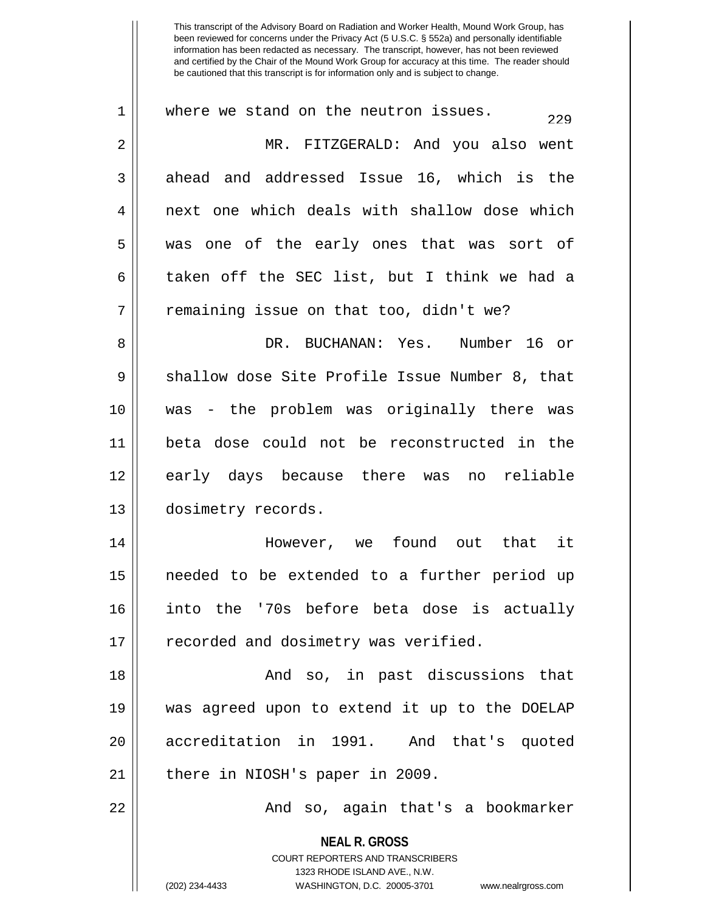where we stand on the neutron issues.

MR. FITZGERALD: And you also went ahead and addressed Issue 16, which is the next one which deals with shallow dose which was one of the early ones that was sort of taken off the SEC list, but I think we had a remaining issue on that too, didn't we?

DR. BUCHANAN: Yes. Number 16 or shallow dose Site Profile Issue Number 8, that was - the problem was originally there was beta dose could not be reconstructed in the early days because there was no reliable dosimetry records.

However, we found out that it needed to be extended to a further period up into the '70s before beta dose is actually recorded and dosimetry was verified.

And so, in past discussions that was agreed upon to extend it up to the DOELAP accreditation in 1991. And that's quoted there in NIOSH's paper in 2009.

And so, again that's a bookmarker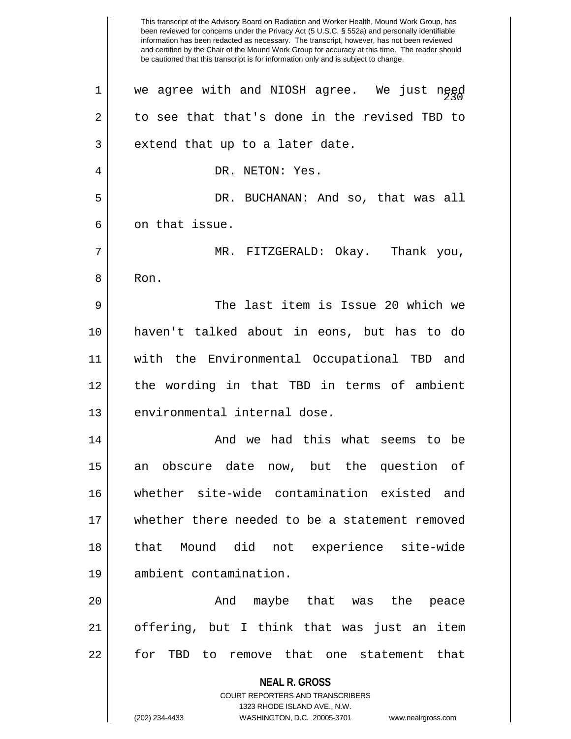we agree with and NIOSH agree. We just need to see that that's done in the revised TBD to extend that up to a later date.

DR. NETON: Yes.

DR. BUCHANAN: And so, that was all on that issue.

MR. FITZGERALD: Okay. Thank you, Ron.

The last item is Issue 20 which we haven't talked about in eons, but has to do with the Environmental Occupational TBD and the wording in that TBD in terms of ambient environmental internal dose.

And we had this what seems to be an obscure date now, but the question of whether site-wide contamination existed and whether there needed to be a statement removed that Mound did not experience site-wide ambient contamination.

And maybe that was the peace offering, but I think that was just an item for TBD to remove that one statement that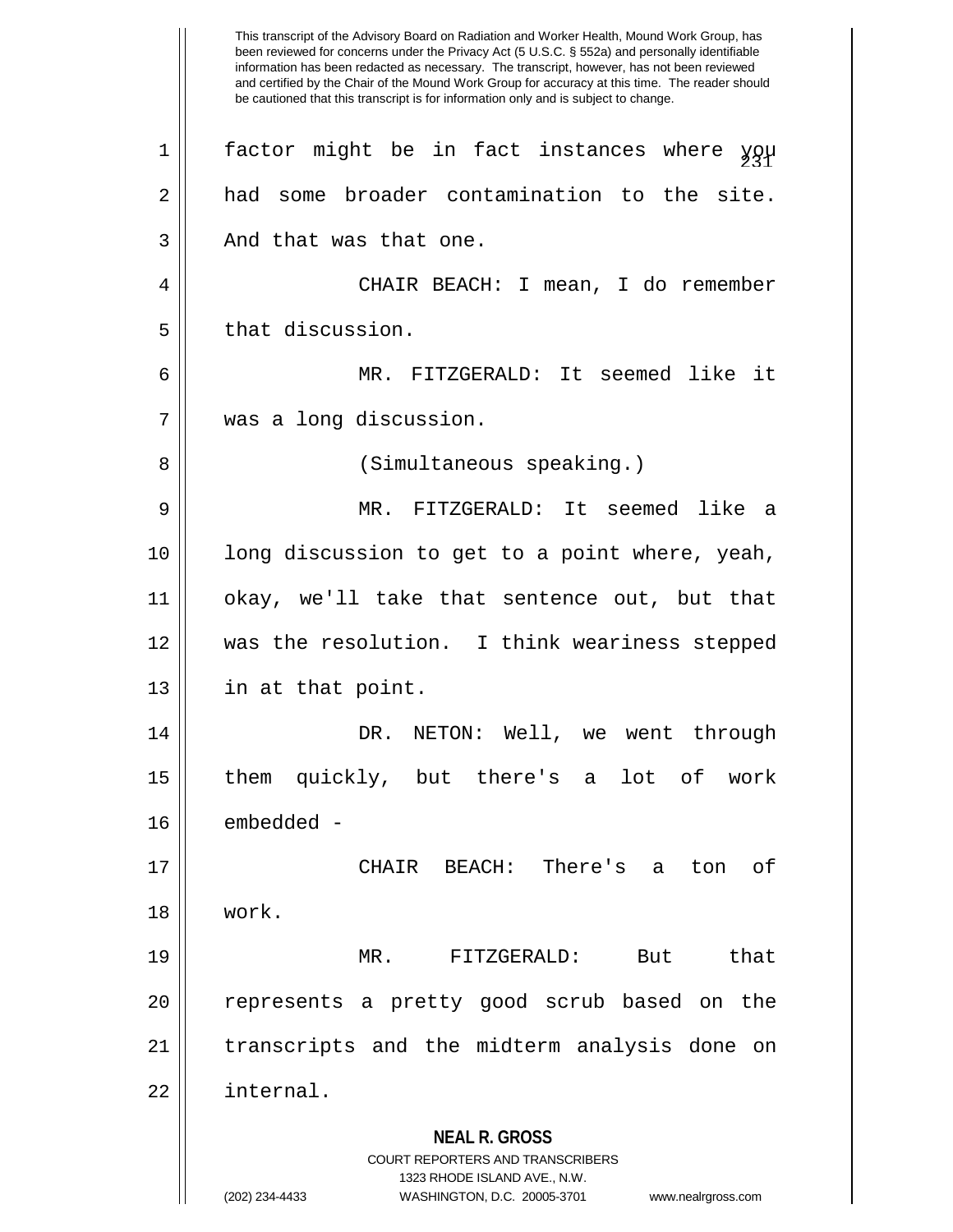This transcript of the Advisory Board on Radiation and Worker Health, Mound Work Group, has been reviewed for concerns under the Privacy Act (5 U.S.C. § 552a) and personally identifiable information has been redacted as necessary. The transcript, however, has not been reviewed and certified by the Chair of the Mound Work Group for accuracy at this time. The reader should be cautioned that this transcript is for information only and is subject to change.

factor might be in fact instances where you had some broader contamination to the site. And that was that one.

CHAIR BEACH: I mean, I do remember that discussion.

MR. FITZGERALD: It seemed like it was a long discussion.

(Simultaneous speaking.)

MR. FITZGERALD: It seemed like a long discussion to get to a point where, yeah, okay, we'll take that sentence out, but that was the resolution. I think weariness stepped in at that point.

DR. NETON: Well, we went through them quickly, but there's a lot of work embedded -

CHAIR BEACH: There's a ton of work.

MR. FITZGERALD: But that represents a pretty good scrub based on the transcripts and the midterm analysis done on internal.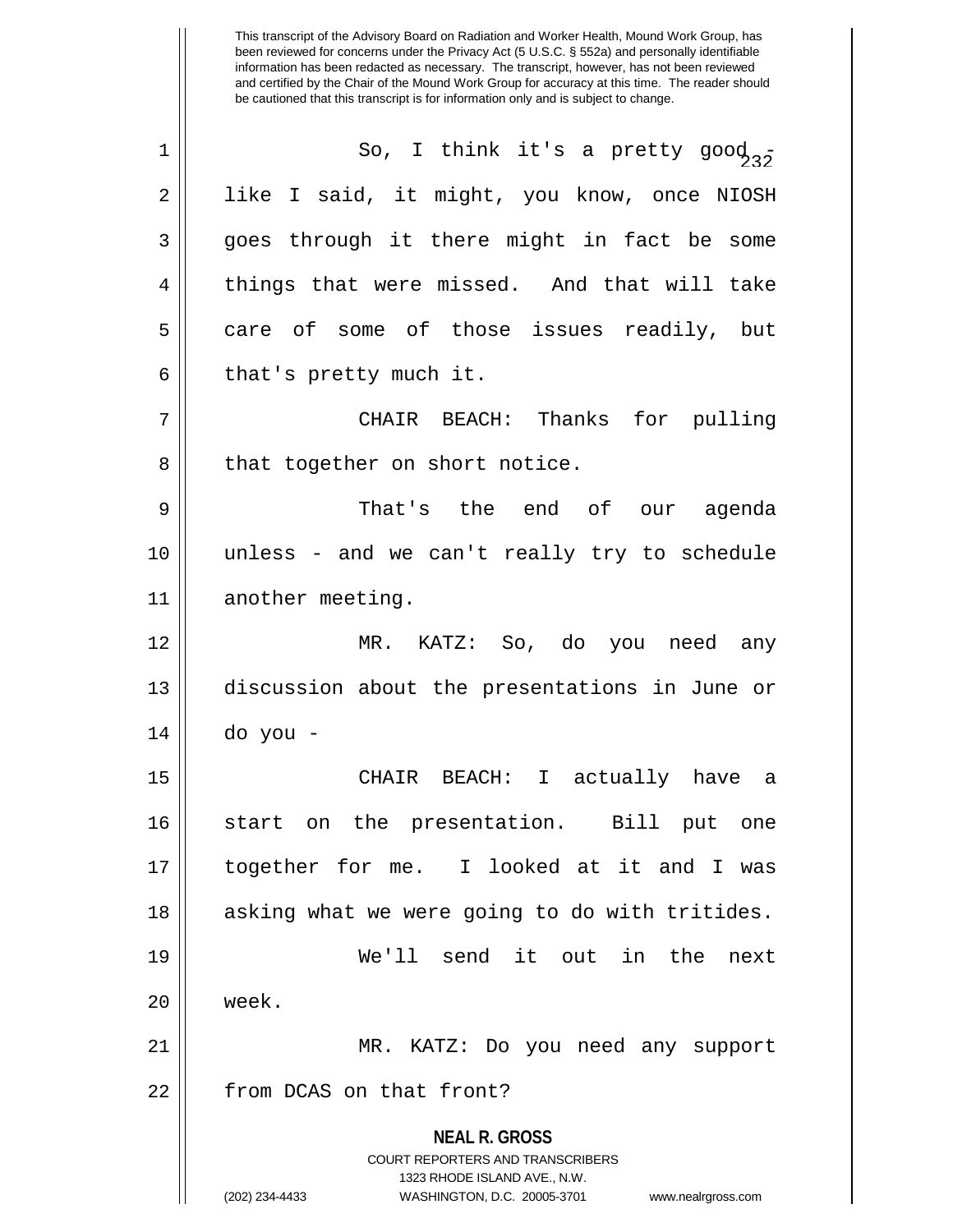So, I think it's a pretty good - like I said, it might, you know, once NIOSH goes through it there might in fact be some things that were missed. And that will take care of some of those issues readily, but that's pretty much it.

CHAIR BEACH: Thanks for pulling that together on short notice.

That's the end of our agenda unless - and we can't really try to schedule another meeting.

MR. KATZ: So, do you need any discussion about the presentations in June or do you -

CHAIR BEACH: I actually have a start on the presentation. Bill put one together for me. I looked at it and I was asking what we were going to do with tritides.

We'll send it out in the next week.

MR. KATZ: Do you need any support from DCAS on that front?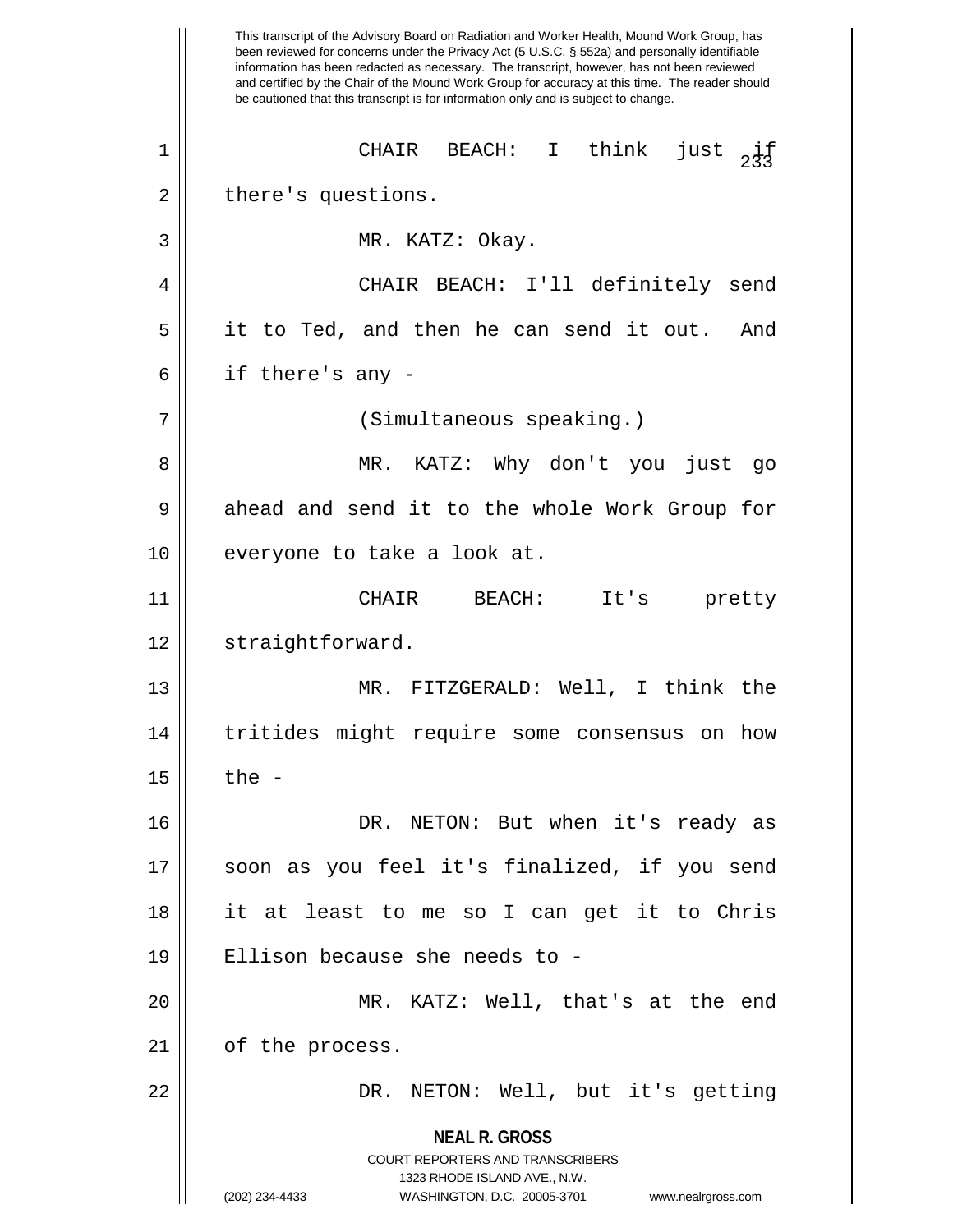This transcript of the Advisory Board on Radiation and Worker Health, Mound Work Group, has been reviewed for concerns under the Privacy Act (5 U.S.C. § 552a) and personally identifiable information has been redacted as necessary. The transcript, however, has not been reviewed and certified by the Chair of the Mound Work Group for accuracy at this time. The reader should be cautioned that this transcript is for information only and is subject to change.

CHAIR BEACH: I think just if there's questions.

MR. KATZ: Okay.

CHAIR BEACH: I'll definitely send it to Ted, and then he can send it out. And if there's any -

(Simultaneous speaking.)

MR. KATZ: Why don't you just go ahead and send it to the whole Work Group for everyone to take a look at.

CHAIR BEACH: It's pretty straightforward.

MR. FITZGERALD: Well, I think the tritides might require some consensus on how the -

DR. NETON: But when it's ready as soon as you feel it's finalized, if you send it at least to me so I can get it to Chris Ellison because she needs to -

MR. KATZ: Well, that's at the end of the process.

DR. NETON: Well, but it's getting

**NEAL R. GROSS**
COURT REPORTERS AND TRANSCRIBERS
1323 RHODE ISLAND AVE., N.W.
(202) 234-4433 WASHINGTON, D.C. 20005-3701 www.nealrgross.com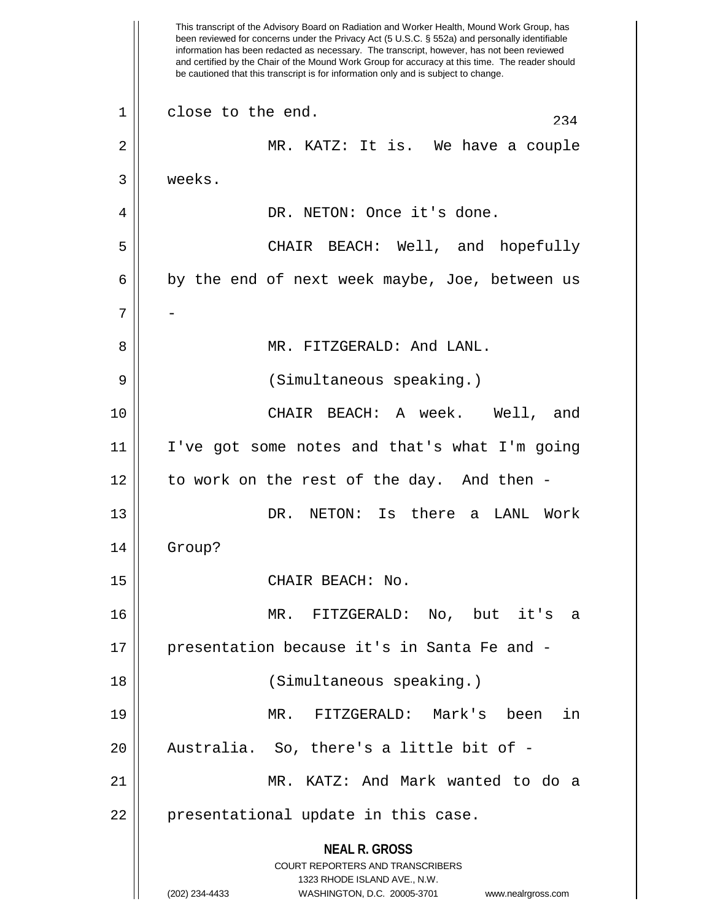This transcript of the Advisory Board on Radiation and Worker Health, Mound Work Group, has been reviewed for concerns under the Privacy Act (5 U.S.C. § 552a) and personally identifiable information has been redacted as necessary. The transcript, however, has not been reviewed and certified by the Chair of the Mound Work Group for accuracy at this time. The reader should be cautioned that this transcript is for information only and is subject to change.

close to the end.

MR. KATZ: It is. We have a couple weeks.

DR. NETON: Once it's done.

CHAIR BEACH: Well, and hopefully by the end of next week maybe, Joe, between us -

MR. FITZGERALD: And LANL.

(Simultaneous speaking.)

CHAIR BEACH: A week. Well, and I've got some notes and that's what I'm going to work on the rest of the day. And then -

DR. NETON: Is there a LANL Work Group?

CHAIR BEACH: No.

MR. FITZGERALD: No, but it's a presentation because it's in Santa Fe and -

(Simultaneous speaking.)

MR. FITZGERALD: Mark's been in Australia. So, there's a little bit of -

MR. KATZ: And Mark wanted to do a presentational update in this case.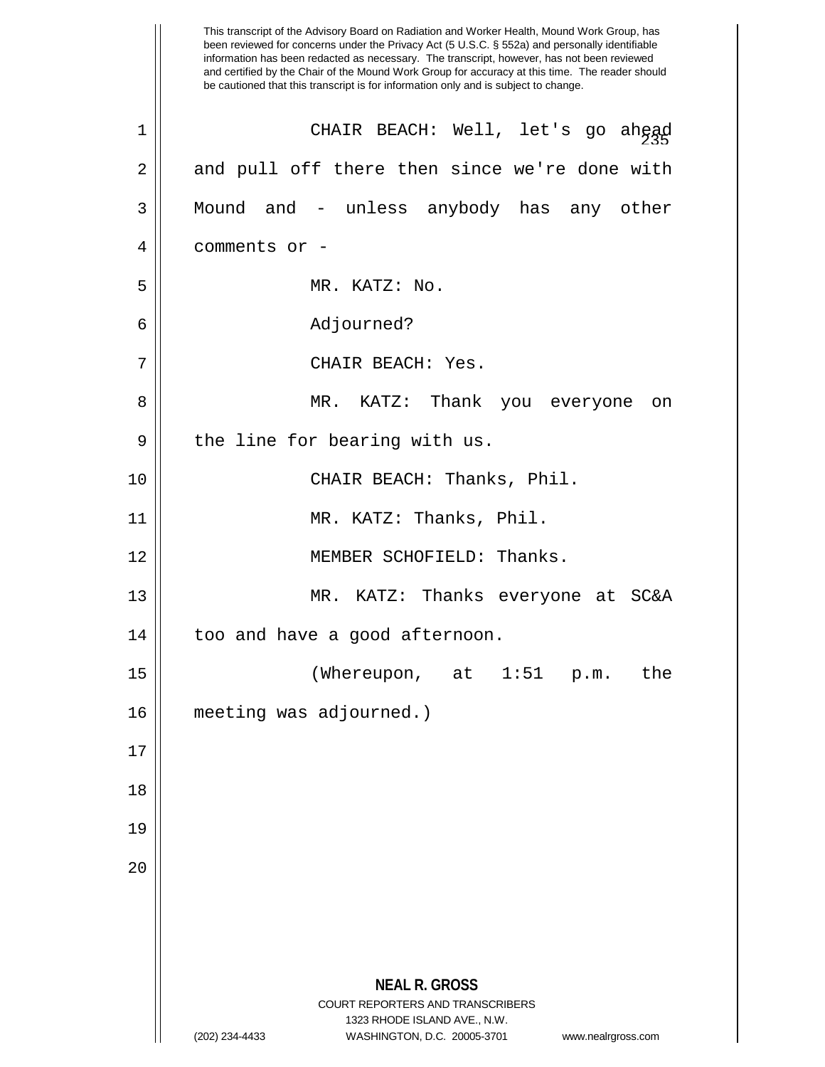This transcript of the Advisory Board on Radiation and Worker Health, Mound Work Group, has been reviewed for concerns under the Privacy Act (5 U.S.C. § 552a) and personally identifiable information has been redacted as necessary. The transcript, however, has not been reviewed and certified by the Chair of the Mound Work Group for accuracy at this time. The reader should be cautioned that this transcript is for information only and is subject to change.

CHAIR BEACH: Well, let's go ahead and pull off there then since we're done with Mound and - unless anybody has any other comments or -

MR. KATZ: No.

Adjourned?

CHAIR BEACH: Yes.

MR. KATZ: Thank you everyone on the line for bearing with us.

CHAIR BEACH: Thanks, Phil.

MR. KATZ: Thanks, Phil.

MEMBER SCHOFIELD: Thanks.

MR. KATZ: Thanks everyone at SC&A too and have a good afternoon.

(Whereupon, at 1:51 p.m. the meeting was adjourned.)

**NEAL R. GROSS**
COURT REPORTERS AND TRANSCRIBERS
1323 RHODE ISLAND AVE., N.W.
(202) 234-4433 WASHINGTON, D.C. 20005-3701 www.nealrgross.com